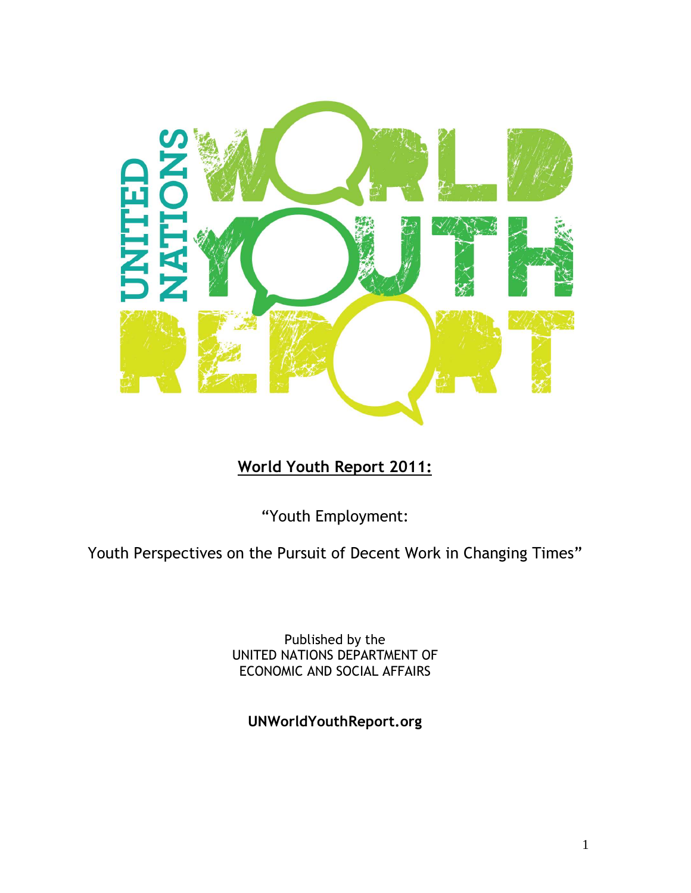UNITED NATIONS WORLD YOUTH REPORT

# World Youth Report 2011:

"Youth Employment:

Youth Perspectives on the Pursuit of Decent Work in Changing Times"

Published by the
UNITED NATIONS DEPARTMENT OF
ECONOMIC AND SOCIAL AFFAIRS

**UNWorldYouthReport.org**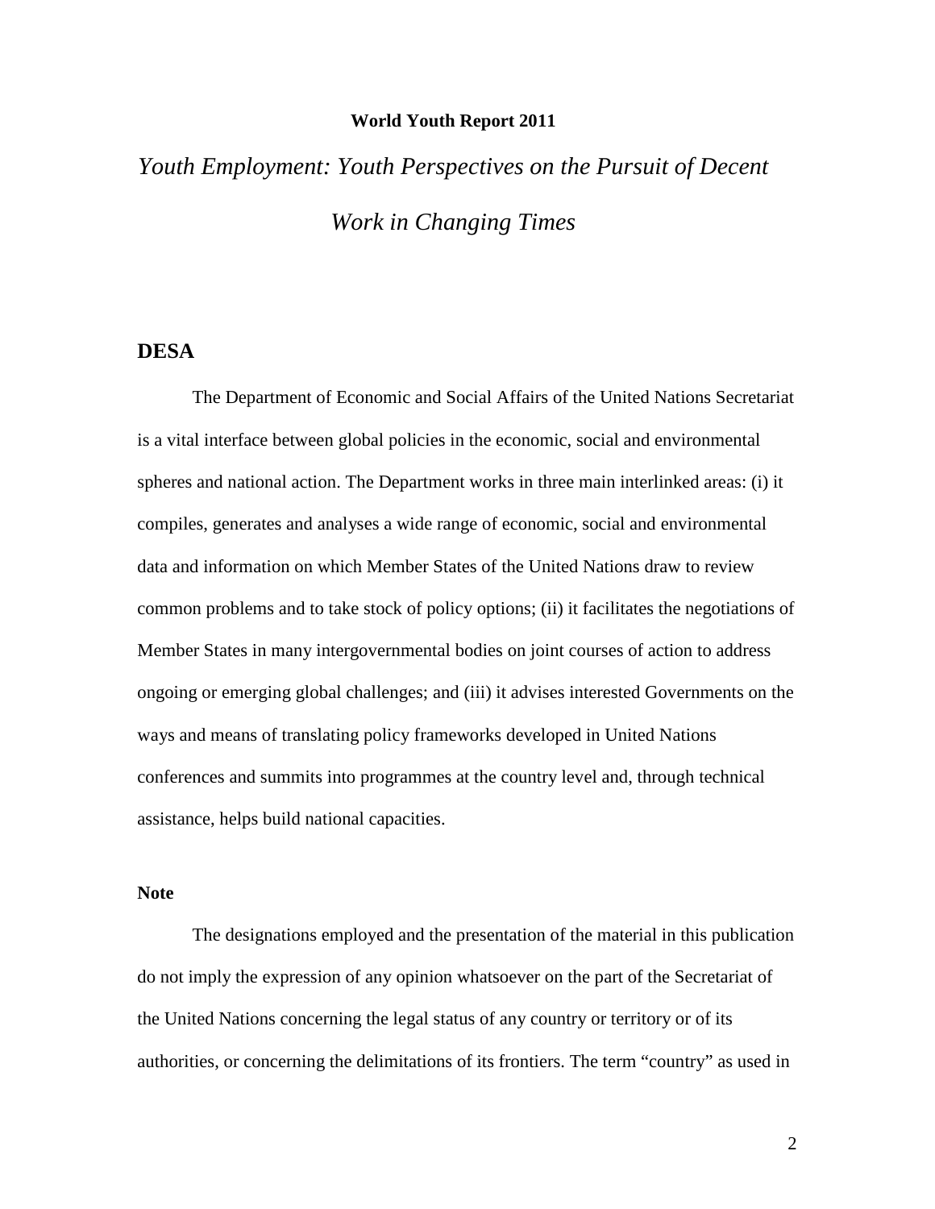**World Youth Report 2011**

# *Youth Employment: Youth Perspectives on the Pursuit of Decent Work in Changing Times*

## DESA

The Department of Economic and Social Affairs of the United Nations Secretariat is a vital interface between global policies in the economic, social and environmental spheres and national action. The Department works in three main interlinked areas: (i) it compiles, generates and analyses a wide range of economic, social and environmental data and information on which Member States of the United Nations draw to review common problems and to take stock of policy options; (ii) it facilitates the negotiations of Member States in many intergovernmental bodies on joint courses of action to address ongoing or emerging global challenges; and (iii) it advises interested Governments on the ways and means of translating policy frameworks developed in United Nations conferences and summits into programmes at the country level and, through technical assistance, helps build national capacities.

### Note

The designations employed and the presentation of the material in this publication do not imply the expression of any opinion whatsoever on the part of the Secretariat of the United Nations concerning the legal status of any country or territory or of its authorities, or concerning the delimitations of its frontiers. The term "country" as used in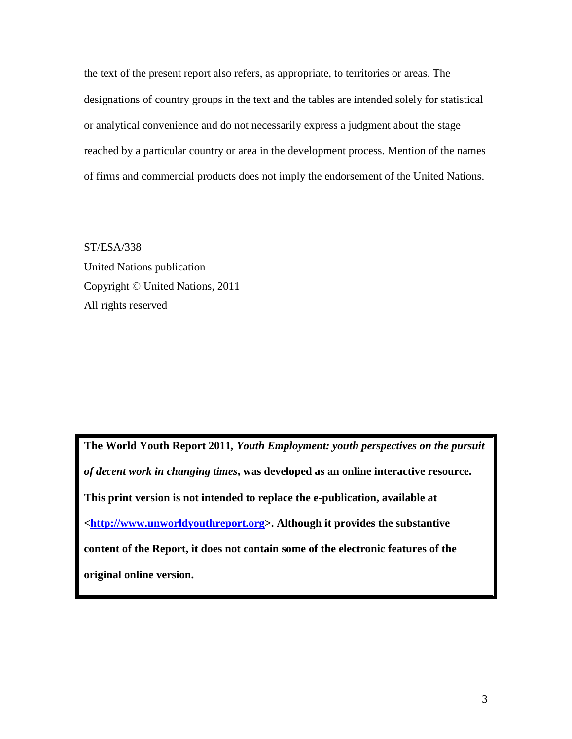the text of the present report also refers, as appropriate, to territories or areas. The designations of country groups in the text and the tables are intended solely for statistical or analytical convenience and do not necessarily express a judgment about the stage reached by a particular country or area in the development process. Mention of the names of firms and commercial products does not imply the endorsement of the United Nations.

ST/ESA/338
United Nations publication
Copyright © United Nations, 2011
All rights reserved

**The World Youth Report 2011,** ***Youth Employment: youth perspectives on the pursuit of decent work in changing times*****, was developed as an online interactive resource. This print version is not intended to replace the e-publication, available at <[http://www.unworldyouthreport.org](http://www.unworldyouthreport.org)>. Although it provides the substantive content of the Report, it does not contain some of the electronic features of the original online version.**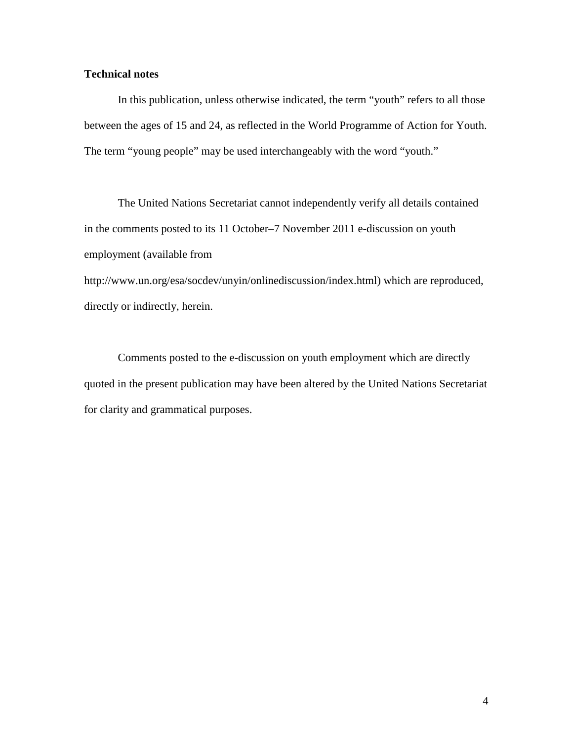**Technical notes**

In this publication, unless otherwise indicated, the term "youth" refers to all those between the ages of 15 and 24, as reflected in the World Programme of Action for Youth. The term "young people" may be used interchangeably with the word "youth."

The United Nations Secretariat cannot independently verify all details contained in the comments posted to its 11 October–7 November 2011 e-discussion on youth employment (available from http://www.un.org/esa/socdev/unyin/onlinediscussion/index.html) which are reproduced, directly or indirectly, herein.

Comments posted to the e-discussion on youth employment which are directly quoted in the present publication may have been altered by the United Nations Secretariat for clarity and grammatical purposes.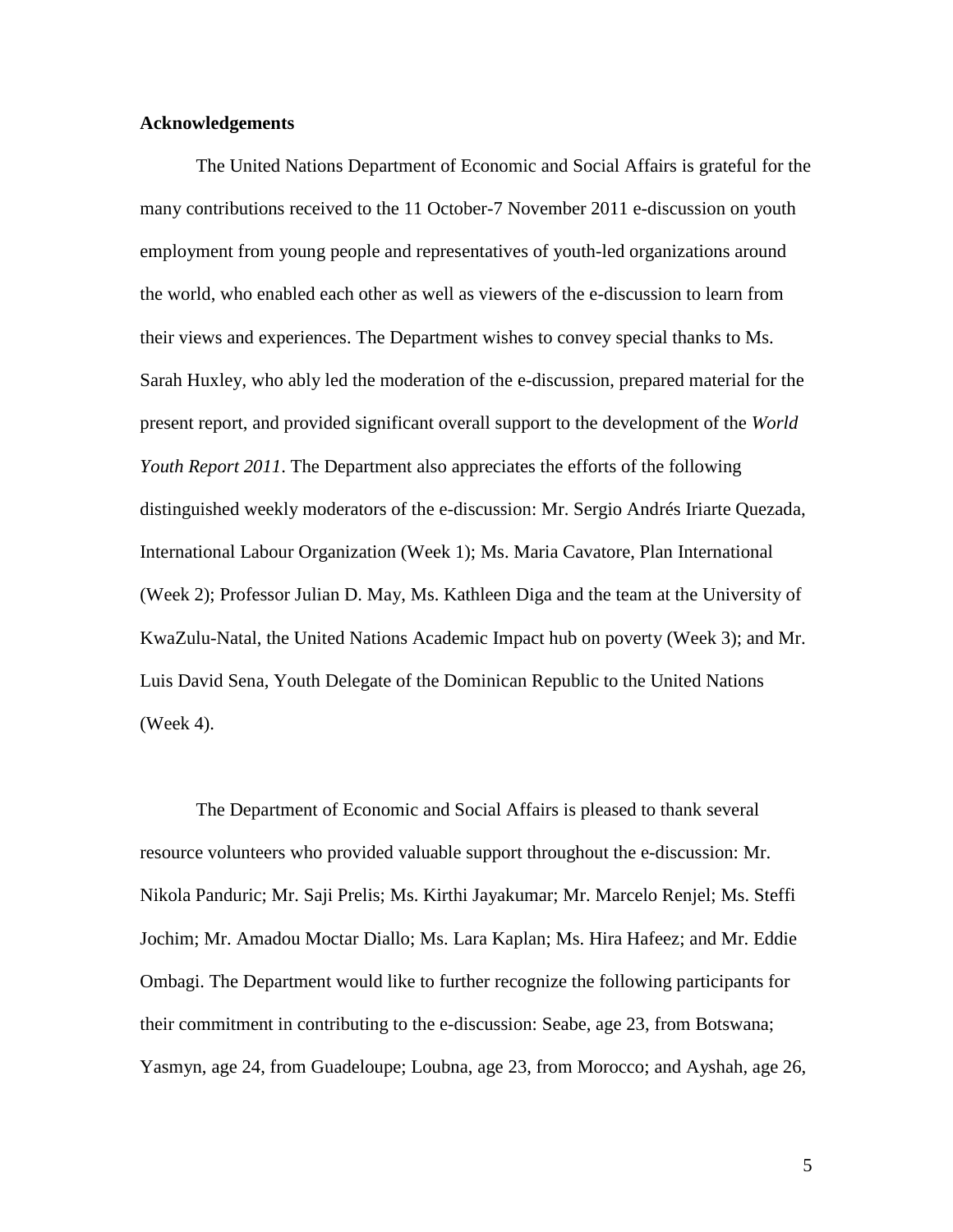**Acknowledgements**

The United Nations Department of Economic and Social Affairs is grateful for the many contributions received to the 11 October-7 November 2011 e-discussion on youth employment from young people and representatives of youth-led organizations around the world, who enabled each other as well as viewers of the e-discussion to learn from their views and experiences. The Department wishes to convey special thanks to Ms. Sarah Huxley, who ably led the moderation of the e-discussion, prepared material for the present report, and provided significant overall support to the development of the *World Youth Report 2011*. The Department also appreciates the efforts of the following distinguished weekly moderators of the e-discussion: Mr. Sergio Andrés Iriarte Quezada, International Labour Organization (Week 1); Ms. Maria Cavatore, Plan International (Week 2); Professor Julian D. May, Ms. Kathleen Diga and the team at the University of KwaZulu-Natal, the United Nations Academic Impact hub on poverty (Week 3); and Mr. Luis David Sena, Youth Delegate of the Dominican Republic to the United Nations (Week 4).

The Department of Economic and Social Affairs is pleased to thank several resource volunteers who provided valuable support throughout the e-discussion: Mr. Nikola Panduric; Mr. Saji Prelis; Ms. Kirthi Jayakumar; Mr. Marcelo Renjel; Ms. Steffi Jochim; Mr. Amadou Moctar Diallo; Ms. Lara Kaplan; Ms. Hira Hafeez; and Mr. Eddie Ombagi. The Department would like to further recognize the following participants for their commitment in contributing to the e-discussion: Seabe, age 23, from Botswana; Yasmyn, age 24, from Guadeloupe; Loubna, age 23, from Morocco; and Ayshah, age 26,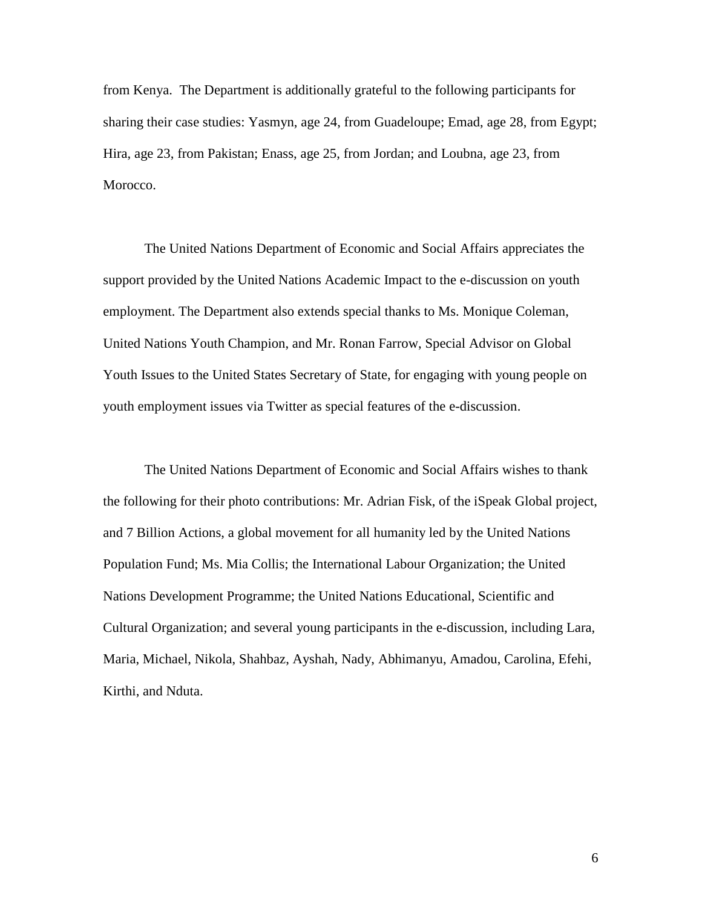from Kenya. The Department is additionally grateful to the following participants for sharing their case studies: Yasmyn, age 24, from Guadeloupe; Emad, age 28, from Egypt; Hira, age 23, from Pakistan; Enass, age 25, from Jordan; and Loubna, age 23, from Morocco.

The United Nations Department of Economic and Social Affairs appreciates the support provided by the United Nations Academic Impact to the e-discussion on youth employment. The Department also extends special thanks to Ms. Monique Coleman, United Nations Youth Champion, and Mr. Ronan Farrow, Special Advisor on Global Youth Issues to the United States Secretary of State, for engaging with young people on youth employment issues via Twitter as special features of the e-discussion.

The United Nations Department of Economic and Social Affairs wishes to thank the following for their photo contributions: Mr. Adrian Fisk, of the iSpeak Global project, and 7 Billion Actions, a global movement for all humanity led by the United Nations Population Fund; Ms. Mia Collis; the International Labour Organization; the United Nations Development Programme; the United Nations Educational, Scientific and Cultural Organization; and several young participants in the e-discussion, including Lara, Maria, Michael, Nikola, Shahbaz, Ayshah, Nady, Abhimanyu, Amadou, Carolina, Efehi, Kirthi, and Nduta.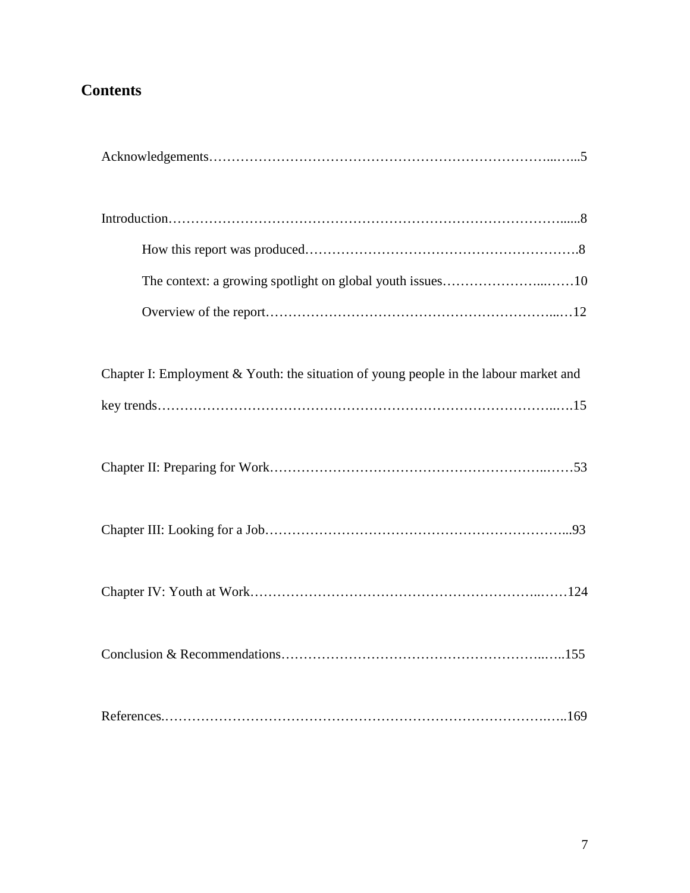# Contents

Acknowledgements……………………………………………………………………...…...5

Introduction………………………………………………….…………………….......8

- How this report was produced…………………………………………………….8
- The context: a growing spotlight on global youth issues…………………...……10
- Overview of the report……………………………………………………...…12

Chapter I: Employment & Youth: the situation of young people in the labour market and key trends……….……………………….…………………….……………………..….15

Chapter II: Preparing for Work……………………………………………………..……53

Chapter III: Looking for a Job……………………………………………………………...93

Chapter IV: Youth at Work……………………………………………………..……124

Conclusion & Recommendations…………………………………………………..…..155

References.……………………………………………………………………….…..169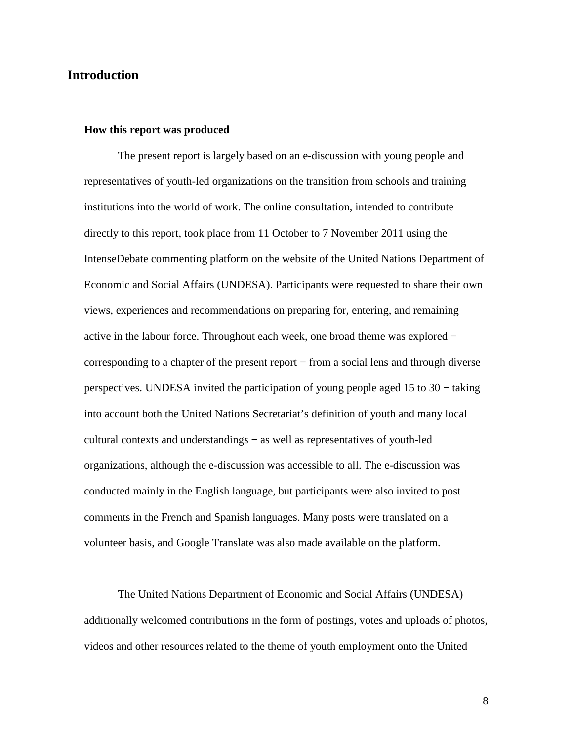# Introduction

### How this report was produced

The present report is largely based on an e-discussion with young people and representatives of youth-led organizations on the transition from schools and training institutions into the world of work. The online consultation, intended to contribute directly to this report, took place from 11 October to 7 November 2011 using the IntenseDebate commenting platform on the website of the United Nations Department of Economic and Social Affairs (UNDESA). Participants were requested to share their own views, experiences and recommendations on preparing for, entering, and remaining active in the labour force. Throughout each week, one broad theme was explored − corresponding to a chapter of the present report − from a social lens and through diverse perspectives. UNDESA invited the participation of young people aged 15 to 30 − taking into account both the United Nations Secretariat's definition of youth and many local cultural contexts and understandings − as well as representatives of youth-led organizations, although the e-discussion was accessible to all. The e-discussion was conducted mainly in the English language, but participants were also invited to post comments in the French and Spanish languages. Many posts were translated on a volunteer basis, and Google Translate was also made available on the platform.

The United Nations Department of Economic and Social Affairs (UNDESA) additionally welcomed contributions in the form of postings, votes and uploads of photos, videos and other resources related to the theme of youth employment onto the United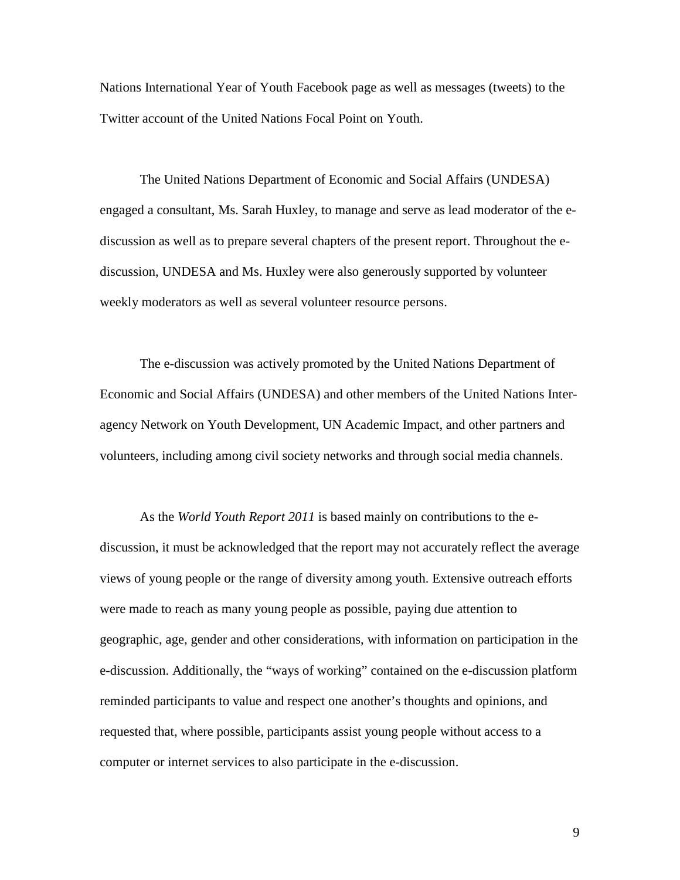Nations International Year of Youth Facebook page as well as messages (tweets) to the Twitter account of the United Nations Focal Point on Youth.

The United Nations Department of Economic and Social Affairs (UNDESA) engaged a consultant, Ms. Sarah Huxley, to manage and serve as lead moderator of the e-discussion as well as to prepare several chapters of the present report. Throughout the e-discussion, UNDESA and Ms. Huxley were also generously supported by volunteer weekly moderators as well as several volunteer resource persons.

The e-discussion was actively promoted by the United Nations Department of Economic and Social Affairs (UNDESA) and other members of the United Nations Inter-agency Network on Youth Development, UN Academic Impact, and other partners and volunteers, including among civil society networks and through social media channels.

As the *World Youth Report 2011* is based mainly on contributions to the e-discussion, it must be acknowledged that the report may not accurately reflect the average views of young people or the range of diversity among youth. Extensive outreach efforts were made to reach as many young people as possible, paying due attention to geographic, age, gender and other considerations, with information on participation in the e-discussion. Additionally, the "ways of working" contained on the e-discussion platform reminded participants to value and respect one another's thoughts and opinions, and requested that, where possible, participants assist young people without access to a computer or internet services to also participate in the e-discussion.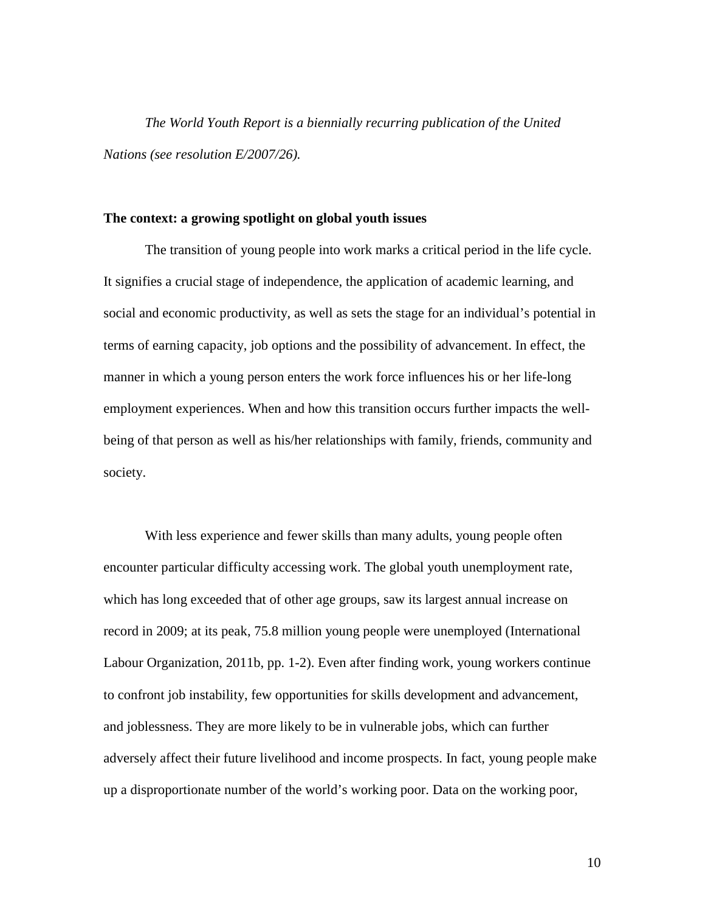*The World Youth Report is a biennially recurring publication of the United Nations (see resolution E/2007/26).*

**The context: a growing spotlight on global youth issues**

The transition of young people into work marks a critical period in the life cycle. It signifies a crucial stage of independence, the application of academic learning, and social and economic productivity, as well as sets the stage for an individual's potential in terms of earning capacity, job options and the possibility of advancement. In effect, the manner in which a young person enters the work force influences his or her life-long employment experiences. When and how this transition occurs further impacts the well-being of that person as well as his/her relationships with family, friends, community and society.

With less experience and fewer skills than many adults, young people often encounter particular difficulty accessing work. The global youth unemployment rate, which has long exceeded that of other age groups, saw its largest annual increase on record in 2009; at its peak, 75.8 million young people were unemployed (International Labour Organization, 2011b, pp. 1-2). Even after finding work, young workers continue to confront job instability, few opportunities for skills development and advancement, and joblessness. They are more likely to be in vulnerable jobs, which can further adversely affect their future livelihood and income prospects. In fact, young people make up a disproportionate number of the world's working poor. Data on the working poor,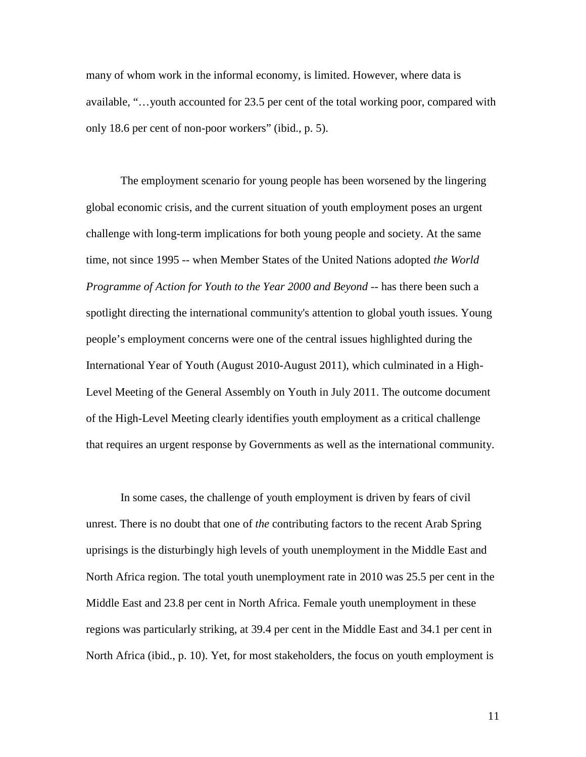many of whom work in the informal economy, is limited. However, where data is available, "…youth accounted for 23.5 per cent of the total working poor, compared with only 18.6 per cent of non-poor workers" (ibid., p. 5).

The employment scenario for young people has been worsened by the lingering global economic crisis, and the current situation of youth employment poses an urgent challenge with long-term implications for both young people and society. At the same time, not since 1995 -- when Member States of the United Nations adopted *the World Programme of Action for Youth to the Year 2000 and Beyond* -- has there been such a spotlight directing the international community's attention to global youth issues. Young people's employment concerns were one of the central issues highlighted during the International Year of Youth (August 2010-August 2011), which culminated in a High-Level Meeting of the General Assembly on Youth in July 2011. The outcome document of the High-Level Meeting clearly identifies youth employment as a critical challenge that requires an urgent response by Governments as well as the international community.

In some cases, the challenge of youth employment is driven by fears of civil unrest. There is no doubt that one of *the* contributing factors to the recent Arab Spring uprisings is the disturbingly high levels of youth unemployment in the Middle East and North Africa region. The total youth unemployment rate in 2010 was 25.5 per cent in the Middle East and 23.8 per cent in North Africa. Female youth unemployment in these regions was particularly striking, at 39.4 per cent in the Middle East and 34.1 per cent in North Africa (ibid., p. 10). Yet, for most stakeholders, the focus on youth employment is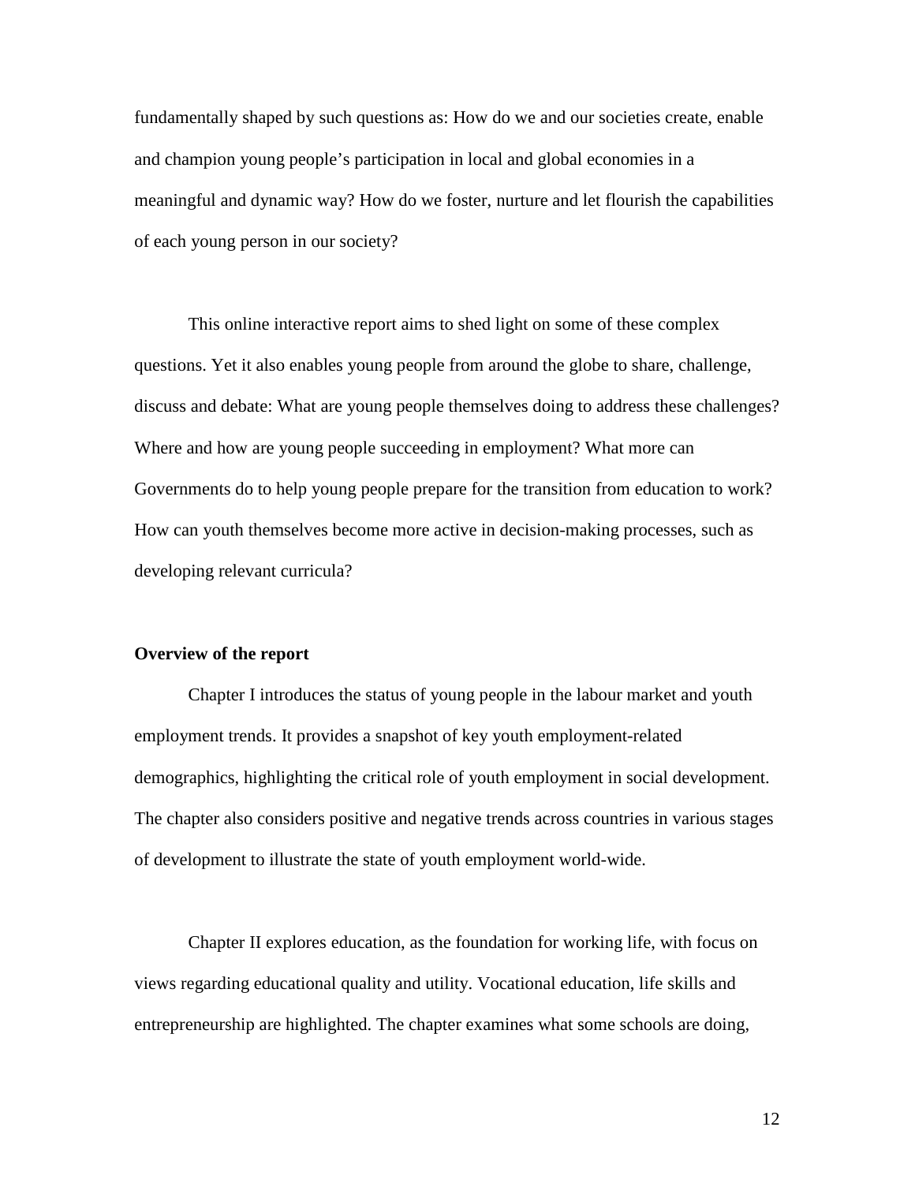fundamentally shaped by such questions as: How do we and our societies create, enable and champion young people's participation in local and global economies in a meaningful and dynamic way? How do we foster, nurture and let flourish the capabilities of each young person in our society?

This online interactive report aims to shed light on some of these complex questions. Yet it also enables young people from around the globe to share, challenge, discuss and debate: What are young people themselves doing to address these challenges? Where and how are young people succeeding in employment? What more can Governments do to help young people prepare for the transition from education to work? How can youth themselves become more active in decision-making processes, such as developing relevant curricula?

**Overview of the report**

Chapter I introduces the status of young people in the labour market and youth employment trends. It provides a snapshot of key youth employment-related demographics, highlighting the critical role of youth employment in social development. The chapter also considers positive and negative trends across countries in various stages of development to illustrate the state of youth employment world-wide.

Chapter II explores education, as the foundation for working life, with focus on views regarding educational quality and utility. Vocational education, life skills and entrepreneurship are highlighted. The chapter examines what some schools are doing,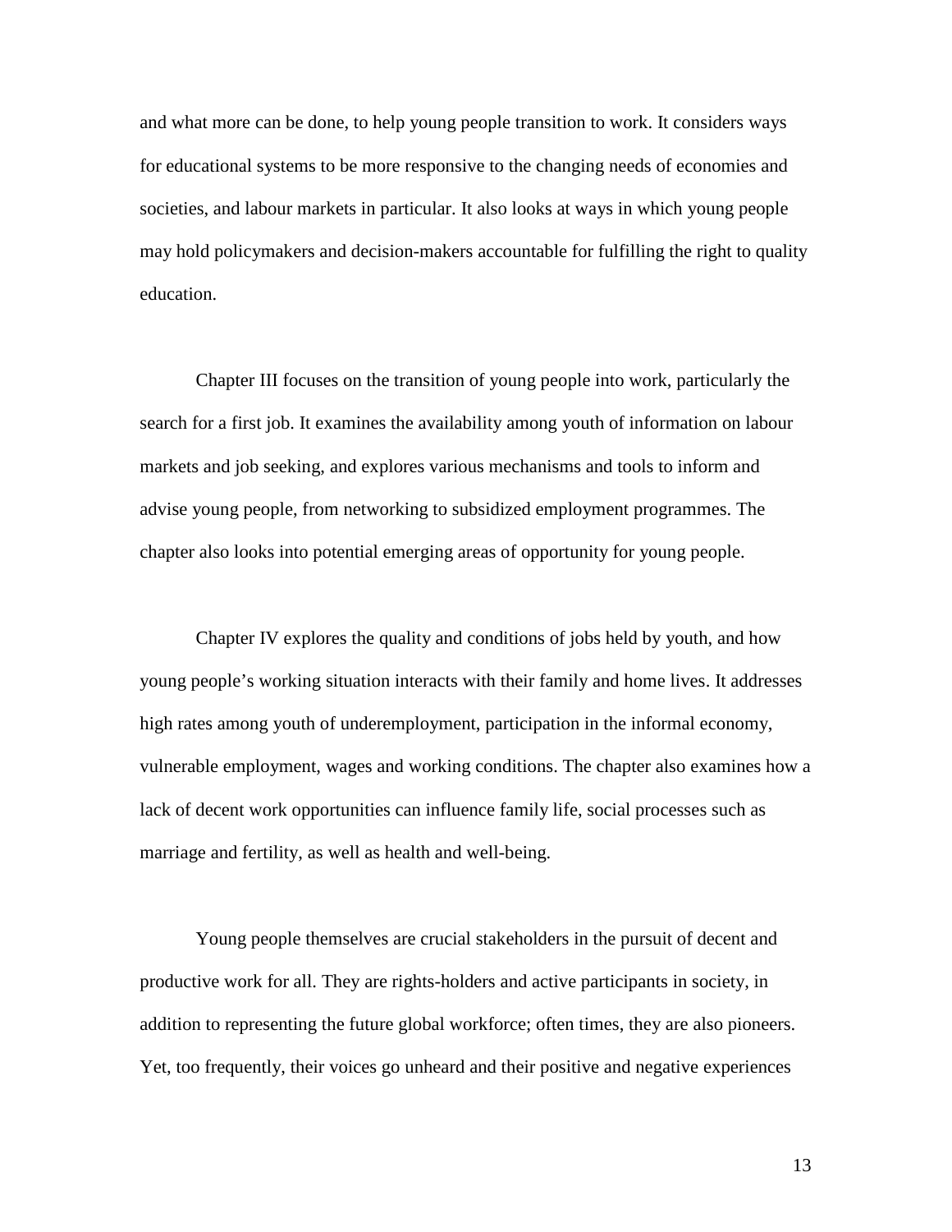and what more can be done, to help young people transition to work. It considers ways for educational systems to be more responsive to the changing needs of economies and societies, and labour markets in particular. It also looks at ways in which young people may hold policymakers and decision-makers accountable for fulfilling the right to quality education.

Chapter III focuses on the transition of young people into work, particularly the search for a first job. It examines the availability among youth of information on labour markets and job seeking, and explores various mechanisms and tools to inform and advise young people, from networking to subsidized employment programmes. The chapter also looks into potential emerging areas of opportunity for young people.

Chapter IV explores the quality and conditions of jobs held by youth, and how young people's working situation interacts with their family and home lives. It addresses high rates among youth of underemployment, participation in the informal economy, vulnerable employment, wages and working conditions. The chapter also examines how a lack of decent work opportunities can influence family life, social processes such as marriage and fertility, as well as health and well-being.

Young people themselves are crucial stakeholders in the pursuit of decent and productive work for all. They are rights-holders and active participants in society, in addition to representing the future global workforce; often times, they are also pioneers. Yet, too frequently, their voices go unheard and their positive and negative experiences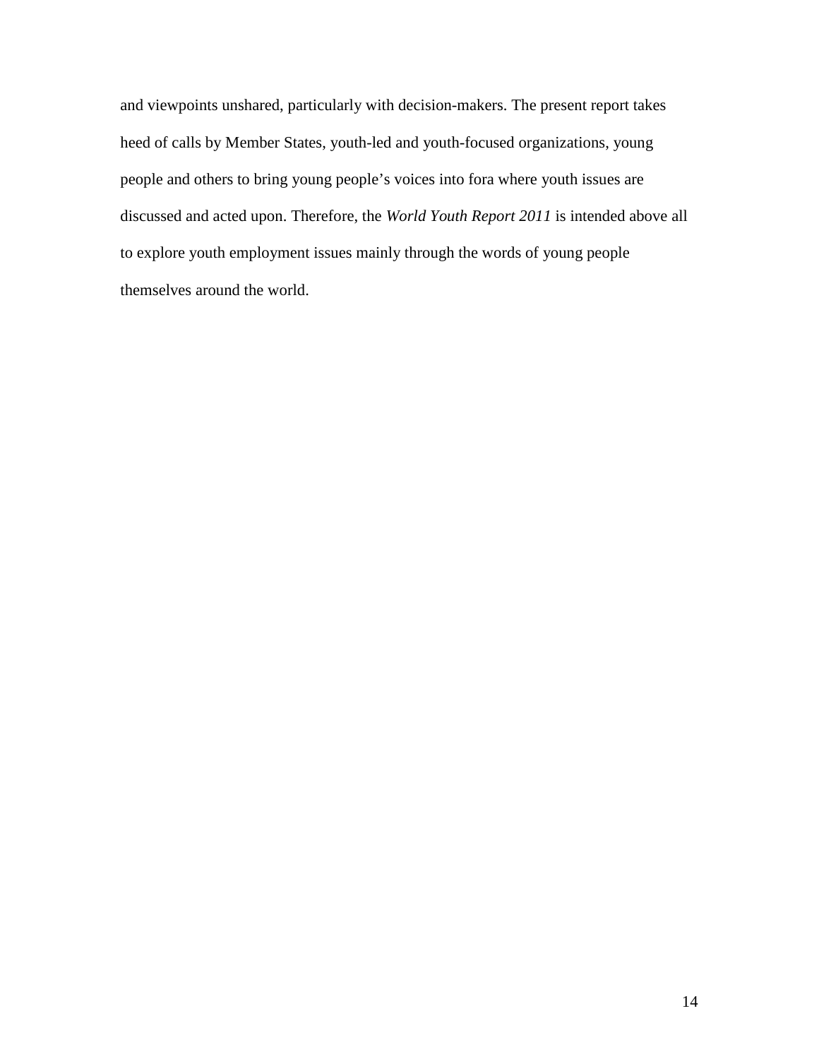and viewpoints unshared, particularly with decision-makers. The present report takes heed of calls by Member States, youth-led and youth-focused organizations, young people and others to bring young people’s voices into fora where youth issues are discussed and acted upon. Therefore, the *World Youth Report 2011* is intended above all to explore youth employment issues mainly through the words of young people themselves around the world.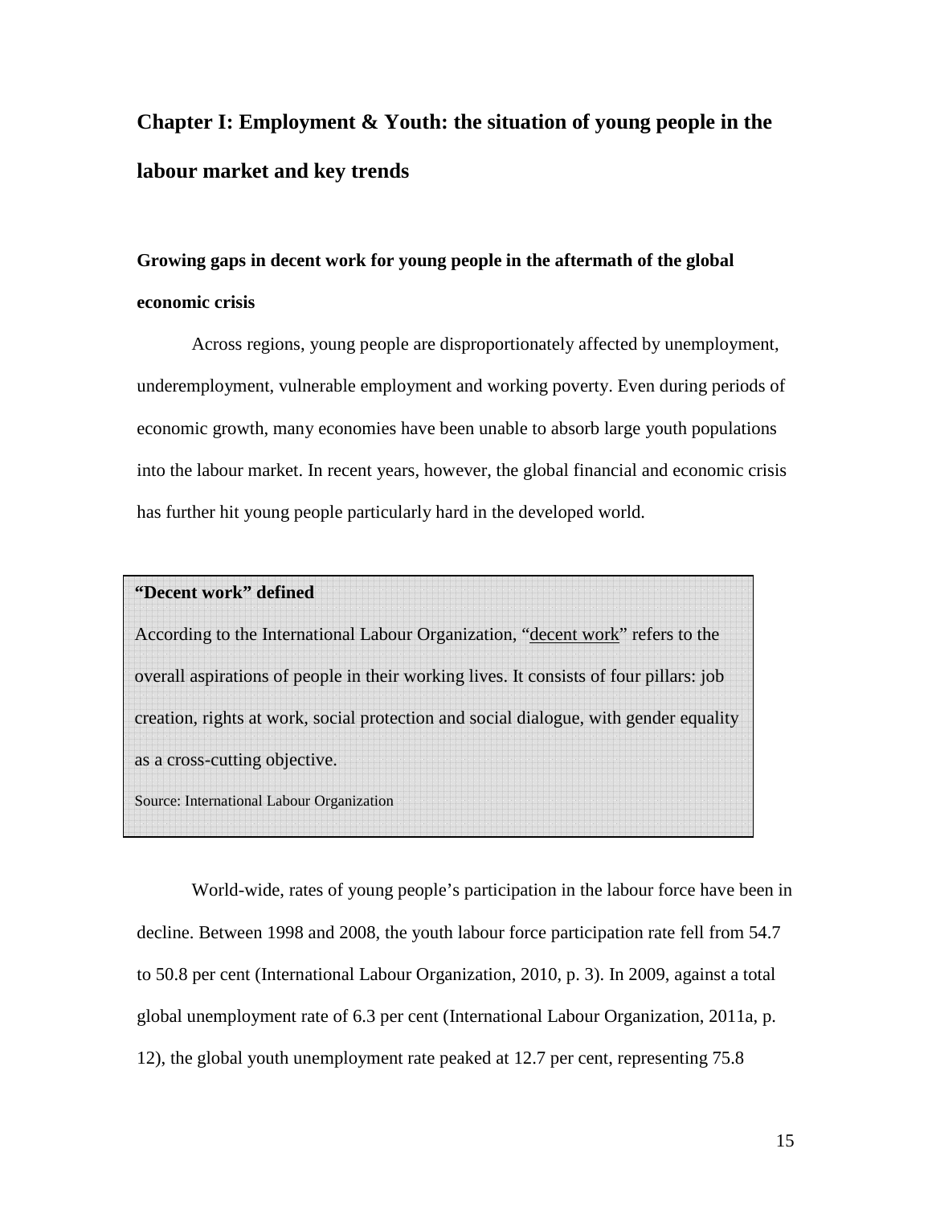# Chapter I: Employment & Youth: the situation of young people in the labour market and key trends

## Growing gaps in decent work for young people in the aftermath of the global economic crisis

Across regions, young people are disproportionately affected by unemployment, underemployment, vulnerable employment and working poverty. Even during periods of economic growth, many economies have been unable to absorb large youth populations into the labour market. In recent years, however, the global financial and economic crisis has further hit young people particularly hard in the developed world.

> **"Decent work" defined**
>
> According to the International Labour Organization, "decent work" refers to the overall aspirations of people in their working lives. It consists of four pillars: job creation, rights at work, social protection and social dialogue, with gender equality as a cross-cutting objective.
>
> Source: International Labour Organization

World-wide, rates of young people's participation in the labour force have been in decline. Between 1998 and 2008, the youth labour force participation rate fell from 54.7 to 50.8 per cent (International Labour Organization, 2010, p. 3). In 2009, against a total global unemployment rate of 6.3 per cent (International Labour Organization, 2011a, p. 12), the global youth unemployment rate peaked at 12.7 per cent, representing 75.8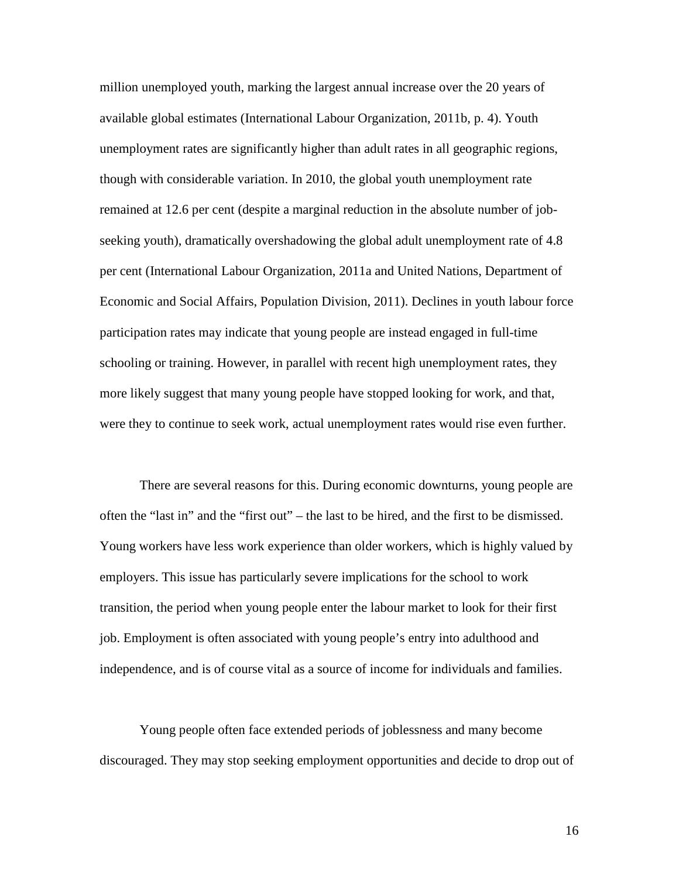million unemployed youth, marking the largest annual increase over the 20 years of available global estimates (International Labour Organization, 2011b, p. 4). Youth unemployment rates are significantly higher than adult rates in all geographic regions, though with considerable variation. In 2010, the global youth unemployment rate remained at 12.6 per cent (despite a marginal reduction in the absolute number of job-seeking youth), dramatically overshadowing the global adult unemployment rate of 4.8 per cent (International Labour Organization, 2011a and United Nations, Department of Economic and Social Affairs, Population Division, 2011). Declines in youth labour force participation rates may indicate that young people are instead engaged in full-time schooling or training. However, in parallel with recent high unemployment rates, they more likely suggest that many young people have stopped looking for work, and that, were they to continue to seek work, actual unemployment rates would rise even further.

There are several reasons for this. During economic downturns, young people are often the "last in" and the "first out" – the last to be hired, and the first to be dismissed. Young workers have less work experience than older workers, which is highly valued by employers. This issue has particularly severe implications for the school to work transition, the period when young people enter the labour market to look for their first job. Employment is often associated with young people's entry into adulthood and independence, and is of course vital as a source of income for individuals and families.

Young people often face extended periods of joblessness and many become discouraged. They may stop seeking employment opportunities and decide to drop out of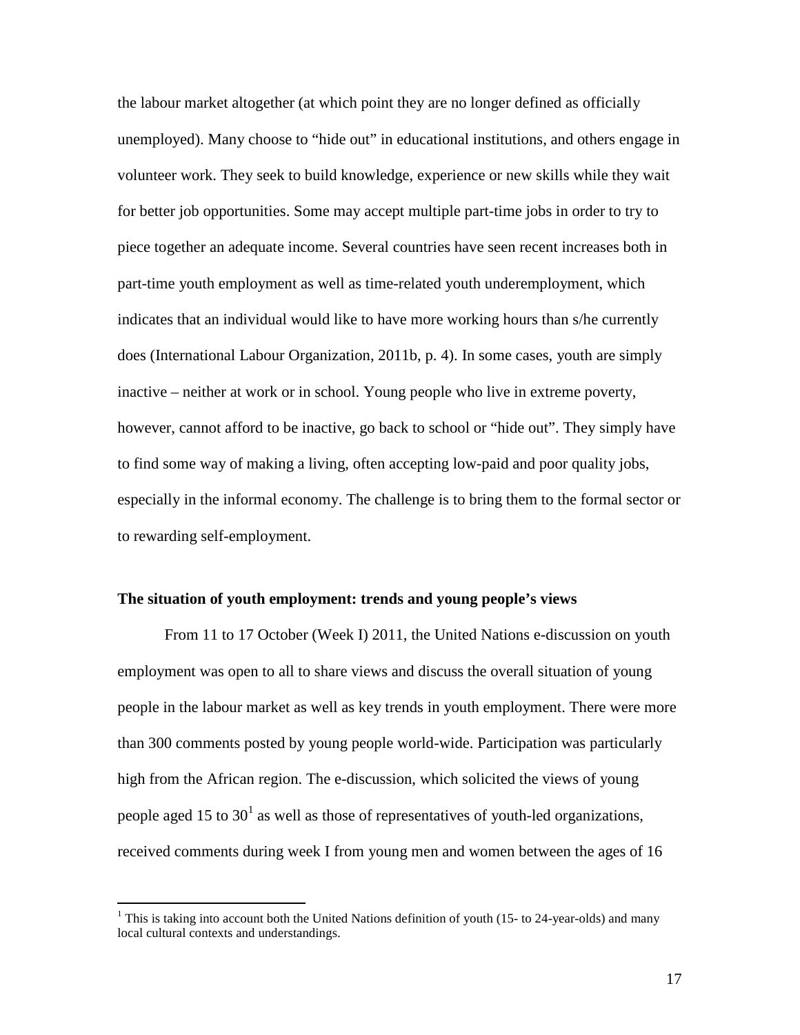the labour market altogether (at which point they are no longer defined as officially unemployed). Many choose to "hide out" in educational institutions, and others engage in volunteer work. They seek to build knowledge, experience or new skills while they wait for better job opportunities. Some may accept multiple part-time jobs in order to try to piece together an adequate income. Several countries have seen recent increases both in part-time youth employment as well as time-related youth underemployment, which indicates that an individual would like to have more working hours than s/he currently does (International Labour Organization, 2011b, p. 4). In some cases, youth are simply inactive – neither at work or in school. Young people who live in extreme poverty, however, cannot afford to be inactive, go back to school or "hide out". They simply have to find some way of making a living, often accepting low-paid and poor quality jobs, especially in the informal economy. The challenge is to bring them to the formal sector or to rewarding self-employment.

**The situation of youth employment: trends and young people's views**

From 11 to 17 October (Week I) 2011, the United Nations e-discussion on youth employment was open to all to share views and discuss the overall situation of young people in the labour market as well as key trends in youth employment. There were more than 300 comments posted by young people world-wide. Participation was particularly high from the African region. The e-discussion, which solicited the views of young people aged 15 to 30[1] as well as those of representatives of youth-led organizations, received comments during week I from young men and women between the ages of 16

[1] This is taking into account both the United Nations definition of youth (15- to 24-year-olds) and many local cultural contexts and understandings.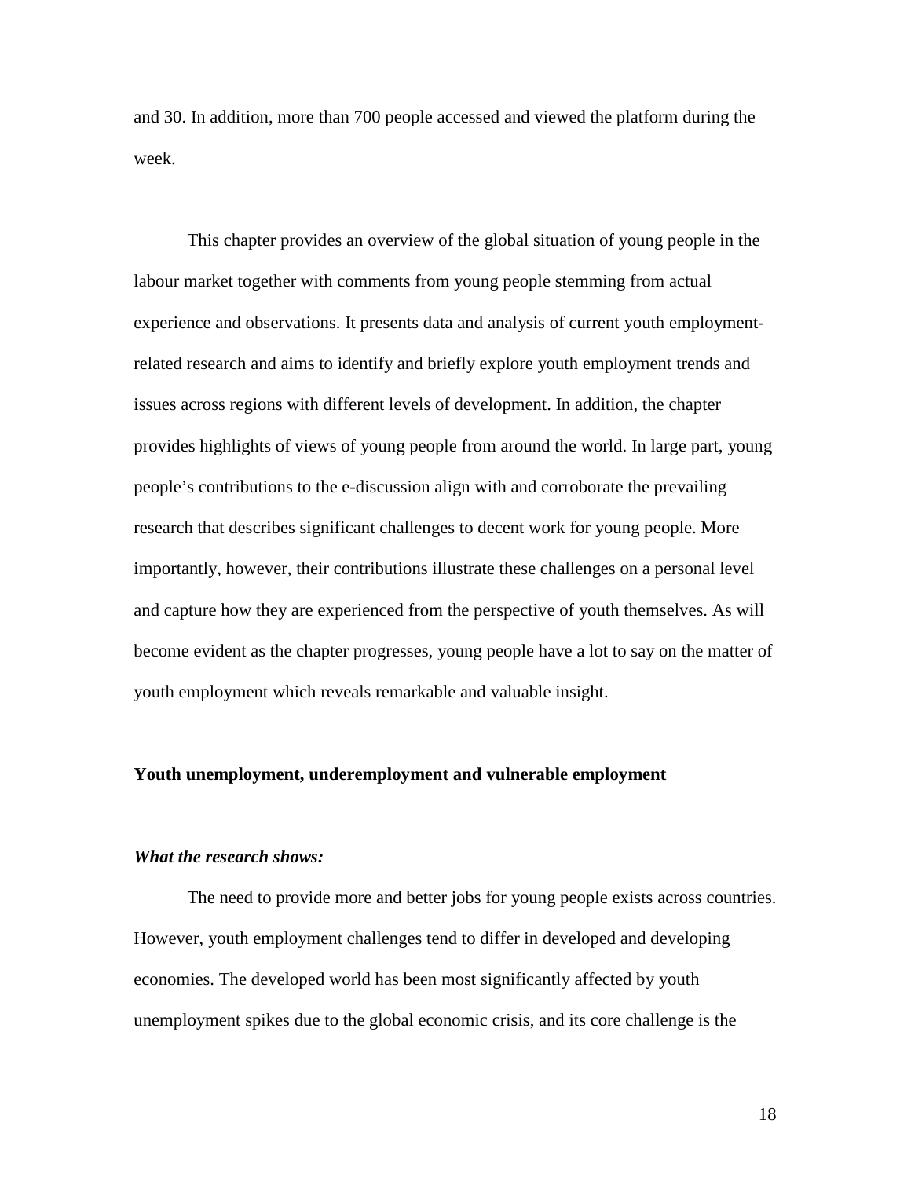and 30. In addition, more than 700 people accessed and viewed the platform during the week.

This chapter provides an overview of the global situation of young people in the labour market together with comments from young people stemming from actual experience and observations. It presents data and analysis of current youth employment-related research and aims to identify and briefly explore youth employment trends and issues across regions with different levels of development. In addition, the chapter provides highlights of views of young people from around the world. In large part, young people's contributions to the e-discussion align with and corroborate the prevailing research that describes significant challenges to decent work for young people. More importantly, however, their contributions illustrate these challenges on a personal level and capture how they are experienced from the perspective of youth themselves. As will become evident as the chapter progresses, young people have a lot to say on the matter of youth employment which reveals remarkable and valuable insight.

## Youth unemployment, underemployment and vulnerable employment

### *What the research shows:*

The need to provide more and better jobs for young people exists across countries. However, youth employment challenges tend to differ in developed and developing economies. The developed world has been most significantly affected by youth unemployment spikes due to the global economic crisis, and its core challenge is the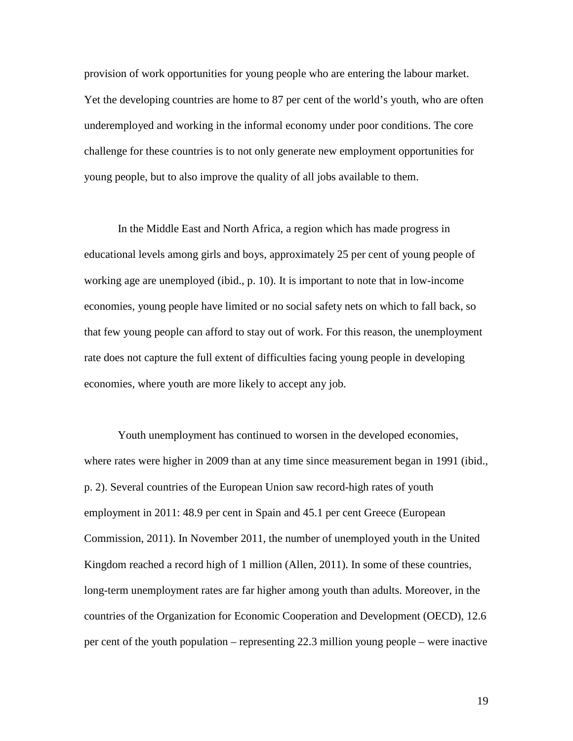provision of work opportunities for young people who are entering the labour market. Yet the developing countries are home to 87 per cent of the world's youth, who are often underemployed and working in the informal economy under poor conditions. The core challenge for these countries is to not only generate new employment opportunities for young people, but to also improve the quality of all jobs available to them.

In the Middle East and North Africa, a region which has made progress in educational levels among girls and boys, approximately 25 per cent of young people of working age are unemployed (ibid., p. 10). It is important to note that in low-income economies, young people have limited or no social safety nets on which to fall back, so that few young people can afford to stay out of work. For this reason, the unemployment rate does not capture the full extent of difficulties facing young people in developing economies, where youth are more likely to accept any job.

Youth unemployment has continued to worsen in the developed economies, where rates were higher in 2009 than at any time since measurement began in 1991 (ibid., p. 2). Several countries of the European Union saw record-high rates of youth employment in 2011: 48.9 per cent in Spain and 45.1 per cent Greece (European Commission, 2011). In November 2011, the number of unemployed youth in the United Kingdom reached a record high of 1 million (Allen, 2011). In some of these countries, long-term unemployment rates are far higher among youth than adults. Moreover, in the countries of the Organization for Economic Cooperation and Development (OECD), 12.6 per cent of the youth population – representing 22.3 million young people – were inactive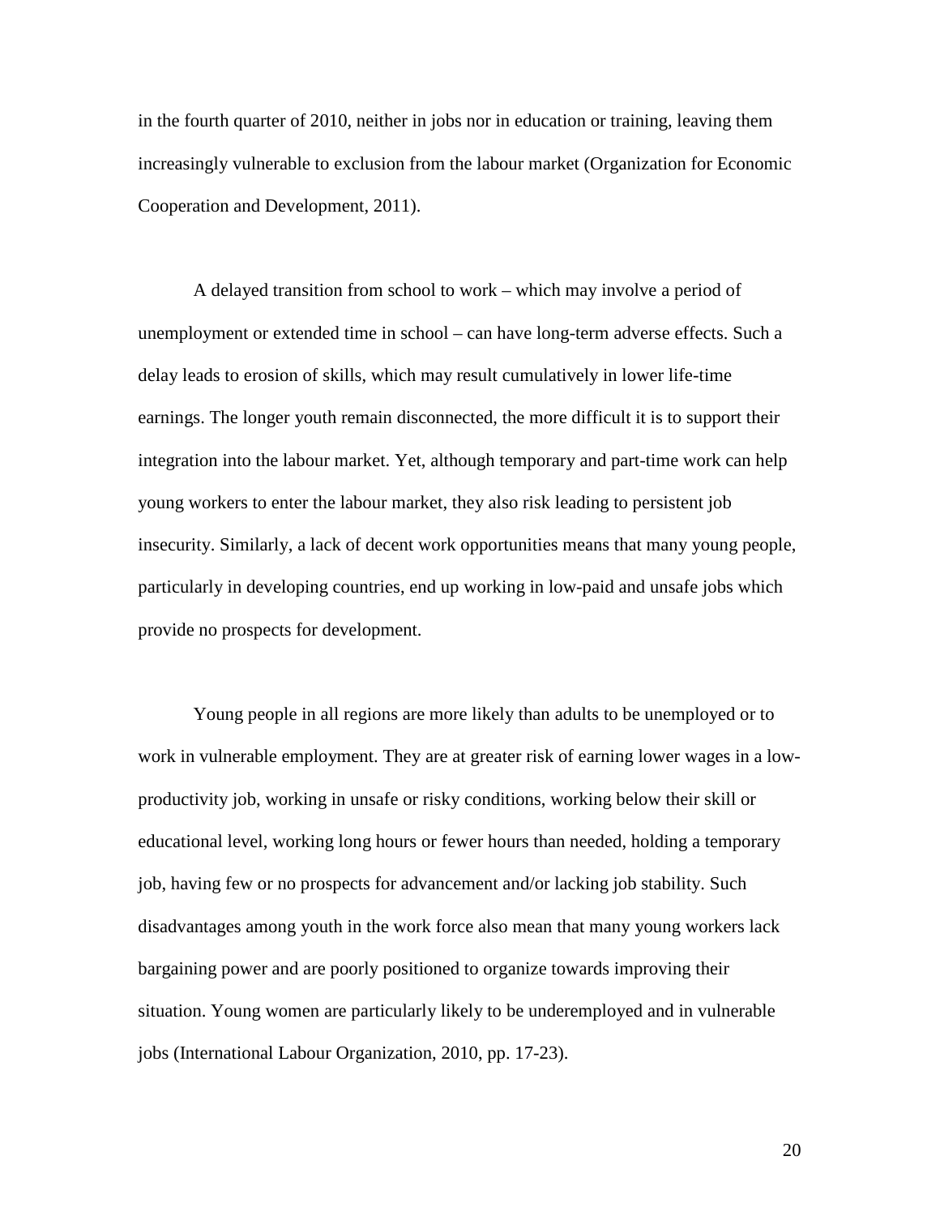in the fourth quarter of 2010, neither in jobs nor in education or training, leaving them increasingly vulnerable to exclusion from the labour market (Organization for Economic Cooperation and Development, 2011).

A delayed transition from school to work – which may involve a period of unemployment or extended time in school – can have long-term adverse effects. Such a delay leads to erosion of skills, which may result cumulatively in lower life-time earnings. The longer youth remain disconnected, the more difficult it is to support their integration into the labour market. Yet, although temporary and part-time work can help young workers to enter the labour market, they also risk leading to persistent job insecurity. Similarly, a lack of decent work opportunities means that many young people, particularly in developing countries, end up working in low-paid and unsafe jobs which provide no prospects for development.

Young people in all regions are more likely than adults to be unemployed or to work in vulnerable employment. They are at greater risk of earning lower wages in a low-productivity job, working in unsafe or risky conditions, working below their skill or educational level, working long hours or fewer hours than needed, holding a temporary job, having few or no prospects for advancement and/or lacking job stability. Such disadvantages among youth in the work force also mean that many young workers lack bargaining power and are poorly positioned to organize towards improving their situation. Young women are particularly likely to be underemployed and in vulnerable jobs (International Labour Organization, 2010, pp. 17-23).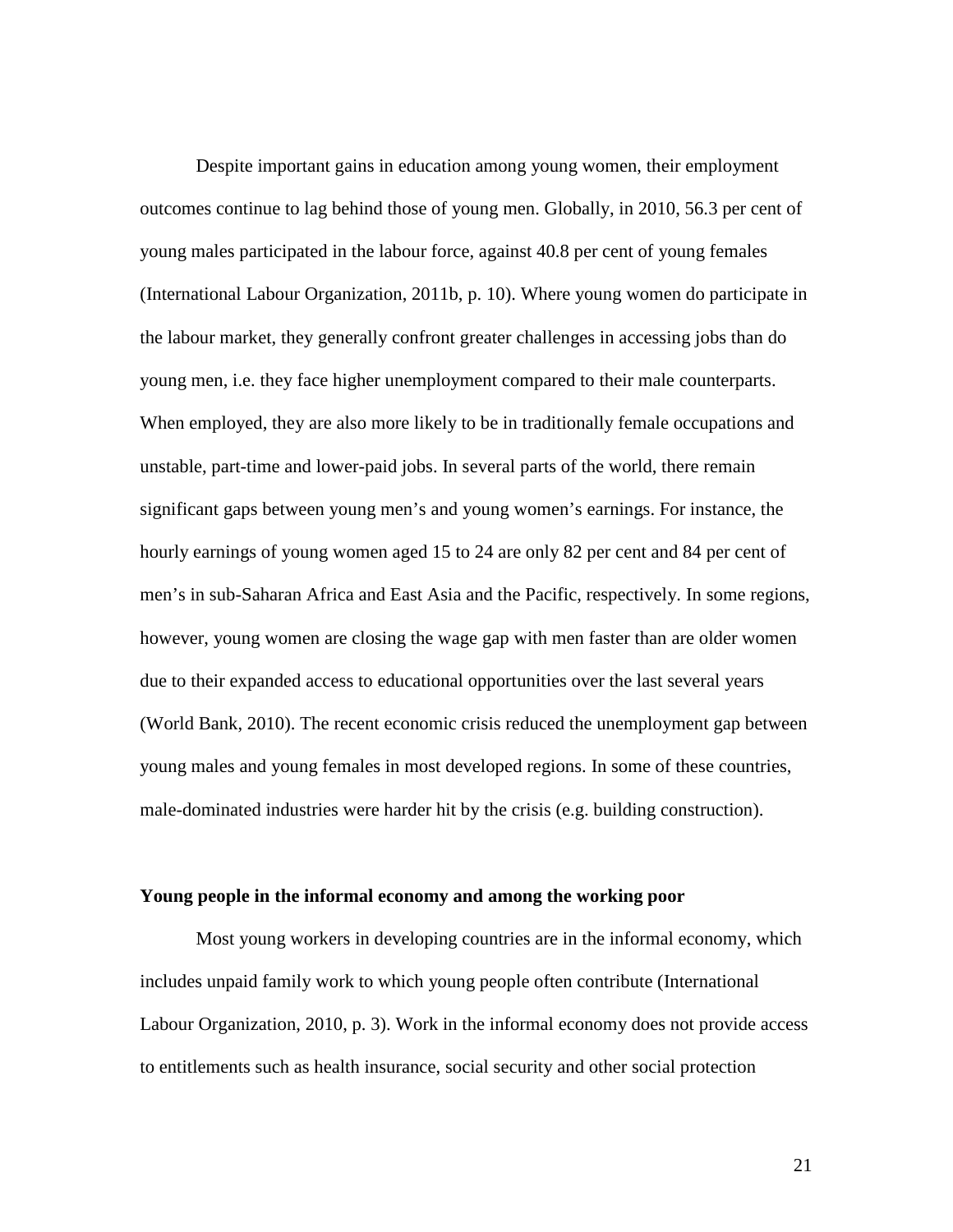Despite important gains in education among young women, their employment outcomes continue to lag behind those of young men. Globally, in 2010, 56.3 per cent of young males participated in the labour force, against 40.8 per cent of young females (International Labour Organization, 2011b, p. 10). Where young women do participate in the labour market, they generally confront greater challenges in accessing jobs than do young men, i.e. they face higher unemployment compared to their male counterparts. When employed, they are also more likely to be in traditionally female occupations and unstable, part-time and lower-paid jobs. In several parts of the world, there remain significant gaps between young men's and young women's earnings. For instance, the hourly earnings of young women aged 15 to 24 are only 82 per cent and 84 per cent of men's in sub-Saharan Africa and East Asia and the Pacific, respectively. In some regions, however, young women are closing the wage gap with men faster than are older women due to their expanded access to educational opportunities over the last several years (World Bank, 2010). The recent economic crisis reduced the unemployment gap between young males and young females in most developed regions. In some of these countries, male-dominated industries were harder hit by the crisis (e.g. building construction).

**Young people in the informal economy and among the working poor**

Most young workers in developing countries are in the informal economy, which includes unpaid family work to which young people often contribute (International Labour Organization, 2010, p. 3). Work in the informal economy does not provide access to entitlements such as health insurance, social security and other social protection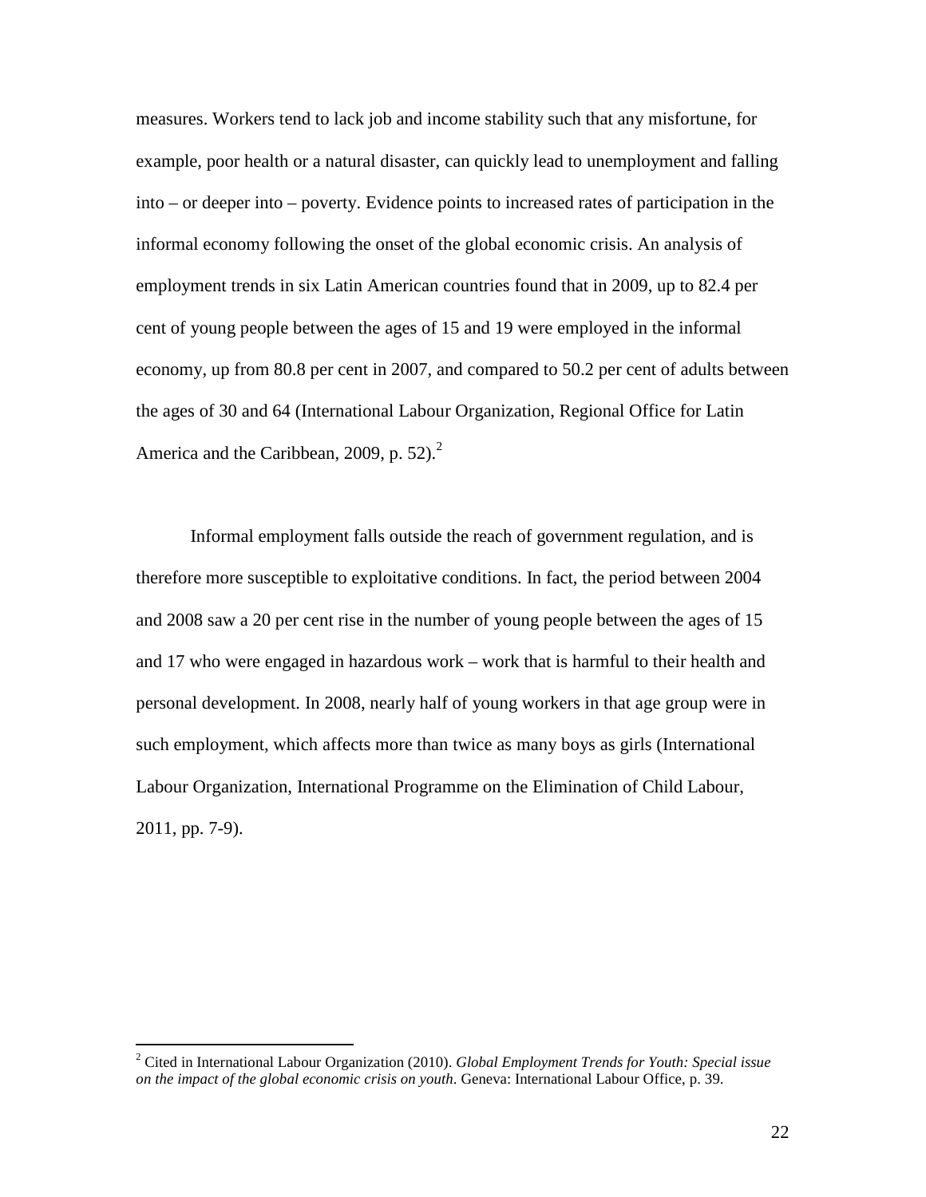measures. Workers tend to lack job and income stability such that any misfortune, for example, poor health or a natural disaster, can quickly lead to unemployment and falling into – or deeper into – poverty. Evidence points to increased rates of participation in the informal economy following the onset of the global economic crisis. An analysis of employment trends in six Latin American countries found that in 2009, up to 82.4 per cent of young people between the ages of 15 and 19 were employed in the informal economy, up from 80.8 per cent in 2007, and compared to 50.2 per cent of adults between the ages of 30 and 64 (International Labour Organization, Regional Office for Latin America and the Caribbean, 2009, p. 52).[2]

Informal employment falls outside the reach of government regulation, and is therefore more susceptible to exploitative conditions. In fact, the period between 2004 and 2008 saw a 20 per cent rise in the number of young people between the ages of 15 and 17 who were engaged in hazardous work – work that is harmful to their health and personal development. In 2008, nearly half of young workers in that age group were in such employment, which affects more than twice as many boys as girls (International Labour Organization, International Programme on the Elimination of Child Labour, 2011, pp. 7-9).

---

[2] Cited in International Labour Organization (2010). *Global Employment Trends for Youth: Special issue on the impact of the global economic crisis on youth*. Geneva: International Labour Office, p. 39.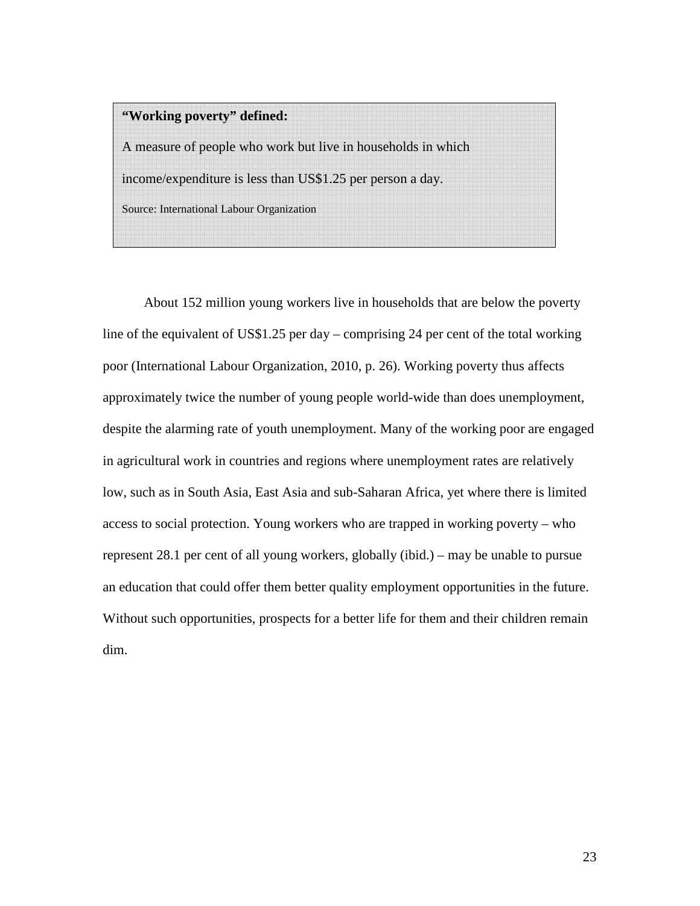**“Working poverty” defined:**

A measure of people who work but live in households in which income/expenditure is less than US$1.25 per person a day.

Source: International Labour Organization

About 152 million young workers live in households that are below the poverty line of the equivalent of US$1.25 per day – comprising 24 per cent of the total working poor (International Labour Organization, 2010, p. 26). Working poverty thus affects approximately twice the number of young people world-wide than does unemployment, despite the alarming rate of youth unemployment. Many of the working poor are engaged in agricultural work in countries and regions where unemployment rates are relatively low, such as in South Asia, East Asia and sub-Saharan Africa, yet where there is limited access to social protection. Young workers who are trapped in working poverty – who represent 28.1 per cent of all young workers, globally (ibid.) – may be unable to pursue an education that could offer them better quality employment opportunities in the future. Without such opportunities, prospects for a better life for them and their children remain dim.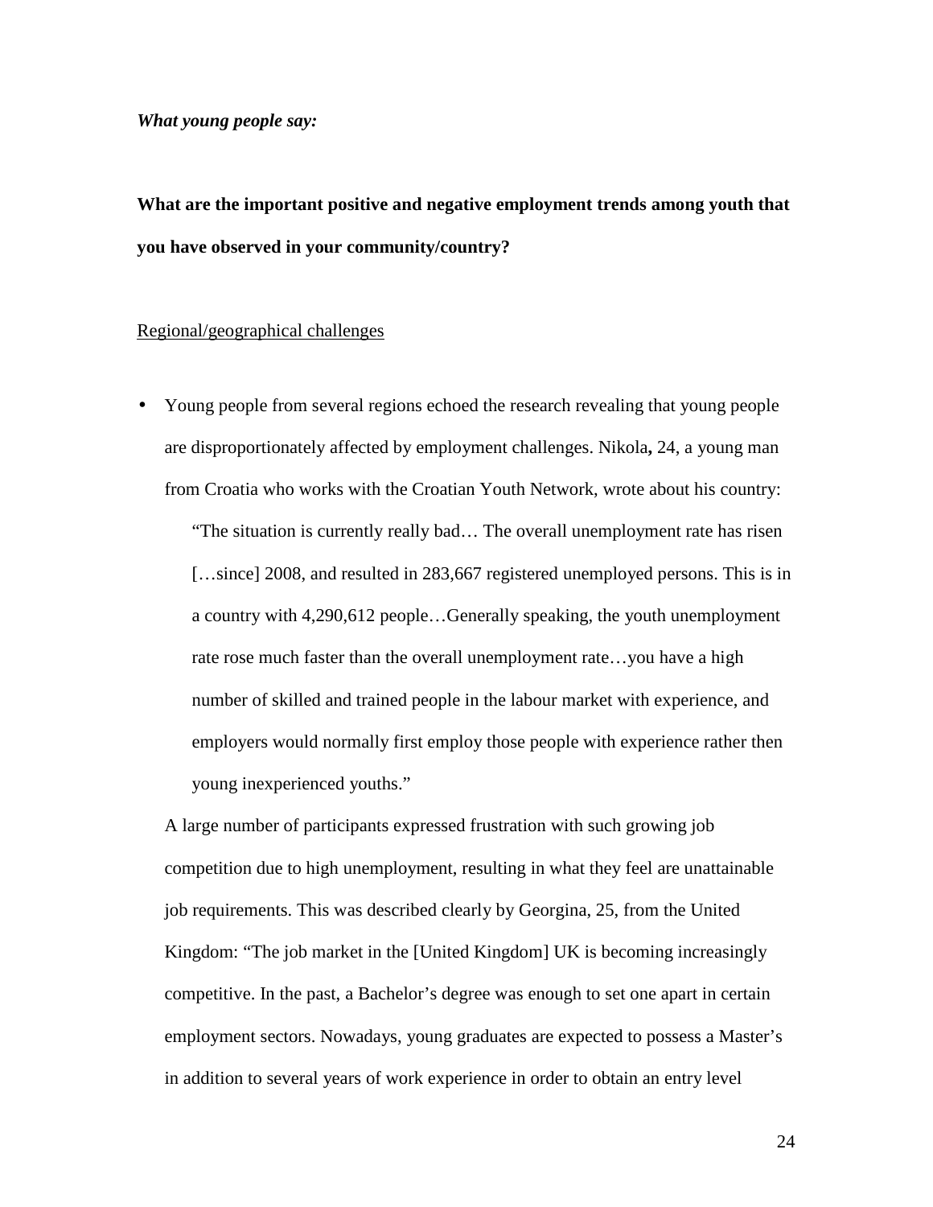*What young people say:*

**What are the important positive and negative employment trends among youth that you have observed in your community/country?**

<u>Regional/geographical challenges</u>

- Young people from several regions echoed the research revealing that young people are disproportionately affected by employment challenges. Nikola**,** 24, a young man from Croatia who works with the Croatian Youth Network, wrote about his country:

  > "The situation is currently really bad… The overall unemployment rate has risen […since] 2008, and resulted in 283,667 registered unemployed persons. This is in a country with 4,290,612 people…Generally speaking, the youth unemployment rate rose much faster than the overall unemployment rate…you have a high number of skilled and trained people in the labour market with experience, and employers would normally first employ those people with experience rather then young inexperienced youths."

  A large number of participants expressed frustration with such growing job competition due to high unemployment, resulting in what they feel are unattainable job requirements. This was described clearly by Georgina, 25, from the United Kingdom: "The job market in the [United Kingdom] UK is becoming increasingly competitive. In the past, a Bachelor's degree was enough to set one apart in certain employment sectors. Nowadays, young graduates are expected to possess a Master's in addition to several years of work experience in order to obtain an entry level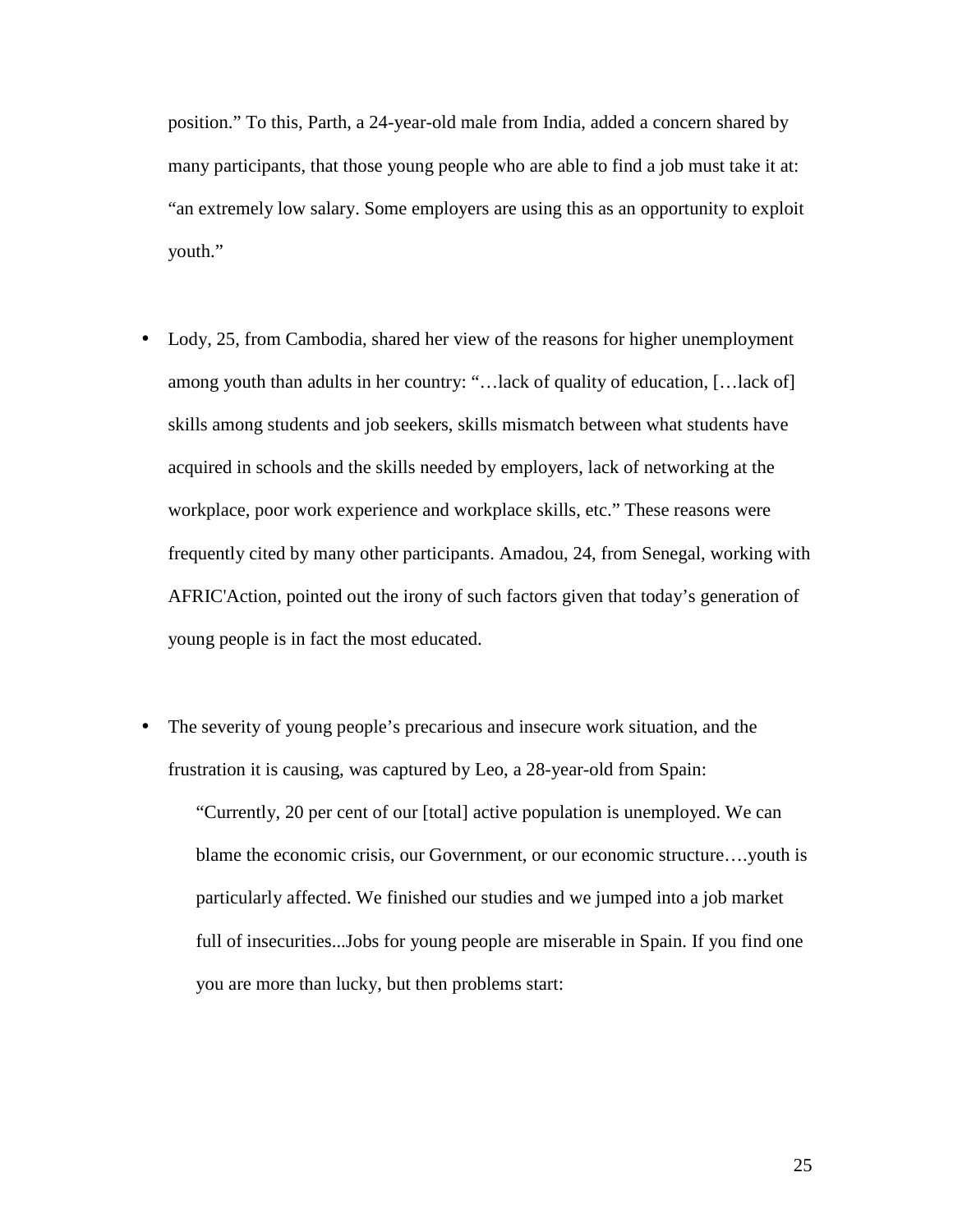position." To this, Parth, a 24-year-old male from India, added a concern shared by many participants, that those young people who are able to find a job must take it at: "an extremely low salary. Some employers are using this as an opportunity to exploit youth."

- Lody, 25, from Cambodia, shared her view of the reasons for higher unemployment among youth than adults in her country: "…lack of quality of education, […lack of] skills among students and job seekers, skills mismatch between what students have acquired in schools and the skills needed by employers, lack of networking at the workplace, poor work experience and workplace skills, etc." These reasons were frequently cited by many other participants. Amadou, 24, from Senegal, working with AFRIC'Action, pointed out the irony of such factors given that today's generation of young people is in fact the most educated.

- The severity of young people's precarious and insecure work situation, and the frustration it is causing, was captured by Leo, a 28-year-old from Spain:

  > "Currently, 20 per cent of our [total] active population is unemployed. We can blame the economic crisis, our Government, or our economic structure….youth is particularly affected. We finished our studies and we jumped into a job market full of insecurities...Jobs for young people are miserable in Spain. If you find one you are more than lucky, but then problems start: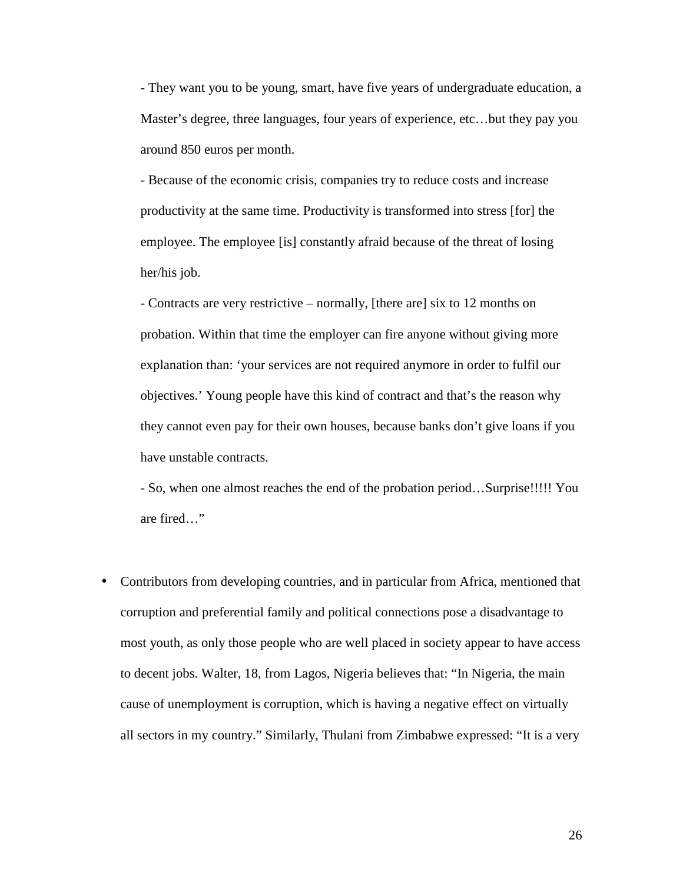- They want you to be young, smart, have five years of undergraduate education, a Master's degree, three languages, four years of experience, etc…but they pay you around 850 euros per month.

- Because of the economic crisis, companies try to reduce costs and increase productivity at the same time. Productivity is transformed into stress [for] the employee. The employee [is] constantly afraid because of the threat of losing her/his job.

- Contracts are very restrictive – normally, [there are] six to 12 months on probation. Within that time the employer can fire anyone without giving more explanation than: 'your services are not required anymore in order to fulfil our objectives.' Young people have this kind of contract and that's the reason why they cannot even pay for their own houses, because banks don't give loans if you have unstable contracts.

- So, when one almost reaches the end of the probation period…Surprise!!!!! You are fired…"

- Contributors from developing countries, and in particular from Africa, mentioned that corruption and preferential family and political connections pose a disadvantage to most youth, as only those people who are well placed in society appear to have access to decent jobs. Walter, 18, from Lagos, Nigeria believes that: "In Nigeria, the main cause of unemployment is corruption, which is having a negative effect on virtually all sectors in my country." Similarly, Thulani from Zimbabwe expressed: "It is a very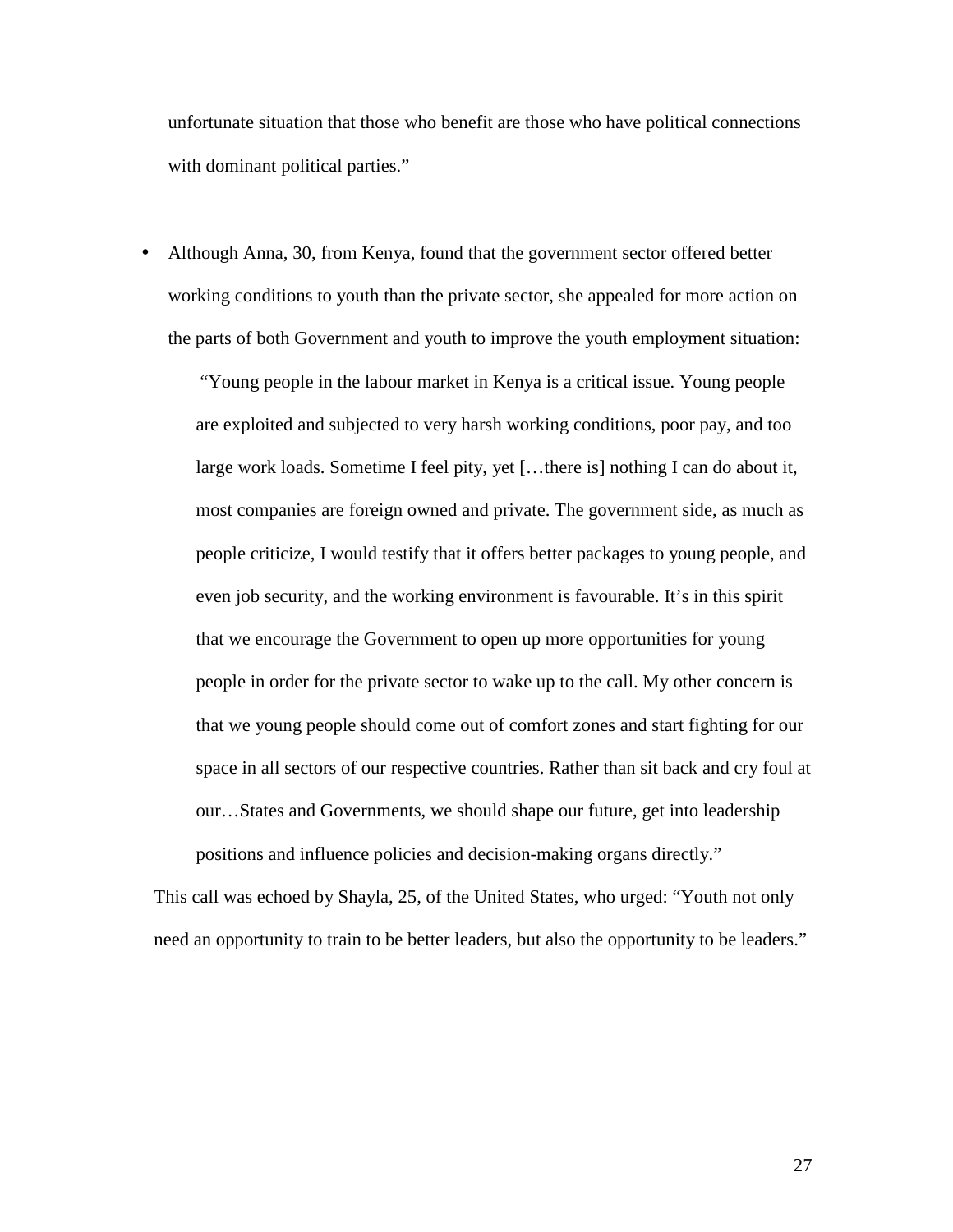unfortunate situation that those who benefit are those who have political connections with dominant political parties."

- Although Anna, 30, from Kenya, found that the government sector offered better working conditions to youth than the private sector, she appealed for more action on the parts of both Government and youth to improve the youth employment situation:

  > "Young people in the labour market in Kenya is a critical issue. Young people are exploited and subjected to very harsh working conditions, poor pay, and too large work loads. Sometime I feel pity, yet […there is] nothing I can do about it, most companies are foreign owned and private. The government side, as much as people criticize, I would testify that it offers better packages to young people, and even job security, and the working environment is favourable. It's in this spirit that we encourage the Government to open up more opportunities for young people in order for the private sector to wake up to the call. My other concern is that we young people should come out of comfort zones and start fighting for our space in all sectors of our respective countries. Rather than sit back and cry foul at our…States and Governments, we should shape our future, get into leadership positions and influence policies and decision-making organs directly."

This call was echoed by Shayla, 25, of the United States, who urged: "Youth not only need an opportunity to train to be better leaders, but also the opportunity to be leaders."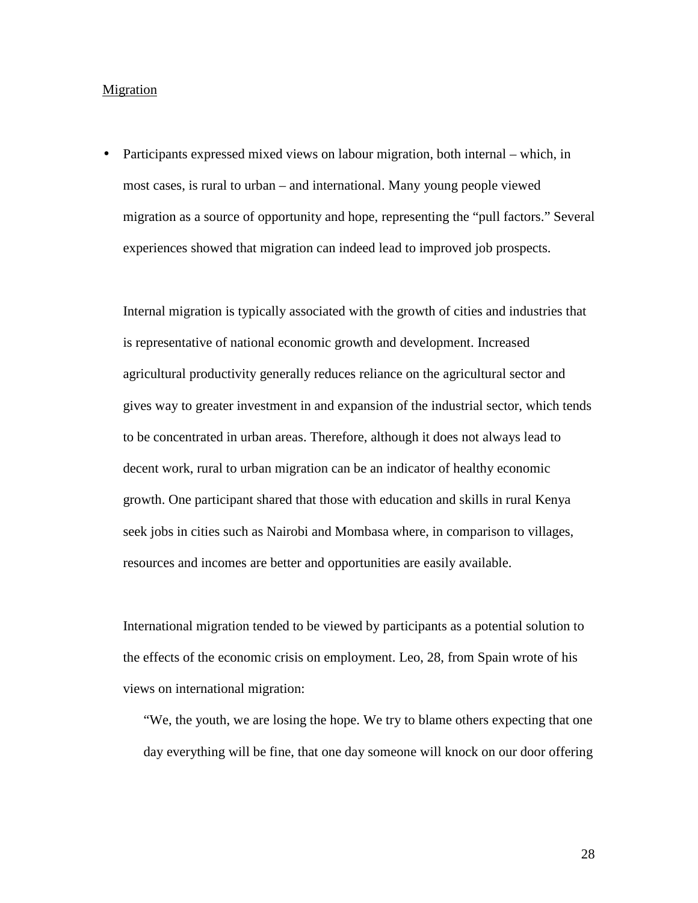<u>Migration</u>

- Participants expressed mixed views on labour migration, both internal – which, in most cases, is rural to urban – and international. Many young people viewed migration as a source of opportunity and hope, representing the "pull factors." Several experiences showed that migration can indeed lead to improved job prospects.

  Internal migration is typically associated with the growth of cities and industries that is representative of national economic growth and development. Increased agricultural productivity generally reduces reliance on the agricultural sector and gives way to greater investment in and expansion of the industrial sector, which tends to be concentrated in urban areas. Therefore, although it does not always lead to decent work, rural to urban migration can be an indicator of healthy economic growth. One participant shared that those with education and skills in rural Kenya seek jobs in cities such as Nairobi and Mombasa where, in comparison to villages, resources and incomes are better and opportunities are easily available.

  International migration tended to be viewed by participants as a potential solution to the effects of the economic crisis on employment. Leo, 28, from Spain wrote of his views on international migration:

  > "We, the youth, we are losing the hope. We try to blame others expecting that one day everything will be fine, that one day someone will knock on our door offering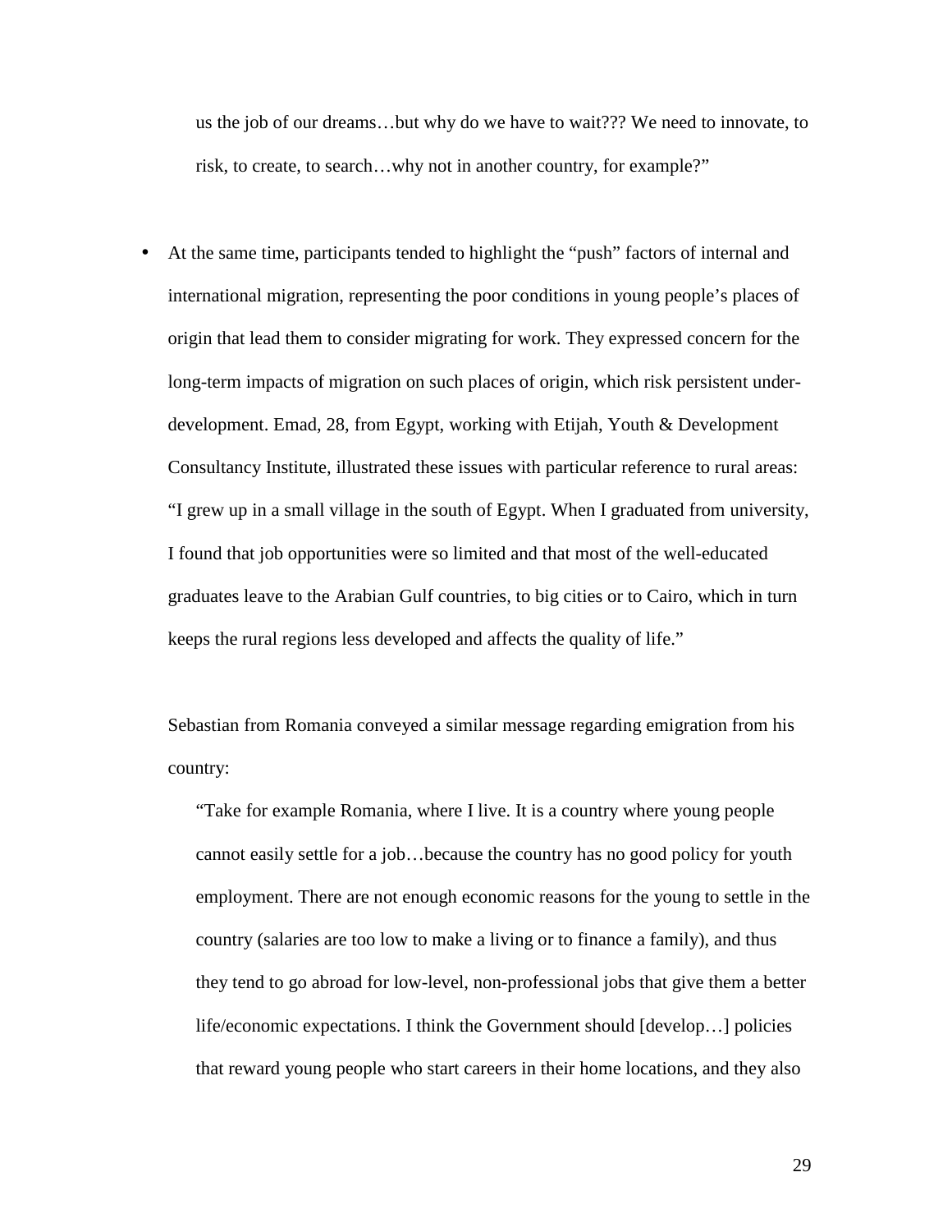us the job of our dreams…but why do we have to wait??? We need to innovate, to risk, to create, to search…why not in another country, for example?"

- At the same time, participants tended to highlight the "push" factors of internal and international migration, representing the poor conditions in young people's places of origin that lead them to consider migrating for work. They expressed concern for the long-term impacts of migration on such places of origin, which risk persistent under-development. Emad, 28, from Egypt, working with Etijah, Youth & Development Consultancy Institute, illustrated these issues with particular reference to rural areas: "I grew up in a small village in the south of Egypt. When I graduated from university, I found that job opportunities were so limited and that most of the well-educated graduates leave to the Arabian Gulf countries, to big cities or to Cairo, which in turn keeps the rural regions less developed and affects the quality of life."

  Sebastian from Romania conveyed a similar message regarding emigration from his country:

  > "Take for example Romania, where I live. It is a country where young people cannot easily settle for a job…because the country has no good policy for youth employment. There are not enough economic reasons for the young to settle in the country (salaries are too low to make a living or to finance a family), and thus they tend to go abroad for low-level, non-professional jobs that give them a better life/economic expectations. I think the Government should [develop…] policies that reward young people who start careers in their home locations, and they also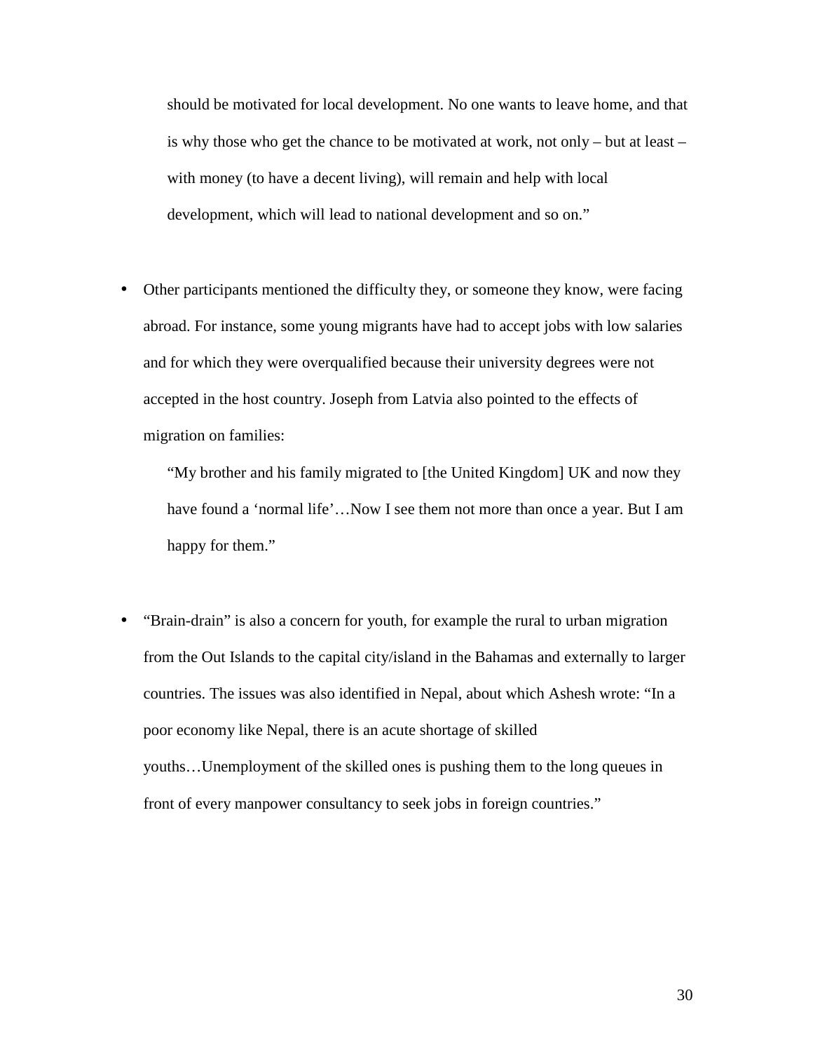should be motivated for local development. No one wants to leave home, and that is why those who get the chance to be motivated at work, not only – but at least – with money (to have a decent living), will remain and help with local development, which will lead to national development and so on."

- Other participants mentioned the difficulty they, or someone they know, were facing abroad. For instance, some young migrants have had to accept jobs with low salaries and for which they were overqualified because their university degrees were not accepted in the host country. Joseph from Latvia also pointed to the effects of migration on families:

  > "My brother and his family migrated to [the United Kingdom] UK and now they have found a 'normal life'…Now I see them not more than once a year. But I am happy for them."

- "Brain-drain" is also a concern for youth, for example the rural to urban migration from the Out Islands to the capital city/island in the Bahamas and externally to larger countries. The issues was also identified in Nepal, about which Ashesh wrote: "In a poor economy like Nepal, there is an acute shortage of skilled youths…Unemployment of the skilled ones is pushing them to the long queues in front of every manpower consultancy to seek jobs in foreign countries."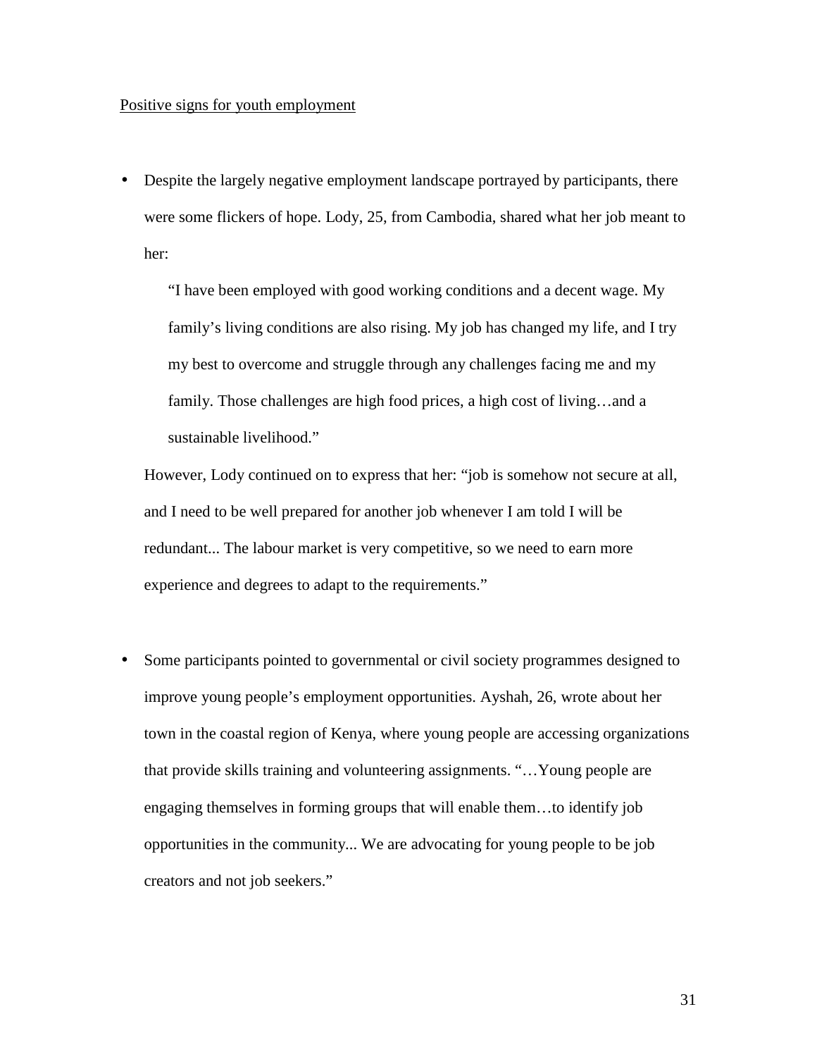Positive signs for youth employment

- Despite the largely negative employment landscape portrayed by participants, there were some flickers of hope. Lody, 25, from Cambodia, shared what her job meant to her:

  > "I have been employed with good working conditions and a decent wage. My family's living conditions are also rising. My job has changed my life, and I try my best to overcome and struggle through any challenges facing me and my family. Those challenges are high food prices, a high cost of living…and a sustainable livelihood."

  However, Lody continued on to express that her: "job is somehow not secure at all, and I need to be well prepared for another job whenever I am told I will be redundant... The labour market is very competitive, so we need to earn more experience and degrees to adapt to the requirements."

- Some participants pointed to governmental or civil society programmes designed to improve young people's employment opportunities. Ayshah, 26, wrote about her town in the coastal region of Kenya, where young people are accessing organizations that provide skills training and volunteering assignments. "…Young people are engaging themselves in forming groups that will enable them…to identify job opportunities in the community... We are advocating for young people to be job creators and not job seekers."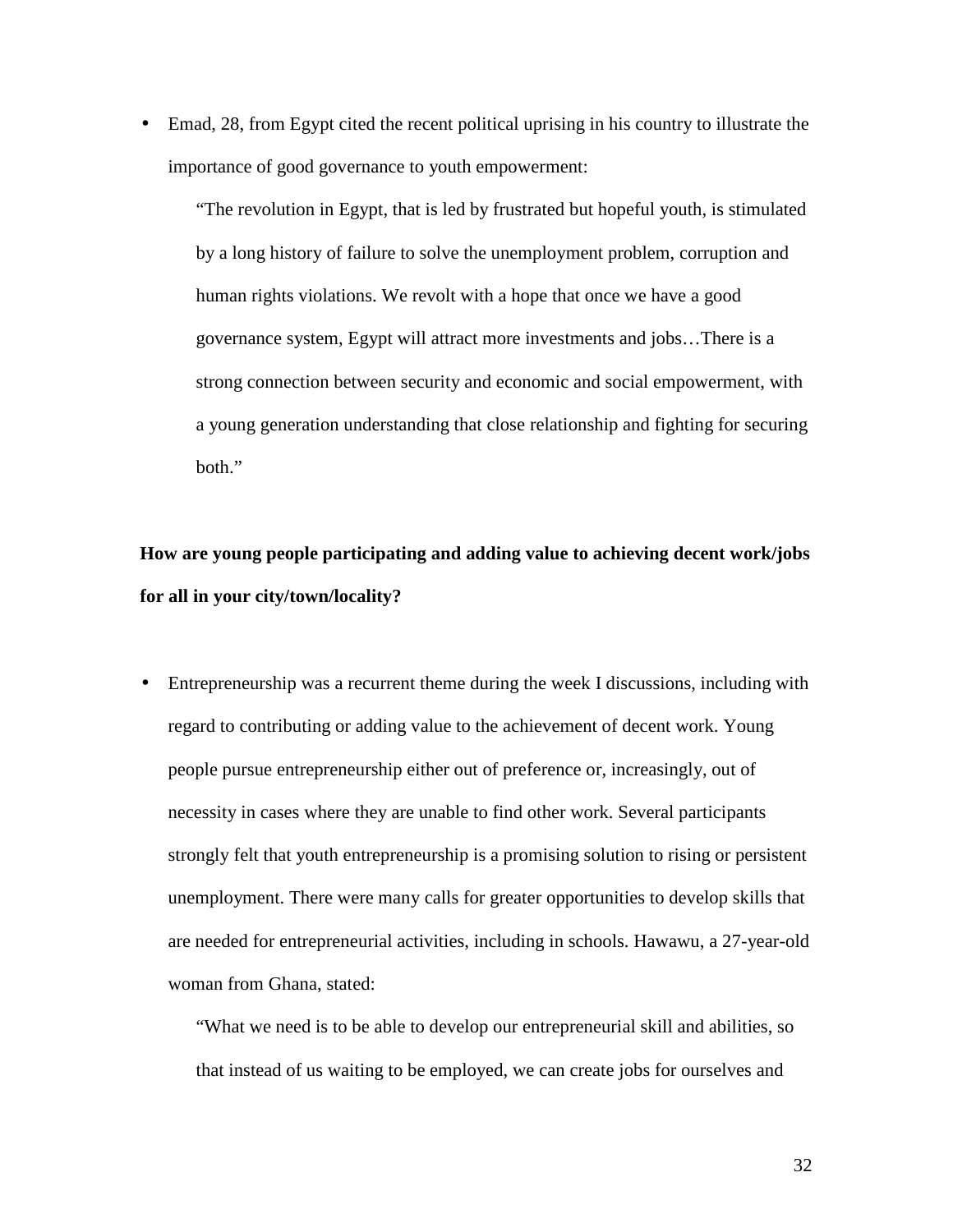- Emad, 28, from Egypt cited the recent political uprising in his country to illustrate the importance of good governance to youth empowerment:

  > "The revolution in Egypt, that is led by frustrated but hopeful youth, is stimulated by a long history of failure to solve the unemployment problem, corruption and human rights violations. We revolt with a hope that once we have a good governance system, Egypt will attract more investments and jobs…There is a strong connection between security and economic and social empowerment, with a young generation understanding that close relationship and fighting for securing both."

**How are young people participating and adding value to achieving decent work/jobs for all in your city/town/locality?**

- Entrepreneurship was a recurrent theme during the week I discussions, including with regard to contributing or adding value to the achievement of decent work. Young people pursue entrepreneurship either out of preference or, increasingly, out of necessity in cases where they are unable to find other work. Several participants strongly felt that youth entrepreneurship is a promising solution to rising or persistent unemployment. There were many calls for greater opportunities to develop skills that are needed for entrepreneurial activities, including in schools. Hawawu, a 27-year-old woman from Ghana, stated:

  > "What we need is to be able to develop our entrepreneurial skill and abilities, so that instead of us waiting to be employed, we can create jobs for ourselves and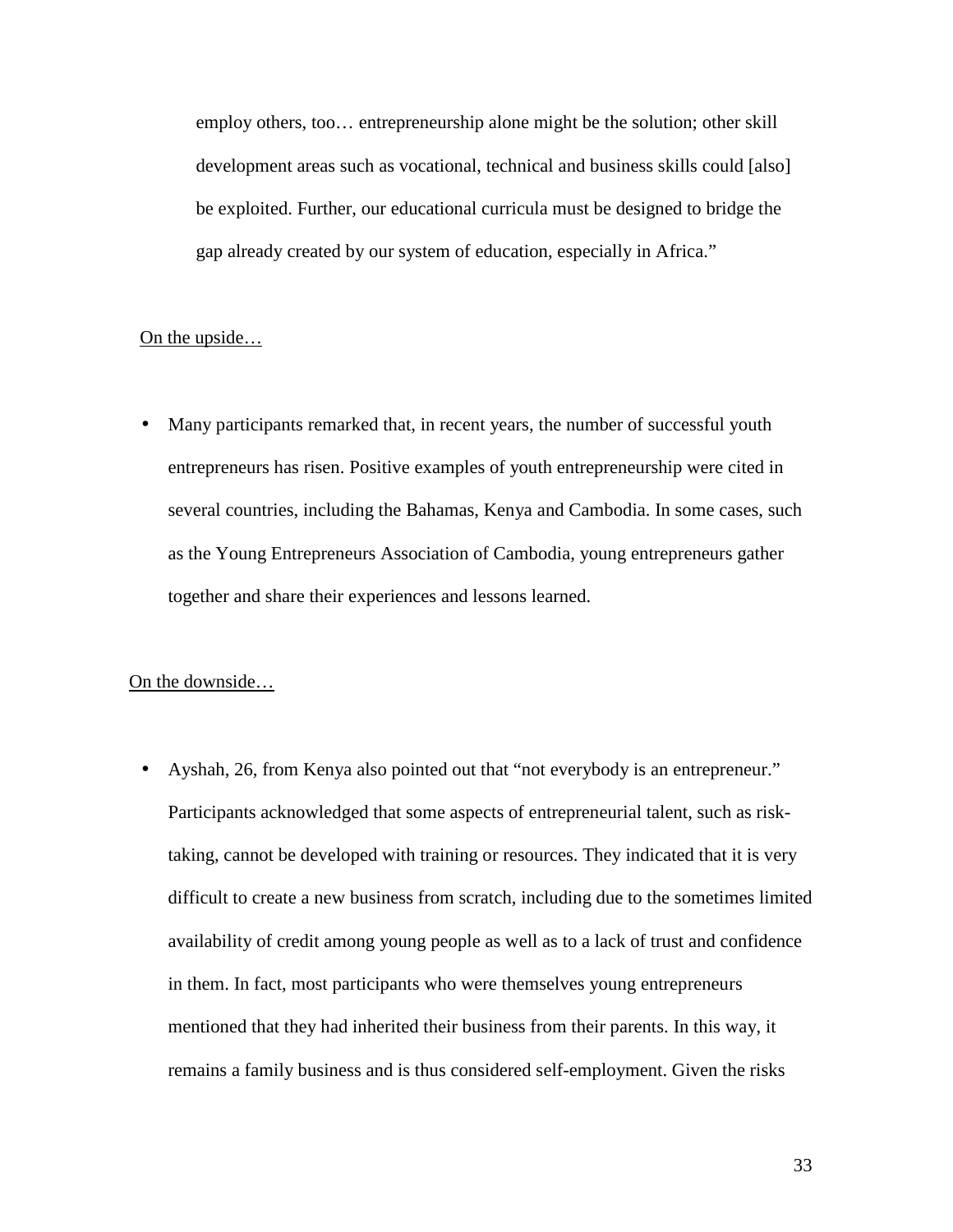> employ others, too… entrepreneurship alone might be the solution; other skill development areas such as vocational, technical and business skills could [also] be exploited. Further, our educational curricula must be designed to bridge the gap already created by our system of education, especially in Africa."

<u>On the upside…</u>

- Many participants remarked that, in recent years, the number of successful youth entrepreneurs has risen. Positive examples of youth entrepreneurship were cited in several countries, including the Bahamas, Kenya and Cambodia. In some cases, such as the Young Entrepreneurs Association of Cambodia, young entrepreneurs gather together and share their experiences and lessons learned.

<u>On the downside…</u>

- Ayshah, 26, from Kenya also pointed out that "not everybody is an entrepreneur." Participants acknowledged that some aspects of entrepreneurial talent, such as risk-taking, cannot be developed with training or resources. They indicated that it is very difficult to create a new business from scratch, including due to the sometimes limited availability of credit among young people as well as to a lack of trust and confidence in them. In fact, most participants who were themselves young entrepreneurs mentioned that they had inherited their business from their parents. In this way, it remains a family business and is thus considered self-employment. Given the risks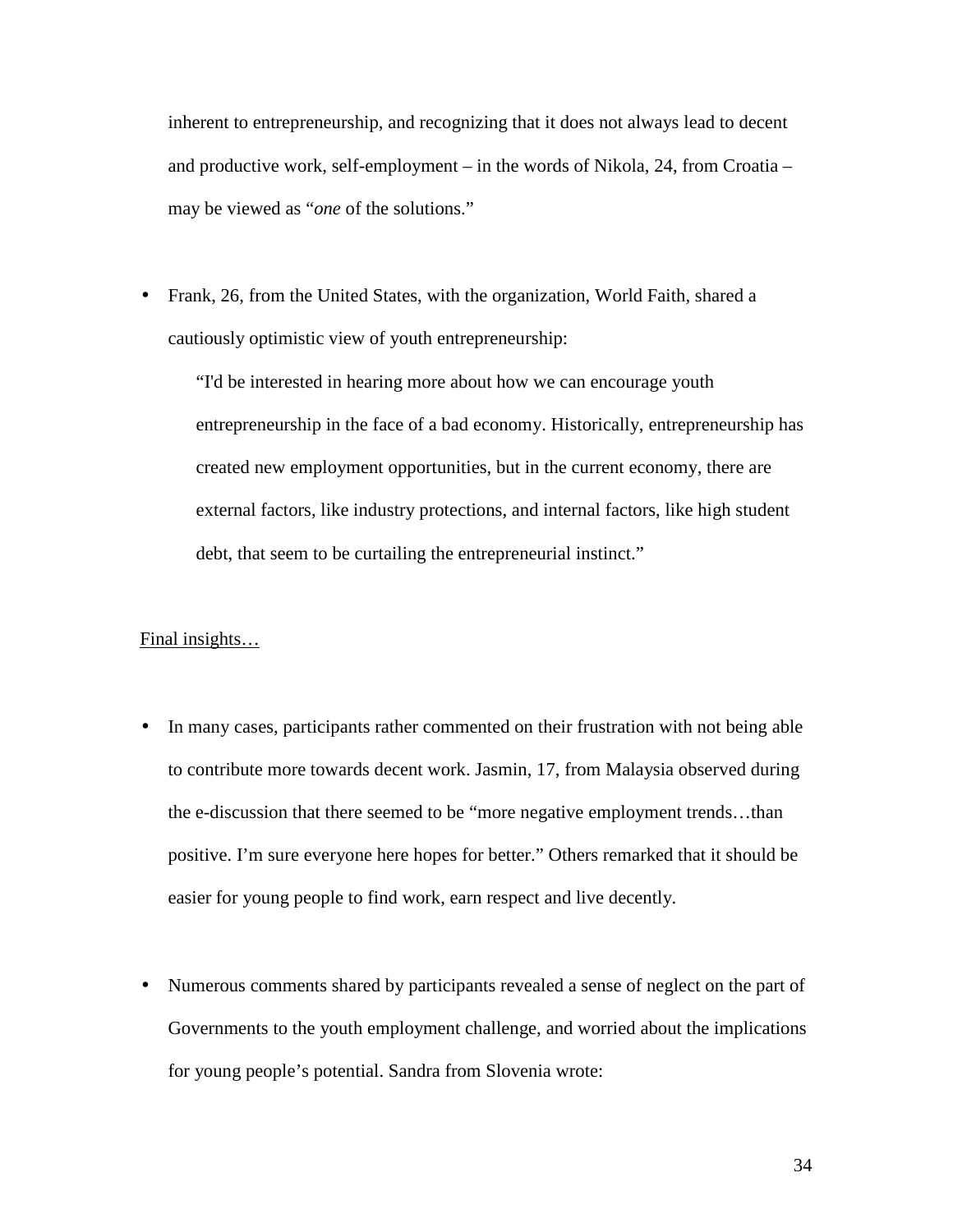inherent to entrepreneurship, and recognizing that it does not always lead to decent and productive work, self-employment – in the words of Nikola, 24, from Croatia – may be viewed as "*one* of the solutions."

- Frank, 26, from the United States, with the organization, World Faith, shared a cautiously optimistic view of youth entrepreneurship:

  > "I'd be interested in hearing more about how we can encourage youth entrepreneurship in the face of a bad economy. Historically, entrepreneurship has created new employment opportunities, but in the current economy, there are external factors, like industry protections, and internal factors, like high student debt, that seem to be curtailing the entrepreneurial instinct."

<u>Final insights…</u>

- In many cases, participants rather commented on their frustration with not being able to contribute more towards decent work. Jasmin, 17, from Malaysia observed during the e-discussion that there seemed to be "more negative employment trends…than positive. I'm sure everyone here hopes for better." Others remarked that it should be easier for young people to find work, earn respect and live decently.

- Numerous comments shared by participants revealed a sense of neglect on the part of Governments to the youth employment challenge, and worried about the implications for young people's potential. Sandra from Slovenia wrote: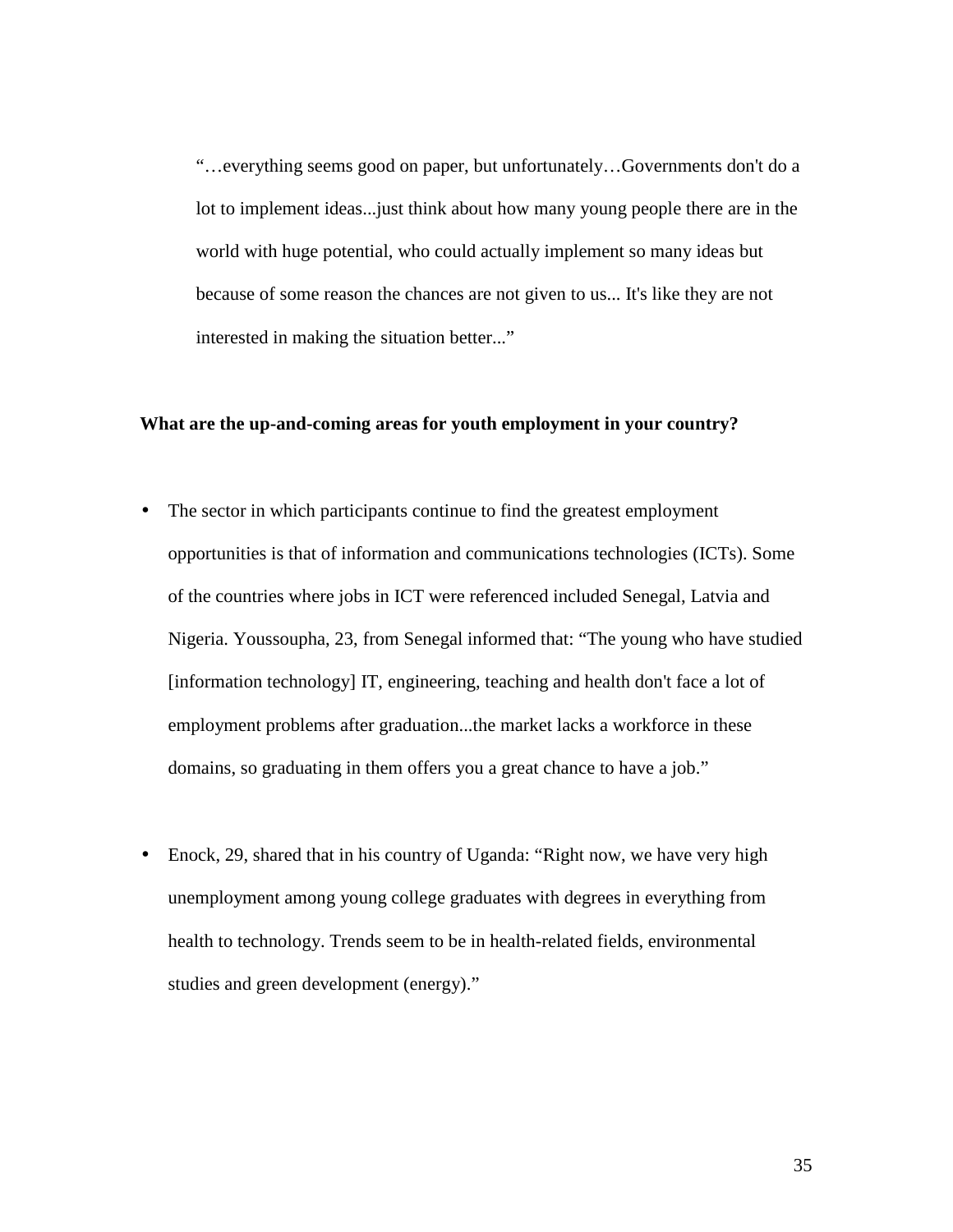> "…everything seems good on paper, but unfortunately…Governments don't do a lot to implement ideas...just think about how many young people there are in the world with huge potential, who could actually implement so many ideas but because of some reason the chances are not given to us... It's like they are not interested in making the situation better..."

**What are the up-and-coming areas for youth employment in your country?**

- The sector in which participants continue to find the greatest employment opportunities is that of information and communications technologies (ICTs). Some of the countries where jobs in ICT were referenced included Senegal, Latvia and Nigeria. Youssoupha, 23, from Senegal informed that: "The young who have studied [information technology] IT, engineering, teaching and health don't face a lot of employment problems after graduation...the market lacks a workforce in these domains, so graduating in them offers you a great chance to have a job."

- Enock, 29, shared that in his country of Uganda: "Right now, we have very high unemployment among young college graduates with degrees in everything from health to technology. Trends seem to be in health-related fields, environmental studies and green development (energy)."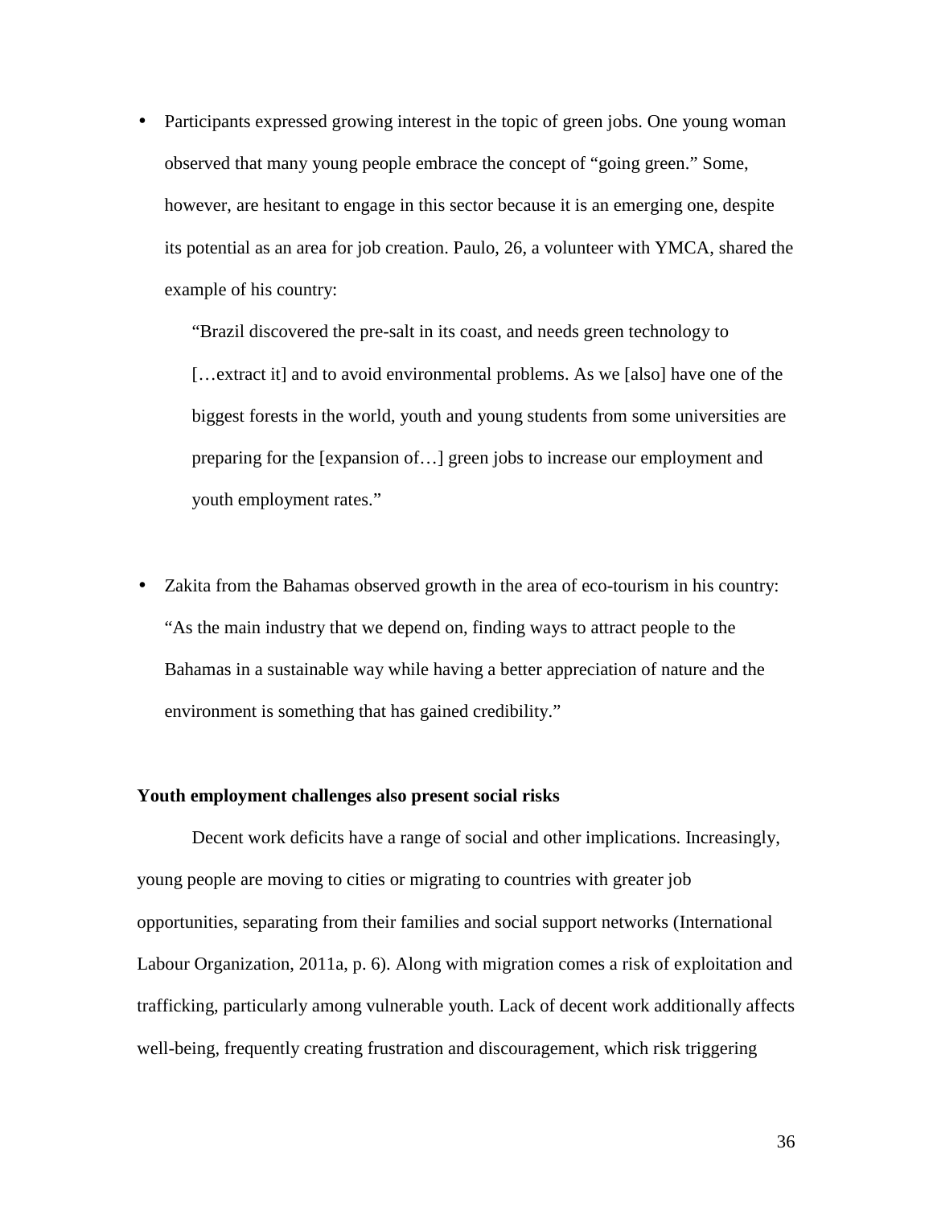- Participants expressed growing interest in the topic of green jobs. One young woman observed that many young people embrace the concept of "going green." Some, however, are hesitant to engage in this sector because it is an emerging one, despite its potential as an area for job creation. Paulo, 26, a volunteer with YMCA, shared the example of his country:

  > "Brazil discovered the pre-salt in its coast, and needs green technology to […extract it] and to avoid environmental problems. As we [also] have one of the biggest forests in the world, youth and young students from some universities are preparing for the [expansion of…] green jobs to increase our employment and youth employment rates."

- Zakita from the Bahamas observed growth in the area of eco-tourism in his country: "As the main industry that we depend on, finding ways to attract people to the Bahamas in a sustainable way while having a better appreciation of nature and the environment is something that has gained credibility."

**Youth employment challenges also present social risks**

Decent work deficits have a range of social and other implications. Increasingly, young people are moving to cities or migrating to countries with greater job opportunities, separating from their families and social support networks (International Labour Organization, 2011a, p. 6). Along with migration comes a risk of exploitation and trafficking, particularly among vulnerable youth. Lack of decent work additionally affects well-being, frequently creating frustration and discouragement, which risk triggering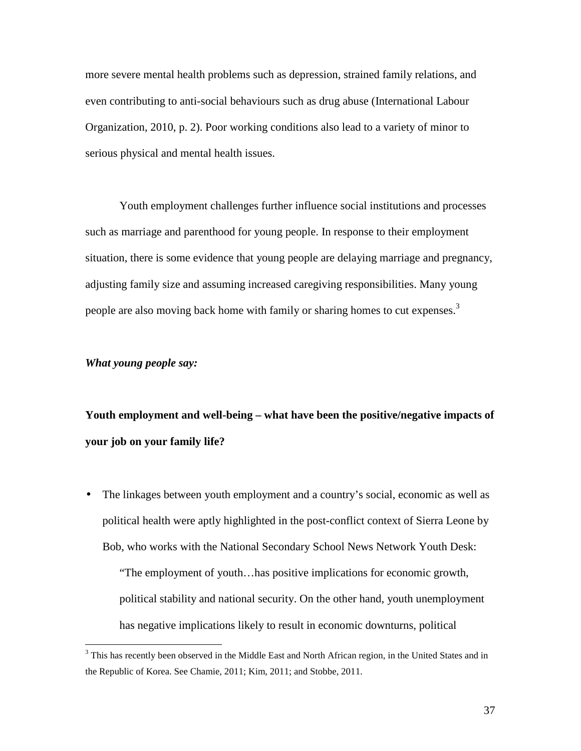more severe mental health problems such as depression, strained family relations, and even contributing to anti-social behaviours such as drug abuse (International Labour Organization, 2010, p. 2). Poor working conditions also lead to a variety of minor to serious physical and mental health issues.

Youth employment challenges further influence social institutions and processes such as marriage and parenthood for young people. In response to their employment situation, there is some evidence that young people are delaying marriage and pregnancy, adjusting family size and assuming increased caregiving responsibilities. Many young people are also moving back home with family or sharing homes to cut expenses.[3]

***What young people say:***

**Youth employment and well-being – what have been the positive/negative impacts of your job on your family life?**

- The linkages between youth employment and a country's social, economic as well as political health were aptly highlighted in the post-conflict context of Sierra Leone by Bob, who works with the National Secondary School News Network Youth Desk:

  "The employment of youth…has positive implications for economic growth, political stability and national security. On the other hand, youth unemployment has negative implications likely to result in economic downturns, political

---

[3] This has recently been observed in the Middle East and North African region, in the United States and in the Republic of Korea. See Chamie, 2011; Kim, 2011; and Stobbe, 2011.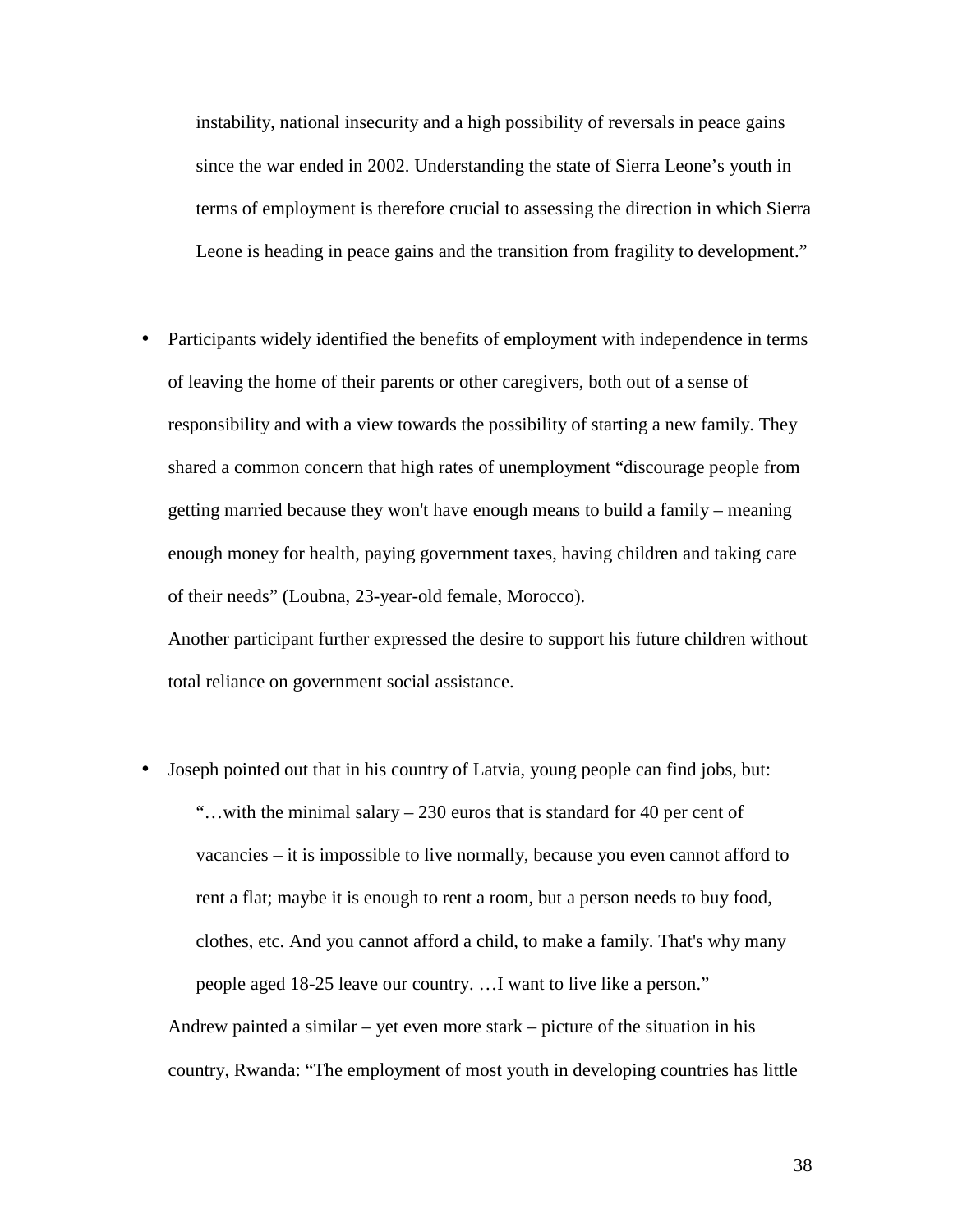> instability, national insecurity and a high possibility of reversals in peace gains since the war ended in 2002. Understanding the state of Sierra Leone's youth in terms of employment is therefore crucial to assessing the direction in which Sierra Leone is heading in peace gains and the transition from fragility to development."

- Participants widely identified the benefits of employment with independence in terms of leaving the home of their parents or other caregivers, both out of a sense of responsibility and with a view towards the possibility of starting a new family. They shared a common concern that high rates of unemployment "discourage people from getting married because they won't have enough means to build a family – meaning enough money for health, paying government taxes, having children and taking care of their needs" (Loubna, 23-year-old female, Morocco).

  Another participant further expressed the desire to support his future children without total reliance on government social assistance.

- Joseph pointed out that in his country of Latvia, young people can find jobs, but:

  > "…with the minimal salary – 230 euros that is standard for 40 per cent of vacancies – it is impossible to live normally, because you even cannot afford to rent a flat; maybe it is enough to rent a room, but a person needs to buy food, clothes, etc. And you cannot afford a child, to make a family. That's why many people aged 18-25 leave our country. …I want to live like a person."

  Andrew painted a similar – yet even more stark – picture of the situation in his country, Rwanda: "The employment of most youth in developing countries has little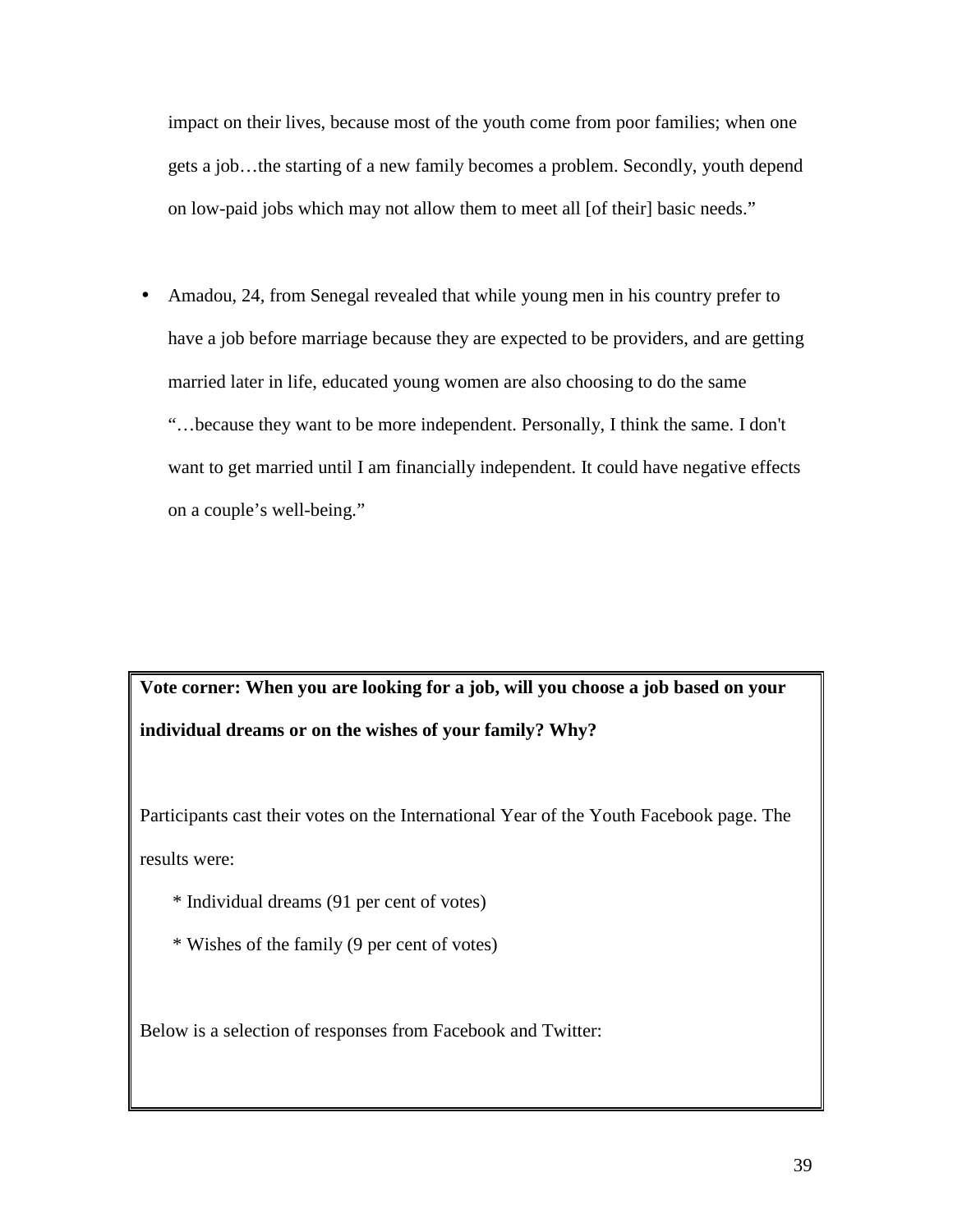impact on their lives, because most of the youth come from poor families; when one gets a job…the starting of a new family becomes a problem. Secondly, youth depend on low-paid jobs which may not allow them to meet all [of their] basic needs."

- Amadou, 24, from Senegal revealed that while young men in his country prefer to have a job before marriage because they are expected to be providers, and are getting married later in life, educated young women are also choosing to do the same "…because they want to be more independent. Personally, I think the same. I don't want to get married until I am financially independent. It could have negative effects on a couple's well-being."

**Vote corner: When you are looking for a job, will you choose a job based on your individual dreams or on the wishes of your family? Why?**

Participants cast their votes on the International Year of the Youth Facebook page. The results were:

- Individual dreams (91 per cent of votes)
- Wishes of the family (9 per cent of votes)

Below is a selection of responses from Facebook and Twitter: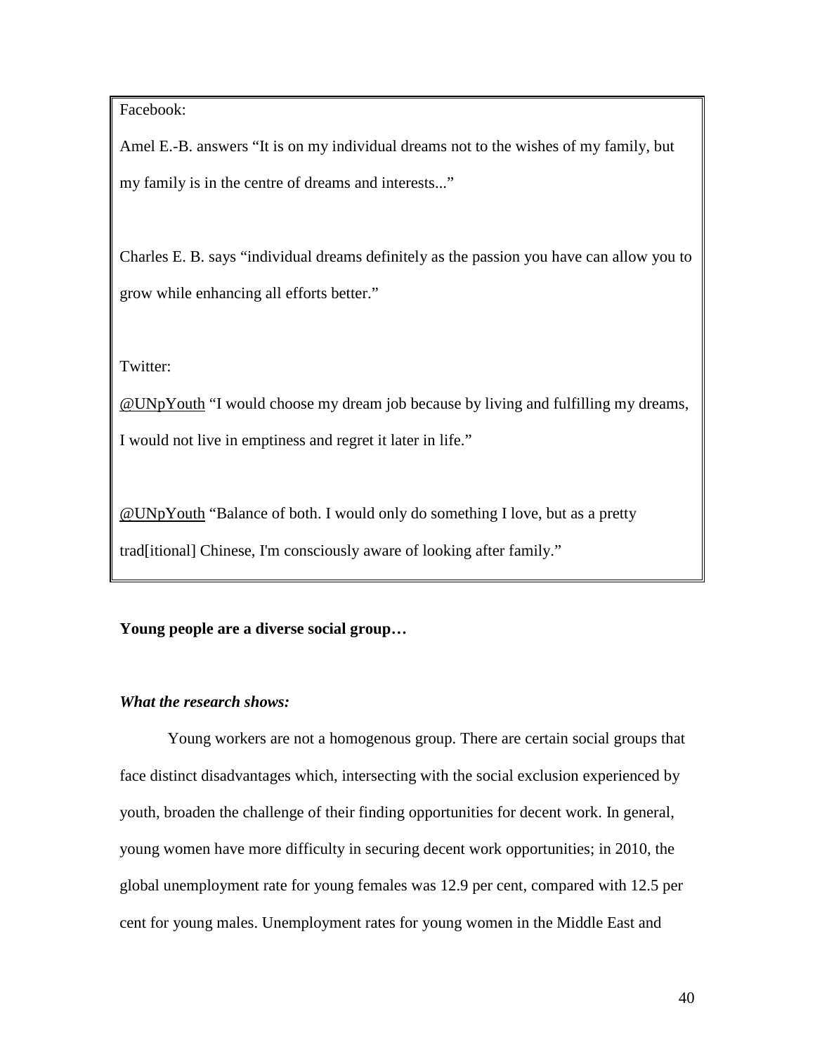Facebook:

Amel E.-B. answers "It is on my individual dreams not to the wishes of my family, but my family is in the centre of dreams and interests..."

Charles E. B. says "individual dreams definitely as the passion you have can allow you to grow while enhancing all efforts better."

Twitter:

@UNpYouth "I would choose my dream job because by living and fulfilling my dreams, I would not live in emptiness and regret it later in life."

@UNpYouth "Balance of both. I would only do something I love, but as a pretty trad[itional] Chinese, I'm consciously aware of looking after family."

**Young people are a diverse social group…**

***What the research shows:***

Young workers are not a homogenous group. There are certain social groups that face distinct disadvantages which, intersecting with the social exclusion experienced by youth, broaden the challenge of their finding opportunities for decent work. In general, young women have more difficulty in securing decent work opportunities; in 2010, the global unemployment rate for young females was 12.9 per cent, compared with 12.5 per cent for young males. Unemployment rates for young women in the Middle East and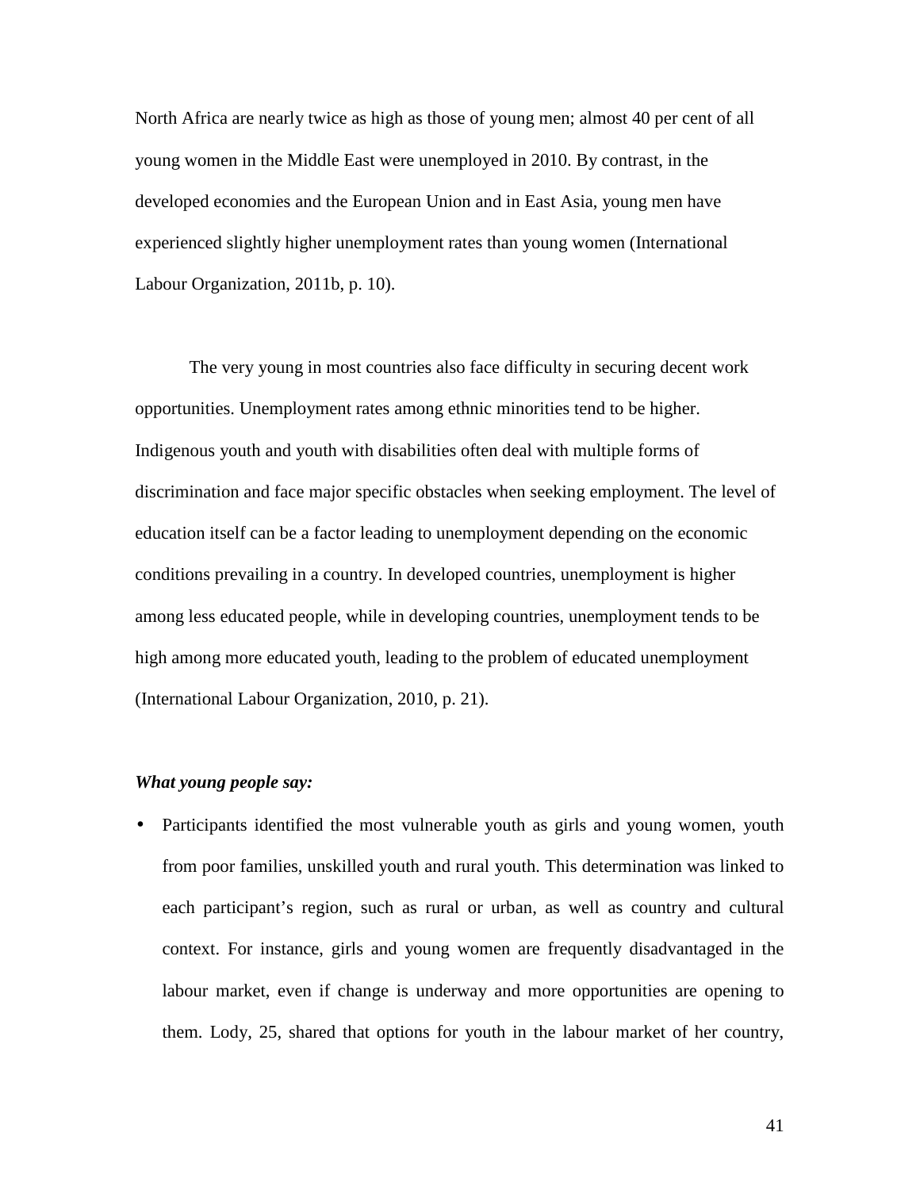North Africa are nearly twice as high as those of young men; almost 40 per cent of all young women in the Middle East were unemployed in 2010. By contrast, in the developed economies and the European Union and in East Asia, young men have experienced slightly higher unemployment rates than young women (International Labour Organization, 2011b, p. 10).

The very young in most countries also face difficulty in securing decent work opportunities. Unemployment rates among ethnic minorities tend to be higher. Indigenous youth and youth with disabilities often deal with multiple forms of discrimination and face major specific obstacles when seeking employment. The level of education itself can be a factor leading to unemployment depending on the economic conditions prevailing in a country. In developed countries, unemployment is higher among less educated people, while in developing countries, unemployment tends to be high among more educated youth, leading to the problem of educated unemployment (International Labour Organization, 2010, p. 21).

***What young people say:***

- Participants identified the most vulnerable youth as girls and young women, youth from poor families, unskilled youth and rural youth. This determination was linked to each participant's region, such as rural or urban, as well as country and cultural context. For instance, girls and young women are frequently disadvantaged in the labour market, even if change is underway and more opportunities are opening to them. Lody, 25, shared that options for youth in the labour market of her country,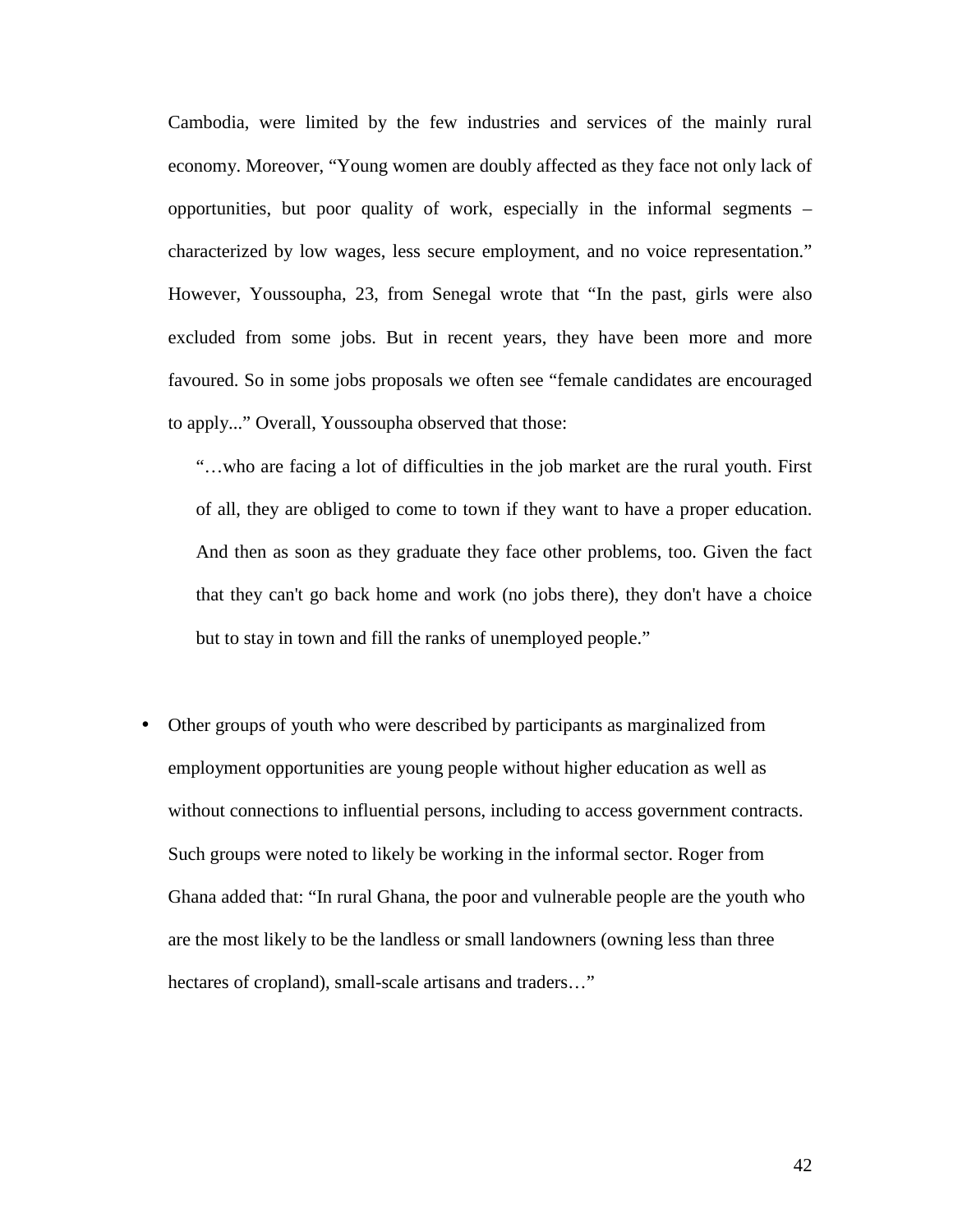Cambodia, were limited by the few industries and services of the mainly rural economy. Moreover, "Young women are doubly affected as they face not only lack of opportunities, but poor quality of work, especially in the informal segments – characterized by low wages, less secure employment, and no voice representation." However, Youssoupha, 23, from Senegal wrote that "In the past, girls were also excluded from some jobs. But in recent years, they have been more and more favoured. So in some jobs proposals we often see "female candidates are encouraged to apply..." Overall, Youssoupha observed that those:

> "…who are facing a lot of difficulties in the job market are the rural youth. First of all, they are obliged to come to town if they want to have a proper education. And then as soon as they graduate they face other problems, too. Given the fact that they can't go back home and work (no jobs there), they don't have a choice but to stay in town and fill the ranks of unemployed people."

- Other groups of youth who were described by participants as marginalized from employment opportunities are young people without higher education as well as without connections to influential persons, including to access government contracts. Such groups were noted to likely be working in the informal sector. Roger from Ghana added that: "In rural Ghana, the poor and vulnerable people are the youth who are the most likely to be the landless or small landowners (owning less than three hectares of cropland), small-scale artisans and traders…"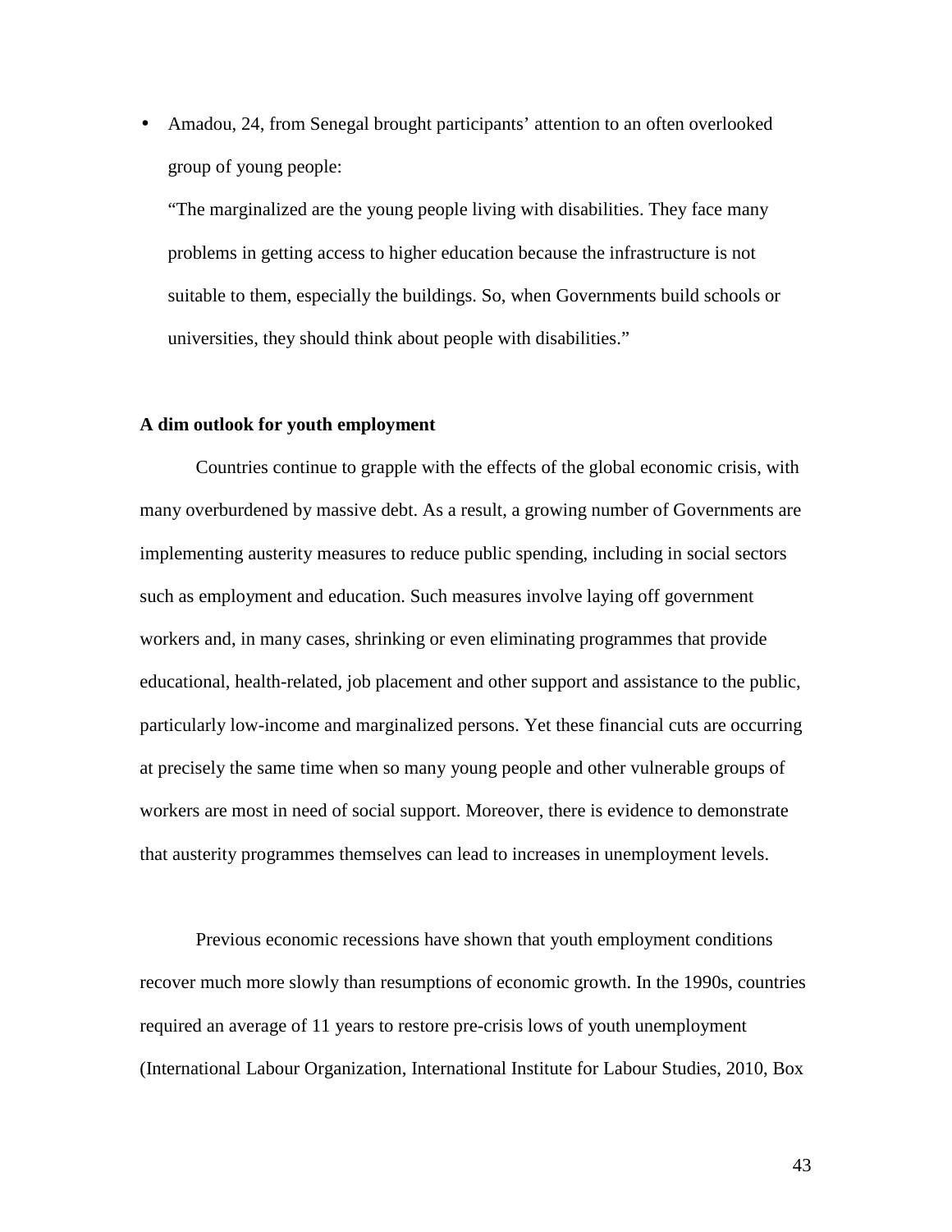- Amadou, 24, from Senegal brought participants' attention to an often overlooked group of young people:

  "The marginalized are the young people living with disabilities. They face many problems in getting access to higher education because the infrastructure is not suitable to them, especially the buildings. So, when Governments build schools or universities, they should think about people with disabilities."

**A dim outlook for youth employment**

Countries continue to grapple with the effects of the global economic crisis, with many overburdened by massive debt. As a result, a growing number of Governments are implementing austerity measures to reduce public spending, including in social sectors such as employment and education. Such measures involve laying off government workers and, in many cases, shrinking or even eliminating programmes that provide educational, health-related, job placement and other support and assistance to the public, particularly low-income and marginalized persons. Yet these financial cuts are occurring at precisely the same time when so many young people and other vulnerable groups of workers are most in need of social support. Moreover, there is evidence to demonstrate that austerity programmes themselves can lead to increases in unemployment levels.

Previous economic recessions have shown that youth employment conditions recover much more slowly than resumptions of economic growth. In the 1990s, countries required an average of 11 years to restore pre-crisis lows of youth unemployment (International Labour Organization, International Institute for Labour Studies, 2010, Box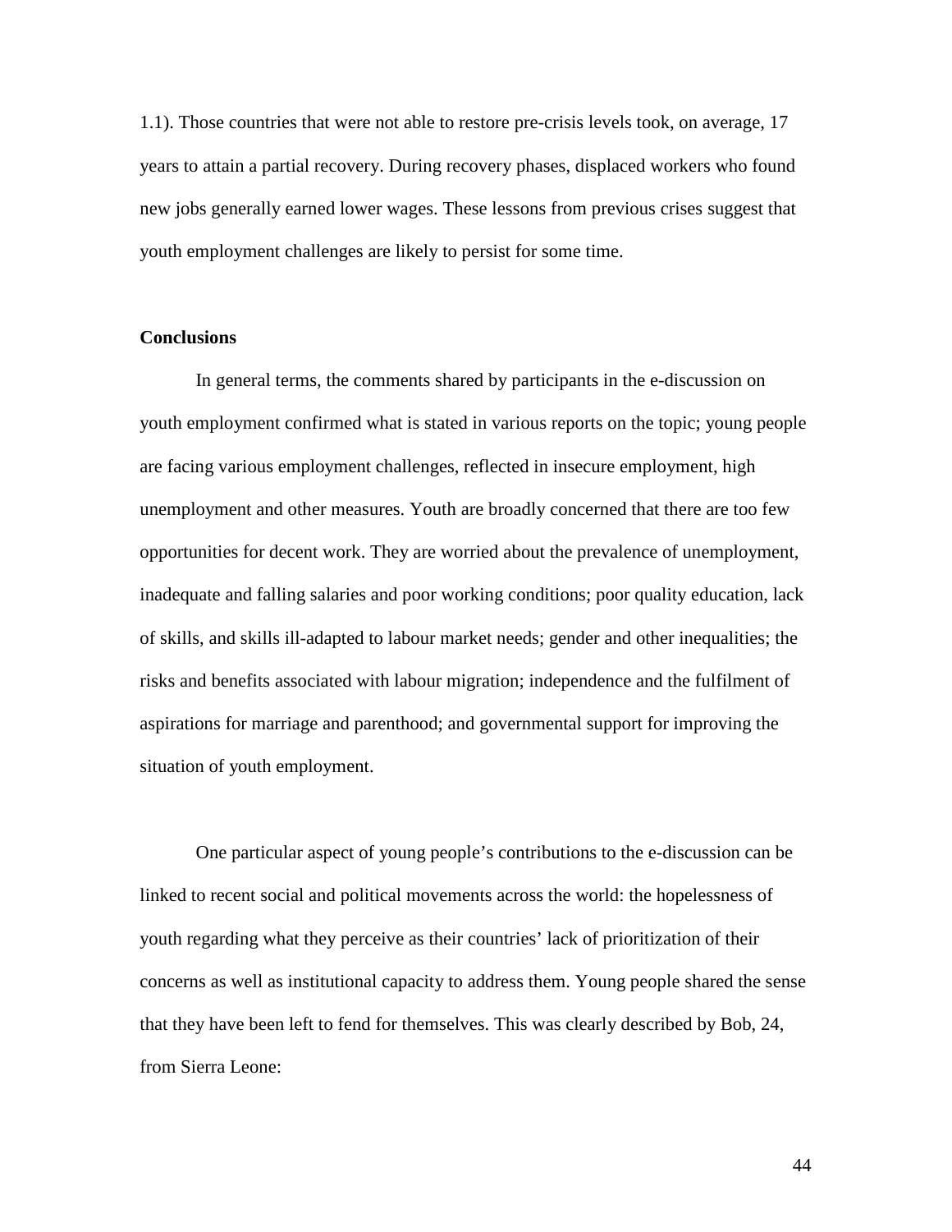1.1). Those countries that were not able to restore pre-crisis levels took, on average, 17 years to attain a partial recovery. During recovery phases, displaced workers who found new jobs generally earned lower wages. These lessons from previous crises suggest that youth employment challenges are likely to persist for some time.

**Conclusions**

In general terms, the comments shared by participants in the e-discussion on youth employment confirmed what is stated in various reports on the topic; young people are facing various employment challenges, reflected in insecure employment, high unemployment and other measures. Youth are broadly concerned that there are too few opportunities for decent work. They are worried about the prevalence of unemployment, inadequate and falling salaries and poor working conditions; poor quality education, lack of skills, and skills ill-adapted to labour market needs; gender and other inequalities; the risks and benefits associated with labour migration; independence and the fulfilment of aspirations for marriage and parenthood; and governmental support for improving the situation of youth employment.

One particular aspect of young people's contributions to the e-discussion can be linked to recent social and political movements across the world: the hopelessness of youth regarding what they perceive as their countries' lack of prioritization of their concerns as well as institutional capacity to address them. Young people shared the sense that they have been left to fend for themselves. This was clearly described by Bob, 24, from Sierra Leone: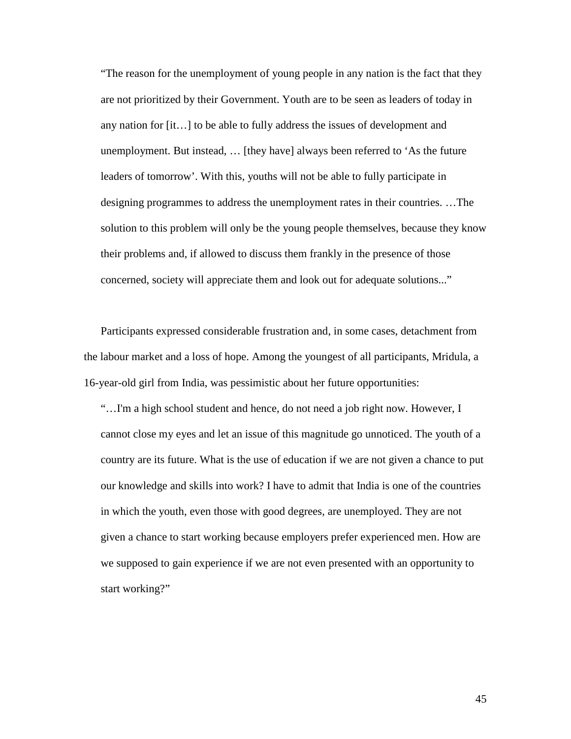> "The reason for the unemployment of young people in any nation is the fact that they are not prioritized by their Government. Youth are to be seen as leaders of today in any nation for [it…] to be able to fully address the issues of development and unemployment. But instead, … [they have] always been referred to 'As the future leaders of tomorrow'. With this, youths will not be able to fully participate in designing programmes to address the unemployment rates in their countries. …The solution to this problem will only be the young people themselves, because they know their problems and, if allowed to discuss them frankly in the presence of those concerned, society will appreciate them and look out for adequate solutions..."

Participants expressed considerable frustration and, in some cases, detachment from the labour market and a loss of hope. Among the youngest of all participants, Mridula, a 16-year-old girl from India, was pessimistic about her future opportunities:

> "…I'm a high school student and hence, do not need a job right now. However, I cannot close my eyes and let an issue of this magnitude go unnoticed. The youth of a country are its future. What is the use of education if we are not given a chance to put our knowledge and skills into work? I have to admit that India is one of the countries in which the youth, even those with good degrees, are unemployed. They are not given a chance to start working because employers prefer experienced men. How are we supposed to gain experience if we are not even presented with an opportunity to start working?"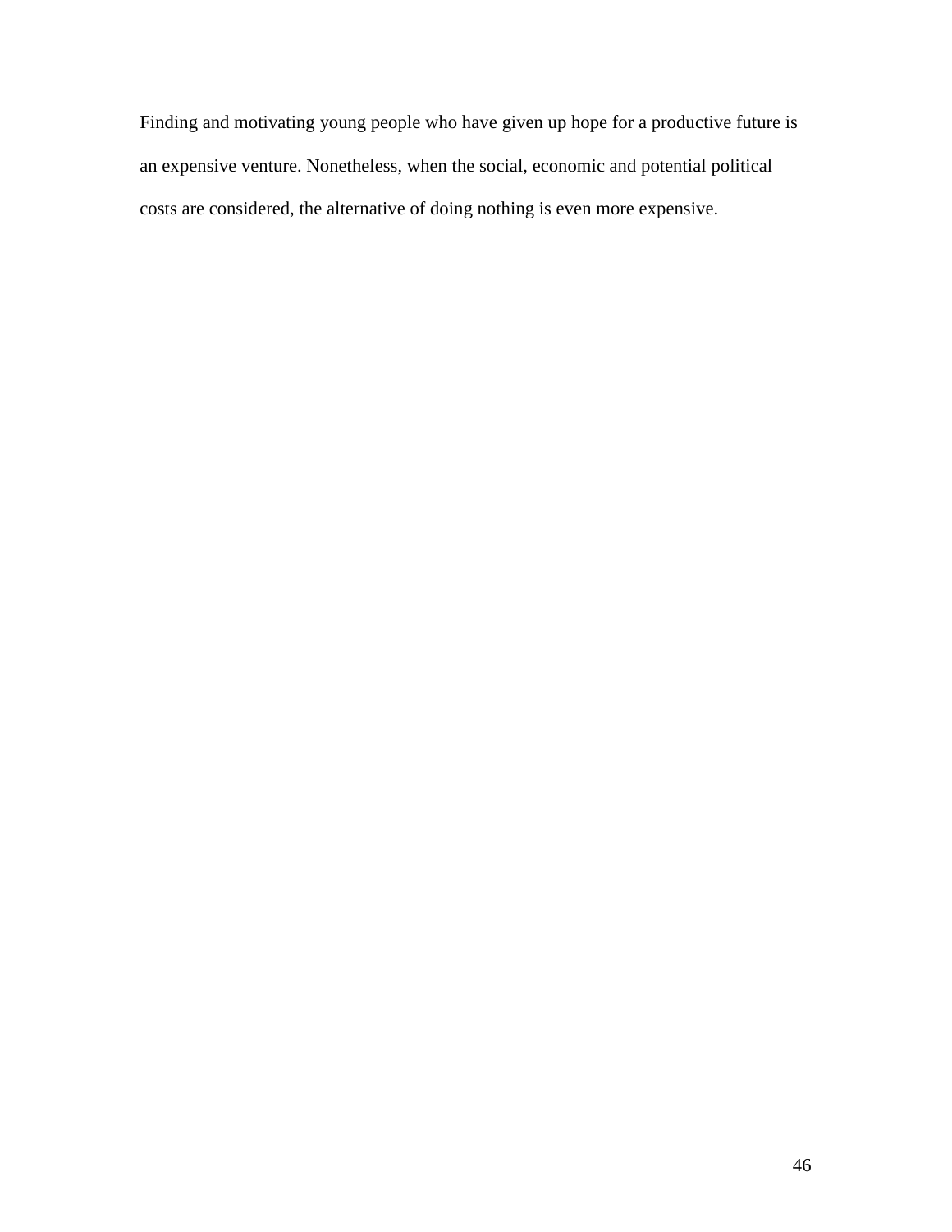Finding and motivating young people who have given up hope for a productive future is an expensive venture. Nonetheless, when the social, economic and potential political costs are considered, the alternative of doing nothing is even more expensive.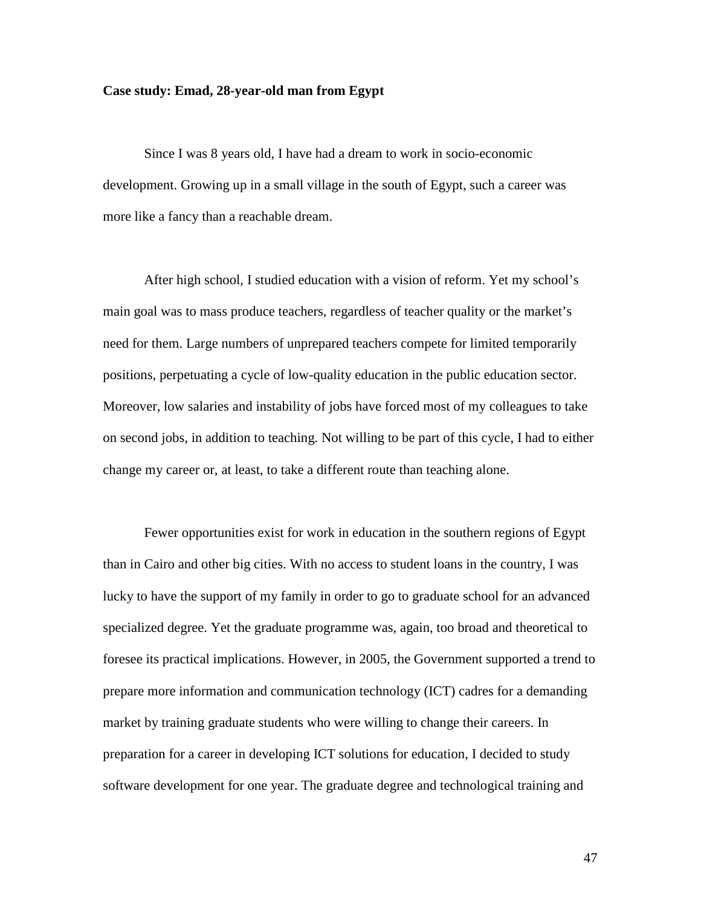**Case study: Emad, 28-year-old man from Egypt**

Since I was 8 years old, I have had a dream to work in socio-economic development. Growing up in a small village in the south of Egypt, such a career was more like a fancy than a reachable dream.

After high school, I studied education with a vision of reform. Yet my school's main goal was to mass produce teachers, regardless of teacher quality or the market's need for them. Large numbers of unprepared teachers compete for limited temporarily positions, perpetuating a cycle of low-quality education in the public education sector. Moreover, low salaries and instability of jobs have forced most of my colleagues to take on second jobs, in addition to teaching. Not willing to be part of this cycle, I had to either change my career or, at least, to take a different route than teaching alone.

Fewer opportunities exist for work in education in the southern regions of Egypt than in Cairo and other big cities. With no access to student loans in the country, I was lucky to have the support of my family in order to go to graduate school for an advanced specialized degree. Yet the graduate programme was, again, too broad and theoretical to foresee its practical implications. However, in 2005, the Government supported a trend to prepare more information and communication technology (ICT) cadres for a demanding market by training graduate students who were willing to change their careers. In preparation for a career in developing ICT solutions for education, I decided to study software development for one year. The graduate degree and technological training and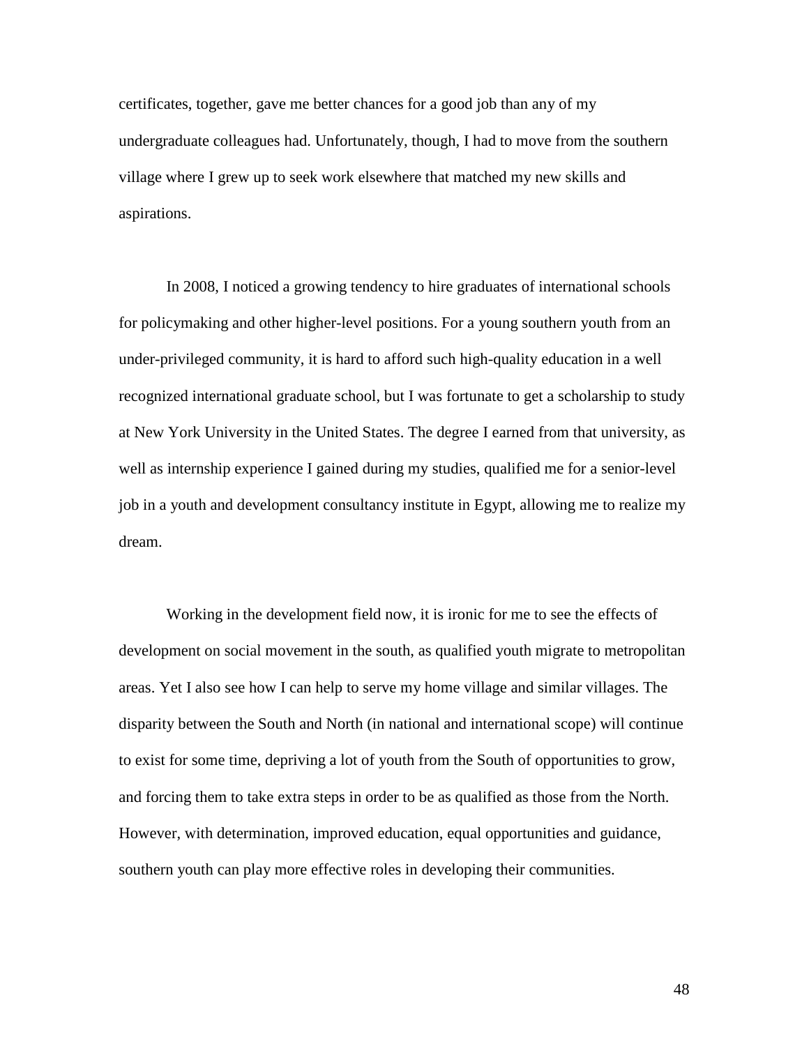certificates, together, gave me better chances for a good job than any of my undergraduate colleagues had. Unfortunately, though, I had to move from the southern village where I grew up to seek work elsewhere that matched my new skills and aspirations.

In 2008, I noticed a growing tendency to hire graduates of international schools for policymaking and other higher-level positions. For a young southern youth from an under-privileged community, it is hard to afford such high-quality education in a well recognized international graduate school, but I was fortunate to get a scholarship to study at New York University in the United States. The degree I earned from that university, as well as internship experience I gained during my studies, qualified me for a senior-level job in a youth and development consultancy institute in Egypt, allowing me to realize my dream.

Working in the development field now, it is ironic for me to see the effects of development on social movement in the south, as qualified youth migrate to metropolitan areas. Yet I also see how I can help to serve my home village and similar villages. The disparity between the South and North (in national and international scope) will continue to exist for some time, depriving a lot of youth from the South of opportunities to grow, and forcing them to take extra steps in order to be as qualified as those from the North. However, with determination, improved education, equal opportunities and guidance, southern youth can play more effective roles in developing their communities.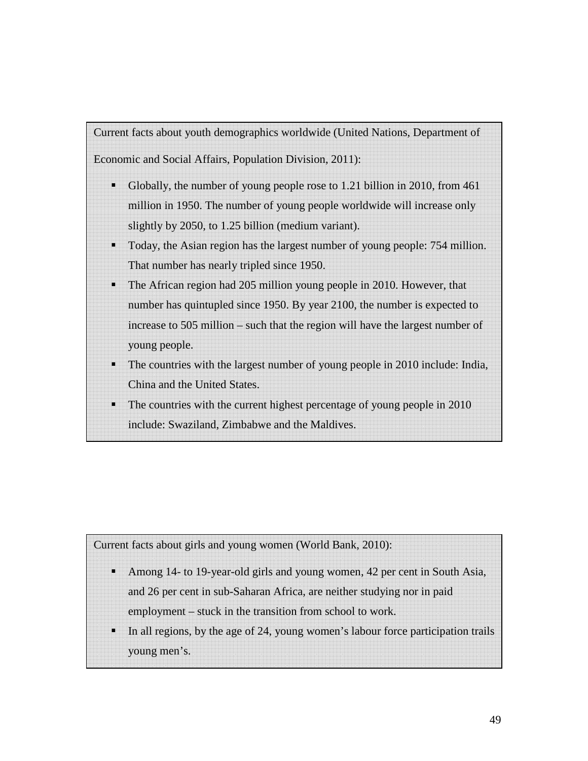Current facts about youth demographics worldwide (United Nations, Department of Economic and Social Affairs, Population Division, 2011):

- Globally, the number of young people rose to 1.21 billion in 2010, from 461 million in 1950. The number of young people worldwide will increase only slightly by 2050, to 1.25 billion (medium variant).
- Today, the Asian region has the largest number of young people: 754 million. That number has nearly tripled since 1950.
- The African region had 205 million young people in 2010. However, that number has quintupled since 1950. By year 2100, the number is expected to increase to 505 million – such that the region will have the largest number of young people.
- The countries with the largest number of young people in 2010 include: India, China and the United States.
- The countries with the current highest percentage of young people in 2010 include: Swaziland, Zimbabwe and the Maldives.

Current facts about girls and young women (World Bank, 2010):

- Among 14- to 19-year-old girls and young women, 42 per cent in South Asia, and 26 per cent in sub-Saharan Africa, are neither studying nor in paid employment – stuck in the transition from school to work.
- In all regions, by the age of 24, young women's labour force participation trails young men's.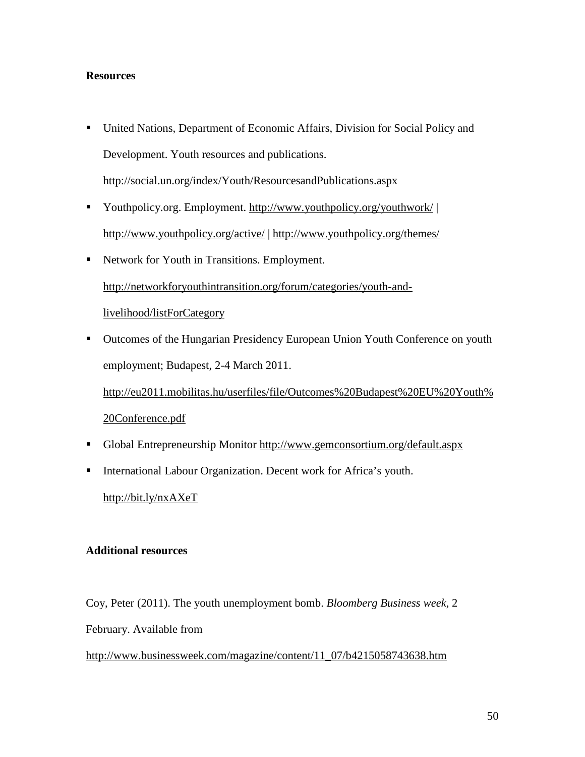**Resources**

- United Nations, Department of Economic Affairs, Division for Social Policy and Development. Youth resources and publications. http://social.un.org/index/Youth/ResourcesandPublications.aspx
- Youthpolicy.org. Employment. http://www.youthpolicy.org/youthwork/ | http://www.youthpolicy.org/active/ | http://www.youthpolicy.org/themes/
- Network for Youth in Transitions. Employment. http://networkforyouthintransition.org/forum/categories/youth-and-livelihood/listForCategory
- Outcomes of the Hungarian Presidency European Union Youth Conference on youth employment; Budapest, 2-4 March 2011. http://eu2011.mobilitas.hu/userfiles/file/Outcomes%20Budapest%20EU%20Youth%20Conference.pdf
- Global Entrepreneurship Monitor http://www.gemconsortium.org/default.aspx
- International Labour Organization. Decent work for Africa's youth. http://bit.ly/nxAXeT

**Additional resources**

Coy, Peter (2011). The youth unemployment bomb. *Bloomberg Business week*, 2 February. Available from http://www.businessweek.com/magazine/content/11_07/b4215058743638.htm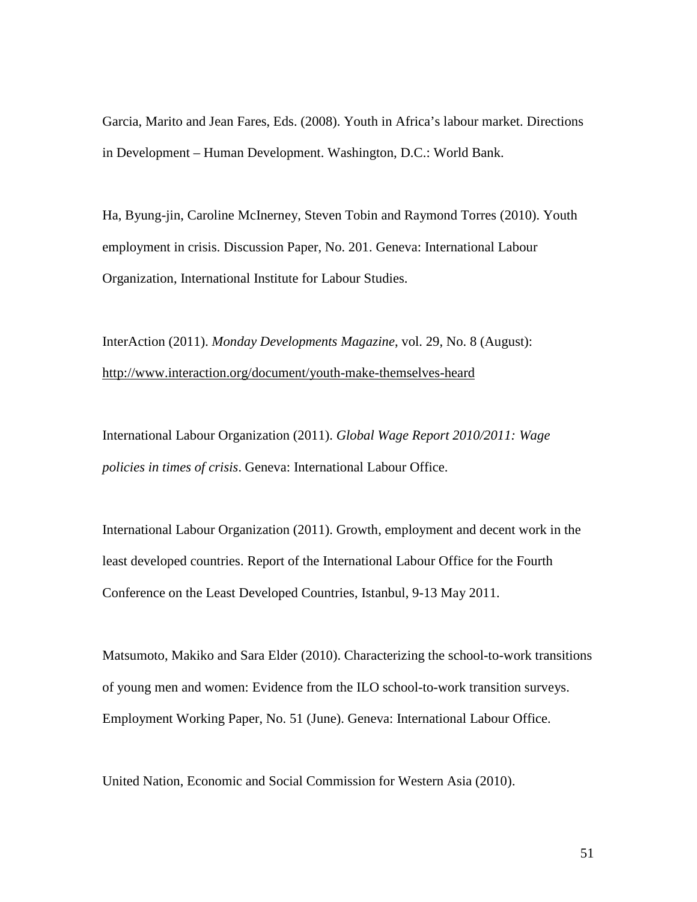Garcia, Marito and Jean Fares, Eds. (2008). Youth in Africa's labour market. Directions in Development – Human Development. Washington, D.C.: World Bank.

Ha, Byung-jin, Caroline McInerney, Steven Tobin and Raymond Torres (2010). Youth employment in crisis. Discussion Paper, No. 201. Geneva: International Labour Organization, International Institute for Labour Studies.

InterAction (2011). *Monday Developments Magazine*, vol. 29, No. 8 (August): http://www.interaction.org/document/youth-make-themselves-heard

International Labour Organization (2011). *Global Wage Report 2010/2011: Wage policies in times of crisis*. Geneva: International Labour Office.

International Labour Organization (2011). Growth, employment and decent work in the least developed countries. Report of the International Labour Office for the Fourth Conference on the Least Developed Countries, Istanbul, 9-13 May 2011.

Matsumoto, Makiko and Sara Elder (2010). Characterizing the school-to-work transitions of young men and women: Evidence from the ILO school-to-work transition surveys. Employment Working Paper, No. 51 (June). Geneva: International Labour Office.

United Nation, Economic and Social Commission for Western Asia (2010).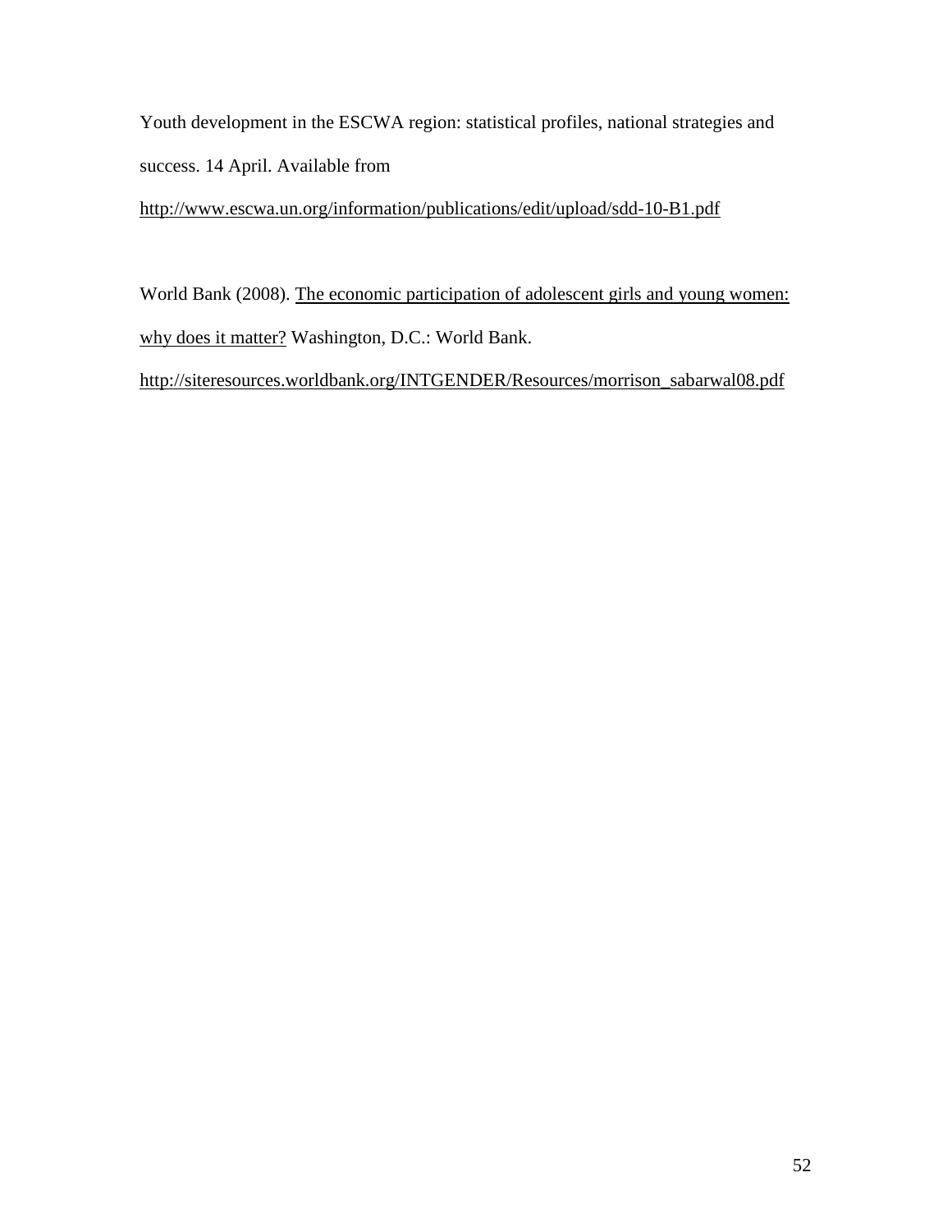Youth development in the ESCWA region: statistical profiles, national strategies and success. 14 April. Available from http://www.escwa.un.org/information/publications/edit/upload/sdd-10-B1.pdf

World Bank (2008). The economic participation of adolescent girls and young women: why does it matter? Washington, D.C.: World Bank. http://siteresources.worldbank.org/INTGENDER/Resources/morrison_sabarwal08.pdf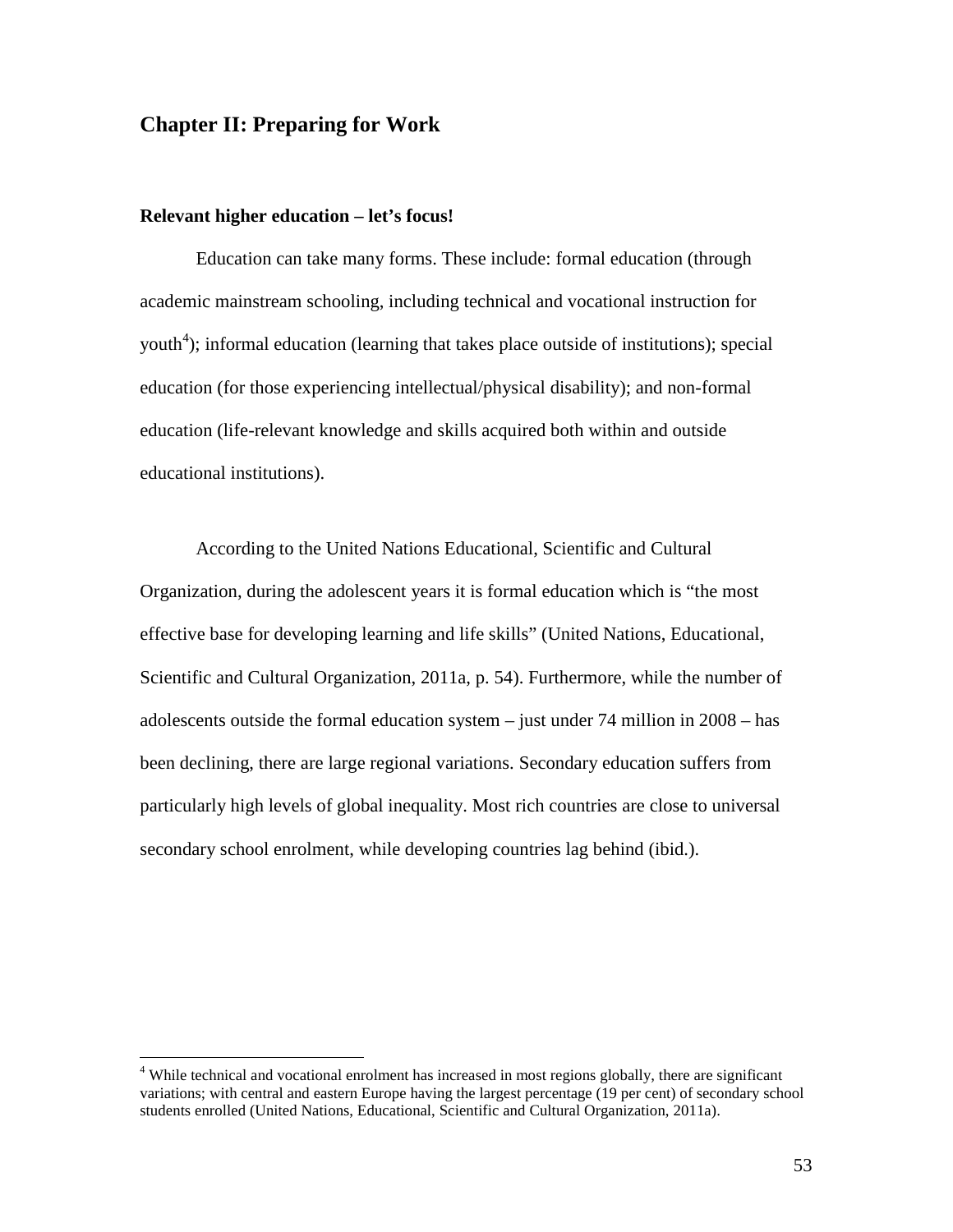## Chapter II: Preparing for Work

### Relevant higher education – let's focus!

Education can take many forms. These include: formal education (through academic mainstream schooling, including technical and vocational instruction for youth[4]); informal education (learning that takes place outside of institutions); special education (for those experiencing intellectual/physical disability); and non-formal education (life-relevant knowledge and skills acquired both within and outside educational institutions).

According to the United Nations Educational, Scientific and Cultural Organization, during the adolescent years it is formal education which is "the most effective base for developing learning and life skills" (United Nations, Educational, Scientific and Cultural Organization, 2011a, p. 54). Furthermore, while the number of adolescents outside the formal education system – just under 74 million in 2008 – has been declining, there are large regional variations. Secondary education suffers from particularly high levels of global inequality. Most rich countries are close to universal secondary school enrolment, while developing countries lag behind (ibid.).

---

[4] While technical and vocational enrolment has increased in most regions globally, there are significant variations; with central and eastern Europe having the largest percentage (19 per cent) of secondary school students enrolled (United Nations, Educational, Scientific and Cultural Organization, 2011a).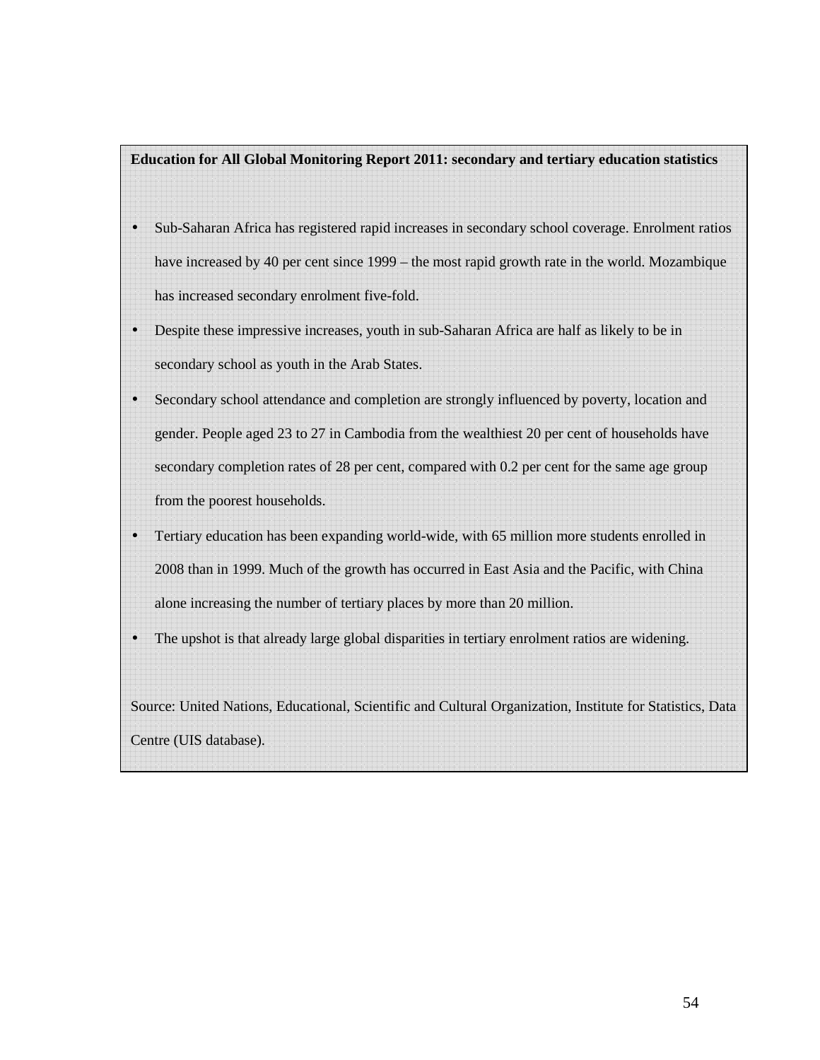**Education for All Global Monitoring Report 2011: secondary and tertiary education statistics**

- Sub-Saharan Africa has registered rapid increases in secondary school coverage. Enrolment ratios have increased by 40 per cent since 1999 – the most rapid growth rate in the world. Mozambique has increased secondary enrolment five-fold.
- Despite these impressive increases, youth in sub-Saharan Africa are half as likely to be in secondary school as youth in the Arab States.
- Secondary school attendance and completion are strongly influenced by poverty, location and gender. People aged 23 to 27 in Cambodia from the wealthiest 20 per cent of households have secondary completion rates of 28 per cent, compared with 0.2 per cent for the same age group from the poorest households.
- Tertiary education has been expanding world-wide, with 65 million more students enrolled in 2008 than in 1999. Much of the growth has occurred in East Asia and the Pacific, with China alone increasing the number of tertiary places by more than 20 million.
- The upshot is that already large global disparities in tertiary enrolment ratios are widening.

Source: United Nations, Educational, Scientific and Cultural Organization, Institute for Statistics, Data Centre (UIS database).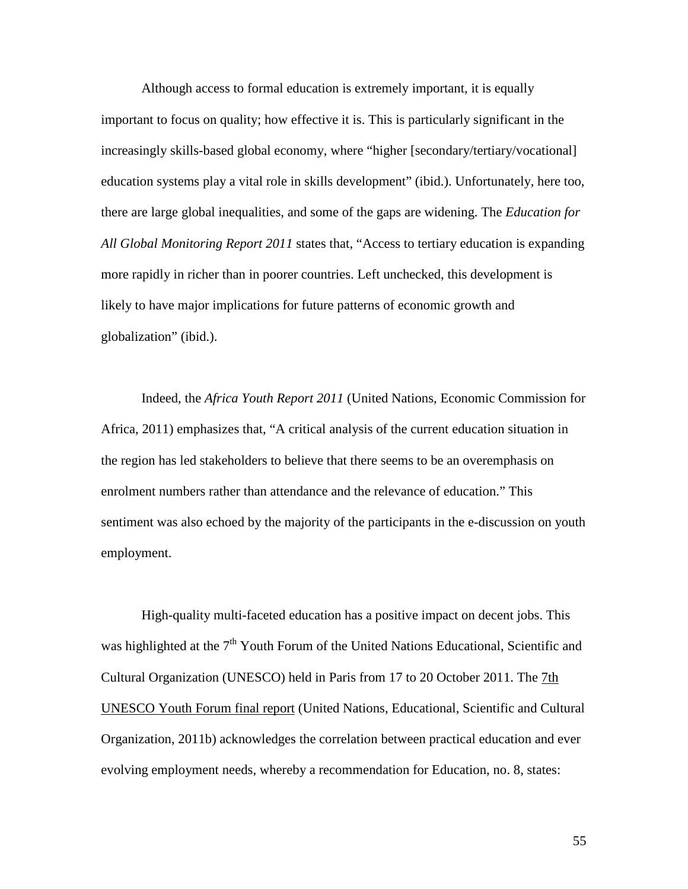Although access to formal education is extremely important, it is equally important to focus on quality; how effective it is. This is particularly significant in the increasingly skills-based global economy, where "higher [secondary/tertiary/vocational] education systems play a vital role in skills development" (ibid.). Unfortunately, here too, there are large global inequalities, and some of the gaps are widening. The *Education for All Global Monitoring Report 2011* states that, "Access to tertiary education is expanding more rapidly in richer than in poorer countries. Left unchecked, this development is likely to have major implications for future patterns of economic growth and globalization" (ibid.).

Indeed, the *Africa Youth Report 2011* (United Nations, Economic Commission for Africa, 2011) emphasizes that, "A critical analysis of the current education situation in the region has led stakeholders to believe that there seems to be an overemphasis on enrolment numbers rather than attendance and the relevance of education." This sentiment was also echoed by the majority of the participants in the e-discussion on youth employment.

High-quality multi-faceted education has a positive impact on decent jobs. This was highlighted at the 7th Youth Forum of the United Nations Educational, Scientific and Cultural Organization (UNESCO) held in Paris from 17 to 20 October 2011. The 7th UNESCO Youth Forum final report (United Nations, Educational, Scientific and Cultural Organization, 2011b) acknowledges the correlation between practical education and ever evolving employment needs, whereby a recommendation for Education, no. 8, states: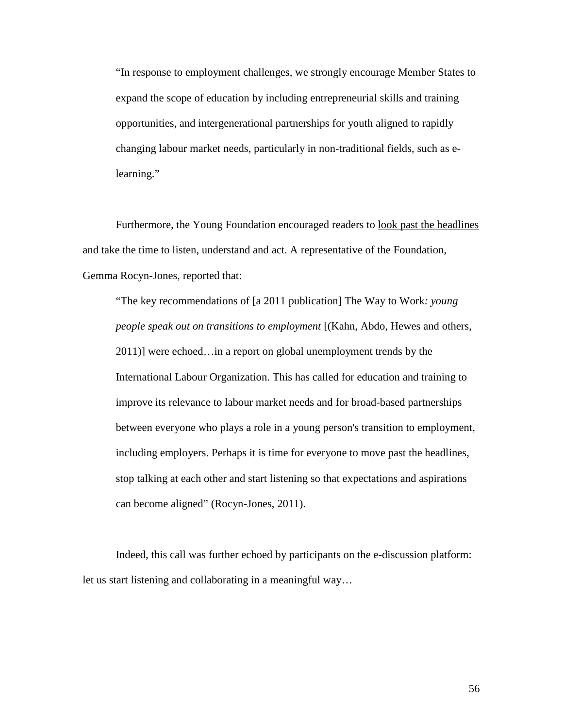> "In response to employment challenges, we strongly encourage Member States to expand the scope of education by including entrepreneurial skills and training opportunities, and intergenerational partnerships for youth aligned to rapidly changing labour market needs, particularly in non-traditional fields, such as e-learning."

Furthermore, the Young Foundation encouraged readers to look past the headlines and take the time to listen, understand and act. A representative of the Foundation, Gemma Rocyn-Jones, reported that:

> "The key recommendations of [a 2011 publication] The Way to Work*: young people speak out on transitions to employment* [(Kahn, Abdo, Hewes and others, 2011)] were echoed…in a report on global unemployment trends by the International Labour Organization. This has called for education and training to improve its relevance to labour market needs and for broad-based partnerships between everyone who plays a role in a young person's transition to employment, including employers. Perhaps it is time for everyone to move past the headlines, stop talking at each other and start listening so that expectations and aspirations can become aligned" (Rocyn-Jones, 2011).

Indeed, this call was further echoed by participants on the e-discussion platform: let us start listening and collaborating in a meaningful way…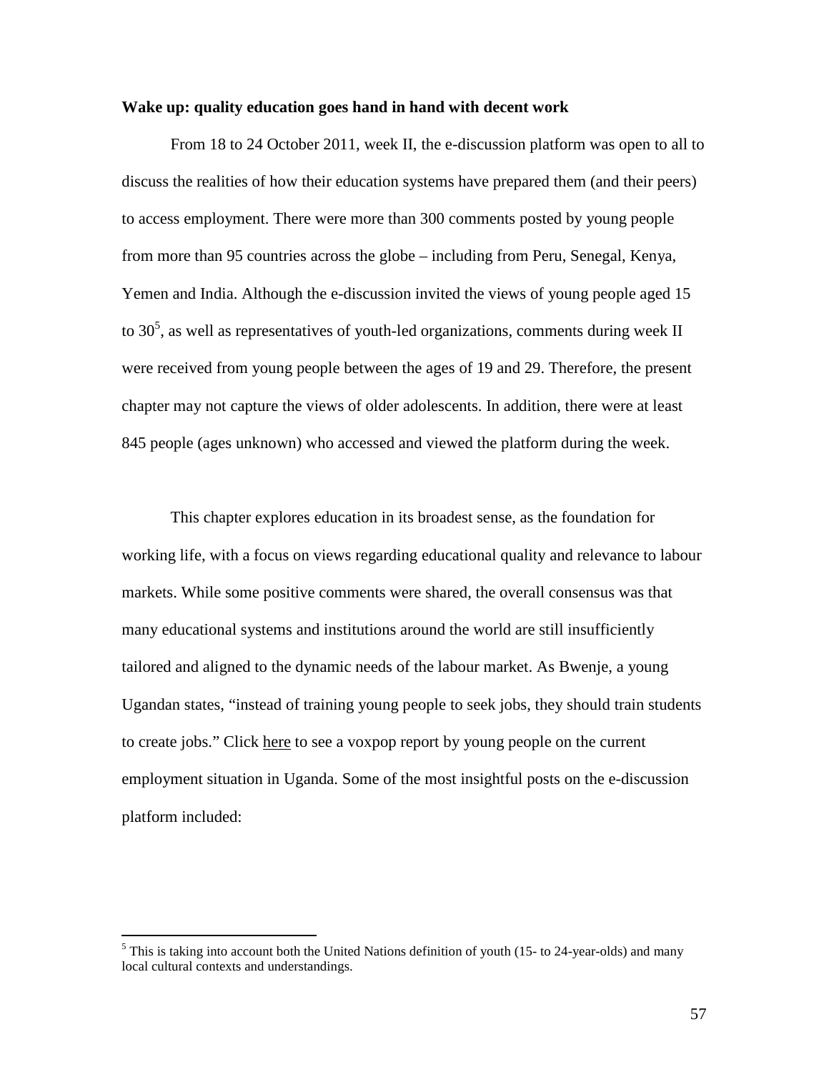**Wake up: quality education goes hand in hand with decent work**

From 18 to 24 October 2011, week II, the e-discussion platform was open to all to discuss the realities of how their education systems have prepared them (and their peers) to access employment. There were more than 300 comments posted by young people from more than 95 countries across the globe – including from Peru, Senegal, Kenya, Yemen and India. Although the e-discussion invited the views of young people aged 15 to 30[5], as well as representatives of youth-led organizations, comments during week II were received from young people between the ages of 19 and 29. Therefore, the present chapter may not capture the views of older adolescents. In addition, there were at least 845 people (ages unknown) who accessed and viewed the platform during the week.

This chapter explores education in its broadest sense, as the foundation for working life, with a focus on views regarding educational quality and relevance to labour markets. While some positive comments were shared, the overall consensus was that many educational systems and institutions around the world are still insufficiently tailored and aligned to the dynamic needs of the labour market. As Bwenje, a young Ugandan states, "instead of training young people to seek jobs, they should train students to create jobs." Click here to see a voxpop report by young people on the current employment situation in Uganda. Some of the most insightful posts on the e-discussion platform included:

[5] This is taking into account both the United Nations definition of youth (15- to 24-year-olds) and many local cultural contexts and understandings.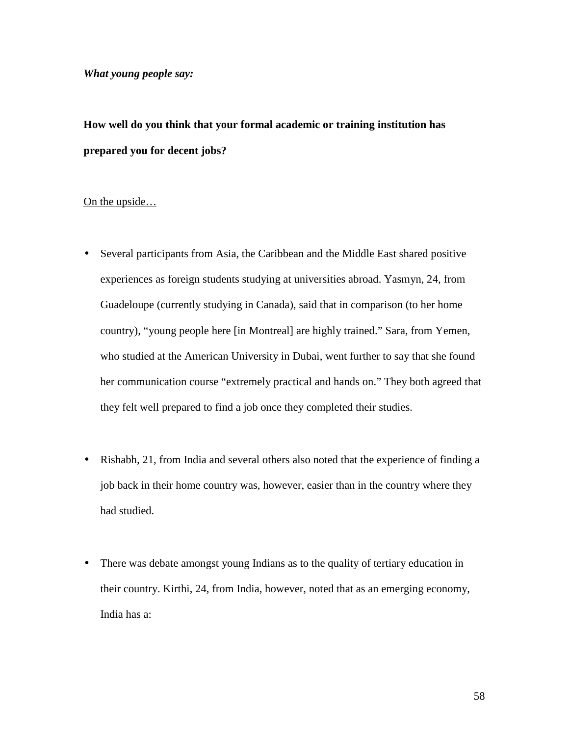***What young people say:***

**How well do you think that your formal academic or training institution has prepared you for decent jobs?**

<u>On the upside…</u>

- Several participants from Asia, the Caribbean and the Middle East shared positive experiences as foreign students studying at universities abroad. Yasmyn, 24, from Guadeloupe (currently studying in Canada), said that in comparison (to her home country), "young people here [in Montreal] are highly trained." Sara, from Yemen, who studied at the American University in Dubai, went further to say that she found her communication course "extremely practical and hands on." They both agreed that they felt well prepared to find a job once they completed their studies.

- Rishabh, 21, from India and several others also noted that the experience of finding a job back in their home country was, however, easier than in the country where they had studied.

- There was debate amongst young Indians as to the quality of tertiary education in their country. Kirthi, 24, from India, however, noted that as an emerging economy, India has a: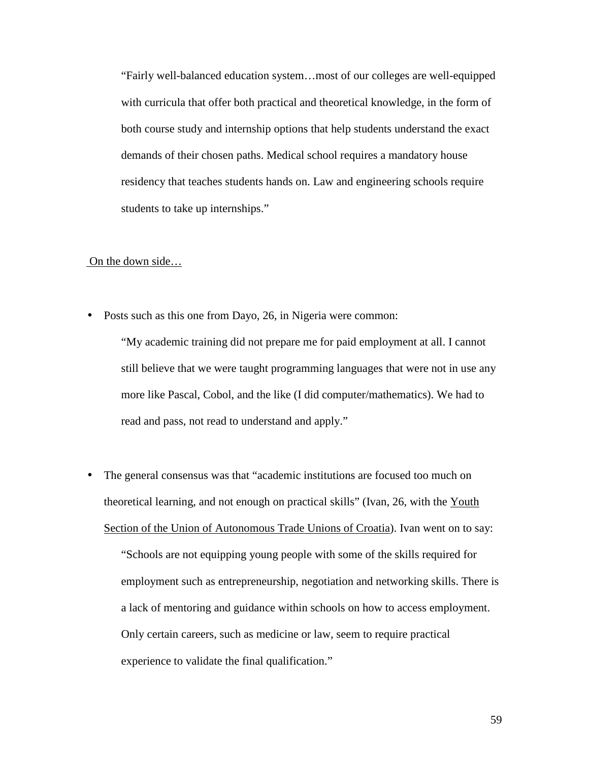> "Fairly well-balanced education system…most of our colleges are well-equipped with curricula that offer both practical and theoretical knowledge, in the form of both course study and internship options that help students understand the exact demands of their chosen paths. Medical school requires a mandatory house residency that teaches students hands on. Law and engineering schools require students to take up internships."

<u>On the down side…</u>

- Posts such as this one from Dayo, 26, in Nigeria were common:

  > "My academic training did not prepare me for paid employment at all. I cannot still believe that we were taught programming languages that were not in use any more like Pascal, Cobol, and the like (I did computer/mathematics). We had to read and pass, not read to understand and apply."

- The general consensus was that "academic institutions are focused too much on theoretical learning, and not enough on practical skills" (Ivan, 26, with the <u>Youth Section of the Union of Autonomous Trade Unions of Croatia</u>). Ivan went on to say:

  > "Schools are not equipping young people with some of the skills required for employment such as entrepreneurship, negotiation and networking skills. There is a lack of mentoring and guidance within schools on how to access employment. Only certain careers, such as medicine or law, seem to require practical experience to validate the final qualification."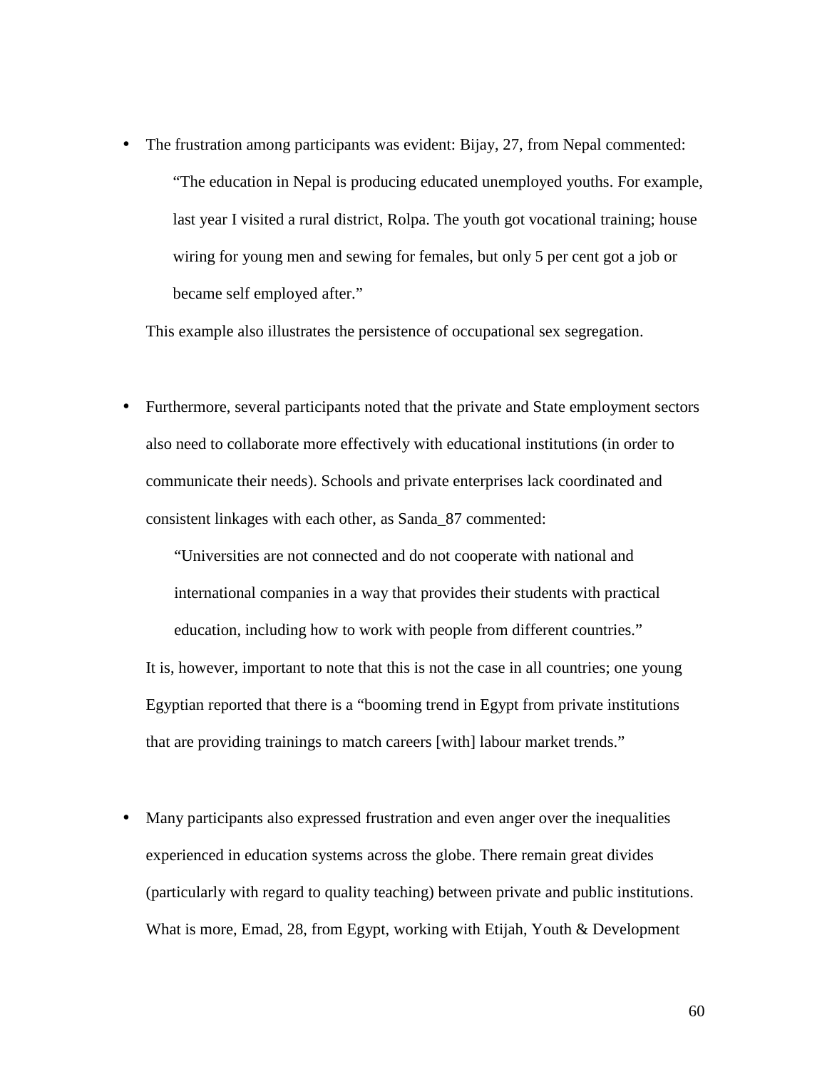- The frustration among participants was evident: Bijay, 27, from Nepal commented:

  > "The education in Nepal is producing educated unemployed youths. For example, last year I visited a rural district, Rolpa. The youth got vocational training; house wiring for young men and sewing for females, but only 5 per cent got a job or became self employed after."

  This example also illustrates the persistence of occupational sex segregation.

- Furthermore, several participants noted that the private and State employment sectors also need to collaborate more effectively with educational institutions (in order to communicate their needs). Schools and private enterprises lack coordinated and consistent linkages with each other, as Sanda_87 commented:

  > "Universities are not connected and do not cooperate with national and international companies in a way that provides their students with practical education, including how to work with people from different countries."

  It is, however, important to note that this is not the case in all countries; one young Egyptian reported that there is a "booming trend in Egypt from private institutions that are providing trainings to match careers [with] labour market trends."

- Many participants also expressed frustration and even anger over the inequalities experienced in education systems across the globe. There remain great divides (particularly with regard to quality teaching) between private and public institutions. What is more, Emad, 28, from Egypt, working with Etijah, Youth & Development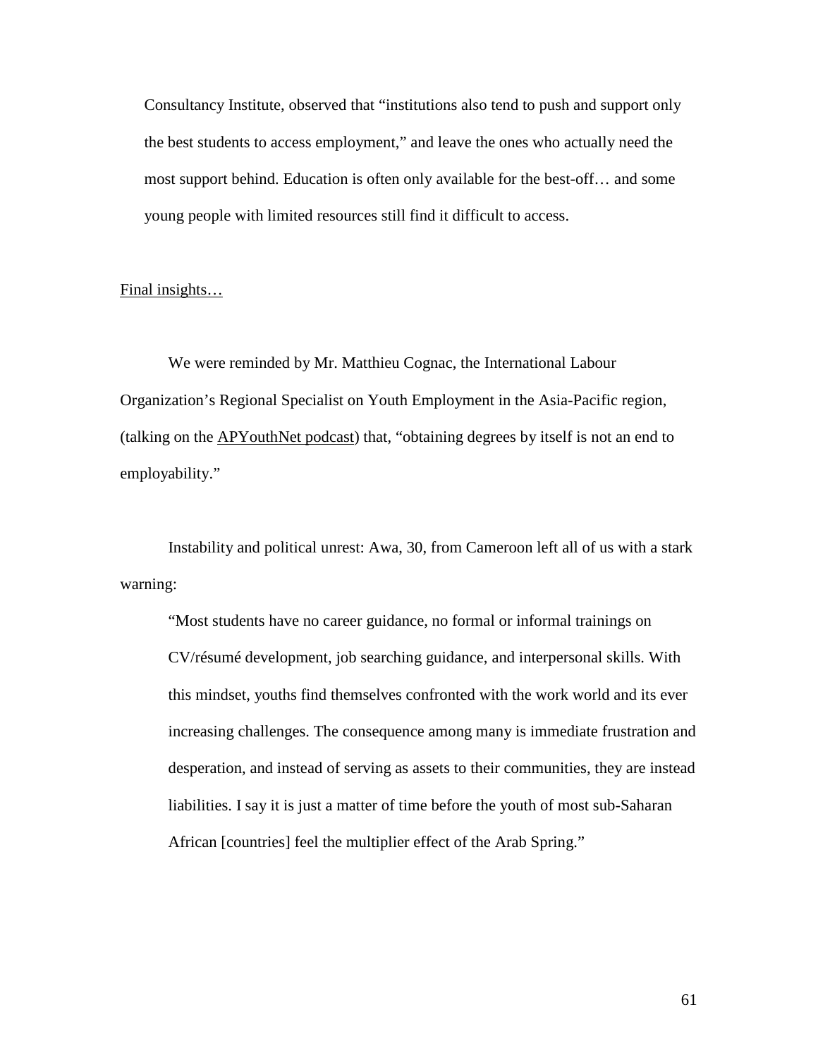> Consultancy Institute, observed that "institutions also tend to push and support only the best students to access employment," and leave the ones who actually need the most support behind. Education is often only available for the best-off… and some young people with limited resources still find it difficult to access.

Final insights…

We were reminded by Mr. Matthieu Cognac, the International Labour Organization's Regional Specialist on Youth Employment in the Asia-Pacific region, (talking on the APYouthNet podcast) that, "obtaining degrees by itself is not an end to employability."

Instability and political unrest: Awa, 30, from Cameroon left all of us with a stark warning:

> "Most students have no career guidance, no formal or informal trainings on CV/résumé development, job searching guidance, and interpersonal skills. With this mindset, youths find themselves confronted with the work world and its ever increasing challenges. The consequence among many is immediate frustration and desperation, and instead of serving as assets to their communities, they are instead liabilities. I say it is just a matter of time before the youth of most sub-Saharan African [countries] feel the multiplier effect of the Arab Spring."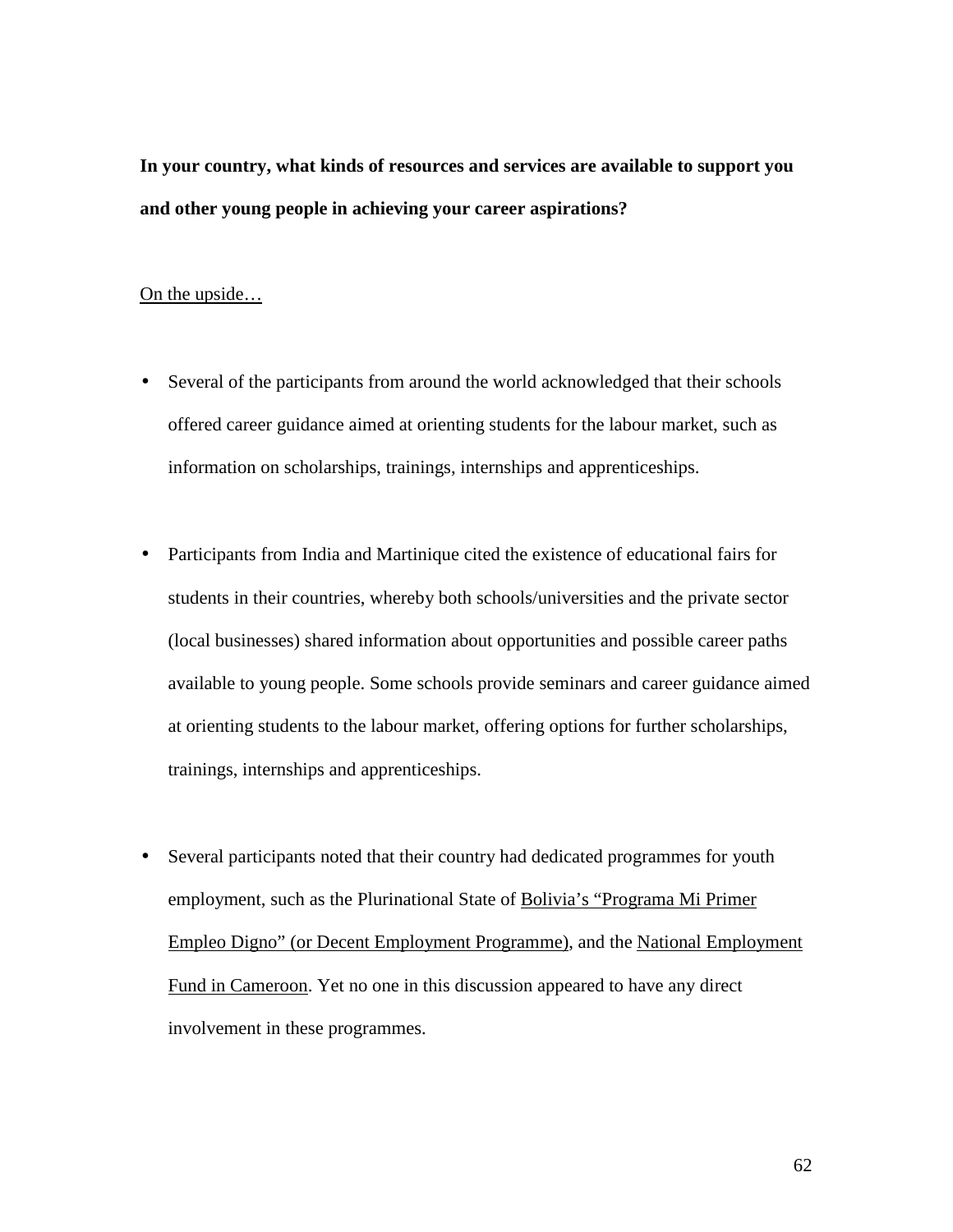**In your country, what kinds of resources and services are available to support you and other young people in achieving your career aspirations?**

<u>On the upside…</u>

- Several of the participants from around the world acknowledged that their schools offered career guidance aimed at orienting students for the labour market, such as information on scholarships, trainings, internships and apprenticeships.

- Participants from India and Martinique cited the existence of educational fairs for students in their countries, whereby both schools/universities and the private sector (local businesses) shared information about opportunities and possible career paths available to young people. Some schools provide seminars and career guidance aimed at orienting students to the labour market, offering options for further scholarships, trainings, internships and apprenticeships.

- Several participants noted that their country had dedicated programmes for youth employment, such as the Plurinational State of <u>Bolivia's "Programa Mi Primer Empleo Digno" (or Decent Employment Programme)</u>, and the <u>National Employment Fund in Cameroon</u>. Yet no one in this discussion appeared to have any direct involvement in these programmes.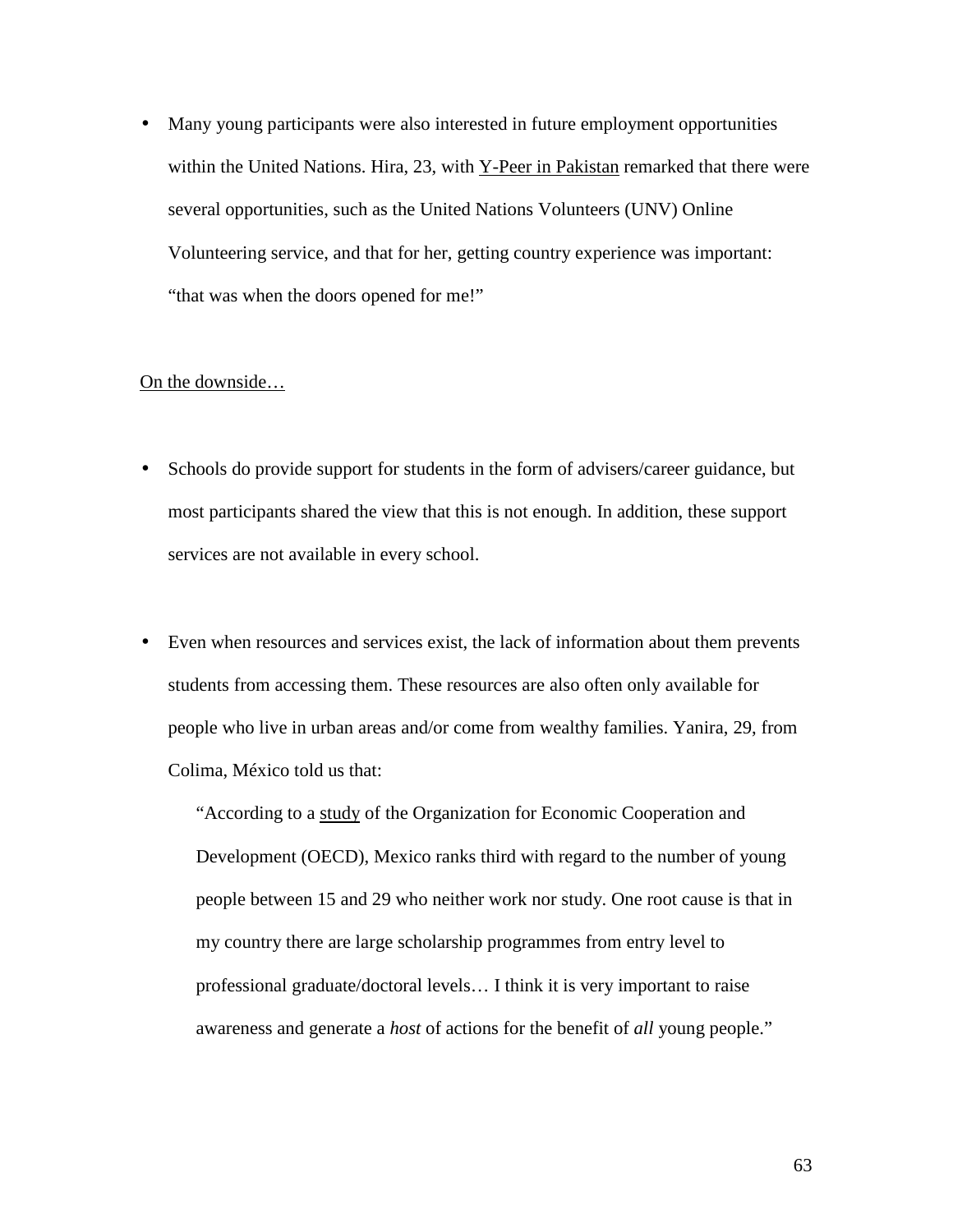- Many young participants were also interested in future employment opportunities within the United Nations. Hira, 23, with Y-Peer in Pakistan remarked that there were several opportunities, such as the United Nations Volunteers (UNV) Online Volunteering service, and that for her, getting country experience was important: “that was when the doors opened for me!”

On the downside…

- Schools do provide support for students in the form of advisers/career guidance, but most participants shared the view that this is not enough. In addition, these support services are not available in every school.

- Even when resources and services exist, the lack of information about them prevents students from accessing them. These resources are also often only available for people who live in urban areas and/or come from wealthy families. Yanira, 29, from Colima, México told us that:

  > “According to a study of the Organization for Economic Cooperation and Development (OECD), Mexico ranks third with regard to the number of young people between 15 and 29 who neither work nor study. One root cause is that in my country there are large scholarship programmes from entry level to professional graduate/doctoral levels… I think it is very important to raise awareness and generate a *host* of actions for the benefit of *all* young people.”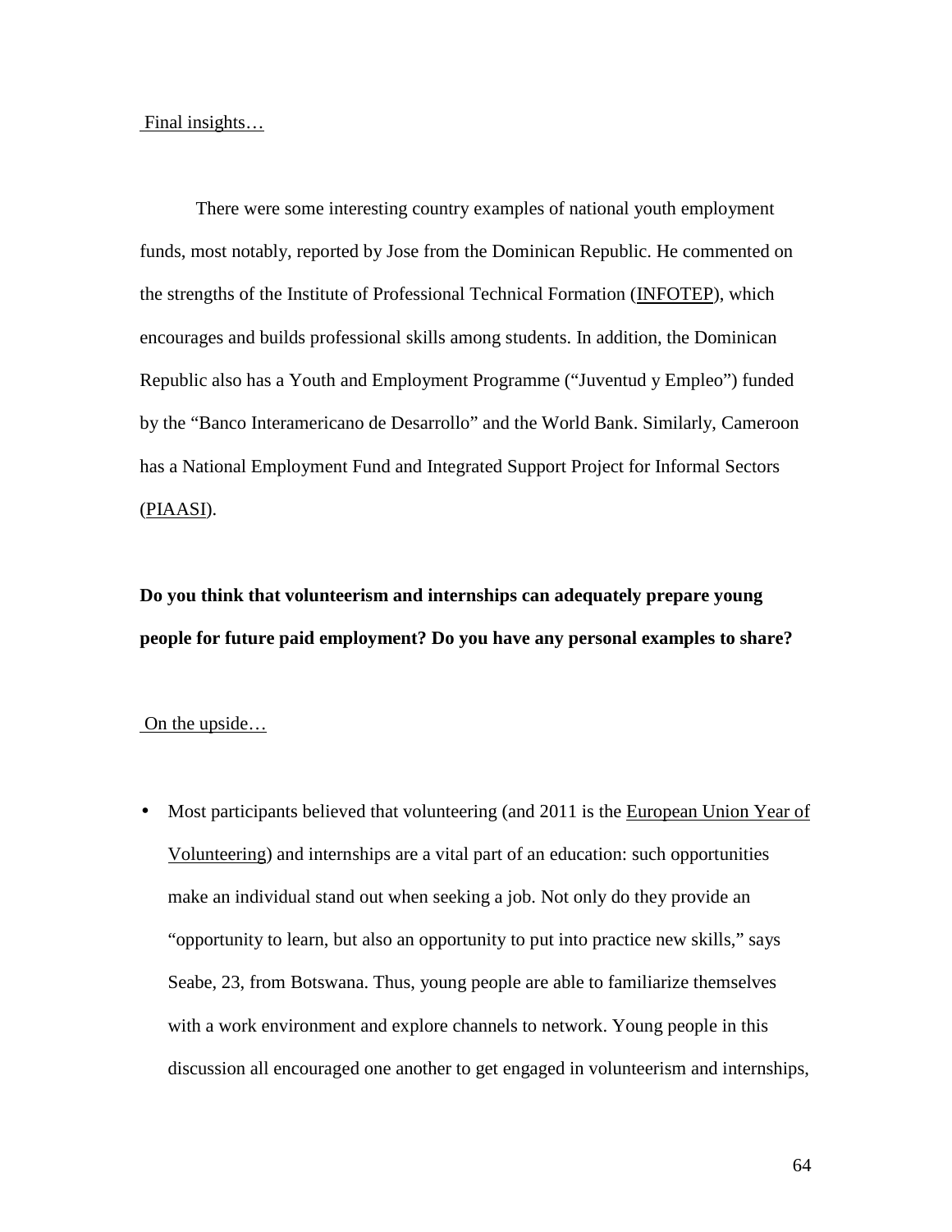Final insights…

There were some interesting country examples of national youth employment funds, most notably, reported by Jose from the Dominican Republic. He commented on the strengths of the Institute of Professional Technical Formation (INFOTEP), which encourages and builds professional skills among students. In addition, the Dominican Republic also has a Youth and Employment Programme ("Juventud y Empleo") funded by the "Banco Interamericano de Desarrollo" and the World Bank. Similarly, Cameroon has a National Employment Fund and Integrated Support Project for Informal Sectors (PIAASI).

**Do you think that volunteerism and internships can adequately prepare young people for future paid employment? Do you have any personal examples to share?**

On the upside…

- Most participants believed that volunteering (and 2011 is the European Union Year of Volunteering) and internships are a vital part of an education: such opportunities make an individual stand out when seeking a job. Not only do they provide an "opportunity to learn, but also an opportunity to put into practice new skills," says Seabe, 23, from Botswana. Thus, young people are able to familiarize themselves with a work environment and explore channels to network. Young people in this discussion all encouraged one another to get engaged in volunteerism and internships,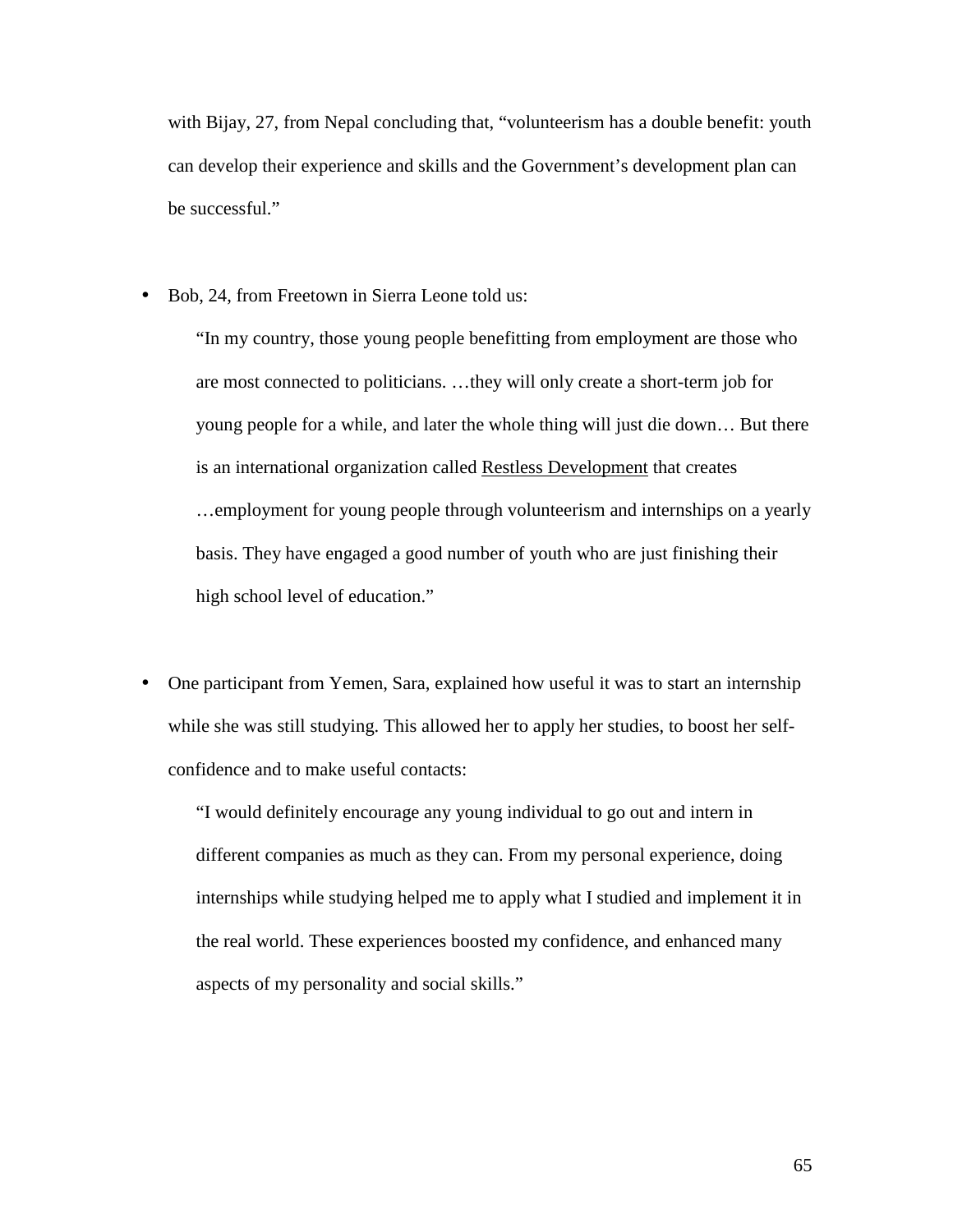with Bijay, 27, from Nepal concluding that, "volunteerism has a double benefit: youth can develop their experience and skills and the Government's development plan can be successful."

- Bob, 24, from Freetown in Sierra Leone told us:

  > "In my country, those young people benefitting from employment are those who are most connected to politicians. …they will only create a short-term job for young people for a while, and later the whole thing will just die down… But there is an international organization called <u>Restless Development</u> that creates …employment for young people through volunteerism and internships on a yearly basis. They have engaged a good number of youth who are just finishing their high school level of education."

- One participant from Yemen, Sara, explained how useful it was to start an internship while she was still studying. This allowed her to apply her studies, to boost her self-confidence and to make useful contacts:

  > "I would definitely encourage any young individual to go out and intern in different companies as much as they can. From my personal experience, doing internships while studying helped me to apply what I studied and implement it in the real world. These experiences boosted my confidence, and enhanced many aspects of my personality and social skills."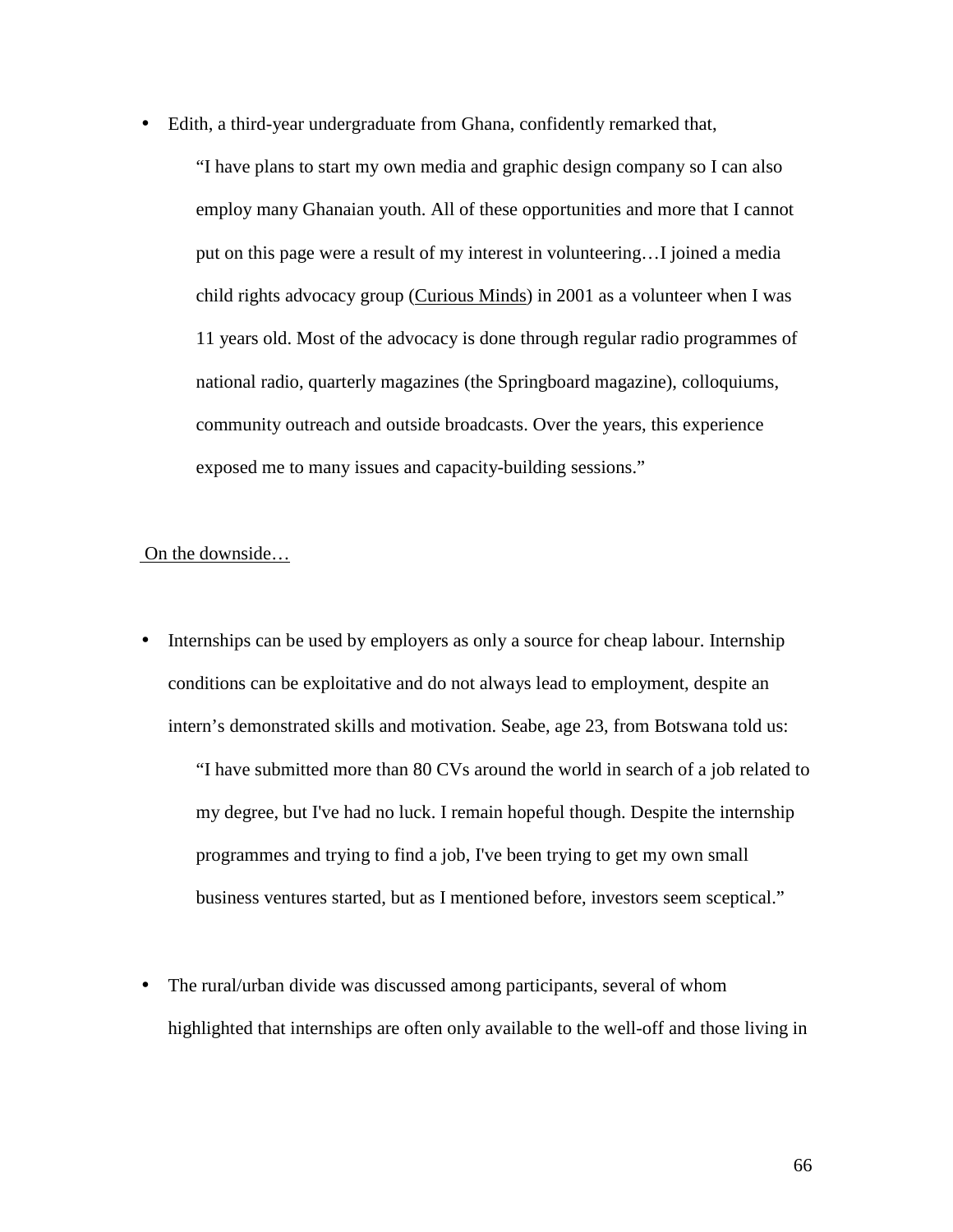- Edith, a third-year undergraduate from Ghana, confidently remarked that,

  > "I have plans to start my own media and graphic design company so I can also employ many Ghanaian youth. All of these opportunities and more that I cannot put on this page were a result of my interest in volunteering…I joined a media child rights advocacy group (Curious Minds) in 2001 as a volunteer when I was 11 years old. Most of the advocacy is done through regular radio programmes of national radio, quarterly magazines (the Springboard magazine), colloquiums, community outreach and outside broadcasts. Over the years, this experience exposed me to many issues and capacity-building sessions."

On the downside…

- Internships can be used by employers as only a source for cheap labour. Internship conditions can be exploitative and do not always lead to employment, despite an intern's demonstrated skills and motivation. Seabe, age 23, from Botswana told us:

  > "I have submitted more than 80 CVs around the world in search of a job related to my degree, but I've had no luck. I remain hopeful though. Despite the internship programmes and trying to find a job, I've been trying to get my own small business ventures started, but as I mentioned before, investors seem sceptical."

- The rural/urban divide was discussed among participants, several of whom highlighted that internships are often only available to the well-off and those living in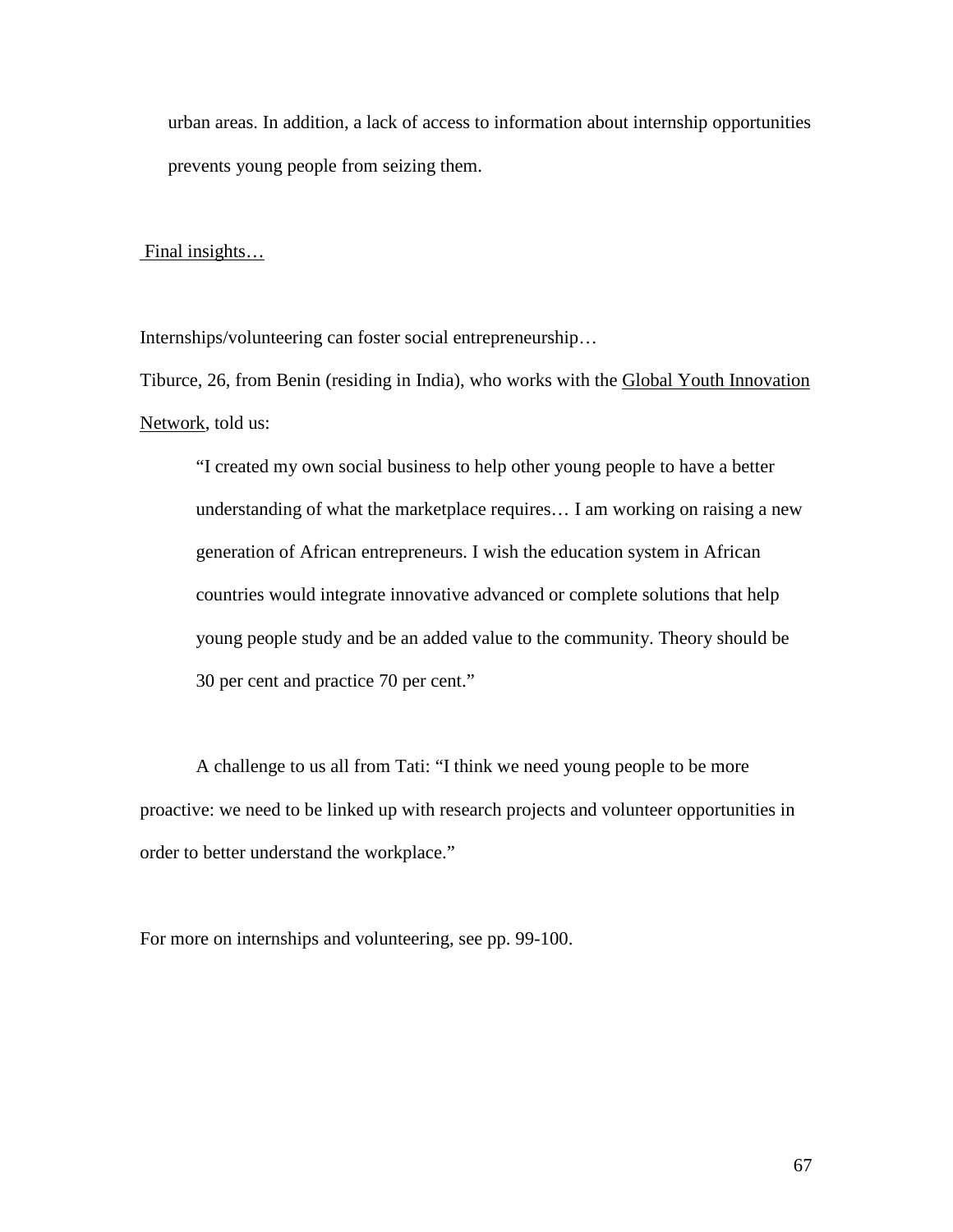urban areas. In addition, a lack of access to information about internship opportunities prevents young people from seizing them.

Final insights…

Internships/volunteering can foster social entrepreneurship…

Tiburce, 26, from Benin (residing in India), who works with the Global Youth Innovation Network, told us:

> "I created my own social business to help other young people to have a better understanding of what the marketplace requires… I am working on raising a new generation of African entrepreneurs. I wish the education system in African countries would integrate innovative advanced or complete solutions that help young people study and be an added value to the community. Theory should be 30 per cent and practice 70 per cent."

A challenge to us all from Tati: "I think we need young people to be more proactive: we need to be linked up with research projects and volunteer opportunities in order to better understand the workplace."

For more on internships and volunteering, see pp. 99-100.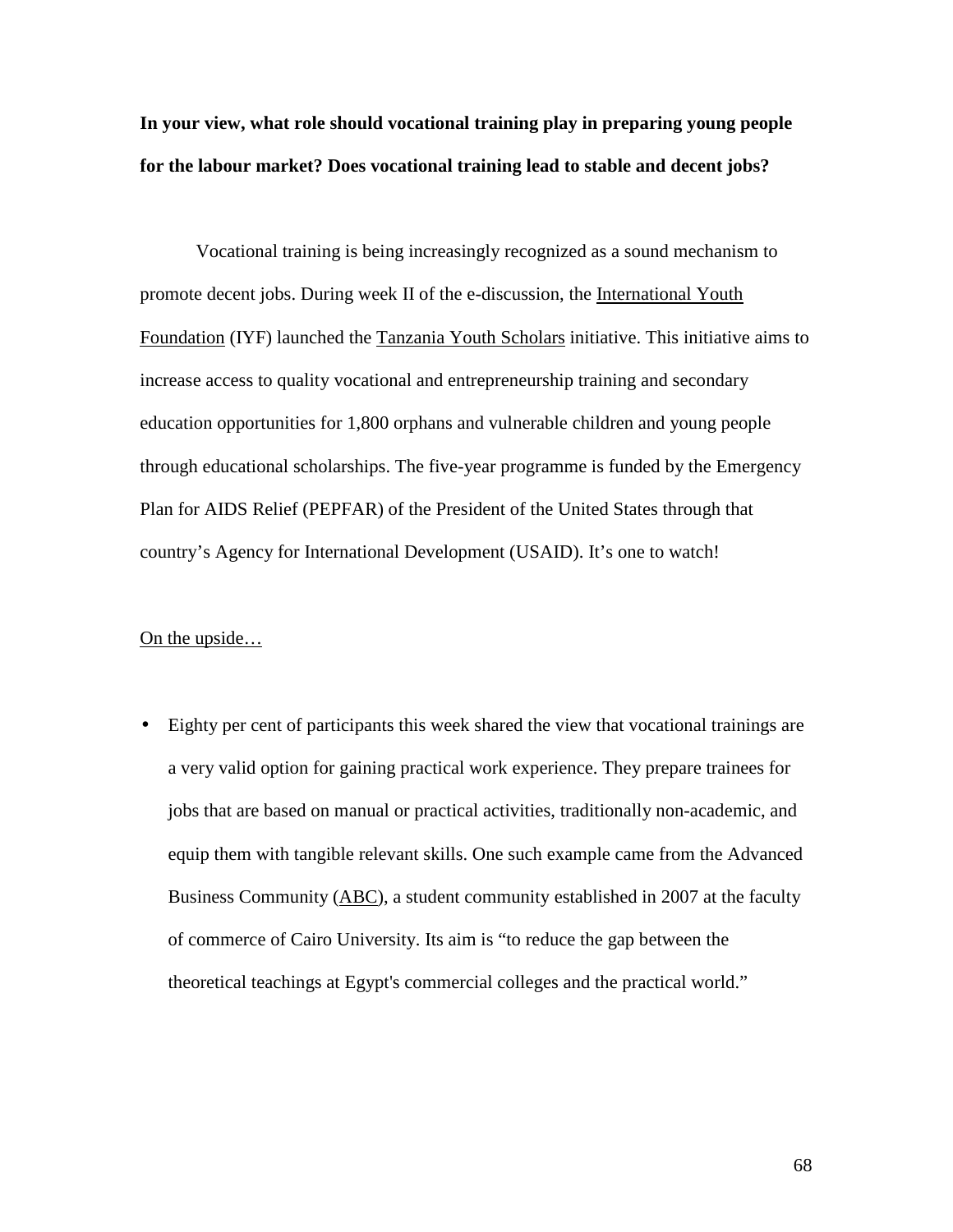**In your view, what role should vocational training play in preparing young people for the labour market? Does vocational training lead to stable and decent jobs?**

Vocational training is being increasingly recognized as a sound mechanism to promote decent jobs. During week II of the e-discussion, the International Youth Foundation (IYF) launched the Tanzania Youth Scholars initiative. This initiative aims to increase access to quality vocational and entrepreneurship training and secondary education opportunities for 1,800 orphans and vulnerable children and young people through educational scholarships. The five-year programme is funded by the Emergency Plan for AIDS Relief (PEPFAR) of the President of the United States through that country's Agency for International Development (USAID). It's one to watch!

On the upside…

- Eighty per cent of participants this week shared the view that vocational trainings are a very valid option for gaining practical work experience. They prepare trainees for jobs that are based on manual or practical activities, traditionally non-academic, and equip them with tangible relevant skills. One such example came from the Advanced Business Community (ABC), a student community established in 2007 at the faculty of commerce of Cairo University. Its aim is "to reduce the gap between the theoretical teachings at Egypt's commercial colleges and the practical world."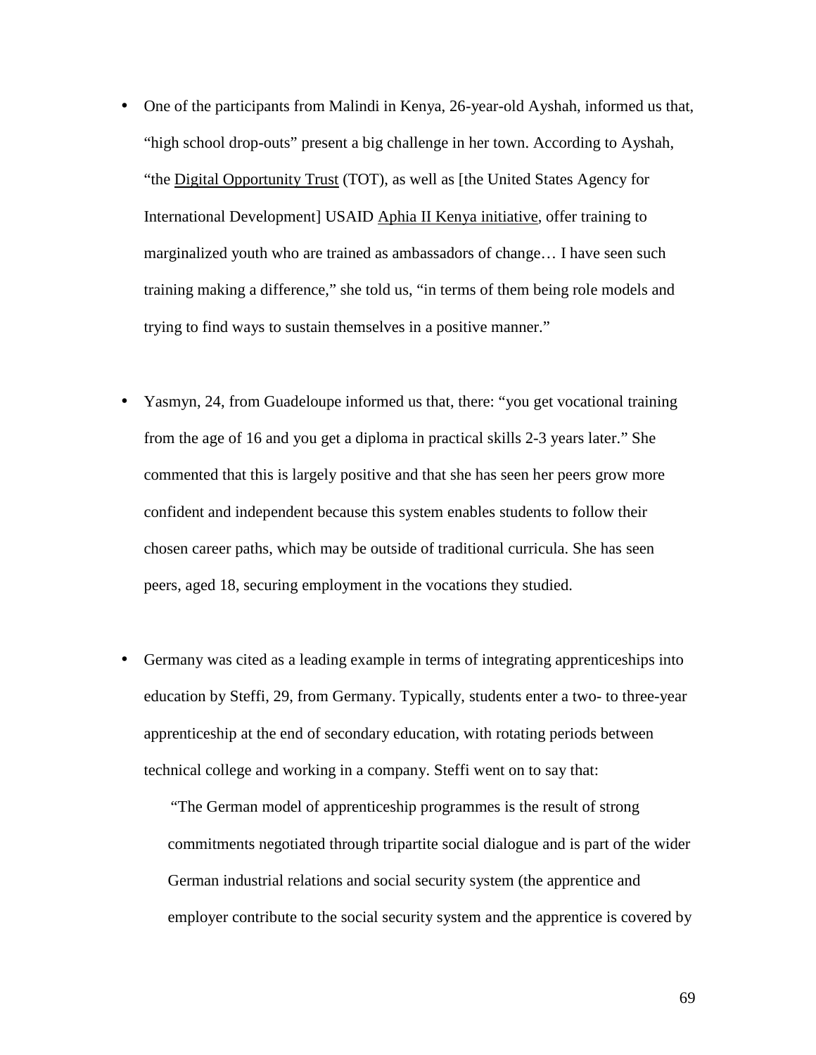- One of the participants from Malindi in Kenya, 26-year-old Ayshah, informed us that, "high school drop-outs" present a big challenge in her town. According to Ayshah, "the Digital Opportunity Trust (TOT), as well as [the United States Agency for International Development] USAID Aphia II Kenya initiative, offer training to marginalized youth who are trained as ambassadors of change… I have seen such training making a difference," she told us, "in terms of them being role models and trying to find ways to sustain themselves in a positive manner."

- Yasmyn, 24, from Guadeloupe informed us that, there: "you get vocational training from the age of 16 and you get a diploma in practical skills 2-3 years later." She commented that this is largely positive and that she has seen her peers grow more confident and independent because this system enables students to follow their chosen career paths, which may be outside of traditional curricula. She has seen peers, aged 18, securing employment in the vocations they studied.

- Germany was cited as a leading example in terms of integrating apprenticeships into education by Steffi, 29, from Germany. Typically, students enter a two- to three-year apprenticeship at the end of secondary education, with rotating periods between technical college and working in a company. Steffi went on to say that:

  "The German model of apprenticeship programmes is the result of strong commitments negotiated through tripartite social dialogue and is part of the wider German industrial relations and social security system (the apprentice and employer contribute to the social security system and the apprentice is covered by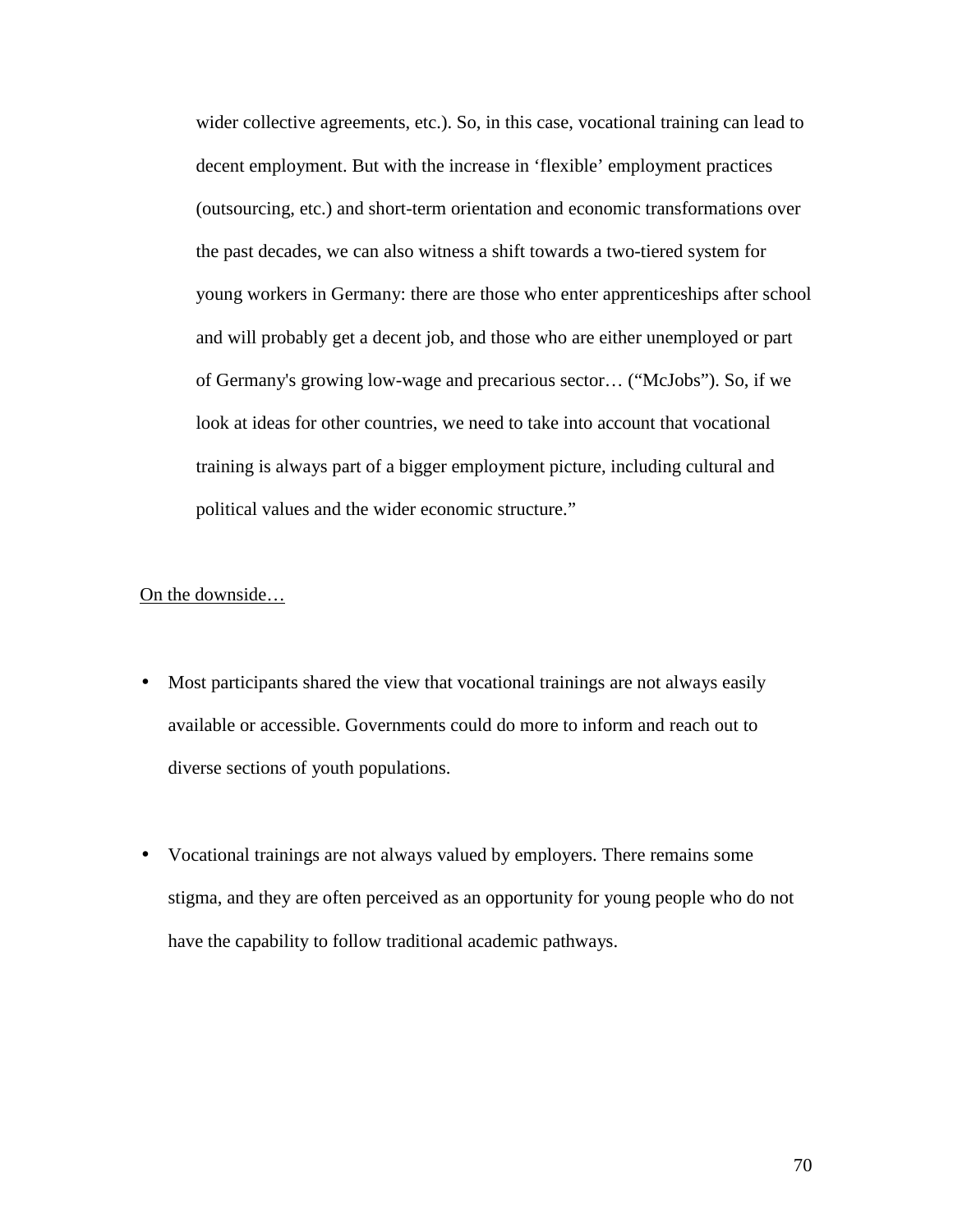wider collective agreements, etc.). So, in this case, vocational training can lead to decent employment. But with the increase in 'flexible' employment practices (outsourcing, etc.) and short-term orientation and economic transformations over the past decades, we can also witness a shift towards a two-tiered system for young workers in Germany: there are those who enter apprenticeships after school and will probably get a decent job, and those who are either unemployed or part of Germany's growing low-wage and precarious sector… ("McJobs"). So, if we look at ideas for other countries, we need to take into account that vocational training is always part of a bigger employment picture, including cultural and political values and the wider economic structure."

<u>On the downside…</u>

- Most participants shared the view that vocational trainings are not always easily available or accessible. Governments could do more to inform and reach out to diverse sections of youth populations.

- Vocational trainings are not always valued by employers. There remains some stigma, and they are often perceived as an opportunity for young people who do not have the capability to follow traditional academic pathways.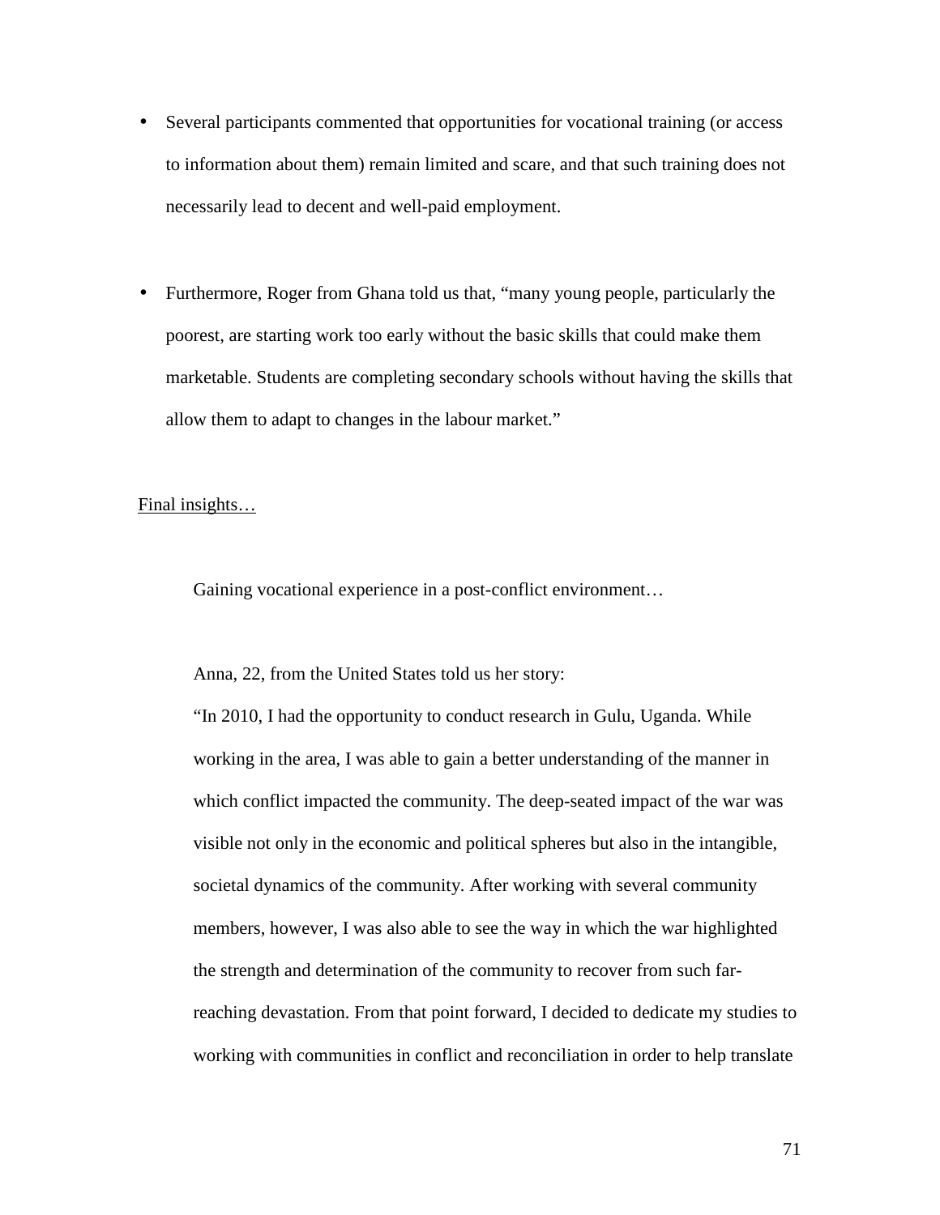- Several participants commented that opportunities for vocational training (or access to information about them) remain limited and scare, and that such training does not necessarily lead to decent and well-paid employment.

- Furthermore, Roger from Ghana told us that, "many young people, particularly the poorest, are starting work too early without the basic skills that could make them marketable. Students are completing secondary schools without having the skills that allow them to adapt to changes in the labour market."

<u>Final insights…</u>

> Gaining vocational experience in a post-conflict environment…
>
> Anna, 22, from the United States told us her story:
>
> "In 2010, I had the opportunity to conduct research in Gulu, Uganda. While working in the area, I was able to gain a better understanding of the manner in which conflict impacted the community. The deep-seated impact of the war was visible not only in the economic and political spheres but also in the intangible, societal dynamics of the community. After working with several community members, however, I was also able to see the way in which the war highlighted the strength and determination of the community to recover from such far-reaching devastation. From that point forward, I decided to dedicate my studies to working with communities in conflict and reconciliation in order to help translate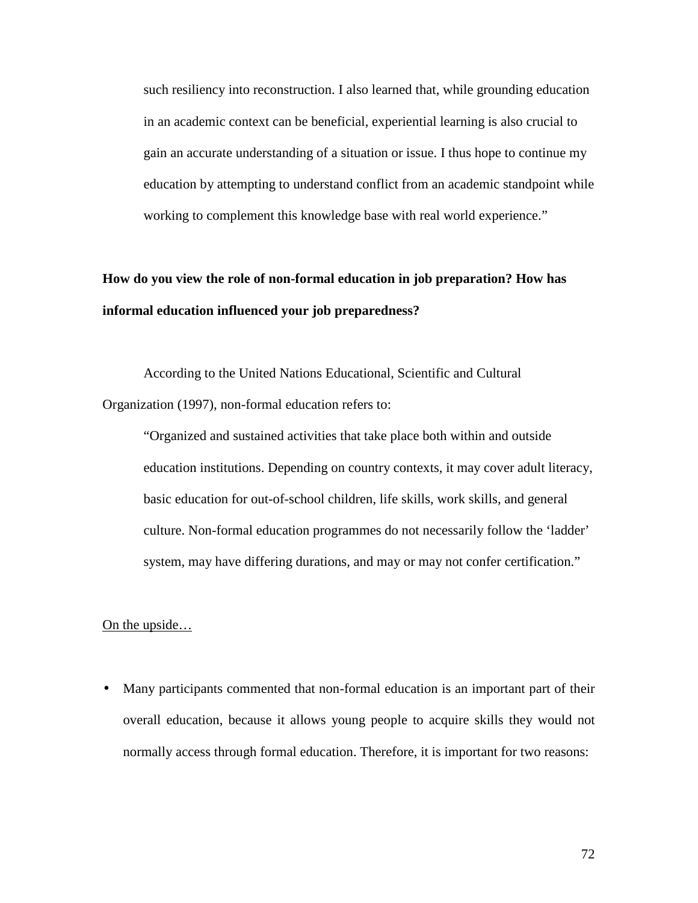> such resiliency into reconstruction. I also learned that, while grounding education in an academic context can be beneficial, experiential learning is also crucial to gain an accurate understanding of a situation or issue. I thus hope to continue my education by attempting to understand conflict from an academic standpoint while working to complement this knowledge base with real world experience."

**How do you view the role of non-formal education in job preparation? How has informal education influenced your job preparedness?**

According to the United Nations Educational, Scientific and Cultural Organization (1997), non-formal education refers to:

> "Organized and sustained activities that take place both within and outside education institutions. Depending on country contexts, it may cover adult literacy, basic education for out-of-school children, life skills, work skills, and general culture. Non-formal education programmes do not necessarily follow the 'ladder' system, may have differing durations, and may or may not confer certification."

<u>On the upside…</u>

- Many participants commented that non-formal education is an important part of their overall education, because it allows young people to acquire skills they would not normally access through formal education. Therefore, it is important for two reasons: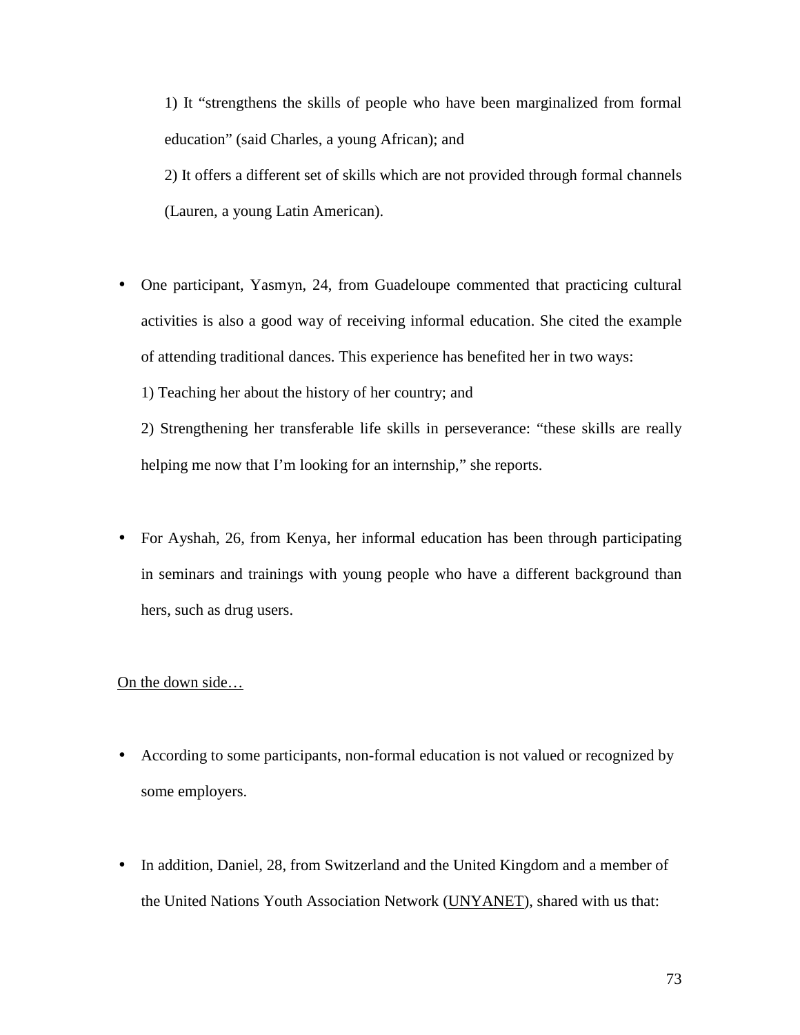1) It "strengthens the skills of people who have been marginalized from formal education" (said Charles, a young African); and

2) It offers a different set of skills which are not provided through formal channels (Lauren, a young Latin American).

- One participant, Yasmyn, 24, from Guadeloupe commented that practicing cultural activities is also a good way of receiving informal education. She cited the example of attending traditional dances. This experience has benefited her in two ways:

  1) Teaching her about the history of her country; and

  2) Strengthening her transferable life skills in perseverance: "these skills are really helping me now that I'm looking for an internship," she reports.

- For Ayshah, 26, from Kenya, her informal education has been through participating in seminars and trainings with young people who have a different background than hers, such as drug users.

<u>On the down side…</u>

- According to some participants, non-formal education is not valued or recognized by some employers.

- In addition, Daniel, 28, from Switzerland and the United Kingdom and a member of the United Nations Youth Association Network (<u>UNYANET</u>), shared with us that: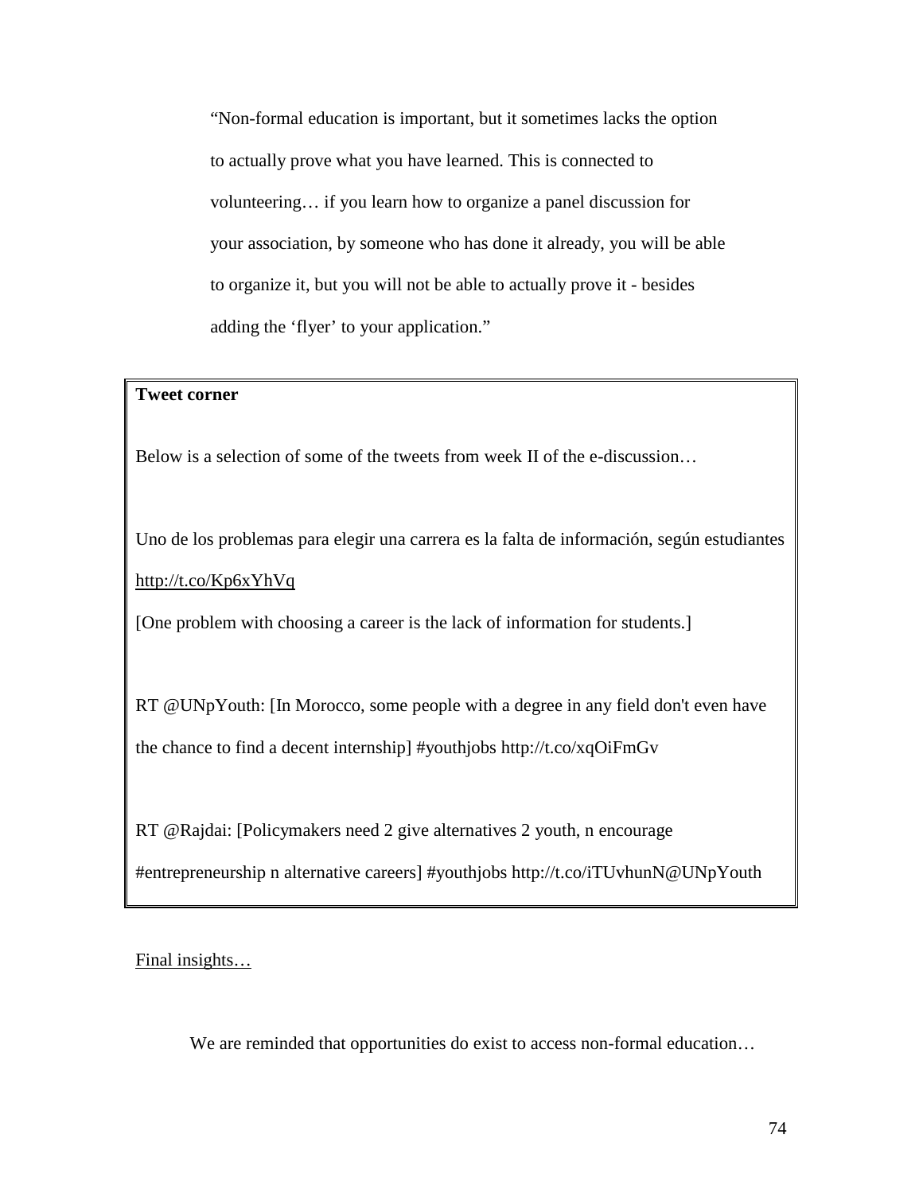> "Non-formal education is important, but it sometimes lacks the option to actually prove what you have learned. This is connected to volunteering… if you learn how to organize a panel discussion for your association, by someone who has done it already, you will be able to organize it, but you will not be able to actually prove it - besides adding the 'flyer' to your application."

**Tweet corner**

Below is a selection of some of the tweets from week II of the e-discussion…

Uno de los problemas para elegir una carrera es la falta de información, según estudiantes http://t.co/Kp6xYhVq

[One problem with choosing a career is the lack of information for students.]

RT @UNpYouth: [In Morocco, some people with a degree in any field don't even have the chance to find a decent internship] #youthjobs http://t.co/xqOiFmGv

RT @Rajdai: [Policymakers need 2 give alternatives 2 youth, n encourage #entrepreneurship n alternative careers] #youthjobs http://t.co/iTUvhunN@UNpYouth

Final insights…

We are reminded that opportunities do exist to access non-formal education…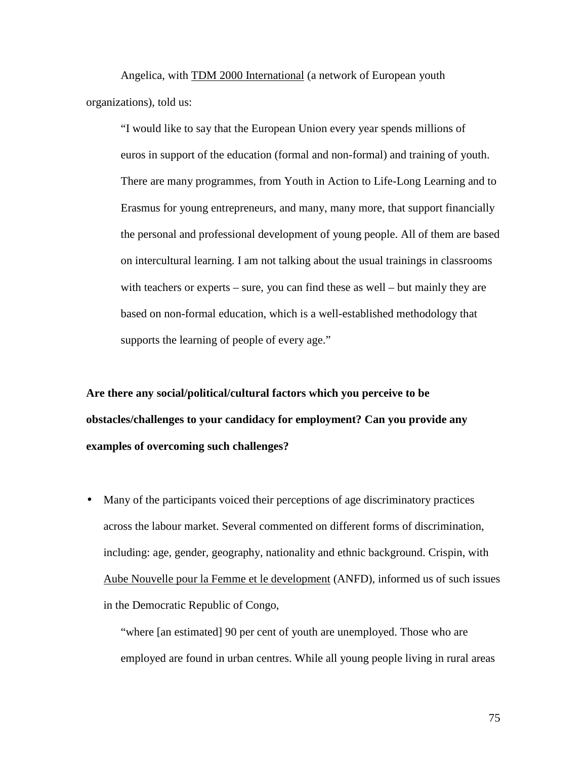Angelica, with TDM 2000 International (a network of European youth organizations), told us:

> "I would like to say that the European Union every year spends millions of euros in support of the education (formal and non-formal) and training of youth. There are many programmes, from Youth in Action to Life-Long Learning and to Erasmus for young entrepreneurs, and many, many more, that support financially the personal and professional development of young people. All of them are based on intercultural learning. I am not talking about the usual trainings in classrooms with teachers or experts – sure, you can find these as well – but mainly they are based on non-formal education, which is a well-established methodology that supports the learning of people of every age."

**Are there any social/political/cultural factors which you perceive to be obstacles/challenges to your candidacy for employment? Can you provide any examples of overcoming such challenges?**

- Many of the participants voiced their perceptions of age discriminatory practices across the labour market. Several commented on different forms of discrimination, including: age, gender, geography, nationality and ethnic background. Crispin, with Aube Nouvelle pour la Femme et le development (ANFD), informed us of such issues in the Democratic Republic of Congo,

  > "where [an estimated] 90 per cent of youth are unemployed. Those who are employed are found in urban centres. While all young people living in rural areas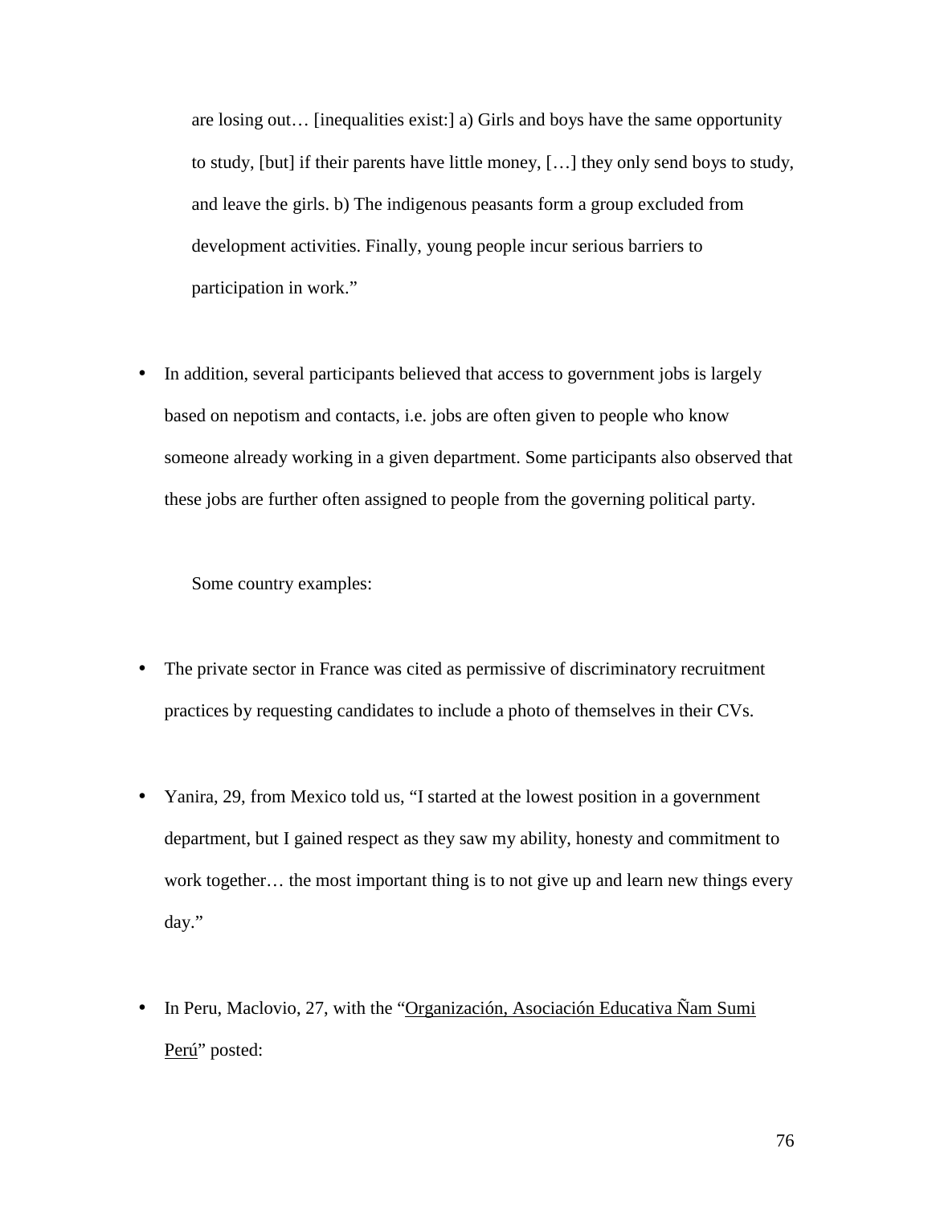are losing out… [inequalities exist:] a) Girls and boys have the same opportunity to study, [but] if their parents have little money, […] they only send boys to study, and leave the girls. b) The indigenous peasants form a group excluded from development activities. Finally, young people incur serious barriers to participation in work."

- In addition, several participants believed that access to government jobs is largely based on nepotism and contacts, i.e. jobs are often given to people who know someone already working in a given department. Some participants also observed that these jobs are further often assigned to people from the governing political party.

Some country examples:

- The private sector in France was cited as permissive of discriminatory recruitment practices by requesting candidates to include a photo of themselves in their CVs.

- Yanira, 29, from Mexico told us, "I started at the lowest position in a government department, but I gained respect as they saw my ability, honesty and commitment to work together… the most important thing is to not give up and learn new things every day."

- In Peru, Maclovio, 27, with the "Organización, Asociación Educativa Ñam Sumi Perú" posted: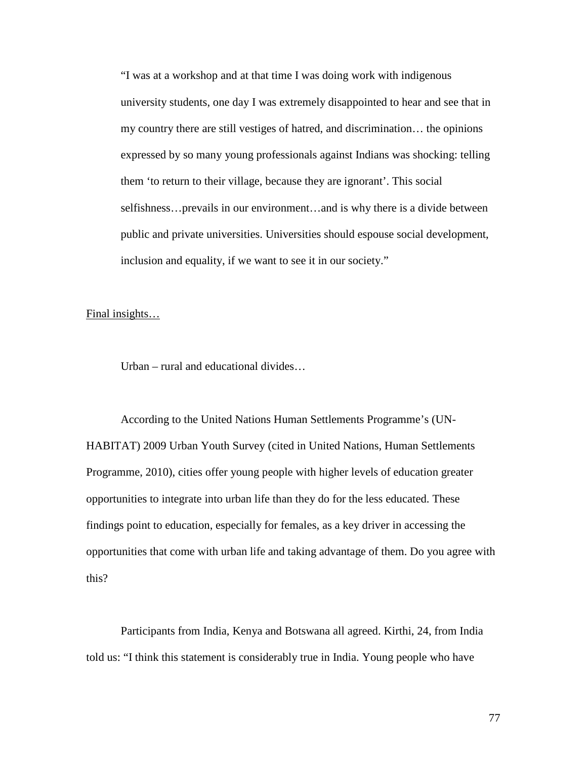> "I was at a workshop and at that time I was doing work with indigenous university students, one day I was extremely disappointed to hear and see that in my country there are still vestiges of hatred, and discrimination… the opinions expressed by so many young professionals against Indians was shocking: telling them 'to return to their village, because they are ignorant'. This social selfishness…prevails in our environment…and is why there is a divide between public and private universities. Universities should espouse social development, inclusion and equality, if we want to see it in our society."

<u>Final insights…</u>

Urban – rural and educational divides…

According to the United Nations Human Settlements Programme's (UN-HABITAT) 2009 Urban Youth Survey (cited in United Nations, Human Settlements Programme, 2010), cities offer young people with higher levels of education greater opportunities to integrate into urban life than they do for the less educated. These findings point to education, especially for females, as a key driver in accessing the opportunities that come with urban life and taking advantage of them. Do you agree with this?

Participants from India, Kenya and Botswana all agreed. Kirthi, 24, from India told us: "I think this statement is considerably true in India. Young people who have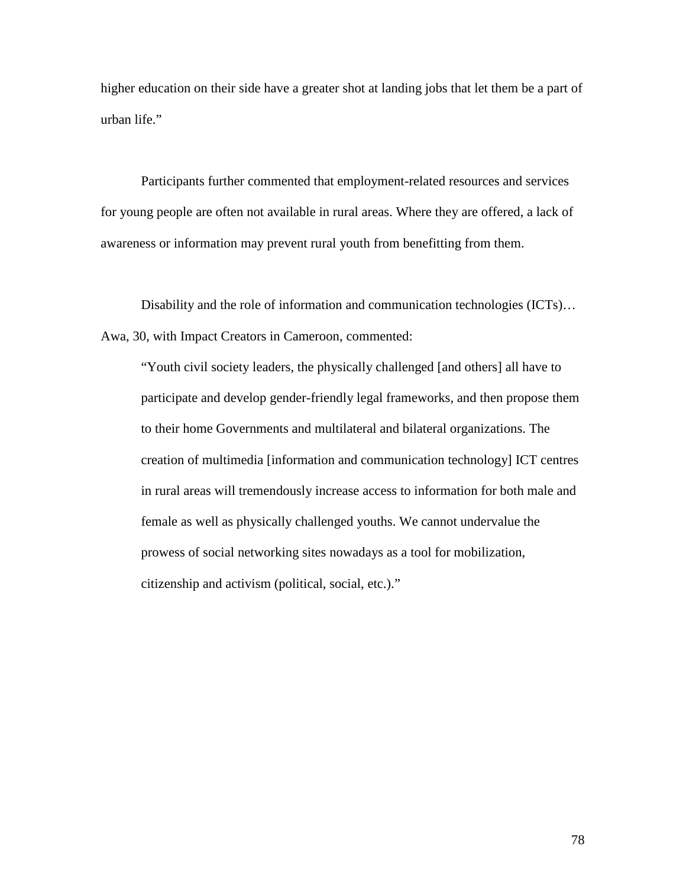higher education on their side have a greater shot at landing jobs that let them be a part of urban life."

Participants further commented that employment-related resources and services for young people are often not available in rural areas. Where they are offered, a lack of awareness or information may prevent rural youth from benefitting from them.

Disability and the role of information and communication technologies (ICTs)… Awa, 30, with Impact Creators in Cameroon, commented:

> "Youth civil society leaders, the physically challenged [and others] all have to participate and develop gender-friendly legal frameworks, and then propose them to their home Governments and multilateral and bilateral organizations. The creation of multimedia [information and communication technology] ICT centres in rural areas will tremendously increase access to information for both male and female as well as physically challenged youths. We cannot undervalue the prowess of social networking sites nowadays as a tool for mobilization, citizenship and activism (political, social, etc.)."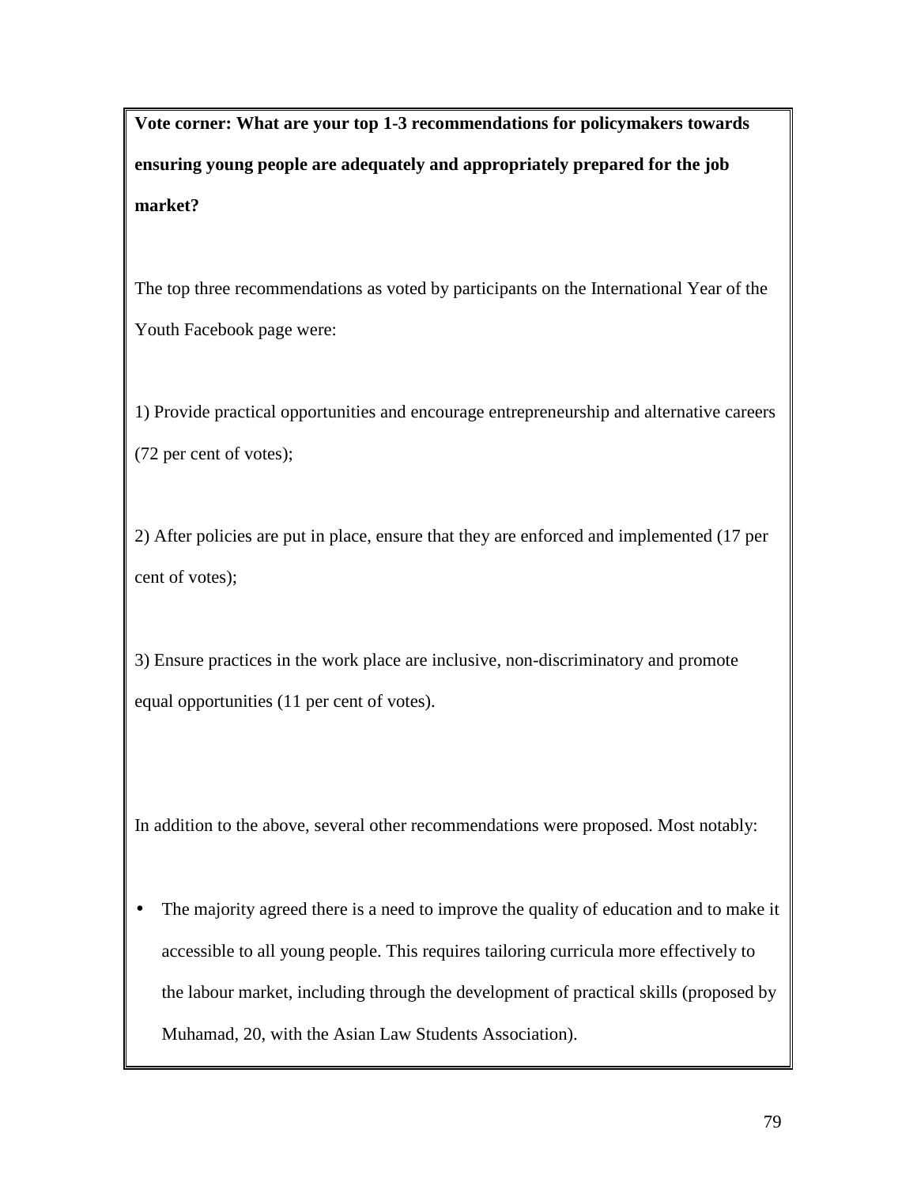**Vote corner: What are your top 1-3 recommendations for policymakers towards ensuring young people are adequately and appropriately prepared for the job market?**

The top three recommendations as voted by participants on the International Year of the Youth Facebook page were:

1) Provide practical opportunities and encourage entrepreneurship and alternative careers (72 per cent of votes);

2) After policies are put in place, ensure that they are enforced and implemented (17 per cent of votes);

3) Ensure practices in the work place are inclusive, non-discriminatory and promote equal opportunities (11 per cent of votes).

In addition to the above, several other recommendations were proposed. Most notably:

- The majority agreed there is a need to improve the quality of education and to make it accessible to all young people. This requires tailoring curricula more effectively to the labour market, including through the development of practical skills (proposed by Muhamad, 20, with the Asian Law Students Association).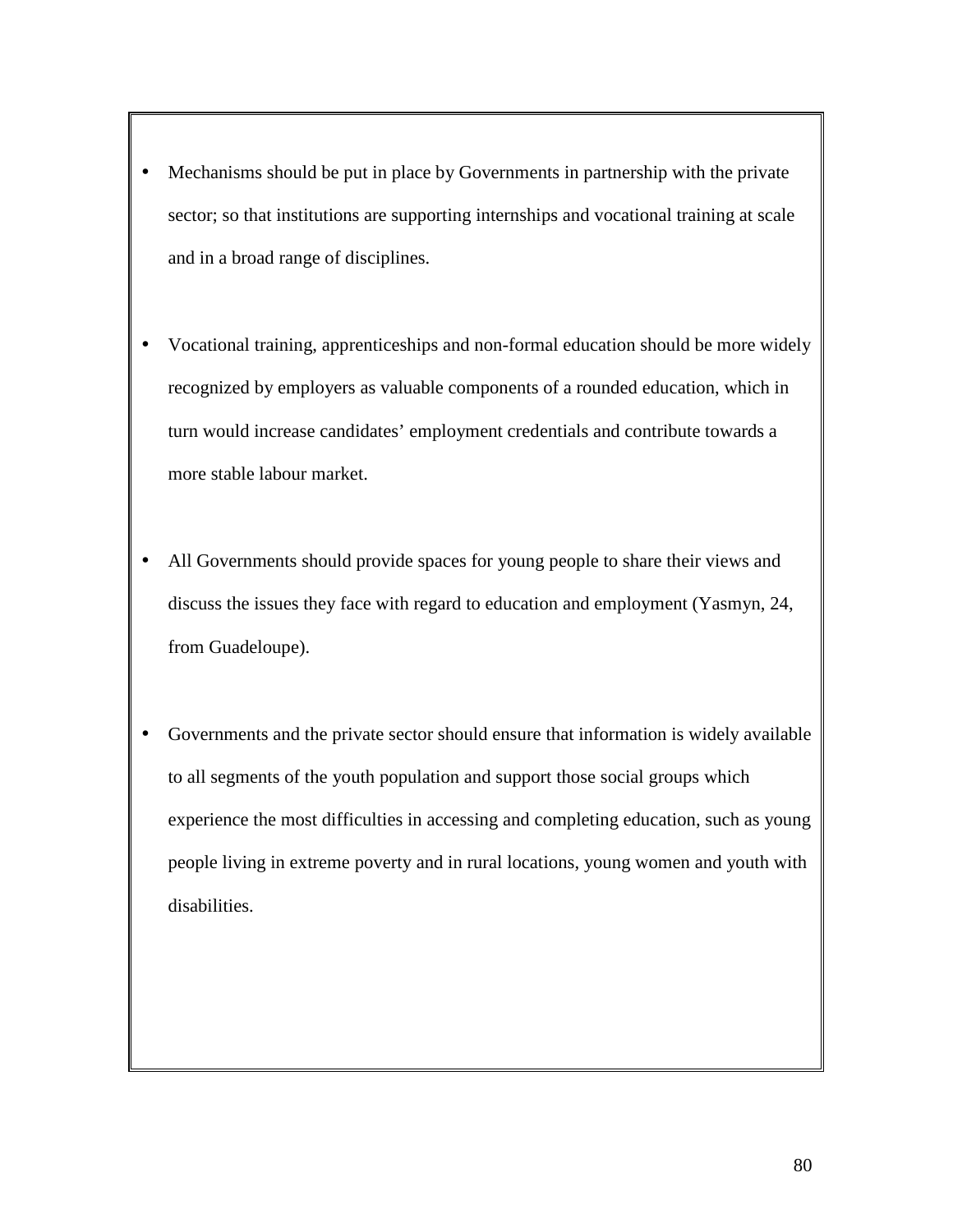- Mechanisms should be put in place by Governments in partnership with the private sector; so that institutions are supporting internships and vocational training at scale and in a broad range of disciplines.

- Vocational training, apprenticeships and non-formal education should be more widely recognized by employers as valuable components of a rounded education, which in turn would increase candidates' employment credentials and contribute towards a more stable labour market.

- All Governments should provide spaces for young people to share their views and discuss the issues they face with regard to education and employment (Yasmyn, 24, from Guadeloupe).

- Governments and the private sector should ensure that information is widely available to all segments of the youth population and support those social groups which experience the most difficulties in accessing and completing education, such as young people living in extreme poverty and in rural locations, young women and youth with disabilities.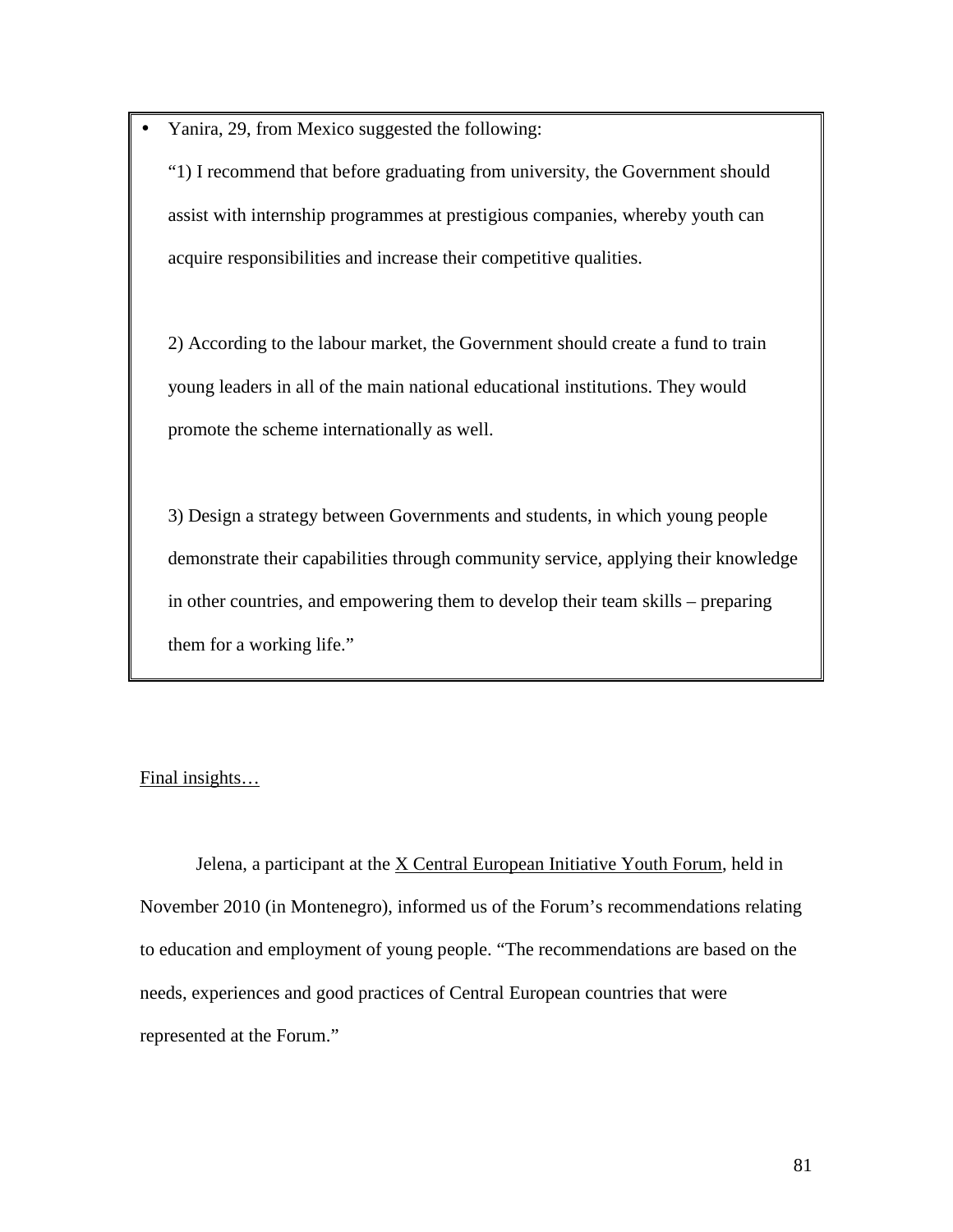- Yanira, 29, from Mexico suggested the following:

  "1) I recommend that before graduating from university, the Government should assist with internship programmes at prestigious companies, whereby youth can acquire responsibilities and increase their competitive qualities.

  2) According to the labour market, the Government should create a fund to train young leaders in all of the main national educational institutions. They would promote the scheme internationally as well.

  3) Design a strategy between Governments and students, in which young people demonstrate their capabilities through community service, applying their knowledge in other countries, and empowering them to develop their team skills – preparing them for a working life."

<u>Final insights…</u>

Jelena, a participant at the <u>X Central European Initiative Youth Forum</u>, held in November 2010 (in Montenegro), informed us of the Forum's recommendations relating to education and employment of young people. "The recommendations are based on the needs, experiences and good practices of Central European countries that were represented at the Forum."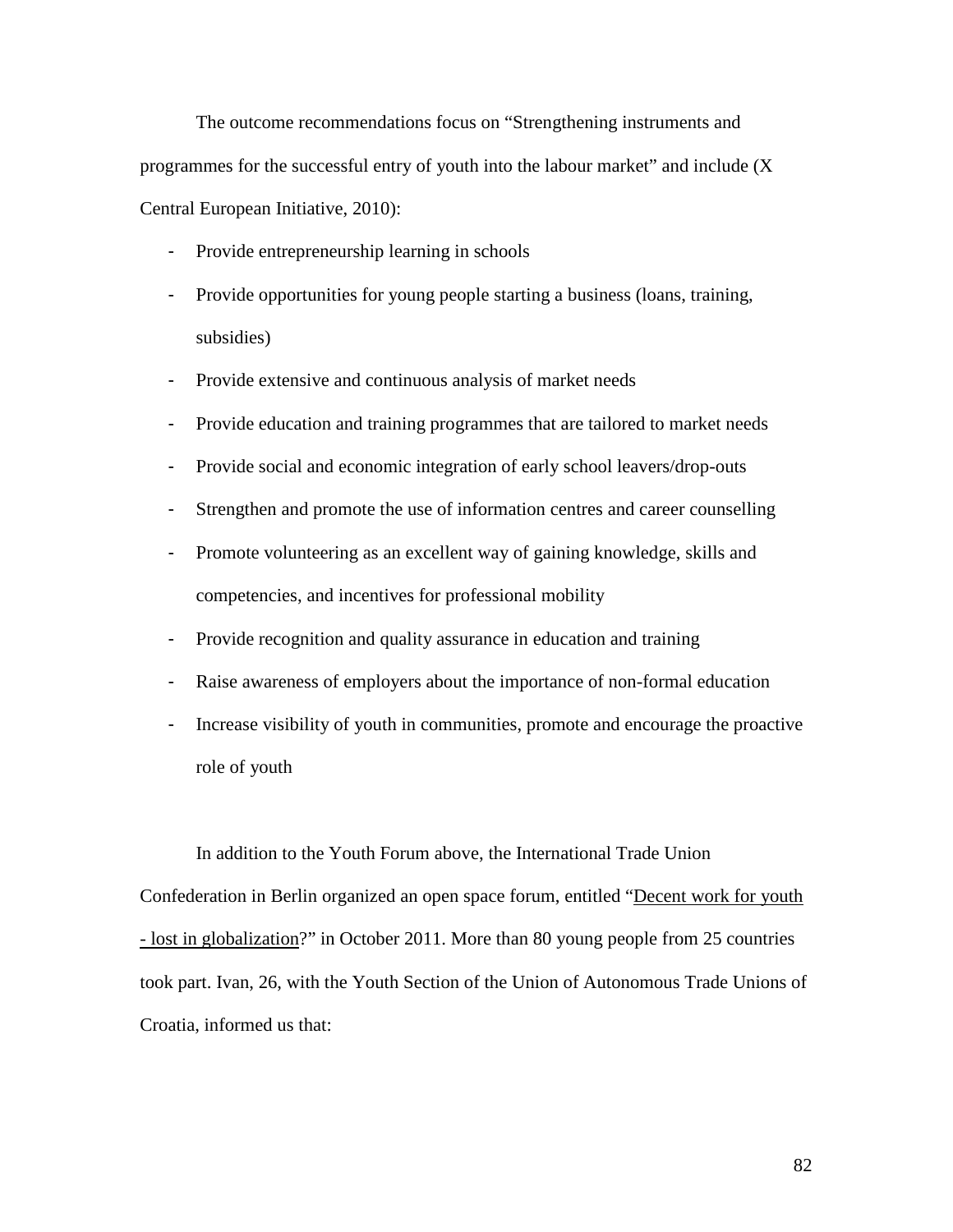The outcome recommendations focus on "Strengthening instruments and programmes for the successful entry of youth into the labour market" and include (X Central European Initiative, 2010):

- Provide entrepreneurship learning in schools
- Provide opportunities for young people starting a business (loans, training, subsidies)
- Provide extensive and continuous analysis of market needs
- Provide education and training programmes that are tailored to market needs
- Provide social and economic integration of early school leavers/drop-outs
- Strengthen and promote the use of information centres and career counselling
- Promote volunteering as an excellent way of gaining knowledge, skills and competencies, and incentives for professional mobility
- Provide recognition and quality assurance in education and training
- Raise awareness of employers about the importance of non-formal education
- Increase visibility of youth in communities, promote and encourage the proactive role of youth

In addition to the Youth Forum above, the International Trade Union Confederation in Berlin organized an open space forum, entitled "Decent work for youth - lost in globalization?" in October 2011. More than 80 young people from 25 countries took part. Ivan, 26, with the Youth Section of the Union of Autonomous Trade Unions of Croatia, informed us that: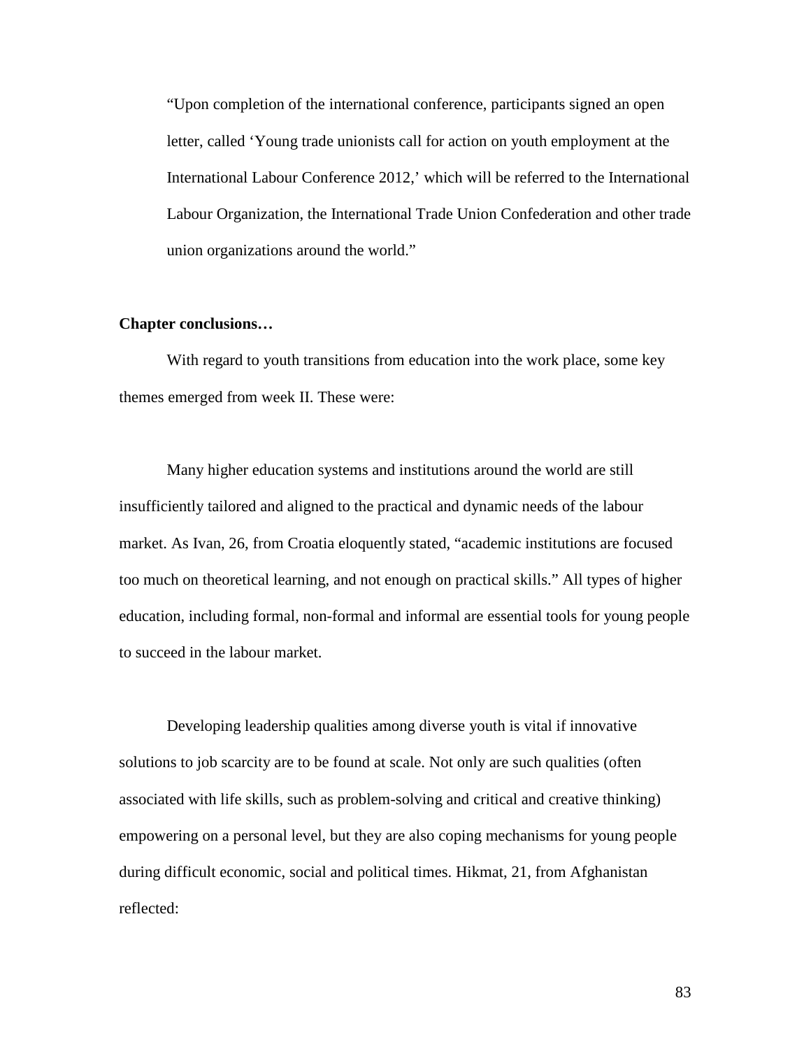> "Upon completion of the international conference, participants signed an open letter, called 'Young trade unionists call for action on youth employment at the International Labour Conference 2012,' which will be referred to the International Labour Organization, the International Trade Union Confederation and other trade union organizations around the world."

**Chapter conclusions…**

With regard to youth transitions from education into the work place, some key themes emerged from week II. These were:

Many higher education systems and institutions around the world are still insufficiently tailored and aligned to the practical and dynamic needs of the labour market. As Ivan, 26, from Croatia eloquently stated, "academic institutions are focused too much on theoretical learning, and not enough on practical skills." All types of higher education, including formal, non-formal and informal are essential tools for young people to succeed in the labour market.

Developing leadership qualities among diverse youth is vital if innovative solutions to job scarcity are to be found at scale. Not only are such qualities (often associated with life skills, such as problem-solving and critical and creative thinking) empowering on a personal level, but they are also coping mechanisms for young people during difficult economic, social and political times. Hikmat, 21, from Afghanistan reflected: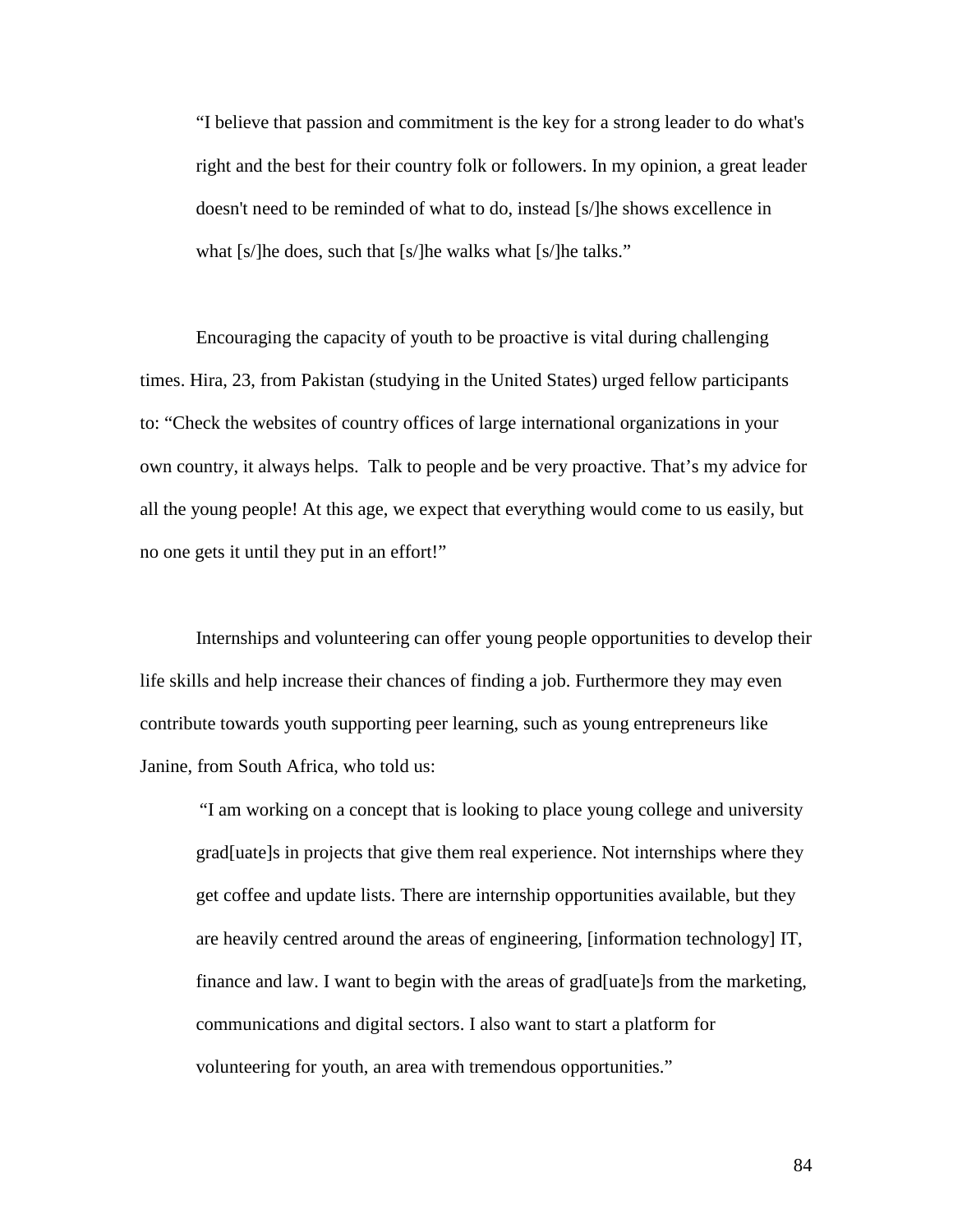> "I believe that passion and commitment is the key for a strong leader to do what's right and the best for their country folk or followers. In my opinion, a great leader doesn't need to be reminded of what to do, instead [s/]he shows excellence in what [s/]he does, such that [s/]he walks what [s/]he talks."

Encouraging the capacity of youth to be proactive is vital during challenging times. Hira, 23, from Pakistan (studying in the United States) urged fellow participants to: "Check the websites of country offices of large international organizations in your own country, it always helps. Talk to people and be very proactive. That's my advice for all the young people! At this age, we expect that everything would come to us easily, but no one gets it until they put in an effort!"

Internships and volunteering can offer young people opportunities to develop their life skills and help increase their chances of finding a job. Furthermore they may even contribute towards youth supporting peer learning, such as young entrepreneurs like Janine, from South Africa, who told us:

> "I am working on a concept that is looking to place young college and university grad[uate]s in projects that give them real experience. Not internships where they get coffee and update lists. There are internship opportunities available, but they are heavily centred around the areas of engineering, [information technology] IT, finance and law. I want to begin with the areas of grad[uate]s from the marketing, communications and digital sectors. I also want to start a platform for volunteering for youth, an area with tremendous opportunities."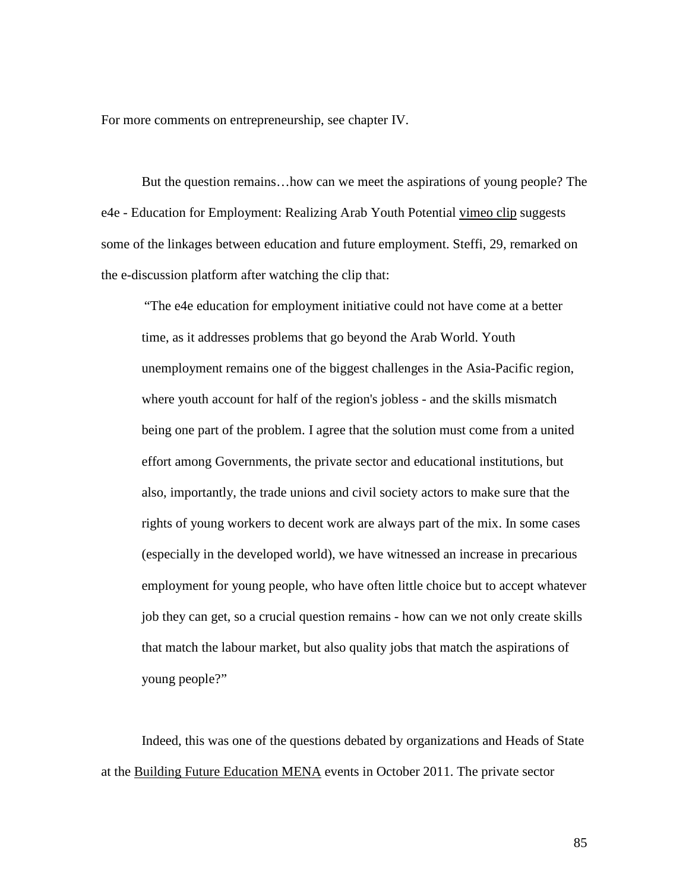For more comments on entrepreneurship, see chapter IV.

But the question remains…how can we meet the aspirations of young people? The e4e - Education for Employment: Realizing Arab Youth Potential vimeo clip suggests some of the linkages between education and future employment. Steffi, 29, remarked on the e-discussion platform after watching the clip that:

> "The e4e education for employment initiative could not have come at a better time, as it addresses problems that go beyond the Arab World. Youth unemployment remains one of the biggest challenges in the Asia-Pacific region, where youth account for half of the region's jobless - and the skills mismatch being one part of the problem. I agree that the solution must come from a united effort among Governments, the private sector and educational institutions, but also, importantly, the trade unions and civil society actors to make sure that the rights of young workers to decent work are always part of the mix. In some cases (especially in the developed world), we have witnessed an increase in precarious employment for young people, who have often little choice but to accept whatever job they can get, so a crucial question remains - how can we not only create skills that match the labour market, but also quality jobs that match the aspirations of young people?"

Indeed, this was one of the questions debated by organizations and Heads of State at the Building Future Education MENA events in October 2011. The private sector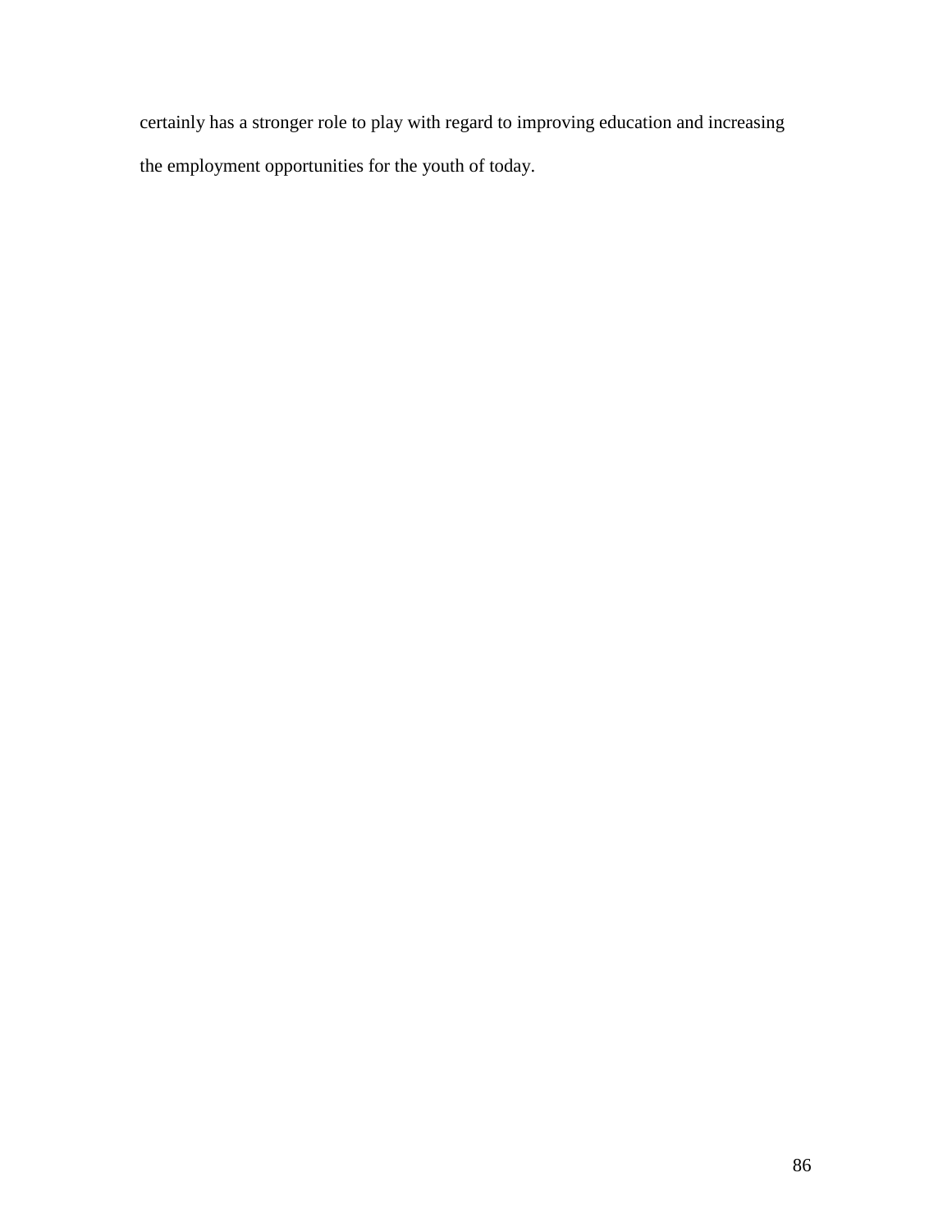certainly has a stronger role to play with regard to improving education and increasing the employment opportunities for the youth of today.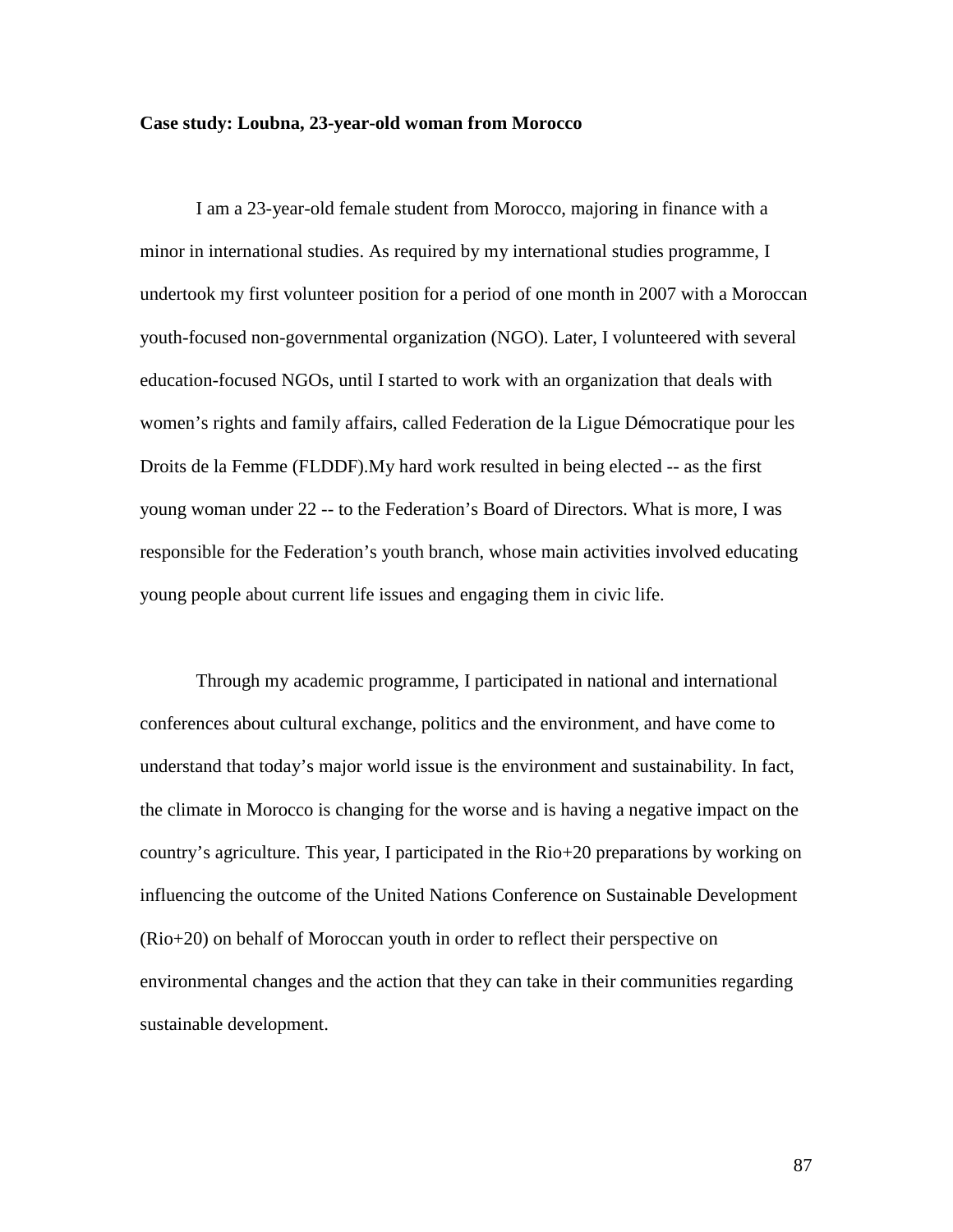**Case study: Loubna, 23-year-old woman from Morocco**

I am a 23-year-old female student from Morocco, majoring in finance with a minor in international studies. As required by my international studies programme, I undertook my first volunteer position for a period of one month in 2007 with a Moroccan youth-focused non-governmental organization (NGO). Later, I volunteered with several education-focused NGOs, until I started to work with an organization that deals with women's rights and family affairs, called Federation de la Ligue Démocratique pour les Droits de la Femme (FLDDF).My hard work resulted in being elected -- as the first young woman under 22 -- to the Federation's Board of Directors. What is more, I was responsible for the Federation's youth branch, whose main activities involved educating young people about current life issues and engaging them in civic life.

Through my academic programme, I participated in national and international conferences about cultural exchange, politics and the environment, and have come to understand that today's major world issue is the environment and sustainability. In fact, the climate in Morocco is changing for the worse and is having a negative impact on the country's agriculture. This year, I participated in the Rio+20 preparations by working on influencing the outcome of the United Nations Conference on Sustainable Development (Rio+20) on behalf of Moroccan youth in order to reflect their perspective on environmental changes and the action that they can take in their communities regarding sustainable development.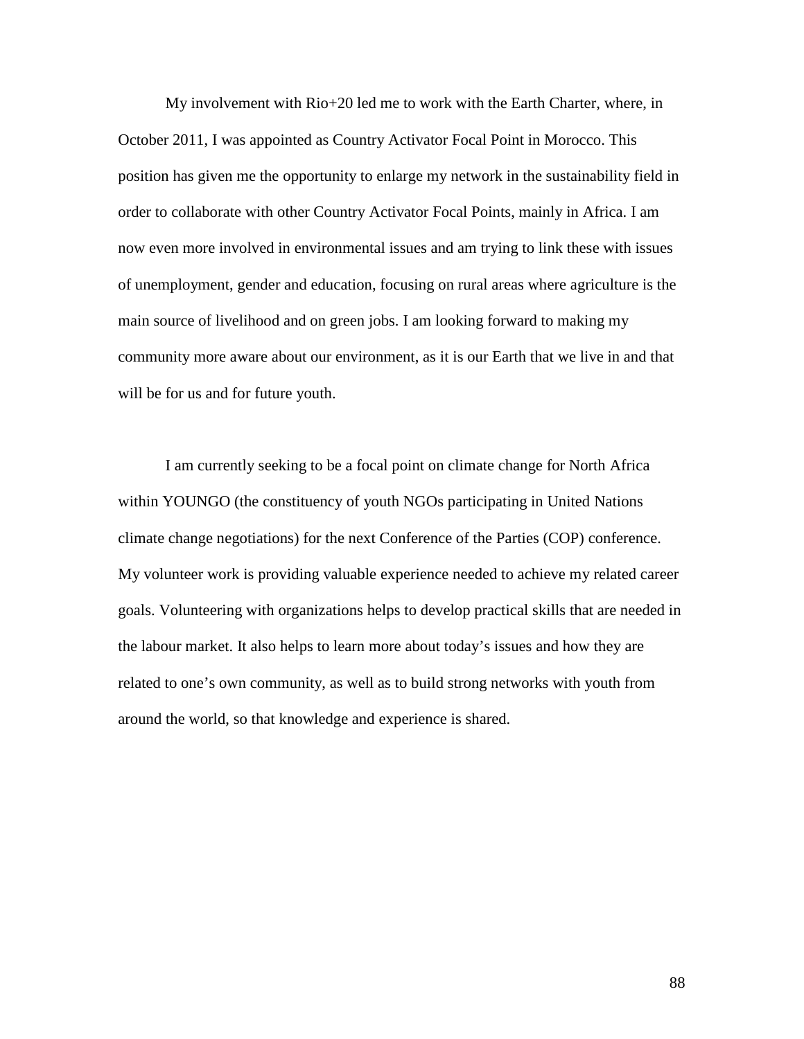My involvement with Rio+20 led me to work with the Earth Charter, where, in October 2011, I was appointed as Country Activator Focal Point in Morocco. This position has given me the opportunity to enlarge my network in the sustainability field in order to collaborate with other Country Activator Focal Points, mainly in Africa. I am now even more involved in environmental issues and am trying to link these with issues of unemployment, gender and education, focusing on rural areas where agriculture is the main source of livelihood and on green jobs. I am looking forward to making my community more aware about our environment, as it is our Earth that we live in and that will be for us and for future youth.

I am currently seeking to be a focal point on climate change for North Africa within YOUNGO (the constituency of youth NGOs participating in United Nations climate change negotiations) for the next Conference of the Parties (COP) conference. My volunteer work is providing valuable experience needed to achieve my related career goals. Volunteering with organizations helps to develop practical skills that are needed in the labour market. It also helps to learn more about today's issues and how they are related to one's own community, as well as to build strong networks with youth from around the world, so that knowledge and experience is shared.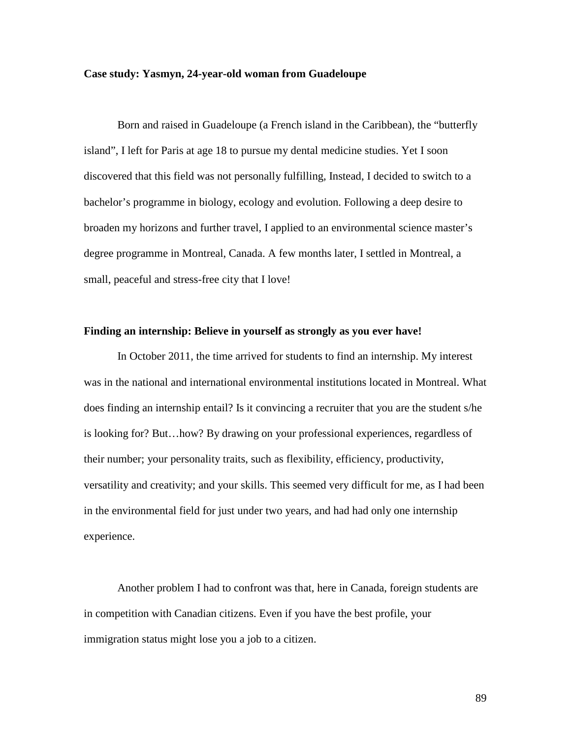**Case study: Yasmyn, 24-year-old woman from Guadeloupe**

Born and raised in Guadeloupe (a French island in the Caribbean), the "butterfly island", I left for Paris at age 18 to pursue my dental medicine studies. Yet I soon discovered that this field was not personally fulfilling, Instead, I decided to switch to a bachelor's programme in biology, ecology and evolution. Following a deep desire to broaden my horizons and further travel, I applied to an environmental science master's degree programme in Montreal, Canada. A few months later, I settled in Montreal, a small, peaceful and stress-free city that I love!

**Finding an internship: Believe in yourself as strongly as you ever have!**

In October 2011, the time arrived for students to find an internship. My interest was in the national and international environmental institutions located in Montreal. What does finding an internship entail? Is it convincing a recruiter that you are the student s/he is looking for? But…how? By drawing on your professional experiences, regardless of their number; your personality traits, such as flexibility, efficiency, productivity, versatility and creativity; and your skills. This seemed very difficult for me, as I had been in the environmental field for just under two years, and had had only one internship experience.

Another problem I had to confront was that, here in Canada, foreign students are in competition with Canadian citizens. Even if you have the best profile, your immigration status might lose you a job to a citizen.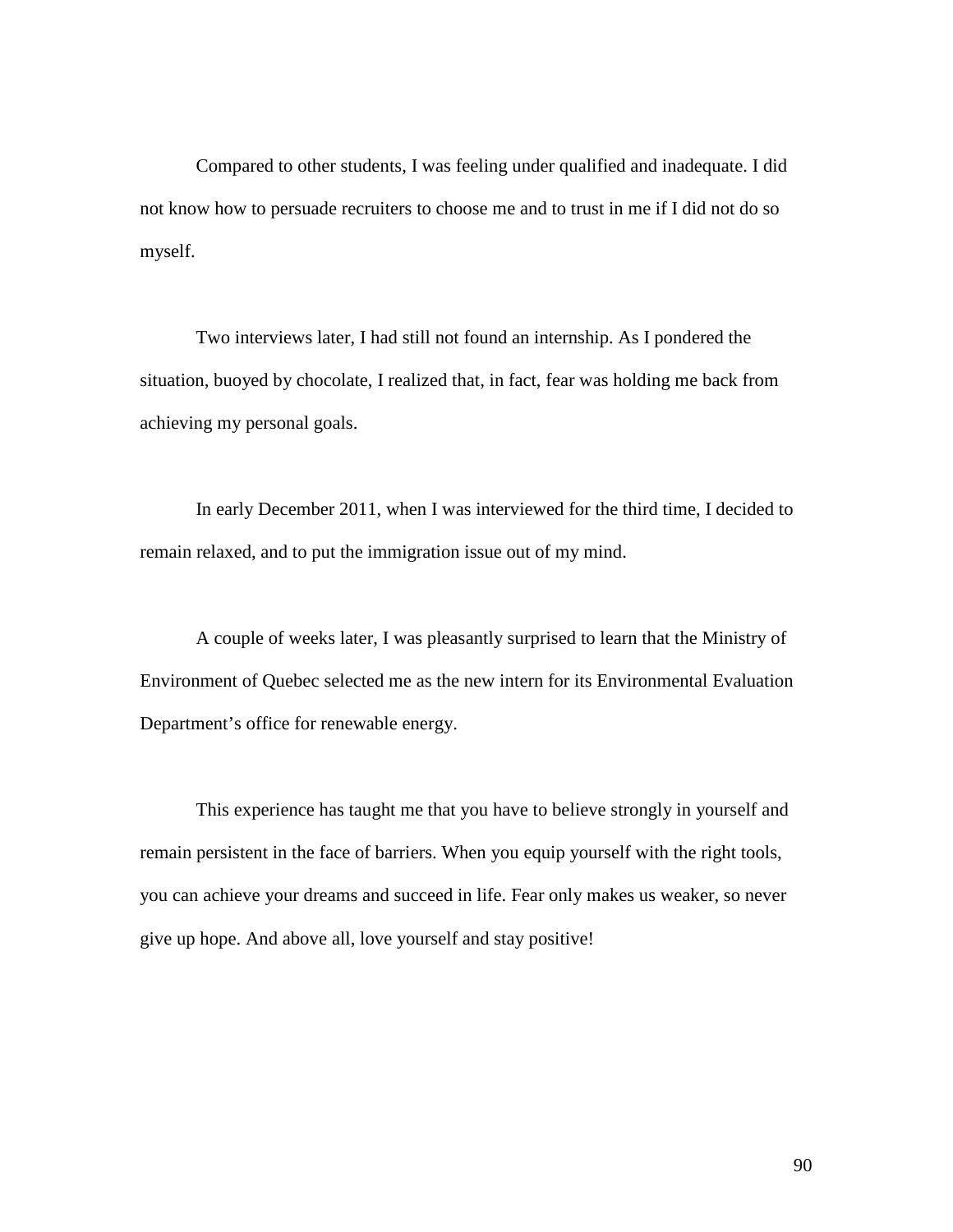Compared to other students, I was feeling under qualified and inadequate. I did not know how to persuade recruiters to choose me and to trust in me if I did not do so myself.

Two interviews later, I had still not found an internship. As I pondered the situation, buoyed by chocolate, I realized that, in fact, fear was holding me back from achieving my personal goals.

In early December 2011, when I was interviewed for the third time, I decided to remain relaxed, and to put the immigration issue out of my mind.

A couple of weeks later, I was pleasantly surprised to learn that the Ministry of Environment of Quebec selected me as the new intern for its Environmental Evaluation Department's office for renewable energy.

This experience has taught me that you have to believe strongly in yourself and remain persistent in the face of barriers. When you equip yourself with the right tools, you can achieve your dreams and succeed in life. Fear only makes us weaker, so never give up hope. And above all, love yourself and stay positive!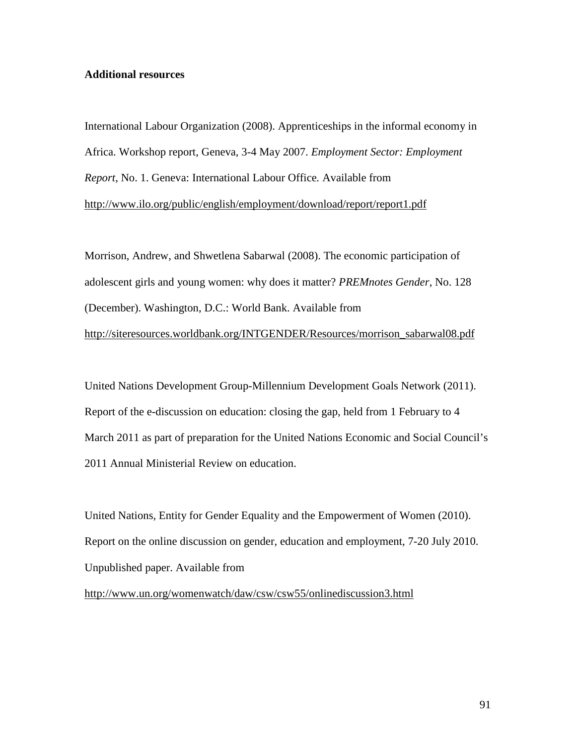**Additional resources**

International Labour Organization (2008). Apprenticeships in the informal economy in Africa. Workshop report, Geneva, 3-4 May 2007. *Employment Sector: Employment Report*, No. 1. Geneva: International Labour Office. Available from http://www.ilo.org/public/english/employment/download/report/report1.pdf

Morrison, Andrew, and Shwetlena Sabarwal (2008). The economic participation of adolescent girls and young women: why does it matter? *PREMnotes Gender*, No. 128 (December). Washington, D.C.: World Bank. Available from http://siteresources.worldbank.org/INTGENDER/Resources/morrison_sabarwal08.pdf

United Nations Development Group-Millennium Development Goals Network (2011). Report of the e-discussion on education: closing the gap, held from 1 February to 4 March 2011 as part of preparation for the United Nations Economic and Social Council's 2011 Annual Ministerial Review on education.

United Nations, Entity for Gender Equality and the Empowerment of Women (2010). Report on the online discussion on gender, education and employment, 7-20 July 2010. Unpublished paper. Available from http://www.un.org/womenwatch/daw/csw/csw55/onlinediscussion3.html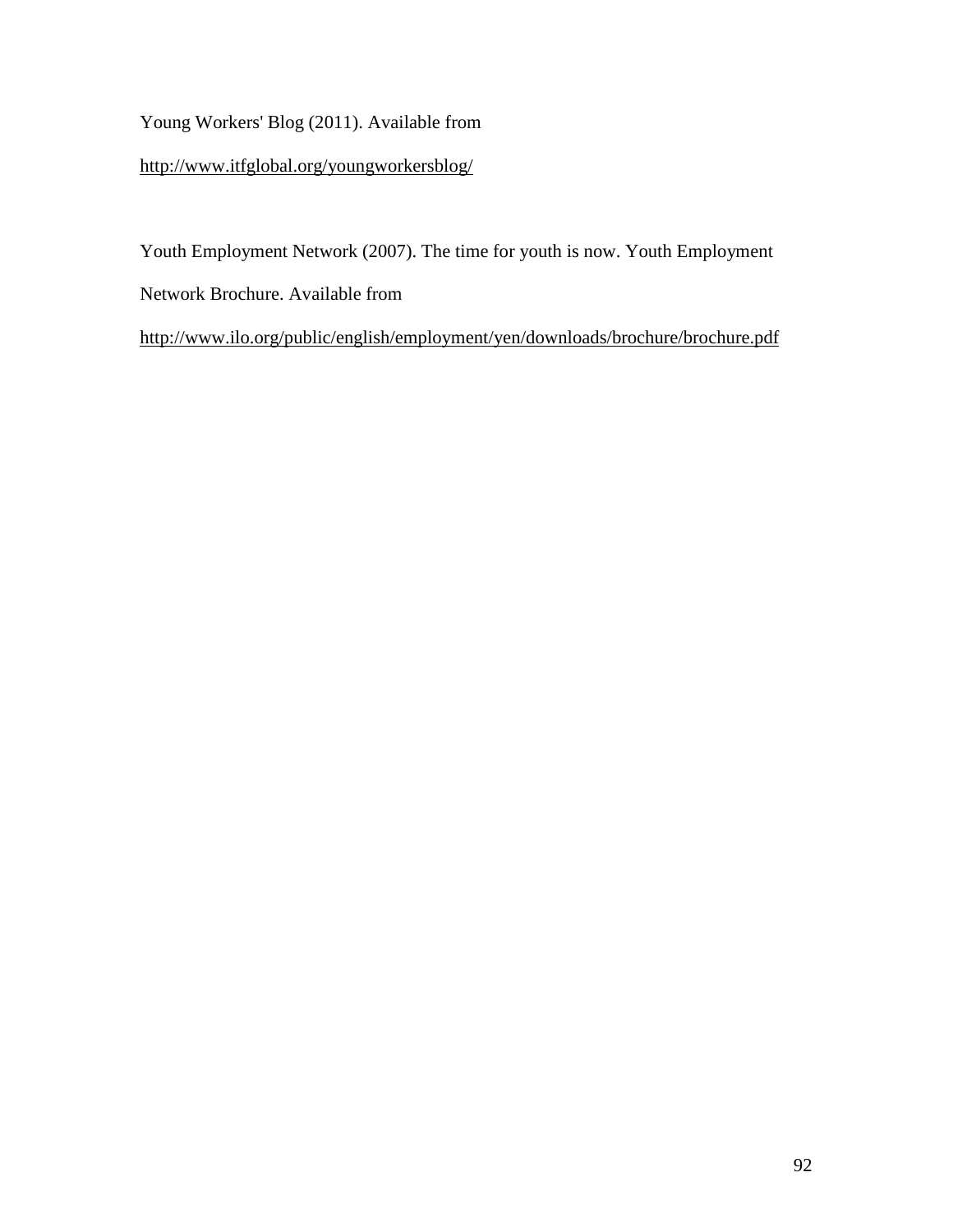Young Workers' Blog (2011). Available from http://www.itfglobal.org/youngworkersblog/

Youth Employment Network (2007). The time for youth is now. Youth Employment Network Brochure. Available from http://www.ilo.org/public/english/employment/yen/downloads/brochure/brochure.pdf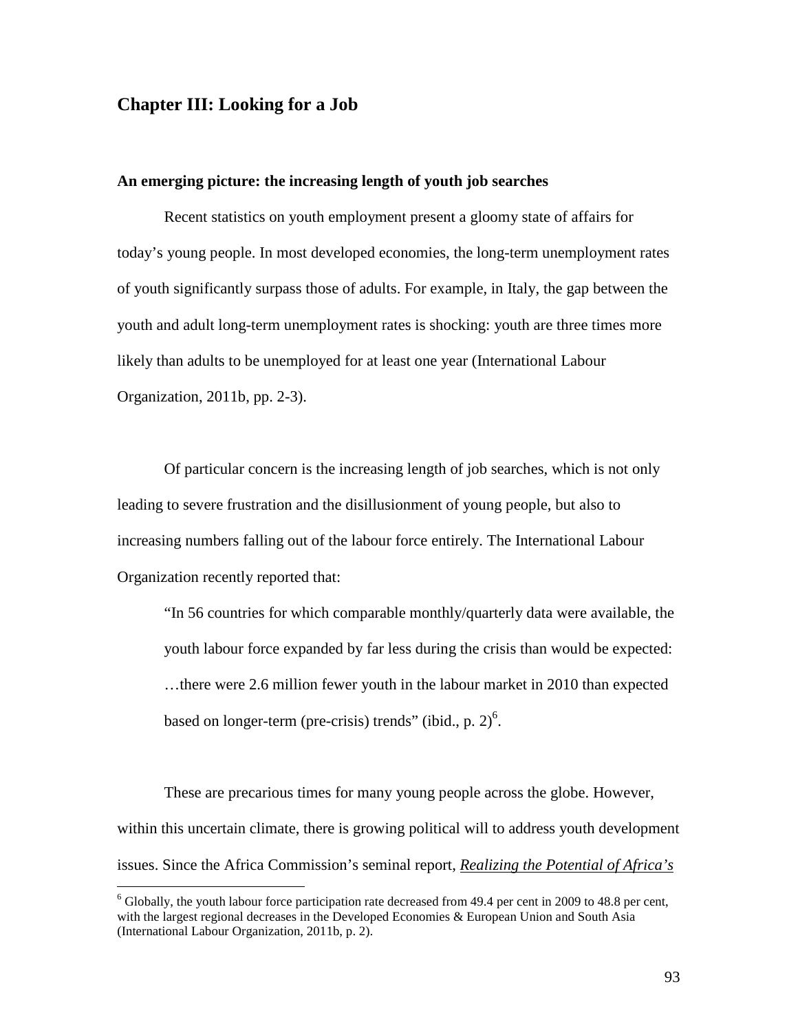# Chapter III: Looking for a Job

### An emerging picture: the increasing length of youth job searches

Recent statistics on youth employment present a gloomy state of affairs for today's young people. In most developed economies, the long-term unemployment rates of youth significantly surpass those of adults. For example, in Italy, the gap between the youth and adult long-term unemployment rates is shocking: youth are three times more likely than adults to be unemployed for at least one year (International Labour Organization, 2011b, pp. 2-3).

Of particular concern is the increasing length of job searches, which is not only leading to severe frustration and the disillusionment of young people, but also to increasing numbers falling out of the labour force entirely. The International Labour Organization recently reported that:

> "In 56 countries for which comparable monthly/quarterly data were available, the youth labour force expanded by far less during the crisis than would be expected: …there were 2.6 million fewer youth in the labour market in 2010 than expected based on longer-term (pre-crisis) trends" (ibid., p. 2)[6].

These are precarious times for many young people across the globe. However, within this uncertain climate, there is growing political will to address youth development issues. Since the Africa Commission's seminal report, *Realizing the Potential of Africa's*

[6] Globally, the youth labour force participation rate decreased from 49.4 per cent in 2009 to 48.8 per cent, with the largest regional decreases in the Developed Economies & European Union and South Asia (International Labour Organization, 2011b, p. 2).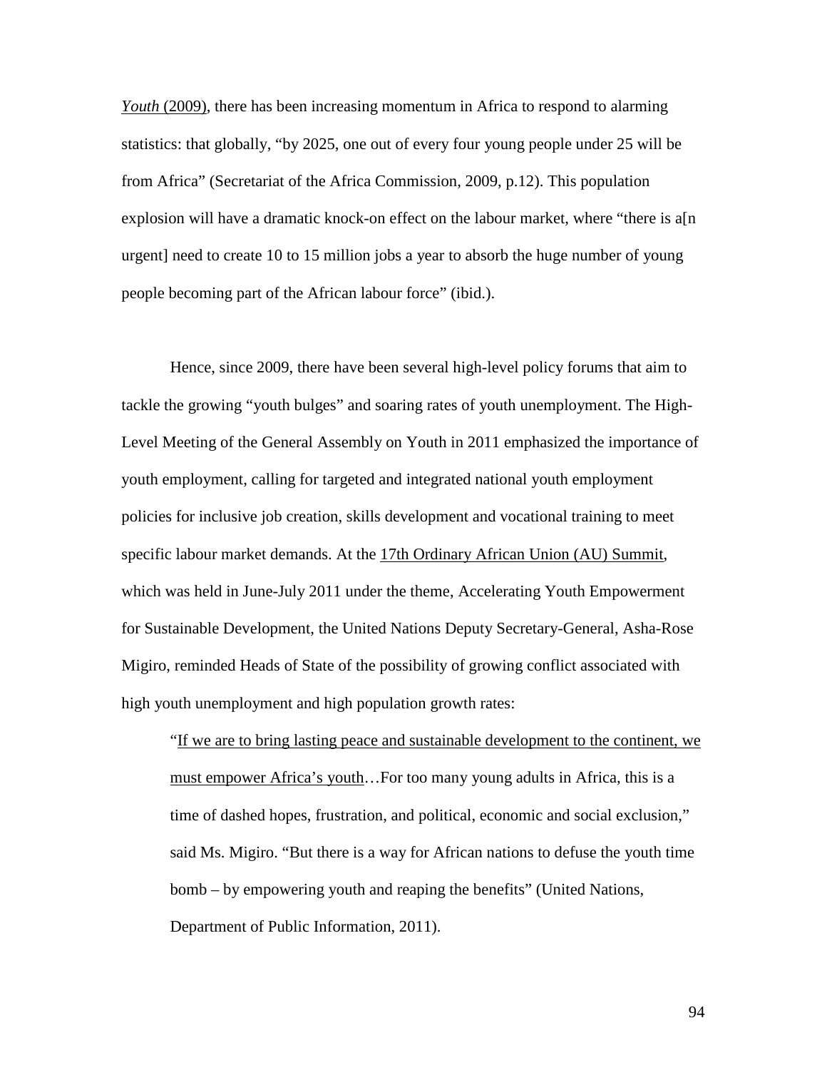*Youth* (2009), there has been increasing momentum in Africa to respond to alarming statistics: that globally, "by 2025, one out of every four young people under 25 will be from Africa" (Secretariat of the Africa Commission, 2009, p.12). This population explosion will have a dramatic knock-on effect on the labour market, where "there is a[n urgent] need to create 10 to 15 million jobs a year to absorb the huge number of young people becoming part of the African labour force" (ibid.).

Hence, since 2009, there have been several high-level policy forums that aim to tackle the growing "youth bulges" and soaring rates of youth unemployment. The High-Level Meeting of the General Assembly on Youth in 2011 emphasized the importance of youth employment, calling for targeted and integrated national youth employment policies for inclusive job creation, skills development and vocational training to meet specific labour market demands. At the 17th Ordinary African Union (AU) Summit, which was held in June-July 2011 under the theme, Accelerating Youth Empowerment for Sustainable Development, the United Nations Deputy Secretary-General, Asha-Rose Migiro, reminded Heads of State of the possibility of growing conflict associated with high youth unemployment and high population growth rates:

> "If we are to bring lasting peace and sustainable development to the continent, we must empower Africa's youth…For too many young adults in Africa, this is a time of dashed hopes, frustration, and political, economic and social exclusion," said Ms. Migiro. "But there is a way for African nations to defuse the youth time bomb – by empowering youth and reaping the benefits" (United Nations, Department of Public Information, 2011).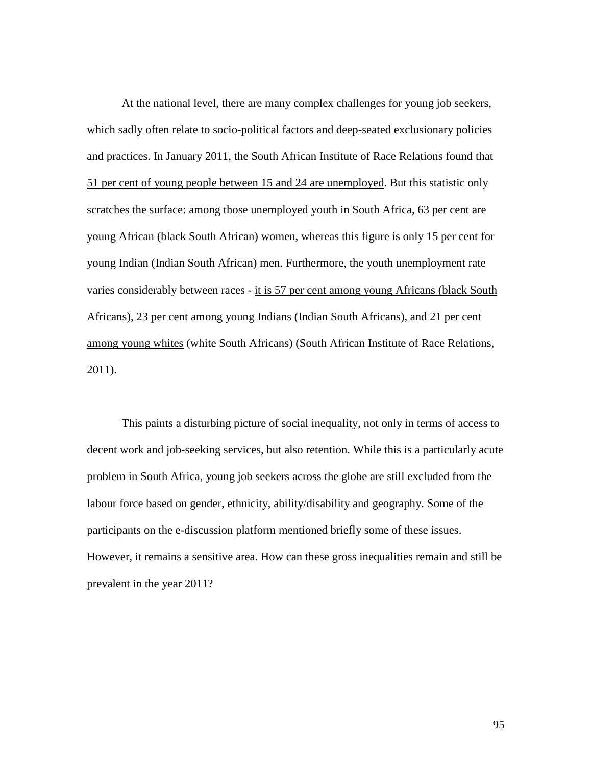At the national level, there are many complex challenges for young job seekers, which sadly often relate to socio-political factors and deep-seated exclusionary policies and practices. In January 2011, the South African Institute of Race Relations found that 51 per cent of young people between 15 and 24 are unemployed. But this statistic only scratches the surface: among those unemployed youth in South Africa, 63 per cent are young African (black South African) women, whereas this figure is only 15 per cent for young Indian (Indian South African) men. Furthermore, the youth unemployment rate varies considerably between races - it is 57 per cent among young Africans (black South Africans), 23 per cent among young Indians (Indian South Africans), and 21 per cent among young whites (white South Africans) (South African Institute of Race Relations, 2011).

This paints a disturbing picture of social inequality, not only in terms of access to decent work and job-seeking services, but also retention. While this is a particularly acute problem in South Africa, young job seekers across the globe are still excluded from the labour force based on gender, ethnicity, ability/disability and geography. Some of the participants on the e-discussion platform mentioned briefly some of these issues. However, it remains a sensitive area. How can these gross inequalities remain and still be prevalent in the year 2011?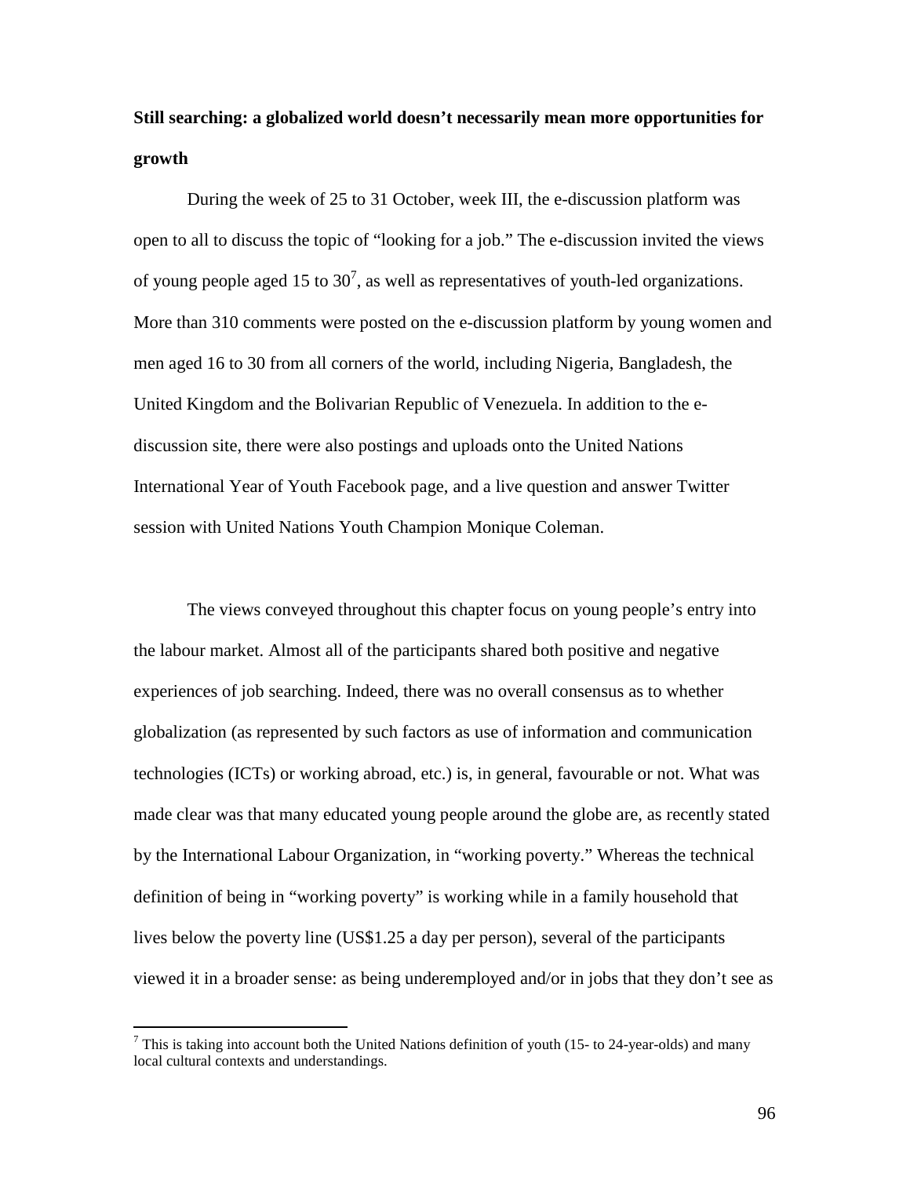**Still searching: a globalized world doesn't necessarily mean more opportunities for growth**

During the week of 25 to 31 October, week III, the e-discussion platform was open to all to discuss the topic of "looking for a job." The e-discussion invited the views of young people aged 15 to 30[7], as well as representatives of youth-led organizations. More than 310 comments were posted on the e-discussion platform by young women and men aged 16 to 30 from all corners of the world, including Nigeria, Bangladesh, the United Kingdom and the Bolivarian Republic of Venezuela. In addition to the e-discussion site, there were also postings and uploads onto the United Nations International Year of Youth Facebook page, and a live question and answer Twitter session with United Nations Youth Champion Monique Coleman.

The views conveyed throughout this chapter focus on young people's entry into the labour market. Almost all of the participants shared both positive and negative experiences of job searching. Indeed, there was no overall consensus as to whether globalization (as represented by such factors as use of information and communication technologies (ICTs) or working abroad, etc.) is, in general, favourable or not. What was made clear was that many educated young people around the globe are, as recently stated by the International Labour Organization, in "working poverty." Whereas the technical definition of being in "working poverty" is working while in a family household that lives below the poverty line (US$1.25 a day per person), several of the participants viewed it in a broader sense: as being underemployed and/or in jobs that they don't see as

[7] This is taking into account both the United Nations definition of youth (15- to 24-year-olds) and many local cultural contexts and understandings.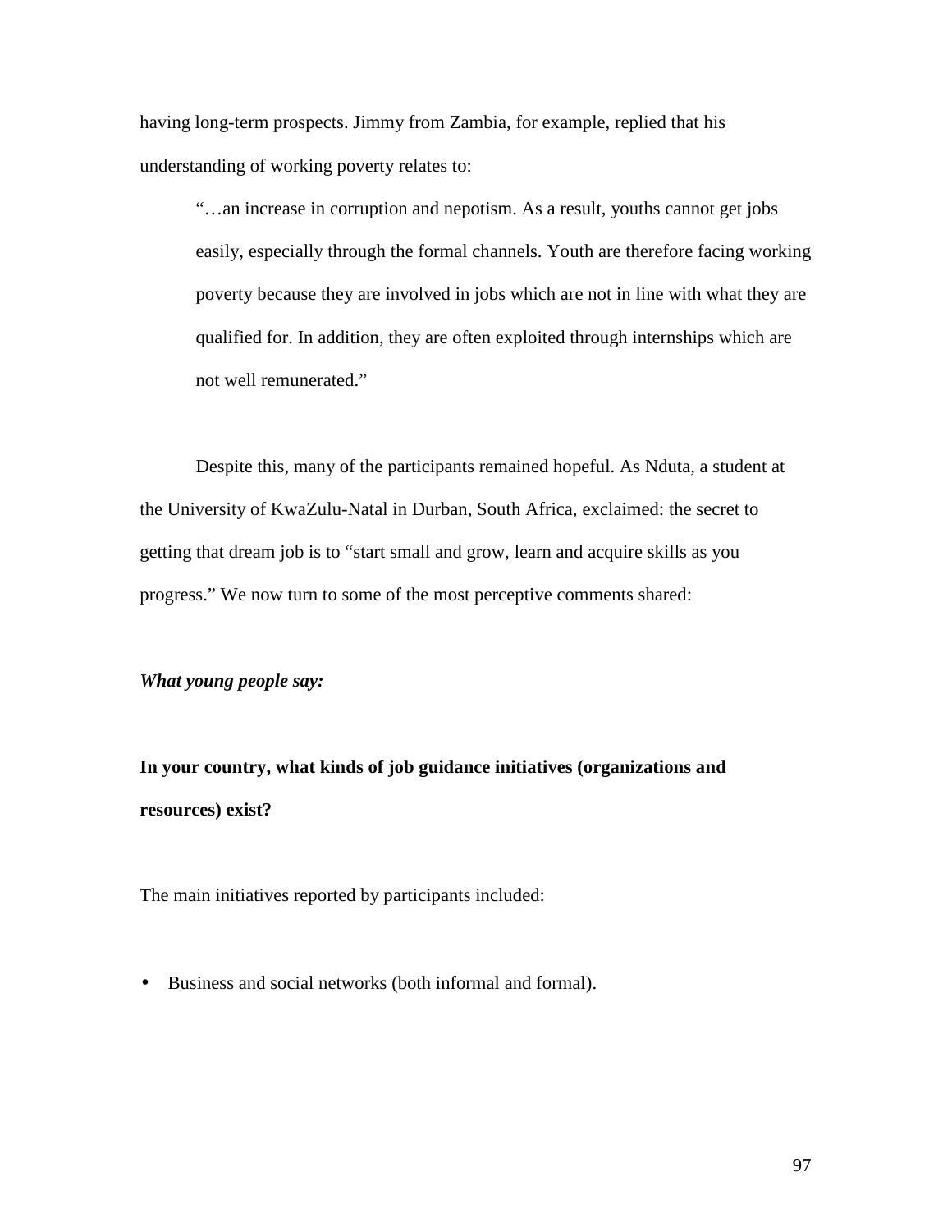having long-term prospects. Jimmy from Zambia, for example, replied that his understanding of working poverty relates to:

> "…an increase in corruption and nepotism. As a result, youths cannot get jobs easily, especially through the formal channels. Youth are therefore facing working poverty because they are involved in jobs which are not in line with what they are qualified for. In addition, they are often exploited through internships which are not well remunerated."

Despite this, many of the participants remained hopeful. As Nduta, a student at the University of KwaZulu-Natal in Durban, South Africa, exclaimed: the secret to getting that dream job is to "start small and grow, learn and acquire skills as you progress." We now turn to some of the most perceptive comments shared:

***What young people say:***

**In your country, what kinds of job guidance initiatives (organizations and resources) exist?**

The main initiatives reported by participants included:

- Business and social networks (both informal and formal).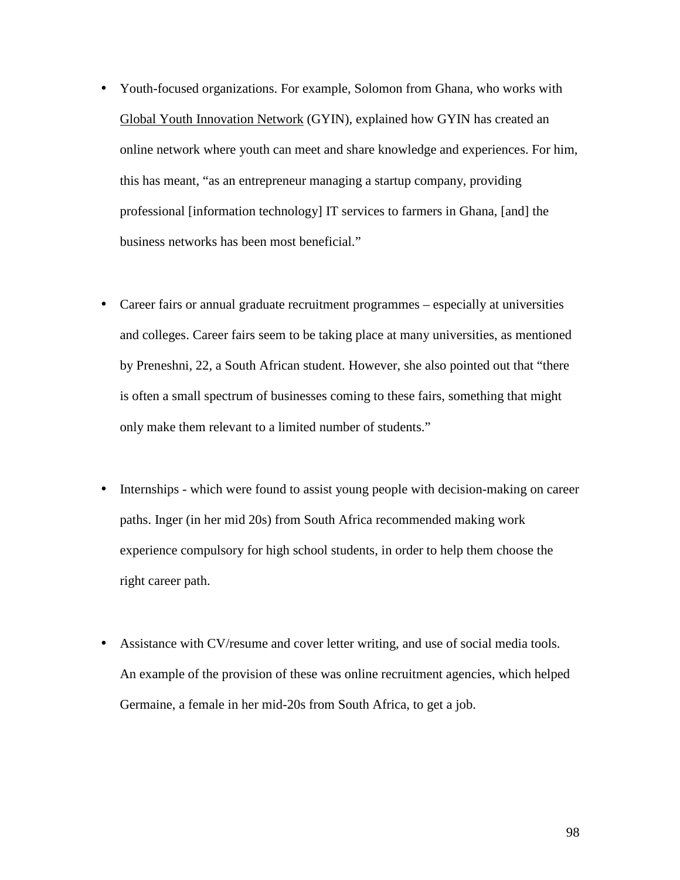- Youth-focused organizations. For example, Solomon from Ghana, who works with Global Youth Innovation Network (GYIN), explained how GYIN has created an online network where youth can meet and share knowledge and experiences. For him, this has meant, "as an entrepreneur managing a startup company, providing professional [information technology] IT services to farmers in Ghana, [and] the business networks has been most beneficial."

- Career fairs or annual graduate recruitment programmes – especially at universities and colleges. Career fairs seem to be taking place at many universities, as mentioned by Preneshni, 22, a South African student. However, she also pointed out that "there is often a small spectrum of businesses coming to these fairs, something that might only make them relevant to a limited number of students."

- Internships - which were found to assist young people with decision-making on career paths. Inger (in her mid 20s) from South Africa recommended making work experience compulsory for high school students, in order to help them choose the right career path.

- Assistance with CV/resume and cover letter writing, and use of social media tools. An example of the provision of these was online recruitment agencies, which helped Germaine, a female in her mid-20s from South Africa, to get a job.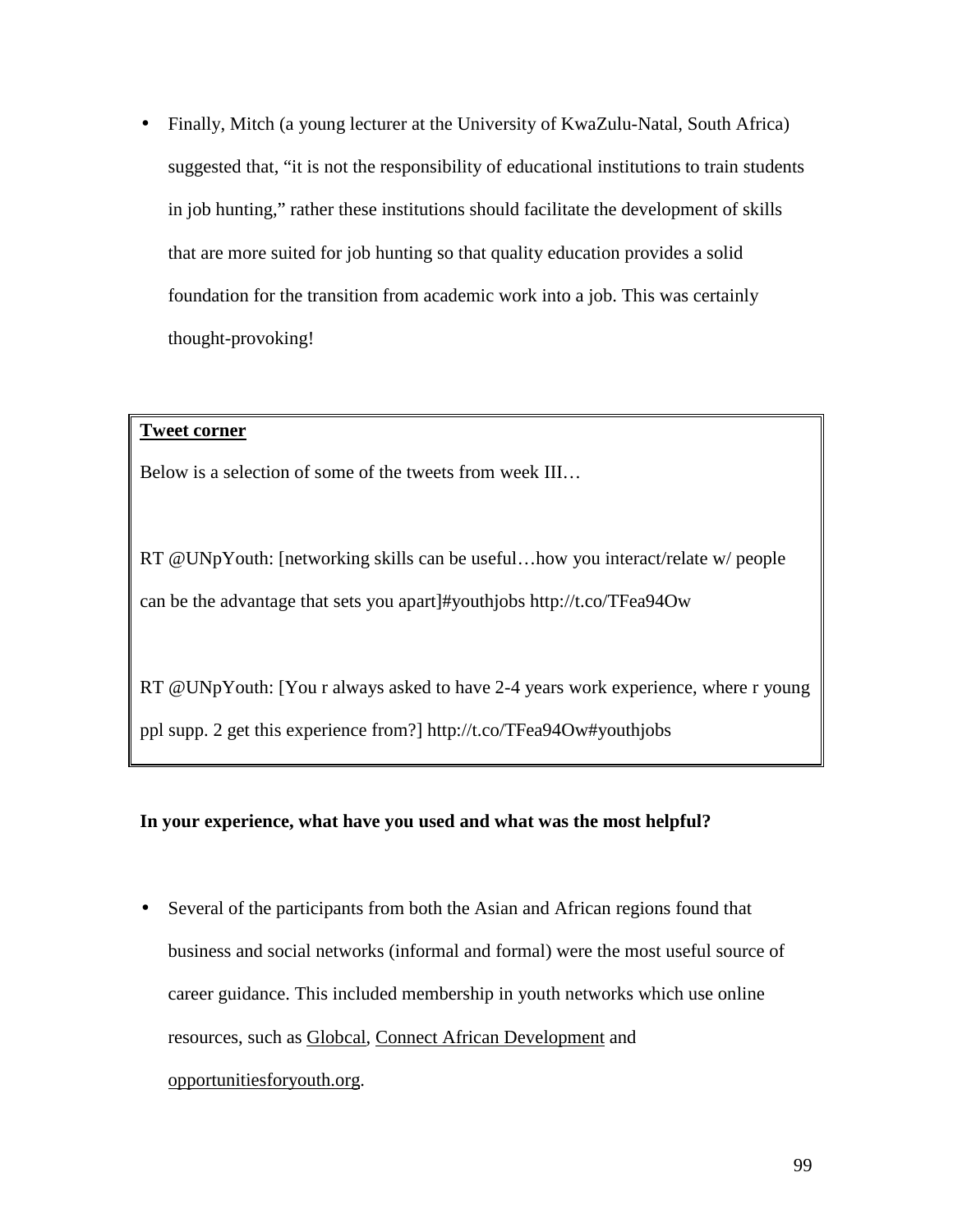- Finally, Mitch (a young lecturer at the University of KwaZulu-Natal, South Africa) suggested that, "it is not the responsibility of educational institutions to train students in job hunting," rather these institutions should facilitate the development of skills that are more suited for job hunting so that quality education provides a solid foundation for the transition from academic work into a job. This was certainly thought-provoking!

> **<u>Tweet corner</u>**
>
> Below is a selection of some of the tweets from week III…
>
> RT @UNpYouth: [networking skills can be useful…how you interact/relate w/ people can be the advantage that sets you apart]#youthjobs http://t.co/TFea94Ow
>
> RT @UNpYouth: [You r always asked to have 2-4 years work experience, where r young ppl supp. 2 get this experience from?] http://t.co/TFea94Ow#youthjobs

**In your experience, what have you used and what was the most helpful?**

- Several of the participants from both the Asian and African regions found that business and social networks (informal and formal) were the most useful source of career guidance. This included membership in youth networks which use online resources, such as <u>Globcal</u>, <u>Connect African Development</u> and <u>opportunitiesforyouth.org</u>.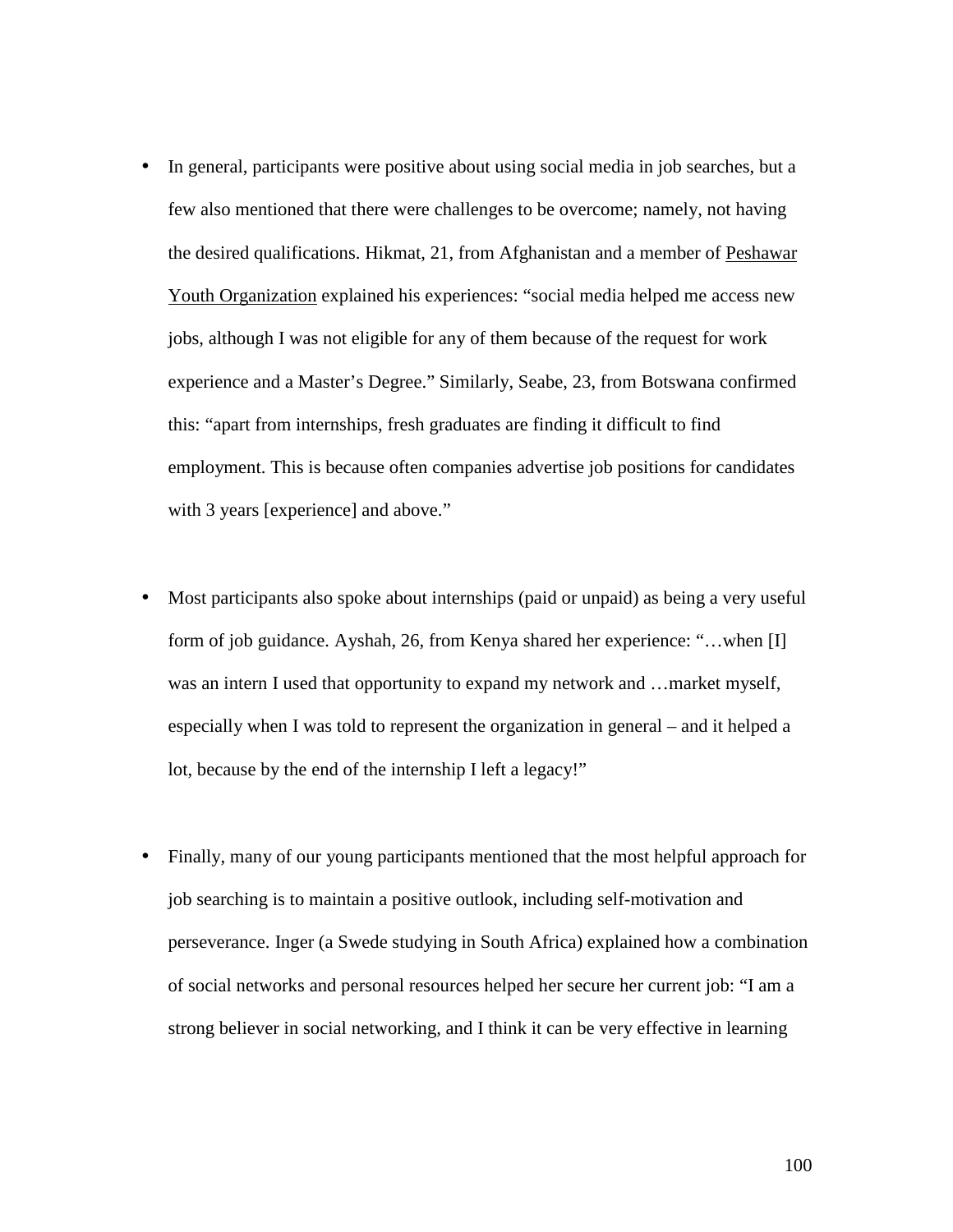- In general, participants were positive about using social media in job searches, but a few also mentioned that there were challenges to be overcome; namely, not having the desired qualifications. Hikmat, 21, from Afghanistan and a member of Peshawar Youth Organization explained his experiences: "social media helped me access new jobs, although I was not eligible for any of them because of the request for work experience and a Master's Degree." Similarly, Seabe, 23, from Botswana confirmed this: "apart from internships, fresh graduates are finding it difficult to find employment. This is because often companies advertise job positions for candidates with 3 years [experience] and above."

- Most participants also spoke about internships (paid or unpaid) as being a very useful form of job guidance. Ayshah, 26, from Kenya shared her experience: "…when [I] was an intern I used that opportunity to expand my network and …market myself, especially when I was told to represent the organization in general – and it helped a lot, because by the end of the internship I left a legacy!"

- Finally, many of our young participants mentioned that the most helpful approach for job searching is to maintain a positive outlook, including self-motivation and perseverance. Inger (a Swede studying in South Africa) explained how a combination of social networks and personal resources helped her secure her current job: "I am a strong believer in social networking, and I think it can be very effective in learning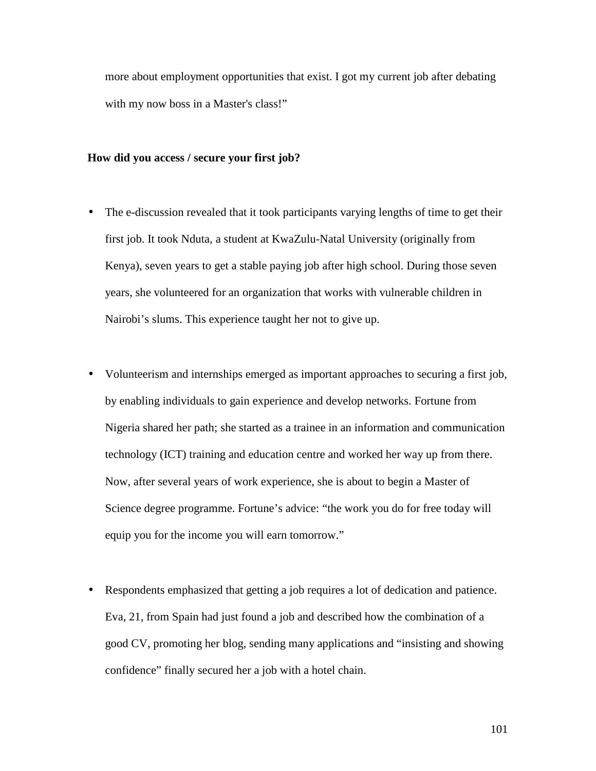more about employment opportunities that exist. I got my current job after debating with my now boss in a Master's class!"

**How did you access / secure your first job?**

- The e-discussion revealed that it took participants varying lengths of time to get their first job. It took Nduta, a student at KwaZulu-Natal University (originally from Kenya), seven years to get a stable paying job after high school. During those seven years, she volunteered for an organization that works with vulnerable children in Nairobi's slums. This experience taught her not to give up.

- Volunteerism and internships emerged as important approaches to securing a first job, by enabling individuals to gain experience and develop networks. Fortune from Nigeria shared her path; she started as a trainee in an information and communication technology (ICT) training and education centre and worked her way up from there. Now, after several years of work experience, she is about to begin a Master of Science degree programme. Fortune's advice: "the work you do for free today will equip you for the income you will earn tomorrow."

- Respondents emphasized that getting a job requires a lot of dedication and patience. Eva, 21, from Spain had just found a job and described how the combination of a good CV, promoting her blog, sending many applications and "insisting and showing confidence" finally secured her a job with a hotel chain.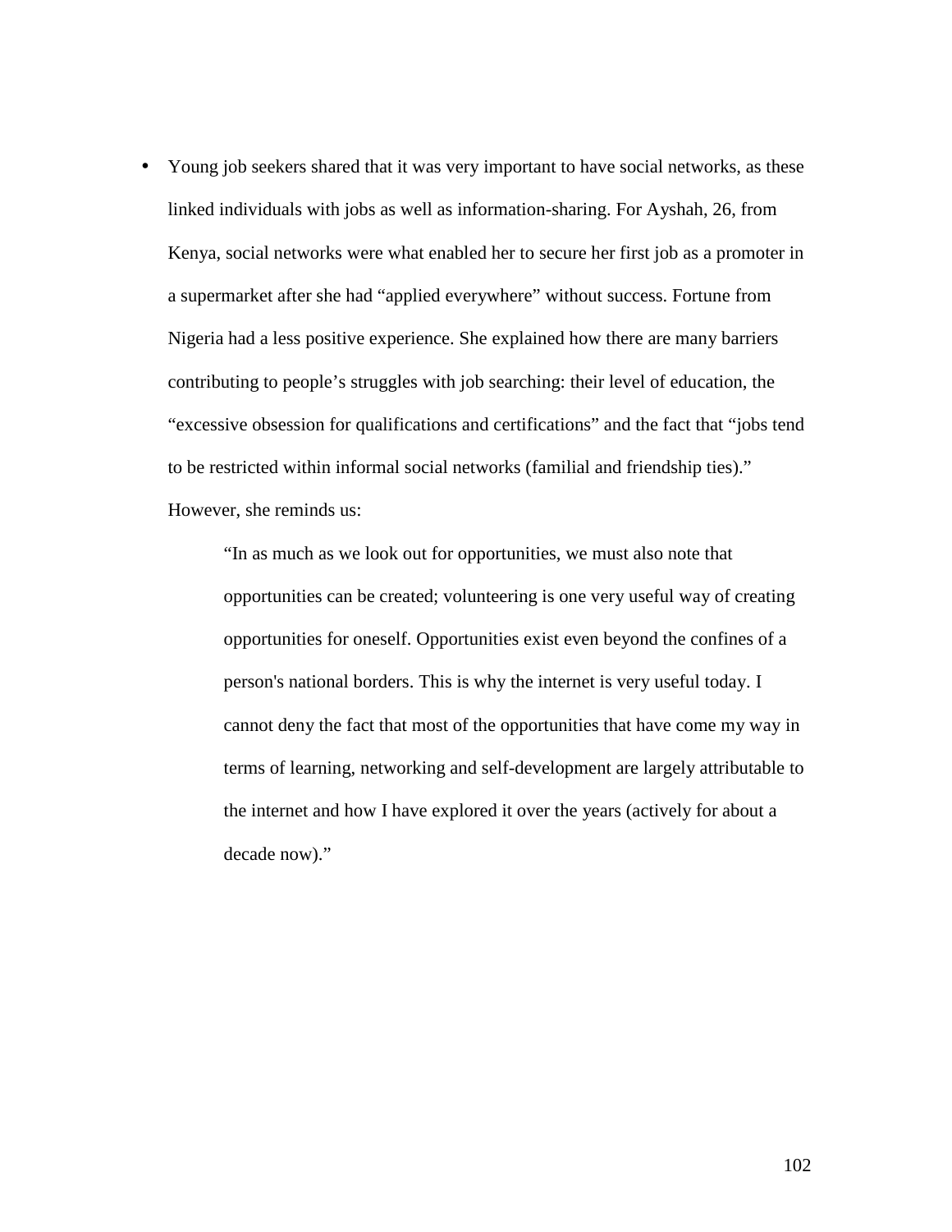- Young job seekers shared that it was very important to have social networks, as these linked individuals with jobs as well as information-sharing. For Ayshah, 26, from Kenya, social networks were what enabled her to secure her first job as a promoter in a supermarket after she had "applied everywhere" without success. Fortune from Nigeria had a less positive experience. She explained how there are many barriers contributing to people's struggles with job searching: their level of education, the "excessive obsession for qualifications and certifications" and the fact that "jobs tend to be restricted within informal social networks (familial and friendship ties)." However, she reminds us:

  > "In as much as we look out for opportunities, we must also note that opportunities can be created; volunteering is one very useful way of creating opportunities for oneself. Opportunities exist even beyond the confines of a person's national borders. This is why the internet is very useful today. I cannot deny the fact that most of the opportunities that have come my way in terms of learning, networking and self-development are largely attributable to the internet and how I have explored it over the years (actively for about a decade now)."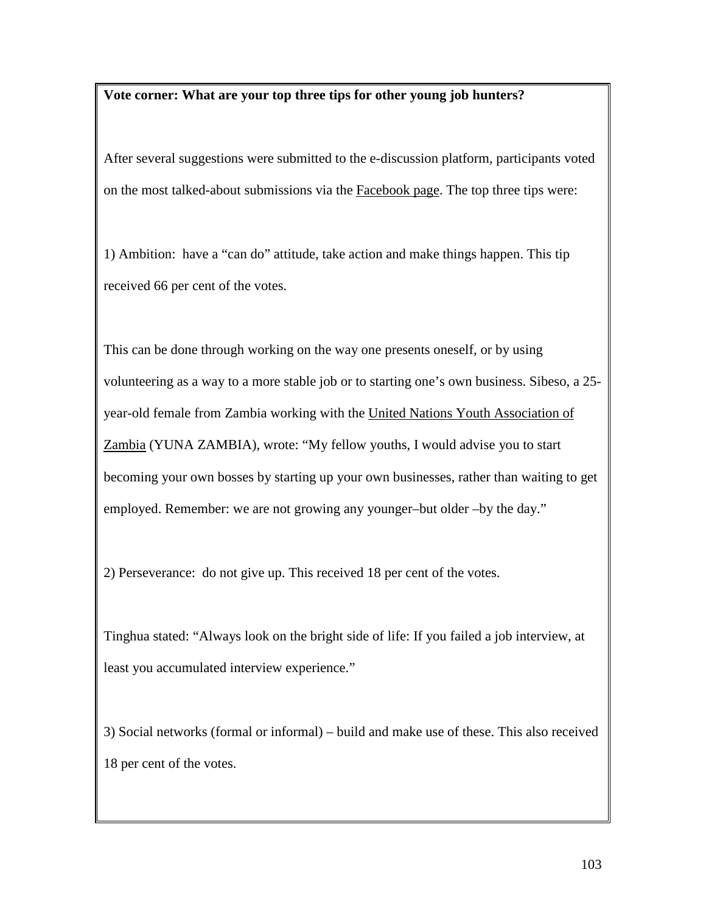**Vote corner: What are your top three tips for other young job hunters?**

After several suggestions were submitted to the e-discussion platform, participants voted on the most talked-about submissions via the Facebook page. The top three tips were:

1) Ambition: have a “can do” attitude, take action and make things happen. This tip received 66 per cent of the votes.

This can be done through working on the way one presents oneself, or by using volunteering as a way to a more stable job or to starting one’s own business. Sibeso, a 25-year-old female from Zambia working with the United Nations Youth Association of Zambia (YUNA ZAMBIA), wrote: “My fellow youths, I would advise you to start becoming your own bosses by starting up your own businesses, rather than waiting to get employed. Remember: we are not growing any younger–but older –by the day.”

2) Perseverance: do not give up. This received 18 per cent of the votes.

Tinghua stated: “Always look on the bright side of life: If you failed a job interview, at least you accumulated interview experience.”

3) Social networks (formal or informal) – build and make use of these. This also received 18 per cent of the votes.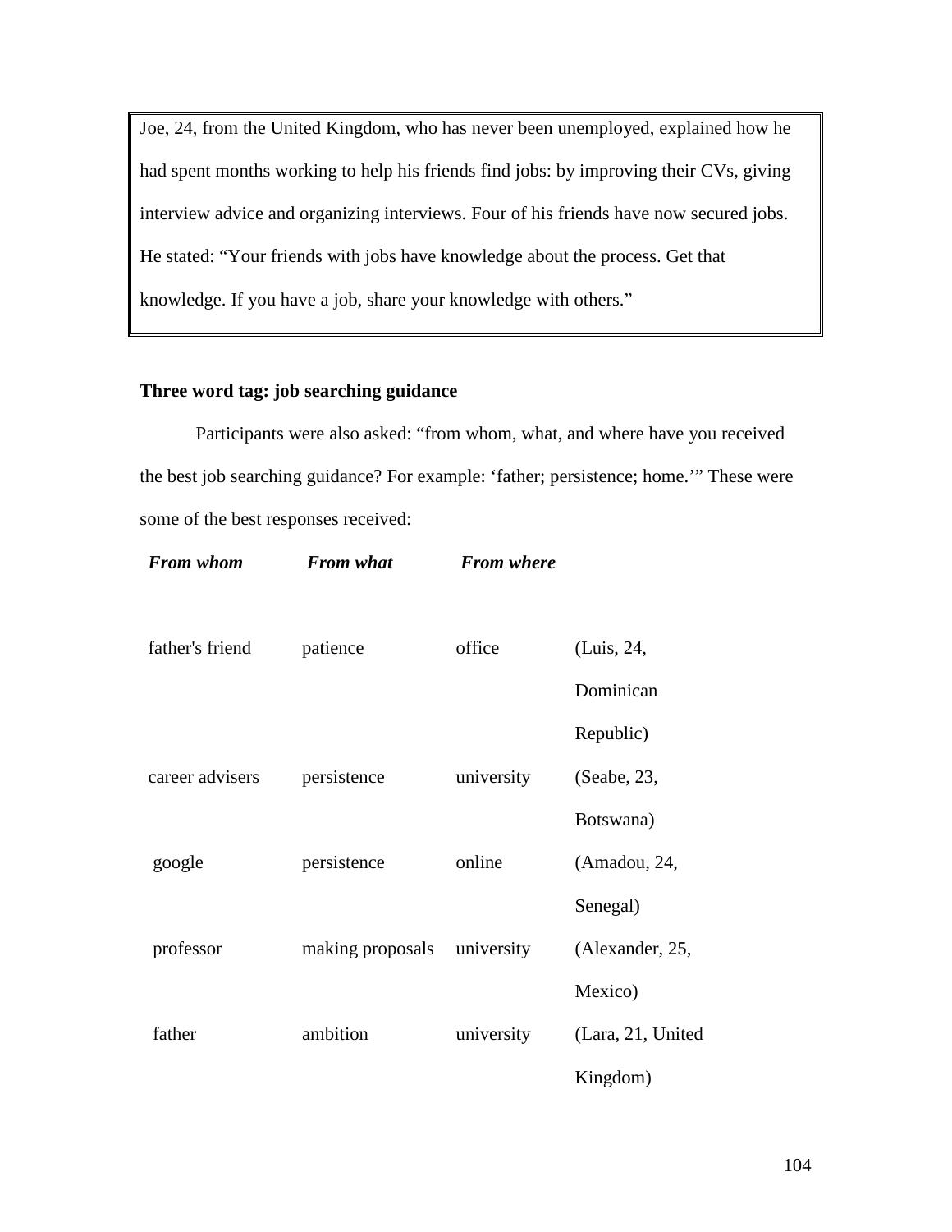> Joe, 24, from the United Kingdom, who has never been unemployed, explained how he had spent months working to help his friends find jobs: by improving their CVs, giving interview advice and organizing interviews. Four of his friends have now secured jobs. He stated: "Your friends with jobs have knowledge about the process. Get that knowledge. If you have a job, share your knowledge with others."

**Three word tag: job searching guidance**

Participants were also asked: "from whom, what, and where have you received the best job searching guidance? For example: 'father; persistence; home.'" These were some of the best responses received:

| *From whom* | *From what* | *From where* | |
|---|---|---|---|
| father's friend | patience | office | (Luis, 24, Dominican Republic) |
| career advisers | persistence | university | (Seabe, 23, Botswana) |
| google | persistence | online | (Amadou, 24, Senegal) |
| professor | making proposals | university | (Alexander, 25, Mexico) |
| father | ambition | university | (Lara, 21, United Kingdom) |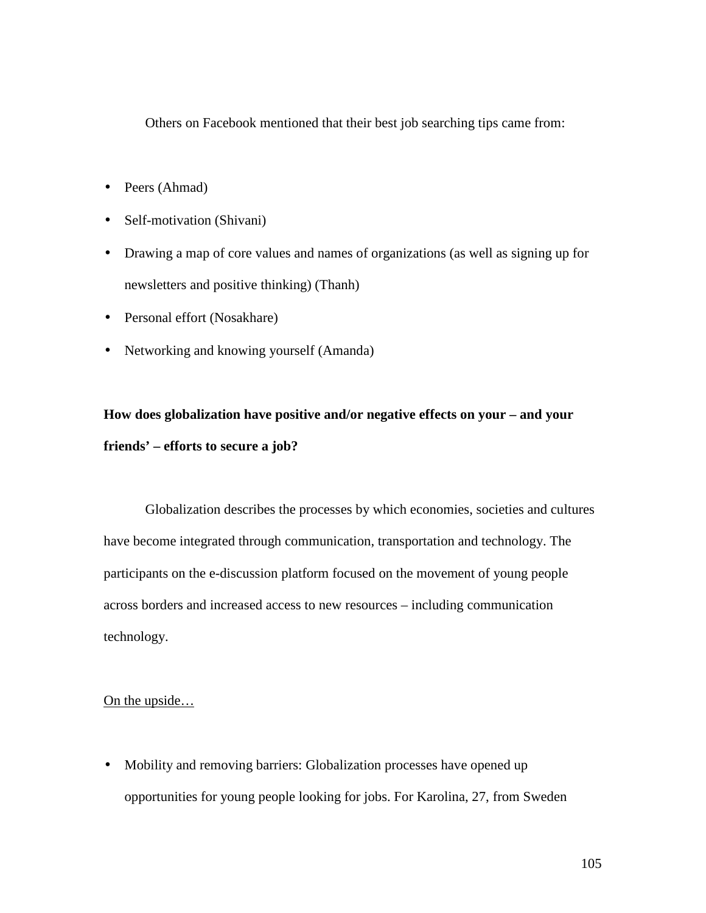Others on Facebook mentioned that their best job searching tips came from:

- Peers (Ahmad)
- Self-motivation (Shivani)
- Drawing a map of core values and names of organizations (as well as signing up for newsletters and positive thinking) (Thanh)
- Personal effort (Nosakhare)
- Networking and knowing yourself (Amanda)

**How does globalization have positive and/or negative effects on your – and your friends' – efforts to secure a job?**

Globalization describes the processes by which economies, societies and cultures have become integrated through communication, transportation and technology. The participants on the e-discussion platform focused on the movement of young people across borders and increased access to new resources – including communication technology.

<u>On the upside…</u>

- Mobility and removing barriers: Globalization processes have opened up opportunities for young people looking for jobs. For Karolina, 27, from Sweden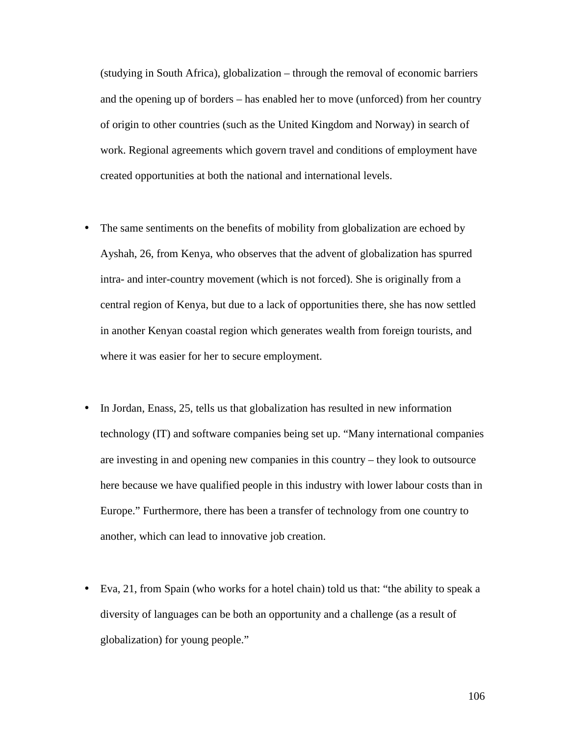(studying in South Africa), globalization – through the removal of economic barriers and the opening up of borders – has enabled her to move (unforced) from her country of origin to other countries (such as the United Kingdom and Norway) in search of work. Regional agreements which govern travel and conditions of employment have created opportunities at both the national and international levels.

- The same sentiments on the benefits of mobility from globalization are echoed by Ayshah, 26, from Kenya, who observes that the advent of globalization has spurred intra- and inter-country movement (which is not forced). She is originally from a central region of Kenya, but due to a lack of opportunities there, she has now settled in another Kenyan coastal region which generates wealth from foreign tourists, and where it was easier for her to secure employment.

- In Jordan, Enass, 25, tells us that globalization has resulted in new information technology (IT) and software companies being set up. "Many international companies are investing in and opening new companies in this country – they look to outsource here because we have qualified people in this industry with lower labour costs than in Europe." Furthermore, there has been a transfer of technology from one country to another, which can lead to innovative job creation.

- Eva, 21, from Spain (who works for a hotel chain) told us that: "the ability to speak a diversity of languages can be both an opportunity and a challenge (as a result of globalization) for young people."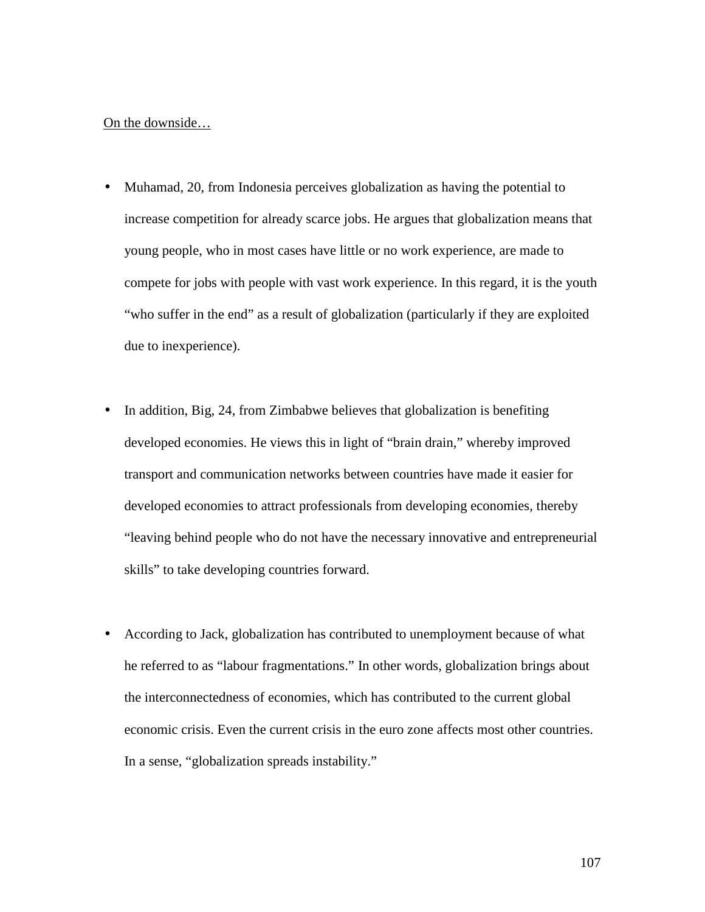<u>On the downside…</u>

- Muhamad, 20, from Indonesia perceives globalization as having the potential to increase competition for already scarce jobs. He argues that globalization means that young people, who in most cases have little or no work experience, are made to compete for jobs with people with vast work experience. In this regard, it is the youth "who suffer in the end" as a result of globalization (particularly if they are exploited due to inexperience).

- In addition, Big, 24, from Zimbabwe believes that globalization is benefiting developed economies. He views this in light of "brain drain," whereby improved transport and communication networks between countries have made it easier for developed economies to attract professionals from developing economies, thereby "leaving behind people who do not have the necessary innovative and entrepreneurial skills" to take developing countries forward.

- According to Jack, globalization has contributed to unemployment because of what he referred to as "labour fragmentations." In other words, globalization brings about the interconnectedness of economies, which has contributed to the current global economic crisis. Even the current crisis in the euro zone affects most other countries. In a sense, "globalization spreads instability."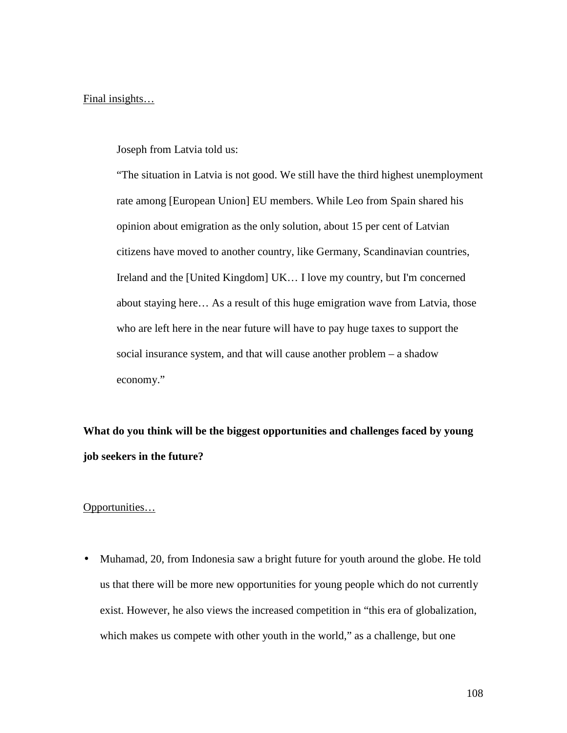<u>Final insights…</u>

> Joseph from Latvia told us:
>
> "The situation in Latvia is not good. We still have the third highest unemployment rate among [European Union] EU members. While Leo from Spain shared his opinion about emigration as the only solution, about 15 per cent of Latvian citizens have moved to another country, like Germany, Scandinavian countries, Ireland and the [United Kingdom] UK… I love my country, but I'm concerned about staying here… As a result of this huge emigration wave from Latvia, those who are left here in the near future will have to pay huge taxes to support the social insurance system, and that will cause another problem – a shadow economy."

**What do you think will be the biggest opportunities and challenges faced by young job seekers in the future?**

<u>Opportunities…</u>

- Muhamad, 20, from Indonesia saw a bright future for youth around the globe. He told us that there will be more new opportunities for young people which do not currently exist. However, he also views the increased competition in "this era of globalization, which makes us compete with other youth in the world," as a challenge, but one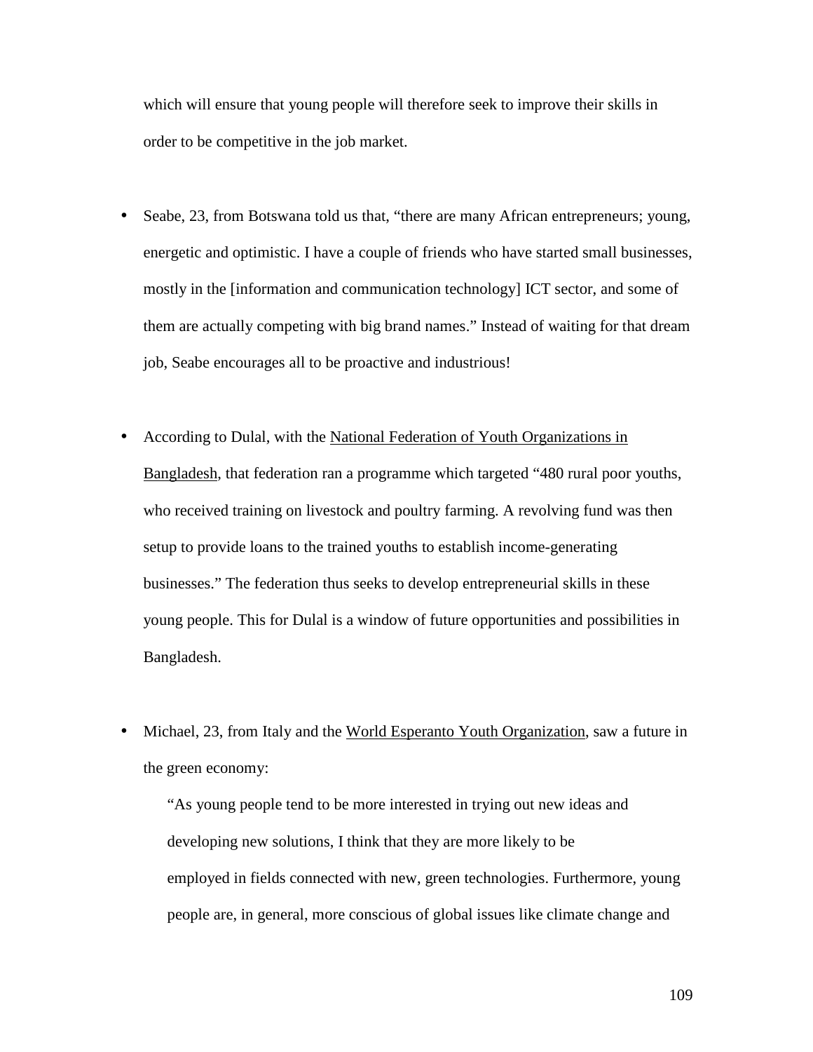which will ensure that young people will therefore seek to improve their skills in order to be competitive in the job market.

- Seabe, 23, from Botswana told us that, "there are many African entrepreneurs; young, energetic and optimistic. I have a couple of friends who have started small businesses, mostly in the [information and communication technology] ICT sector, and some of them are actually competing with big brand names." Instead of waiting for that dream job, Seabe encourages all to be proactive and industrious!

- According to Dulal, with the National Federation of Youth Organizations in Bangladesh, that federation ran a programme which targeted "480 rural poor youths, who received training on livestock and poultry farming. A revolving fund was then setup to provide loans to the trained youths to establish income-generating businesses." The federation thus seeks to develop entrepreneurial skills in these young people. This for Dulal is a window of future opportunities and possibilities in Bangladesh.

- Michael, 23, from Italy and the World Esperanto Youth Organization, saw a future in the green economy:

  > "As young people tend to be more interested in trying out new ideas and developing new solutions, I think that they are more likely to be employed in fields connected with new, green technologies. Furthermore, young people are, in general, more conscious of global issues like climate change and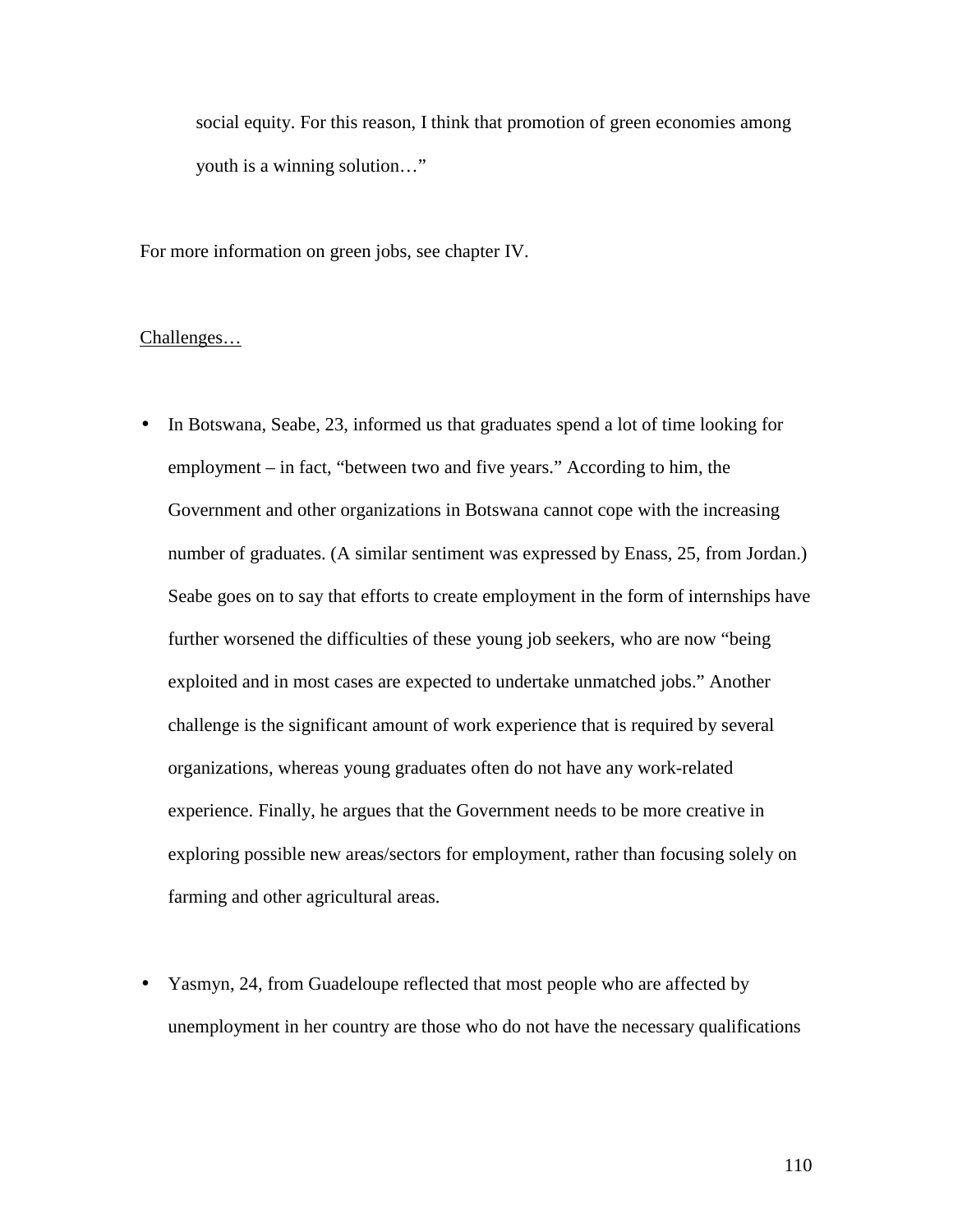social equity. For this reason, I think that promotion of green economies among youth is a winning solution…"

For more information on green jobs, see chapter IV.

<u>Challenges…</u>

- In Botswana, Seabe, 23, informed us that graduates spend a lot of time looking for employment – in fact, "between two and five years." According to him, the Government and other organizations in Botswana cannot cope with the increasing number of graduates. (A similar sentiment was expressed by Enass, 25, from Jordan.) Seabe goes on to say that efforts to create employment in the form of internships have further worsened the difficulties of these young job seekers, who are now "being exploited and in most cases are expected to undertake unmatched jobs." Another challenge is the significant amount of work experience that is required by several organizations, whereas young graduates often do not have any work-related experience. Finally, he argues that the Government needs to be more creative in exploring possible new areas/sectors for employment, rather than focusing solely on farming and other agricultural areas.

- Yasmyn, 24, from Guadeloupe reflected that most people who are affected by unemployment in her country are those who do not have the necessary qualifications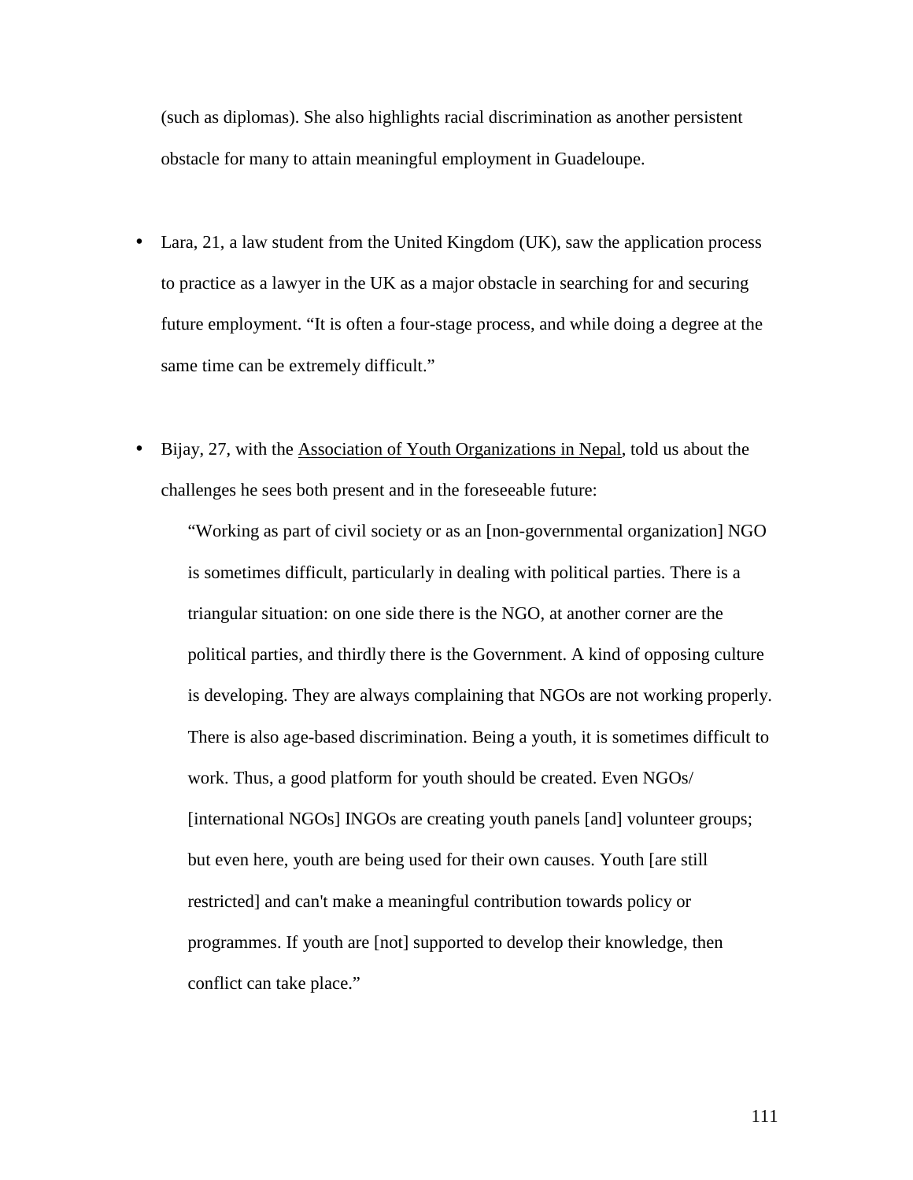(such as diplomas). She also highlights racial discrimination as another persistent obstacle for many to attain meaningful employment in Guadeloupe.

- Lara, 21, a law student from the United Kingdom (UK), saw the application process to practice as a lawyer in the UK as a major obstacle in searching for and securing future employment. “It is often a four-stage process, and while doing a degree at the same time can be extremely difficult.”

- Bijay, 27, with the Association of Youth Organizations in Nepal, told us about the challenges he sees both present and in the foreseeable future:

  > “Working as part of civil society or as an [non-governmental organization] NGO is sometimes difficult, particularly in dealing with political parties. There is a triangular situation: on one side there is the NGO, at another corner are the political parties, and thirdly there is the Government. A kind of opposing culture is developing. They are always complaining that NGOs are not working properly. There is also age-based discrimination. Being a youth, it is sometimes difficult to work. Thus, a good platform for youth should be created. Even NGOs/ [international NGOs] INGOs are creating youth panels [and] volunteer groups; but even here, youth are being used for their own causes. Youth [are still restricted] and can't make a meaningful contribution towards policy or programmes. If youth are [not] supported to develop their knowledge, then conflict can take place.”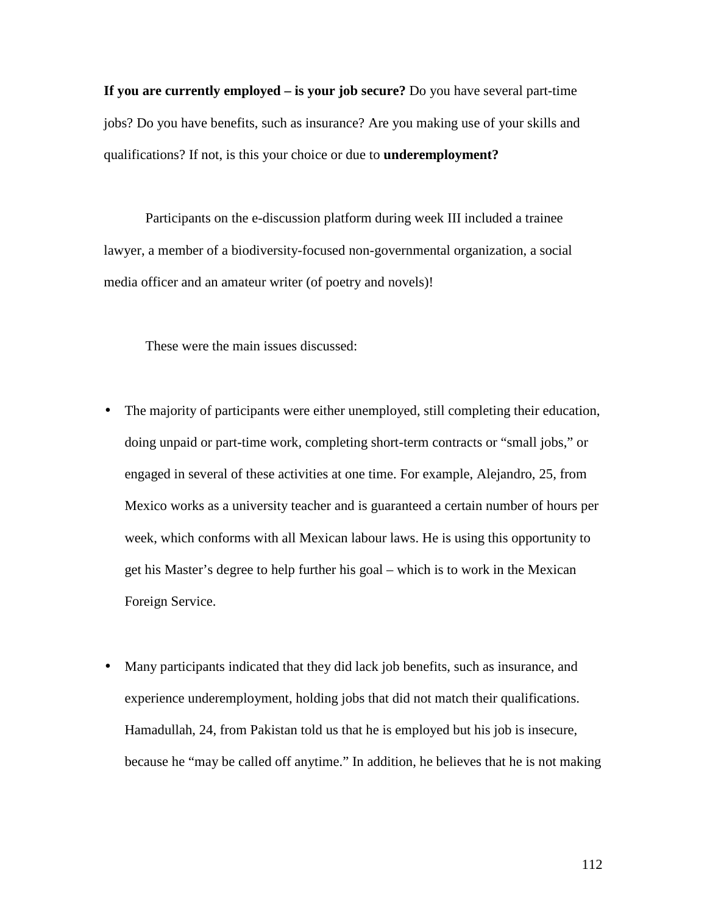**If you are currently employed – is your job secure?** Do you have several part-time jobs? Do you have benefits, such as insurance? Are you making use of your skills and qualifications? If not, is this your choice or due to **underemployment?**

Participants on the e-discussion platform during week III included a trainee lawyer, a member of a biodiversity-focused non-governmental organization, a social media officer and an amateur writer (of poetry and novels)!

These were the main issues discussed:

- The majority of participants were either unemployed, still completing their education, doing unpaid or part-time work, completing short-term contracts or "small jobs," or engaged in several of these activities at one time. For example, Alejandro, 25, from Mexico works as a university teacher and is guaranteed a certain number of hours per week, which conforms with all Mexican labour laws. He is using this opportunity to get his Master's degree to help further his goal – which is to work in the Mexican Foreign Service.

- Many participants indicated that they did lack job benefits, such as insurance, and experience underemployment, holding jobs that did not match their qualifications. Hamadullah, 24, from Pakistan told us that he is employed but his job is insecure, because he "may be called off anytime." In addition, he believes that he is not making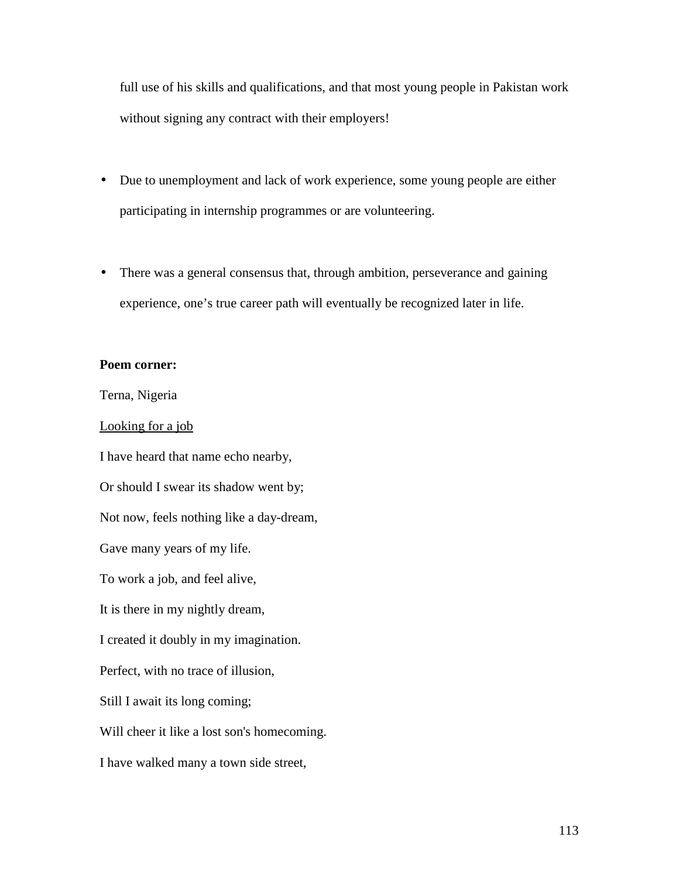full use of his skills and qualifications, and that most young people in Pakistan work without signing any contract with their employers!

- Due to unemployment and lack of work experience, some young people are either participating in internship programmes or are volunteering.

- There was a general consensus that, through ambition, perseverance and gaining experience, one's true career path will eventually be recognized later in life.

**Poem corner:**

Terna, Nigeria

<u>Looking for a job</u>

I have heard that name echo nearby,

Or should I swear its shadow went by;

Not now, feels nothing like a day-dream,

Gave many years of my life.

To work a job, and feel alive,

It is there in my nightly dream,

I created it doubly in my imagination.

Perfect, with no trace of illusion,

Still I await its long coming;

Will cheer it like a lost son's homecoming.

I have walked many a town side street,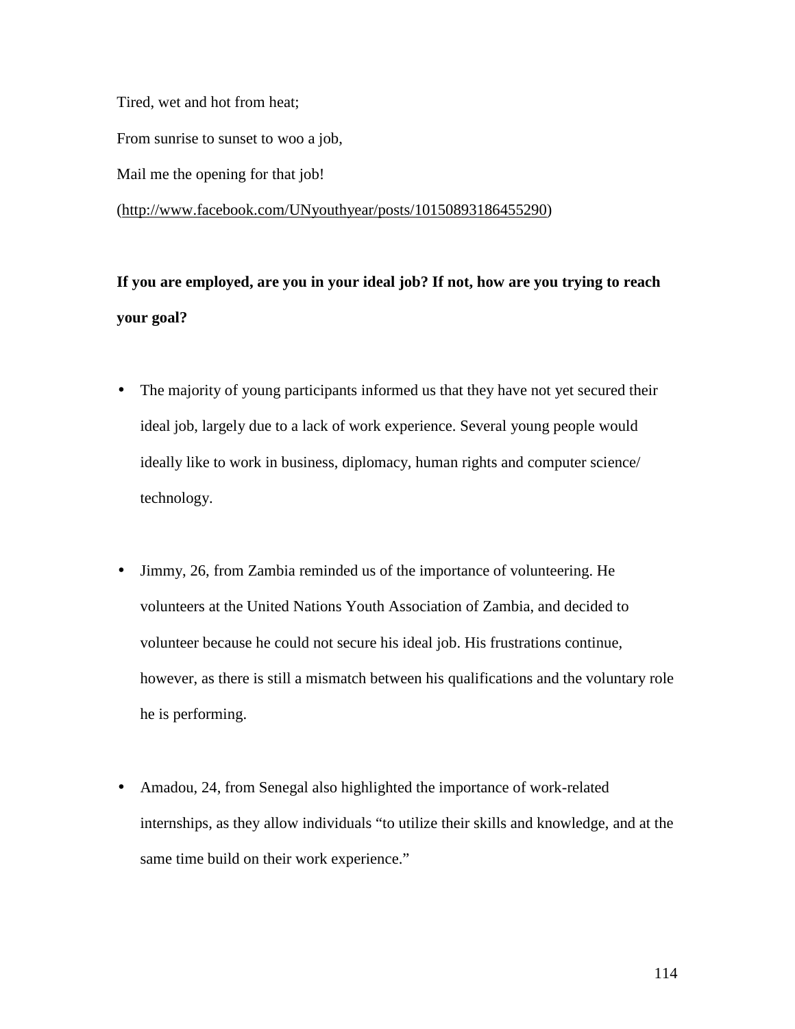Tired, wet and hot from heat;

From sunrise to sunset to woo a job,

Mail me the opening for that job!

(http://www.facebook.com/UNyouthyear/posts/10150893186455290)

**If you are employed, are you in your ideal job? If not, how are you trying to reach your goal?**

- The majority of young participants informed us that they have not yet secured their ideal job, largely due to a lack of work experience. Several young people would ideally like to work in business, diplomacy, human rights and computer science/ technology.

- Jimmy, 26, from Zambia reminded us of the importance of volunteering. He volunteers at the United Nations Youth Association of Zambia, and decided to volunteer because he could not secure his ideal job. His frustrations continue, however, as there is still a mismatch between his qualifications and the voluntary role he is performing.

- Amadou, 24, from Senegal also highlighted the importance of work-related internships, as they allow individuals "to utilize their skills and knowledge, and at the same time build on their work experience."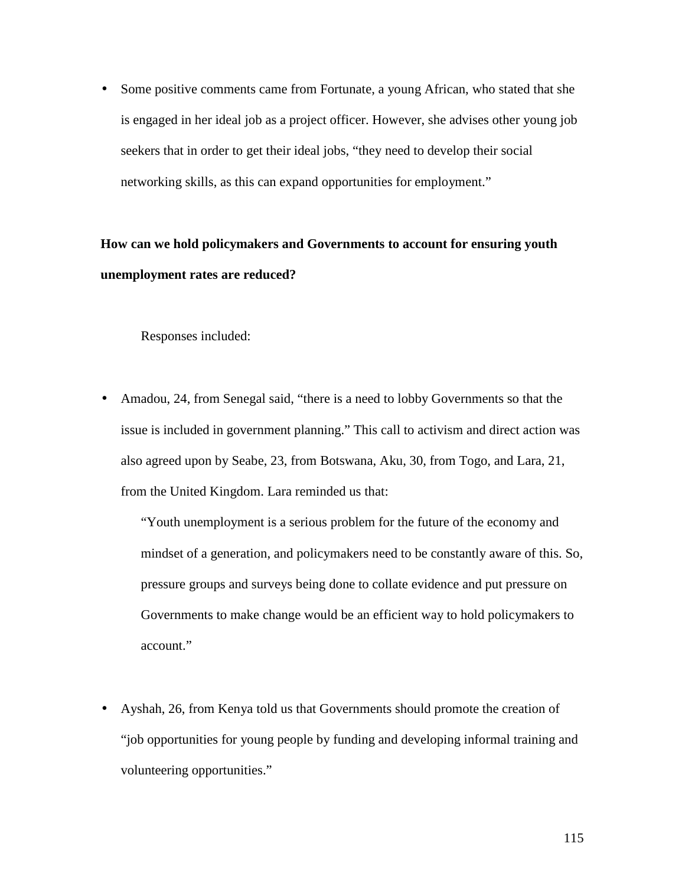- Some positive comments came from Fortunate, a young African, who stated that she is engaged in her ideal job as a project officer. However, she advises other young job seekers that in order to get their ideal jobs, "they need to develop their social networking skills, as this can expand opportunities for employment."

**How can we hold policymakers and Governments to account for ensuring youth unemployment rates are reduced?**

Responses included:

- Amadou, 24, from Senegal said, "there is a need to lobby Governments so that the issue is included in government planning." This call to activism and direct action was also agreed upon by Seabe, 23, from Botswana, Aku, 30, from Togo, and Lara, 21, from the United Kingdom. Lara reminded us that:

  "Youth unemployment is a serious problem for the future of the economy and mindset of a generation, and policymakers need to be constantly aware of this. So, pressure groups and surveys being done to collate evidence and put pressure on Governments to make change would be an efficient way to hold policymakers to account."

- Ayshah, 26, from Kenya told us that Governments should promote the creation of "job opportunities for young people by funding and developing informal training and volunteering opportunities."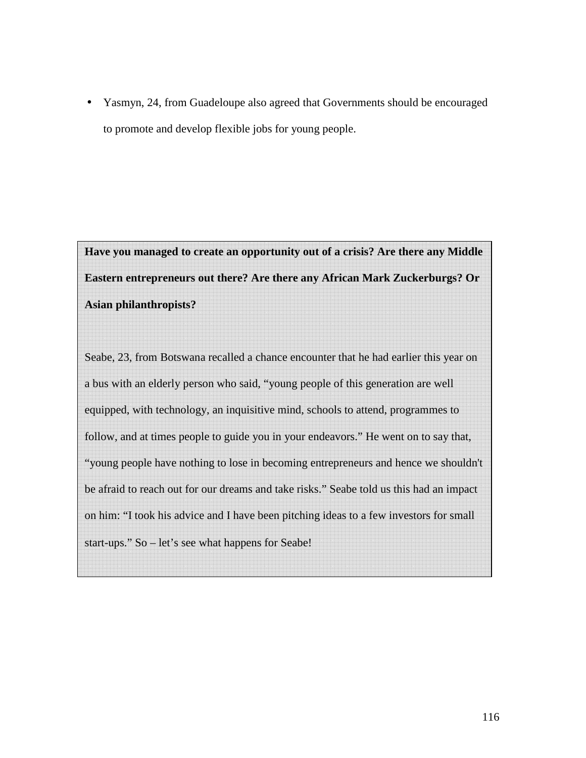- Yasmyn, 24, from Guadeloupe also agreed that Governments should be encouraged to promote and develop flexible jobs for young people.

**Have you managed to create an opportunity out of a crisis? Are there any Middle Eastern entrepreneurs out there? Are there any African Mark Zuckerburgs? Or Asian philanthropists?**

Seabe, 23, from Botswana recalled a chance encounter that he had earlier this year on a bus with an elderly person who said, "young people of this generation are well equipped, with technology, an inquisitive mind, schools to attend, programmes to follow, and at times people to guide you in your endeavors." He went on to say that, "young people have nothing to lose in becoming entrepreneurs and hence we shouldn't be afraid to reach out for our dreams and take risks." Seabe told us this had an impact on him: "I took his advice and I have been pitching ideas to a few investors for small start-ups." So – let's see what happens for Seabe!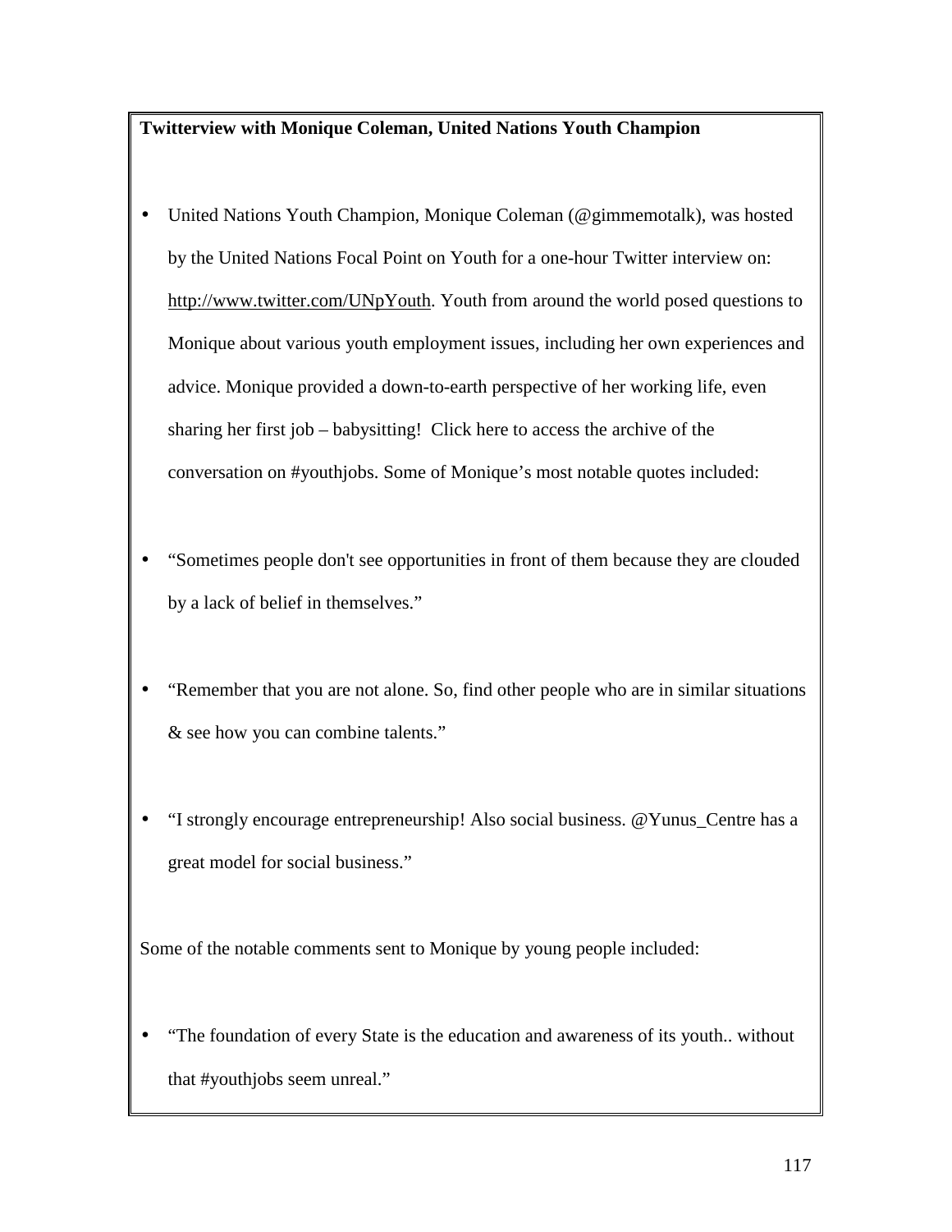**Twitterview with Monique Coleman, United Nations Youth Champion**

- United Nations Youth Champion, Monique Coleman (@gimmemotalk), was hosted by the United Nations Focal Point on Youth for a one-hour Twitter interview on: http://www.twitter.com/UNpYouth. Youth from around the world posed questions to Monique about various youth employment issues, including her own experiences and advice. Monique provided a down-to-earth perspective of her working life, even sharing her first job – babysitting! Click here to access the archive of the conversation on #youthjobs. Some of Monique's most notable quotes included:

- "Sometimes people don't see opportunities in front of them because they are clouded by a lack of belief in themselves."

- "Remember that you are not alone. So, find other people who are in similar situations & see how you can combine talents."

- "I strongly encourage entrepreneurship! Also social business. @Yunus_Centre has a great model for social business."

Some of the notable comments sent to Monique by young people included:

- "The foundation of every State is the education and awareness of its youth.. without that #youthjobs seem unreal."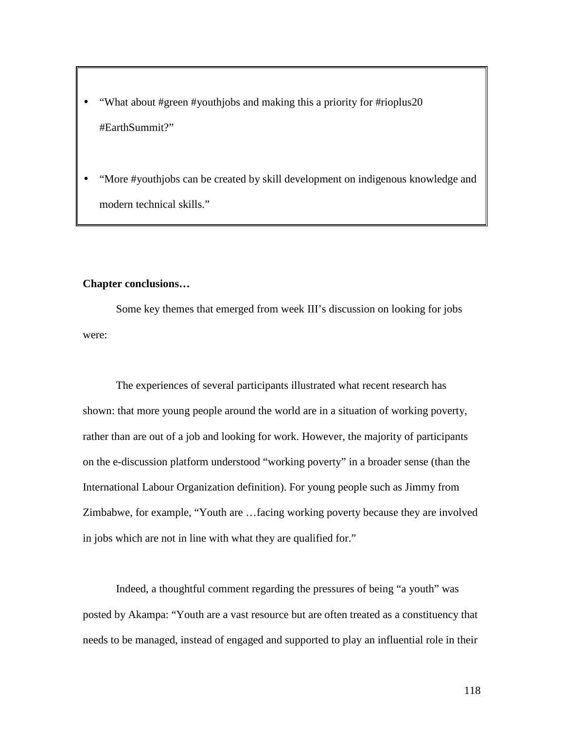- “What about #green #youthjobs and making this a priority for #rioplus20 #EarthSummit?”

- “More #youthjobs can be created by skill development on indigenous knowledge and modern technical skills.”

**Chapter conclusions…**

Some key themes that emerged from week III’s discussion on looking for jobs were:

The experiences of several participants illustrated what recent research has shown: that more young people around the world are in a situation of working poverty, rather than are out of a job and looking for work. However, the majority of participants on the e-discussion platform understood “working poverty” in a broader sense (than the International Labour Organization definition). For young people such as Jimmy from Zimbabwe, for example, “Youth are …facing working poverty because they are involved in jobs which are not in line with what they are qualified for.”

Indeed, a thoughtful comment regarding the pressures of being “a youth” was posted by Akampa: “Youth are a vast resource but are often treated as a constituency that needs to be managed, instead of engaged and supported to play an influential role in their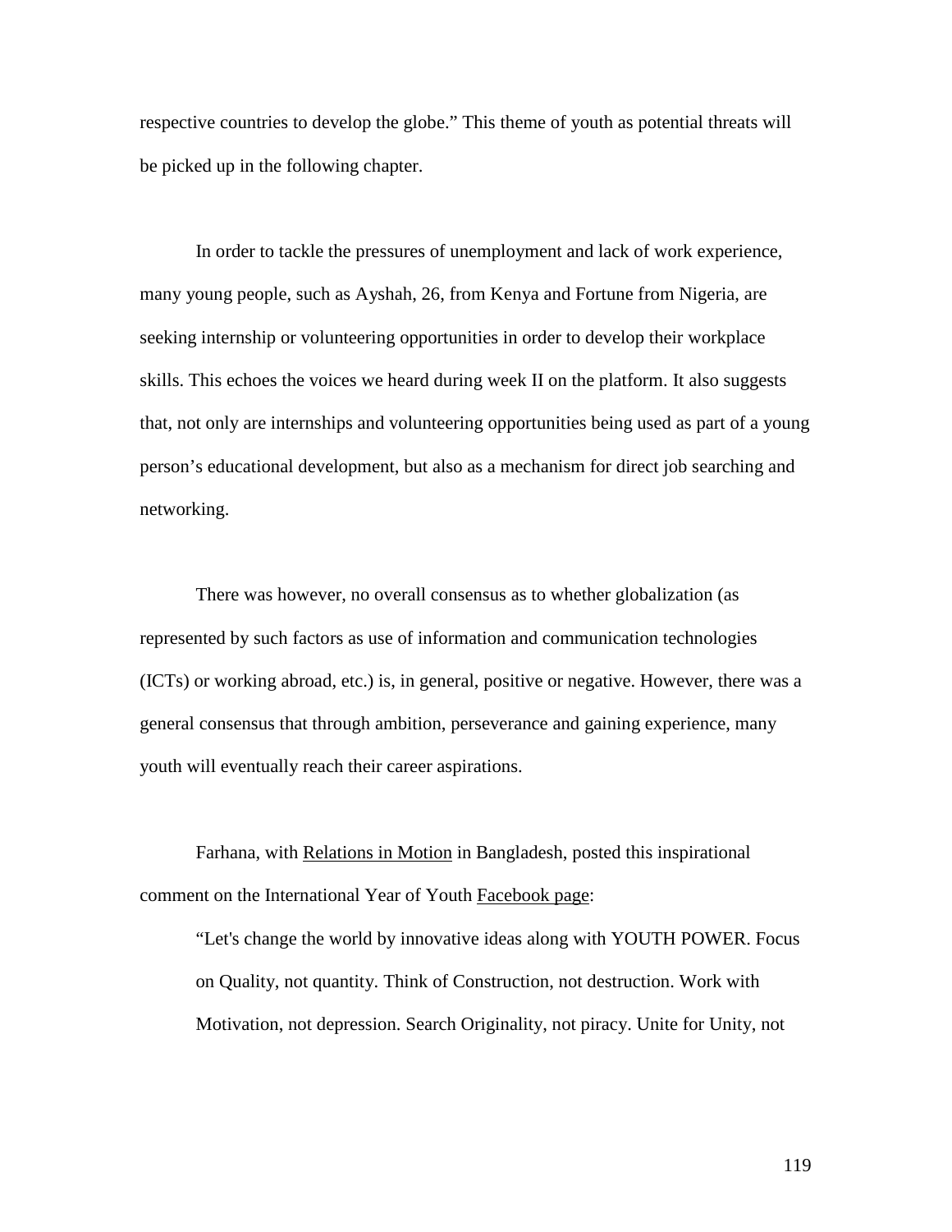respective countries to develop the globe.” This theme of youth as potential threats will be picked up in the following chapter.

In order to tackle the pressures of unemployment and lack of work experience, many young people, such as Ayshah, 26, from Kenya and Fortune from Nigeria, are seeking internship or volunteering opportunities in order to develop their workplace skills. This echoes the voices we heard during week II on the platform. It also suggests that, not only are internships and volunteering opportunities being used as part of a young person’s educational development, but also as a mechanism for direct job searching and networking.

There was however, no overall consensus as to whether globalization (as represented by such factors as use of information and communication technologies (ICTs) or working abroad, etc.) is, in general, positive or negative. However, there was a general consensus that through ambition, perseverance and gaining experience, many youth will eventually reach their career aspirations.

Farhana, with Relations in Motion in Bangladesh, posted this inspirational comment on the International Year of Youth Facebook page:

> “Let's change the world by innovative ideas along with YOUTH POWER. Focus on Quality, not quantity. Think of Construction, not destruction. Work with Motivation, not depression. Search Originality, not piracy. Unite for Unity, not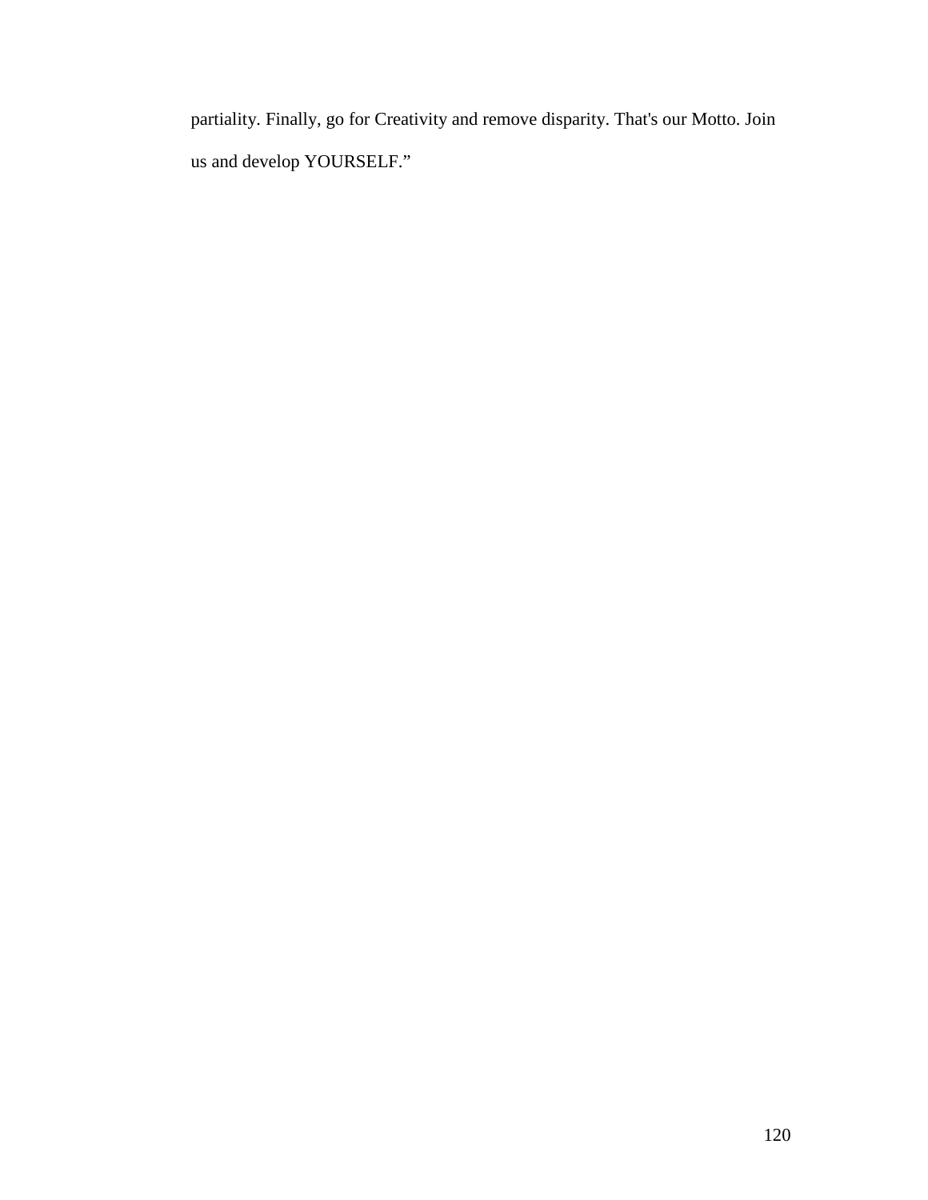partiality. Finally, go for Creativity and remove disparity. That's our Motto. Join us and develop YOURSELF."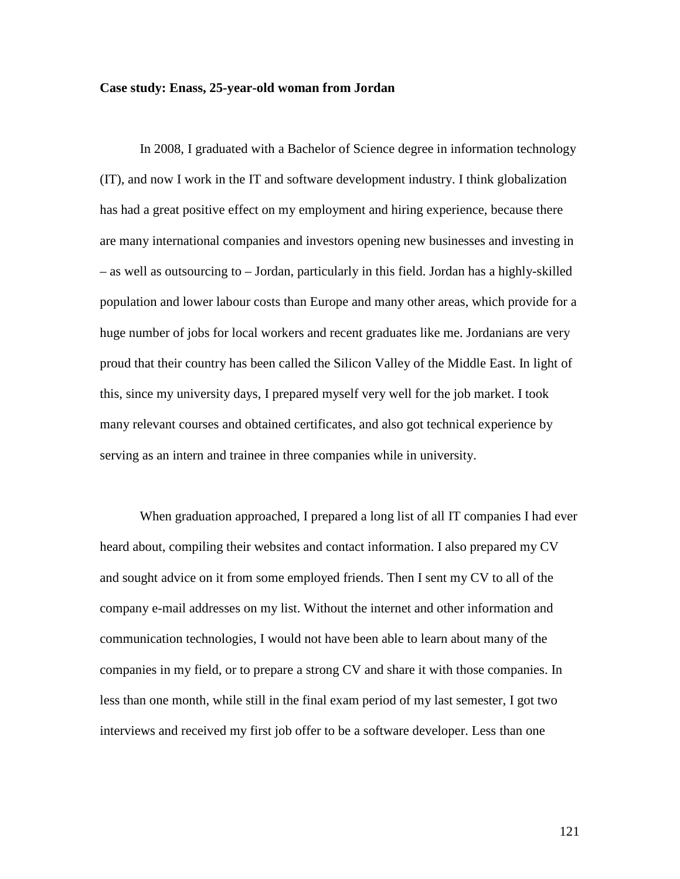**Case study: Enass, 25-year-old woman from Jordan**

In 2008, I graduated with a Bachelor of Science degree in information technology (IT), and now I work in the IT and software development industry. I think globalization has had a great positive effect on my employment and hiring experience, because there are many international companies and investors opening new businesses and investing in – as well as outsourcing to – Jordan, particularly in this field. Jordan has a highly-skilled population and lower labour costs than Europe and many other areas, which provide for a huge number of jobs for local workers and recent graduates like me. Jordanians are very proud that their country has been called the Silicon Valley of the Middle East. In light of this, since my university days, I prepared myself very well for the job market. I took many relevant courses and obtained certificates, and also got technical experience by serving as an intern and trainee in three companies while in university.

When graduation approached, I prepared a long list of all IT companies I had ever heard about, compiling their websites and contact information. I also prepared my CV and sought advice on it from some employed friends. Then I sent my CV to all of the company e-mail addresses on my list. Without the internet and other information and communication technologies, I would not have been able to learn about many of the companies in my field, or to prepare a strong CV and share it with those companies. In less than one month, while still in the final exam period of my last semester, I got two interviews and received my first job offer to be a software developer. Less than one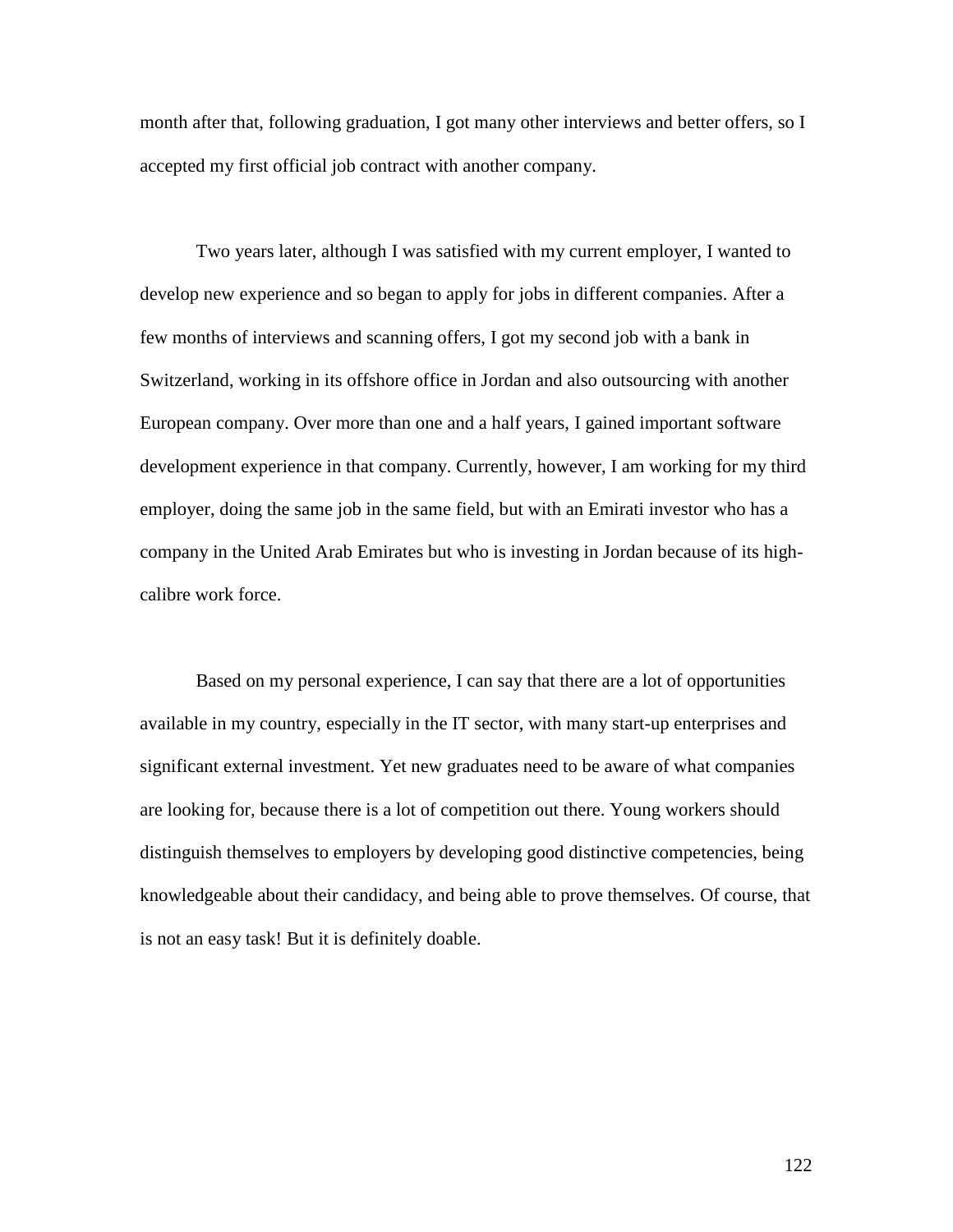month after that, following graduation, I got many other interviews and better offers, so I accepted my first official job contract with another company.

Two years later, although I was satisfied with my current employer, I wanted to develop new experience and so began to apply for jobs in different companies. After a few months of interviews and scanning offers, I got my second job with a bank in Switzerland, working in its offshore office in Jordan and also outsourcing with another European company. Over more than one and a half years, I gained important software development experience in that company. Currently, however, I am working for my third employer, doing the same job in the same field, but with an Emirati investor who has a company in the United Arab Emirates but who is investing in Jordan because of its high-calibre work force.

Based on my personal experience, I can say that there are a lot of opportunities available in my country, especially in the IT sector, with many start-up enterprises and significant external investment. Yet new graduates need to be aware of what companies are looking for, because there is a lot of competition out there. Young workers should distinguish themselves to employers by developing good distinctive competencies, being knowledgeable about their candidacy, and being able to prove themselves. Of course, that is not an easy task! But it is definitely doable.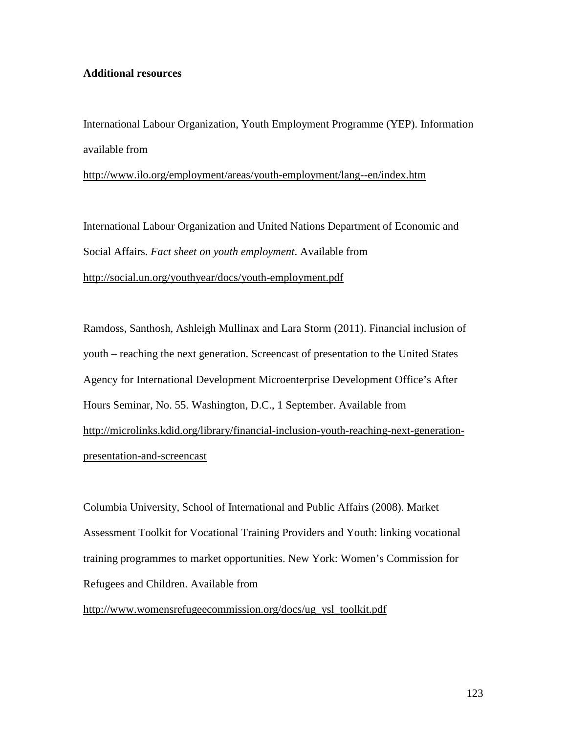**Additional resources**

International Labour Organization, Youth Employment Programme (YEP). Information available from
http://www.ilo.org/employment/areas/youth-employment/lang--en/index.htm

International Labour Organization and United Nations Department of Economic and Social Affairs. *Fact sheet on youth employment*. Available from
http://social.un.org/youthyear/docs/youth-employment.pdf

Ramdoss, Santhosh, Ashleigh Mullinax and Lara Storm (2011). Financial inclusion of youth – reaching the next generation. Screencast of presentation to the United States Agency for International Development Microenterprise Development Office's After Hours Seminar, No. 55. Washington, D.C., 1 September. Available from
http://microlinks.kdid.org/library/financial-inclusion-youth-reaching-next-generation-presentation-and-screencast

Columbia University, School of International and Public Affairs (2008). Market Assessment Toolkit for Vocational Training Providers and Youth: linking vocational training programmes to market opportunities. New York: Women's Commission for Refugees and Children. Available from
http://www.womensrefugeecommission.org/docs/ug_ysl_toolkit.pdf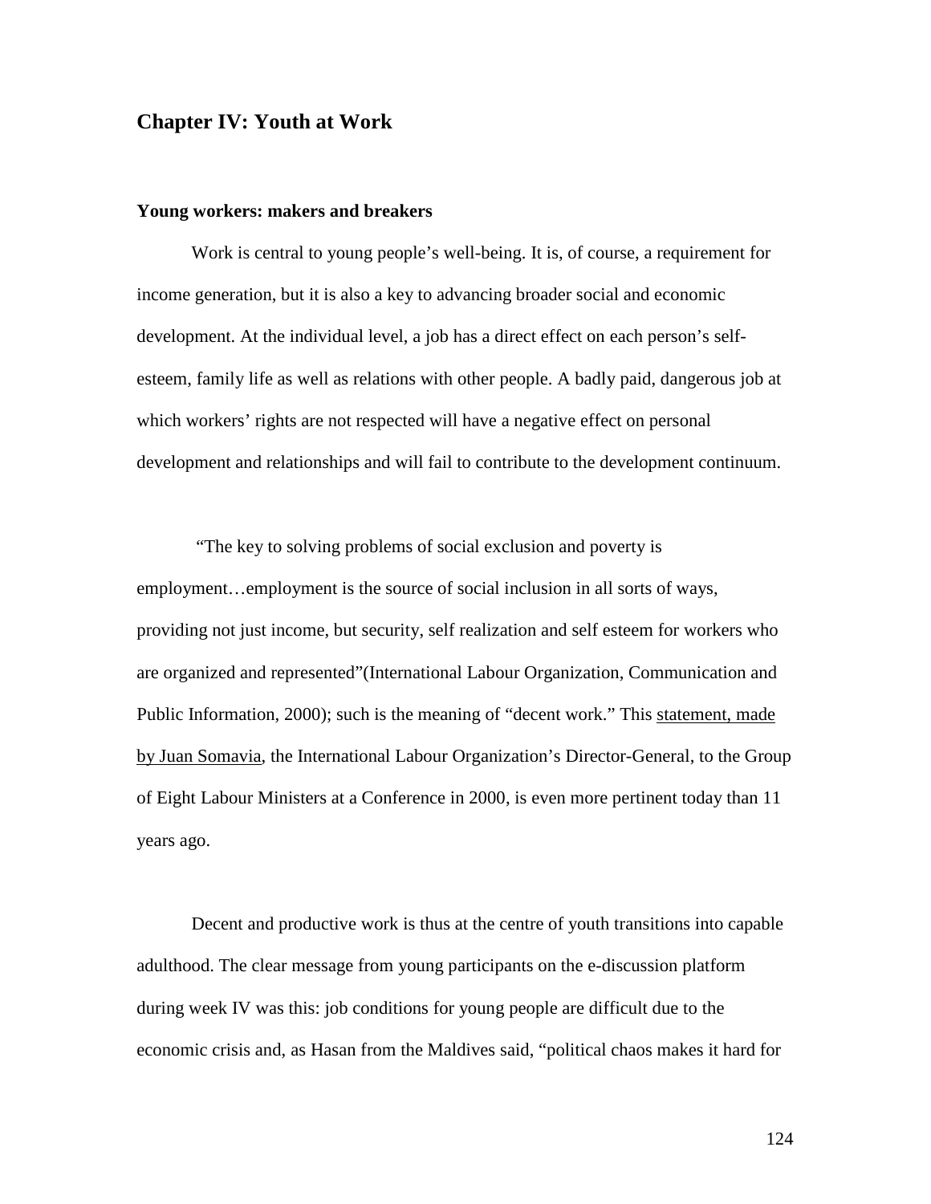## Chapter IV: Youth at Work

### Young workers: makers and breakers

Work is central to young people's well-being. It is, of course, a requirement for income generation, but it is also a key to advancing broader social and economic development. At the individual level, a job has a direct effect on each person's self-esteem, family life as well as relations with other people. A badly paid, dangerous job at which workers' rights are not respected will have a negative effect on personal development and relationships and will fail to contribute to the development continuum.

"The key to solving problems of social exclusion and poverty is employment…employment is the source of social inclusion in all sorts of ways, providing not just income, but security, self realization and self esteem for workers who are organized and represented"(International Labour Organization, Communication and Public Information, 2000); such is the meaning of "decent work." This statement, made by Juan Somavia, the International Labour Organization's Director-General, to the Group of Eight Labour Ministers at a Conference in 2000, is even more pertinent today than 11 years ago.

Decent and productive work is thus at the centre of youth transitions into capable adulthood. The clear message from young participants on the e-discussion platform during week IV was this: job conditions for young people are difficult due to the economic crisis and, as Hasan from the Maldives said, "political chaos makes it hard for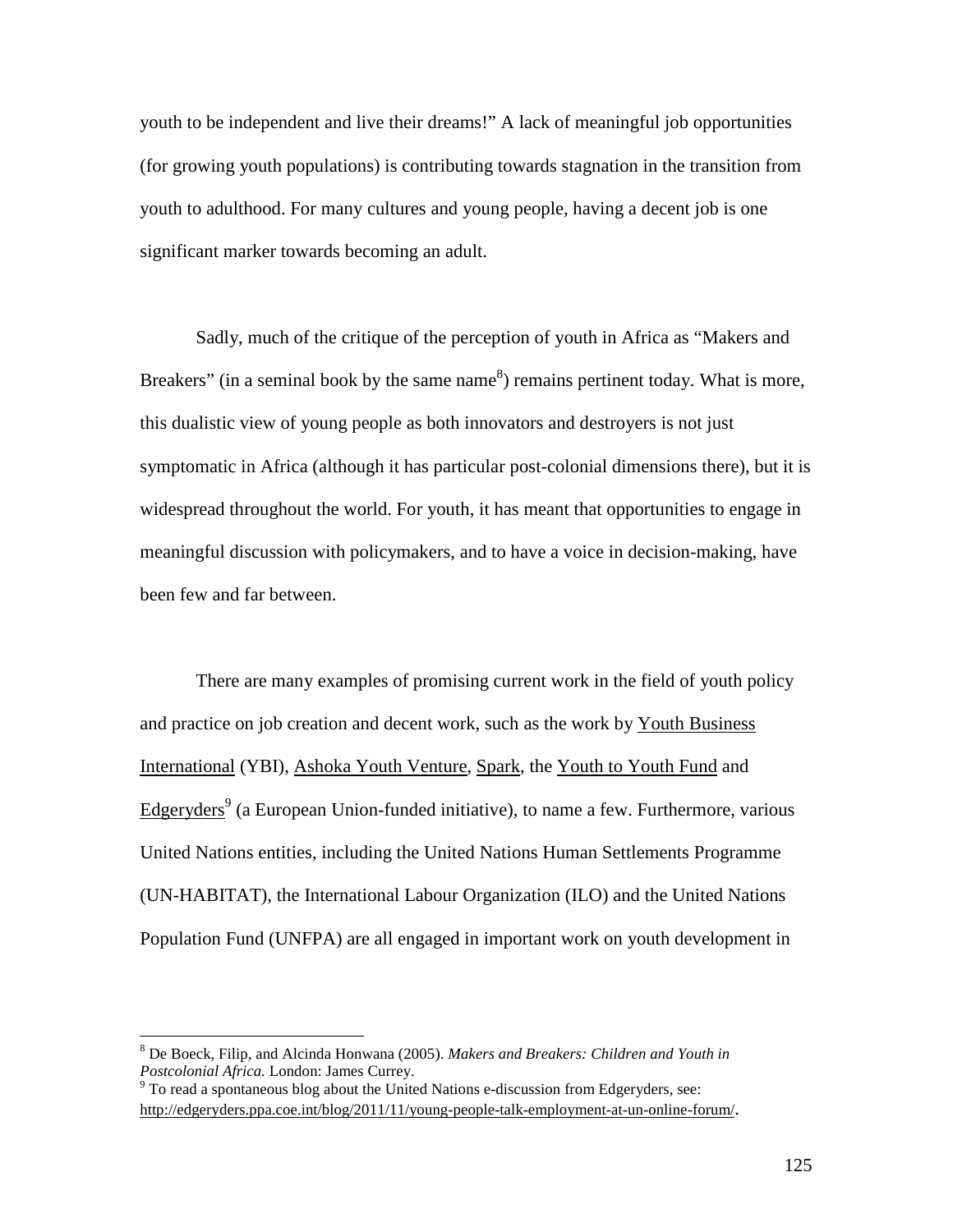youth to be independent and live their dreams!" A lack of meaningful job opportunities (for growing youth populations) is contributing towards stagnation in the transition from youth to adulthood. For many cultures and young people, having a decent job is one significant marker towards becoming an adult.

Sadly, much of the critique of the perception of youth in Africa as "Makers and Breakers" (in a seminal book by the same name[8]) remains pertinent today. What is more, this dualistic view of young people as both innovators and destroyers is not just symptomatic in Africa (although it has particular post-colonial dimensions there), but it is widespread throughout the world. For youth, it has meant that opportunities to engage in meaningful discussion with policymakers, and to have a voice in decision-making, have been few and far between.

There are many examples of promising current work in the field of youth policy and practice on job creation and decent work, such as the work by Youth Business International (YBI), Ashoka Youth Venture, Spark, the Youth to Youth Fund and Edgeryders[9] (a European Union-funded initiative), to name a few. Furthermore, various United Nations entities, including the United Nations Human Settlements Programme (UN-HABITAT), the International Labour Organization (ILO) and the United Nations Population Fund (UNFPA) are all engaged in important work on youth development in

---

[8] De Boeck, Filip, and Alcinda Honwana (2005). *Makers and Breakers: Children and Youth in Postcolonial Africa.* London: James Currey.

[9] To read a spontaneous blog about the United Nations e-discussion from Edgeryders, see: http://edgeryders.ppa.coe.int/blog/2011/11/young-people-talk-employment-at-un-online-forum/.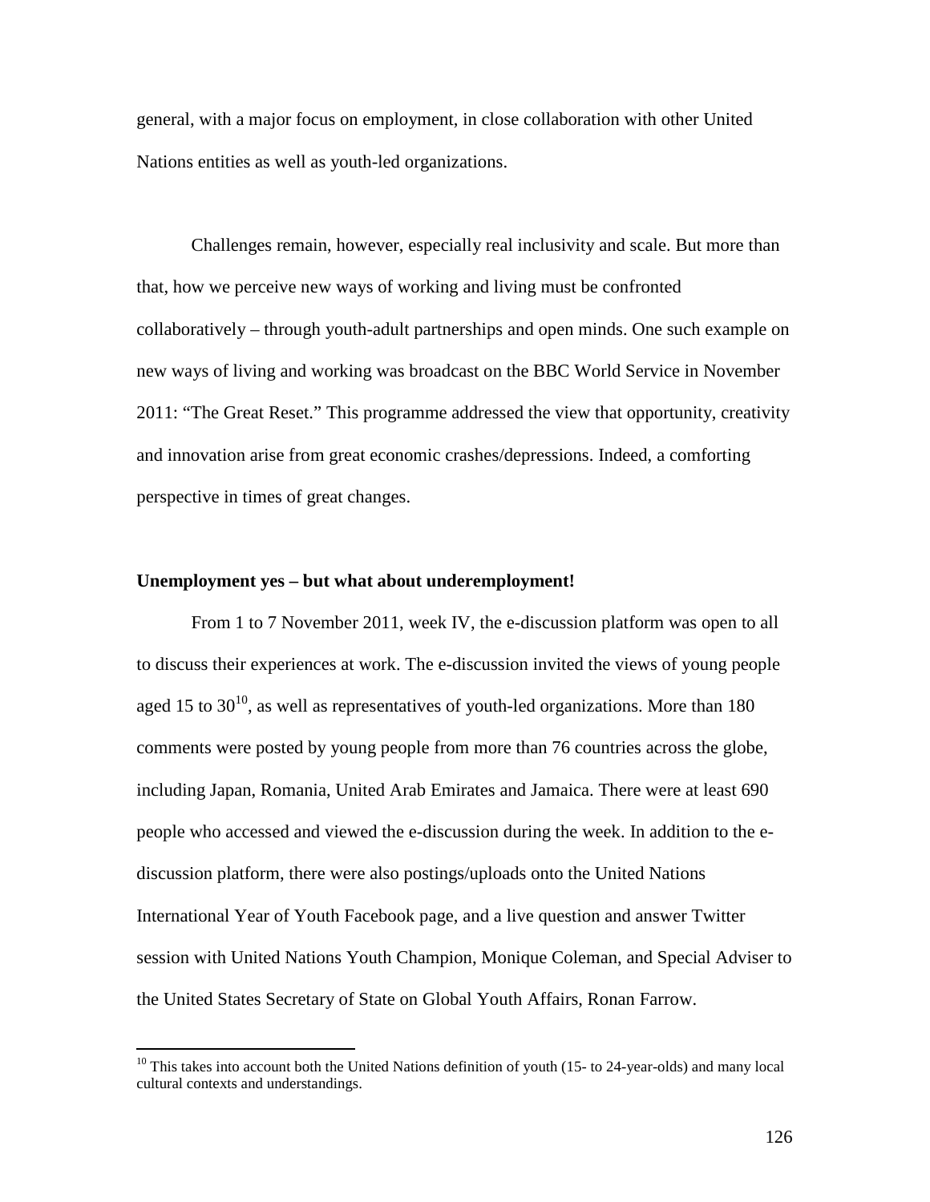general, with a major focus on employment, in close collaboration with other United Nations entities as well as youth-led organizations.

Challenges remain, however, especially real inclusivity and scale. But more than that, how we perceive new ways of working and living must be confronted collaboratively – through youth-adult partnerships and open minds. One such example on new ways of living and working was broadcast on the BBC World Service in November 2011: "The Great Reset." This programme addressed the view that opportunity, creativity and innovation arise from great economic crashes/depressions. Indeed, a comforting perspective in times of great changes.

**Unemployment yes – but what about underemployment!**

From 1 to 7 November 2011, week IV, the e-discussion platform was open to all to discuss their experiences at work. The e-discussion invited the views of young people aged 15 to 30[10], as well as representatives of youth-led organizations. More than 180 comments were posted by young people from more than 76 countries across the globe, including Japan, Romania, United Arab Emirates and Jamaica. There were at least 690 people who accessed and viewed the e-discussion during the week. In addition to the e-discussion platform, there were also postings/uploads onto the United Nations International Year of Youth Facebook page, and a live question and answer Twitter session with United Nations Youth Champion, Monique Coleman, and Special Adviser to the United States Secretary of State on Global Youth Affairs, Ronan Farrow.

[10] This takes into account both the United Nations definition of youth (15- to 24-year-olds) and many local cultural contexts and understandings.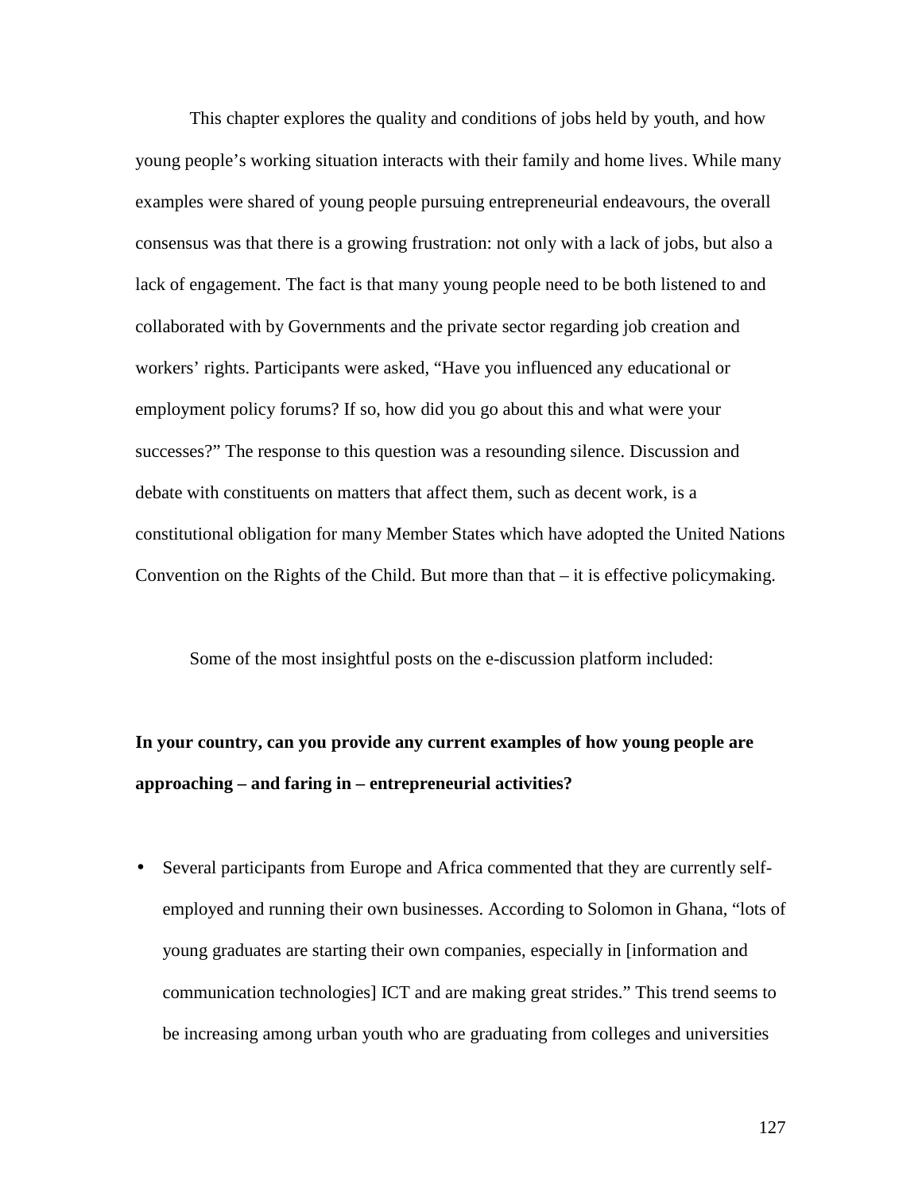This chapter explores the quality and conditions of jobs held by youth, and how young people's working situation interacts with their family and home lives. While many examples were shared of young people pursuing entrepreneurial endeavours, the overall consensus was that there is a growing frustration: not only with a lack of jobs, but also a lack of engagement. The fact is that many young people need to be both listened to and collaborated with by Governments and the private sector regarding job creation and workers' rights. Participants were asked, "Have you influenced any educational or employment policy forums? If so, how did you go about this and what were your successes?" The response to this question was a resounding silence. Discussion and debate with constituents on matters that affect them, such as decent work, is a constitutional obligation for many Member States which have adopted the United Nations Convention on the Rights of the Child. But more than that – it is effective policymaking.

Some of the most insightful posts on the e-discussion platform included:

**In your country, can you provide any current examples of how young people are approaching – and faring in – entrepreneurial activities?**

- Several participants from Europe and Africa commented that they are currently self-employed and running their own businesses. According to Solomon in Ghana, "lots of young graduates are starting their own companies, especially in [information and communication technologies] ICT and are making great strides." This trend seems to be increasing among urban youth who are graduating from colleges and universities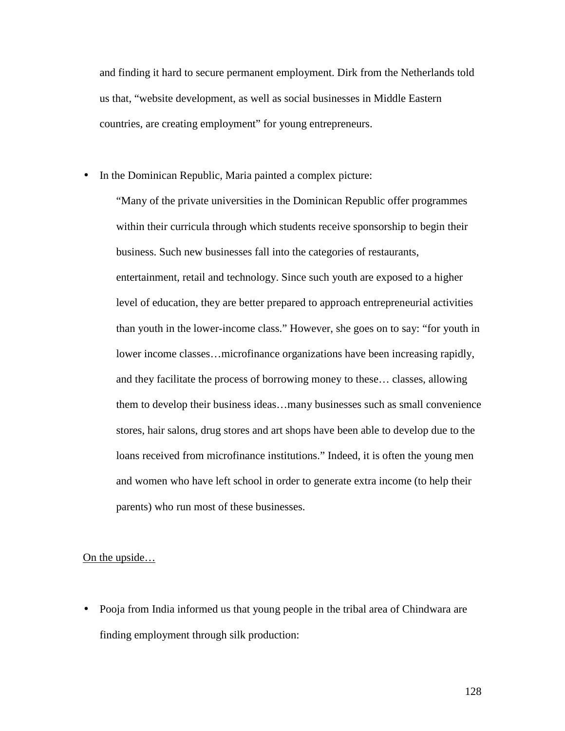and finding it hard to secure permanent employment. Dirk from the Netherlands told us that, "website development, as well as social businesses in Middle Eastern countries, are creating employment" for young entrepreneurs.

- In the Dominican Republic, Maria painted a complex picture:

  > "Many of the private universities in the Dominican Republic offer programmes within their curricula through which students receive sponsorship to begin their business. Such new businesses fall into the categories of restaurants, entertainment, retail and technology. Since such youth are exposed to a higher level of education, they are better prepared to approach entrepreneurial activities than youth in the lower-income class." However, she goes on to say: "for youth in lower income classes…microfinance organizations have been increasing rapidly, and they facilitate the process of borrowing money to these… classes, allowing them to develop their business ideas…many businesses such as small convenience stores, hair salons, drug stores and art shops have been able to develop due to the loans received from microfinance institutions." Indeed, it is often the young men and women who have left school in order to generate extra income (to help their parents) who run most of these businesses.

<u>On the upside…</u>

- Pooja from India informed us that young people in the tribal area of Chindwara are finding employment through silk production: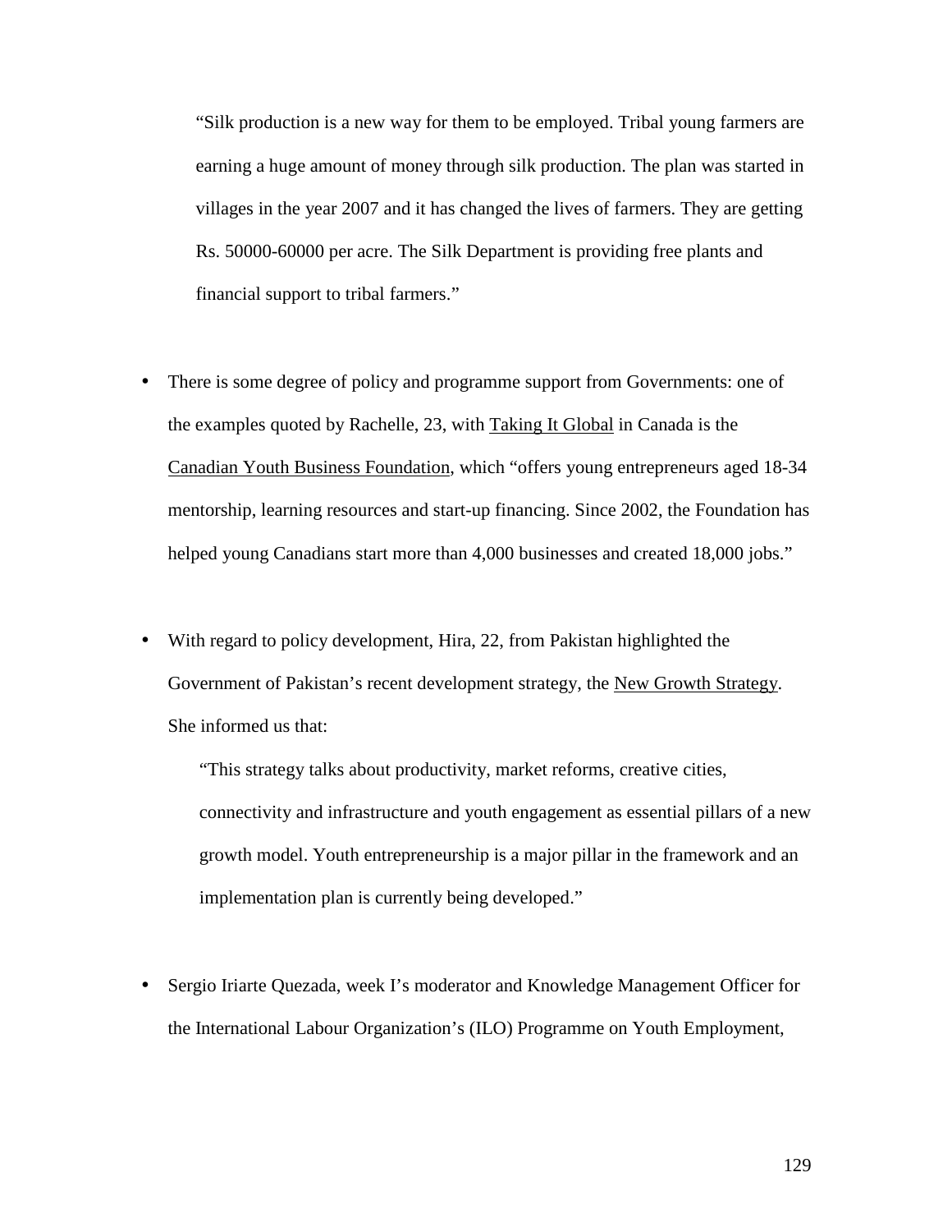> "Silk production is a new way for them to be employed. Tribal young farmers are earning a huge amount of money through silk production. The plan was started in villages in the year 2007 and it has changed the lives of farmers. They are getting Rs. 50000-60000 per acre. The Silk Department is providing free plants and financial support to tribal farmers."

- There is some degree of policy and programme support from Governments: one of the examples quoted by Rachelle, 23, with Taking It Global in Canada is the Canadian Youth Business Foundation, which "offers young entrepreneurs aged 18-34 mentorship, learning resources and start-up financing. Since 2002, the Foundation has helped young Canadians start more than 4,000 businesses and created 18,000 jobs."

- With regard to policy development, Hira, 22, from Pakistan highlighted the Government of Pakistan's recent development strategy, the New Growth Strategy. She informed us that:

  > "This strategy talks about productivity, market reforms, creative cities, connectivity and infrastructure and youth engagement as essential pillars of a new growth model. Youth entrepreneurship is a major pillar in the framework and an implementation plan is currently being developed."

- Sergio Iriarte Quezada, week I's moderator and Knowledge Management Officer for the International Labour Organization's (ILO) Programme on Youth Employment,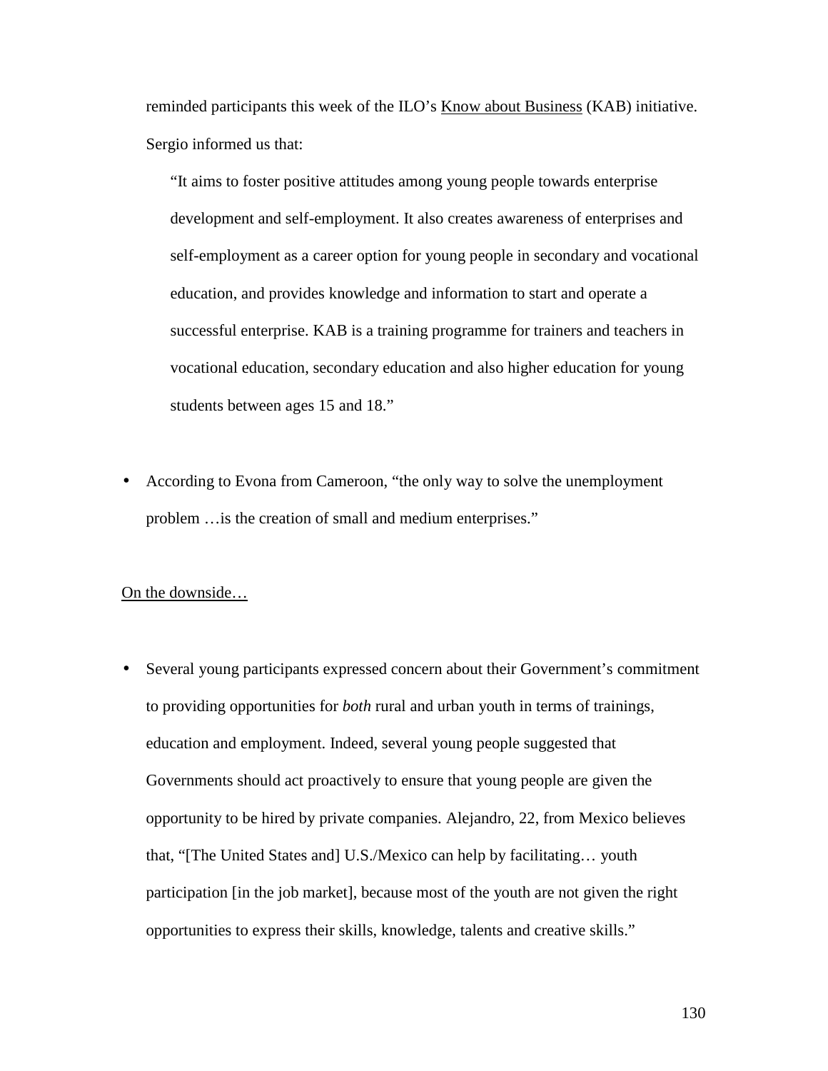reminded participants this week of the ILO's <u>Know about Business</u> (KAB) initiative. Sergio informed us that:

> "It aims to foster positive attitudes among young people towards enterprise development and self-employment. It also creates awareness of enterprises and self-employment as a career option for young people in secondary and vocational education, and provides knowledge and information to start and operate a successful enterprise. KAB is a training programme for trainers and teachers in vocational education, secondary education and also higher education for young students between ages 15 and 18."

- According to Evona from Cameroon, "the only way to solve the unemployment problem …is the creation of small and medium enterprises."

<u>On the downside…</u>

- Several young participants expressed concern about their Government's commitment to providing opportunities for *both* rural and urban youth in terms of trainings, education and employment. Indeed, several young people suggested that Governments should act proactively to ensure that young people are given the opportunity to be hired by private companies. Alejandro, 22, from Mexico believes that, "[The United States and] U.S./Mexico can help by facilitating… youth participation [in the job market], because most of the youth are not given the right opportunities to express their skills, knowledge, talents and creative skills."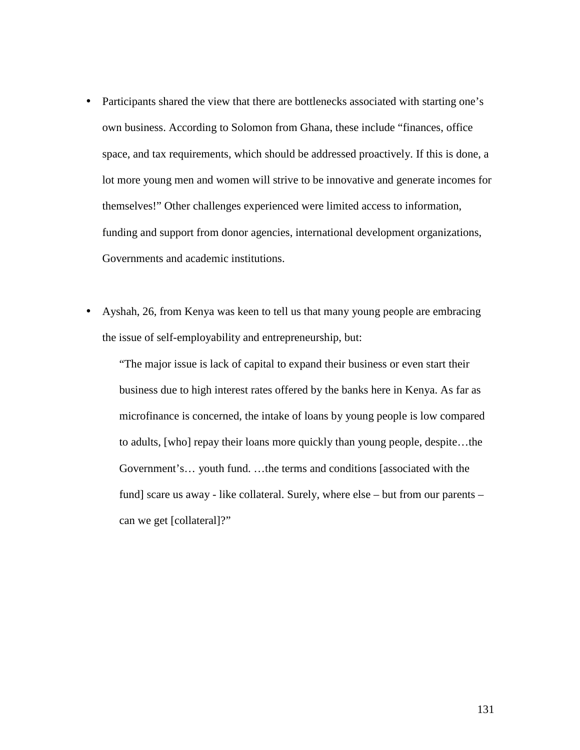- Participants shared the view that there are bottlenecks associated with starting one's own business. According to Solomon from Ghana, these include "finances, office space, and tax requirements, which should be addressed proactively. If this is done, a lot more young men and women will strive to be innovative and generate incomes for themselves!" Other challenges experienced were limited access to information, funding and support from donor agencies, international development organizations, Governments and academic institutions.

- Ayshah, 26, from Kenya was keen to tell us that many young people are embracing the issue of self-employability and entrepreneurship, but:

  > "The major issue is lack of capital to expand their business or even start their business due to high interest rates offered by the banks here in Kenya. As far as microfinance is concerned, the intake of loans by young people is low compared to adults, [who] repay their loans more quickly than young people, despite…the Government's… youth fund. …the terms and conditions [associated with the fund] scare us away - like collateral. Surely, where else – but from our parents – can we get [collateral]?"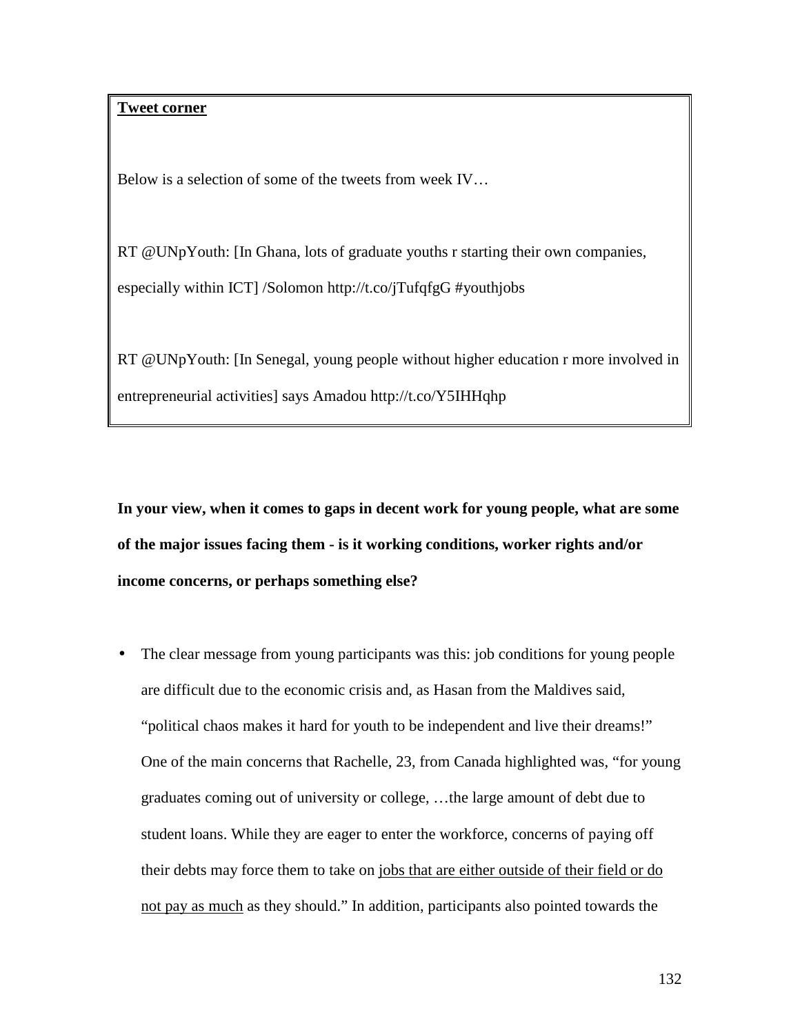**Tweet corner**

Below is a selection of some of the tweets from week IV…

RT @UNpYouth: [In Ghana, lots of graduate youths r starting their own companies, especially within ICT] /Solomon http://t.co/jTufqfgG #youthjobs

RT @UNpYouth: [In Senegal, young people without higher education r more involved in entrepreneurial activities] says Amadou http://t.co/Y5IHHqhp

**In your view, when it comes to gaps in decent work for young people, what are some of the major issues facing them - is it working conditions, worker rights and/or income concerns, or perhaps something else?**

- The clear message from young participants was this: job conditions for young people are difficult due to the economic crisis and, as Hasan from the Maldives said, "political chaos makes it hard for youth to be independent and live their dreams!" One of the main concerns that Rachelle, 23, from Canada highlighted was, "for young graduates coming out of university or college, …the large amount of debt due to student loans. While they are eager to enter the workforce, concerns of paying off their debts may force them to take on <u>jobs that are either outside of their field or do not pay as much</u> as they should." In addition, participants also pointed towards the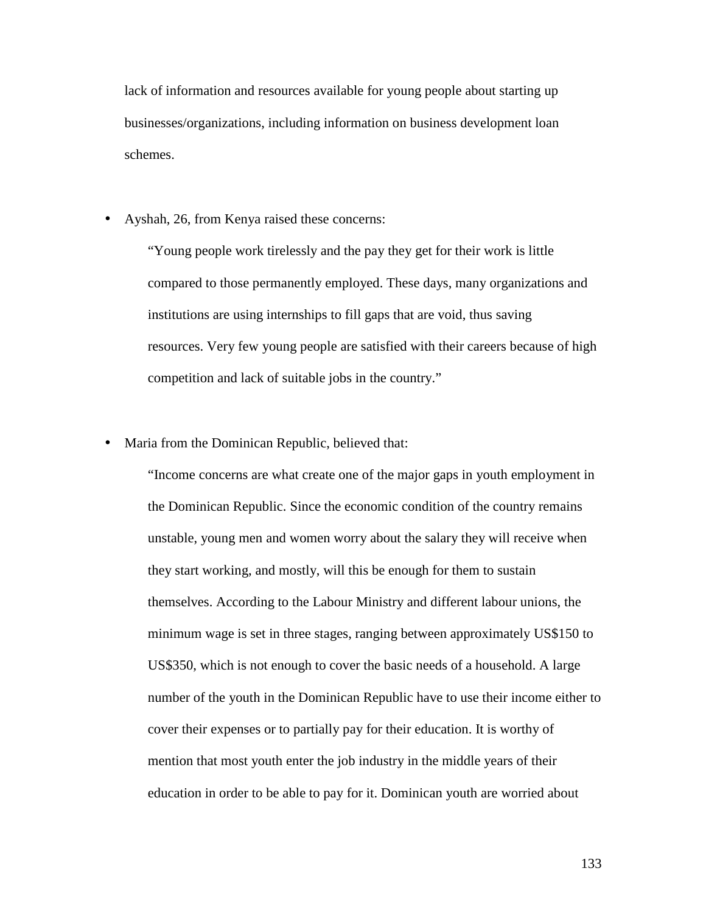lack of information and resources available for young people about starting up businesses/organizations, including information on business development loan schemes.

- Ayshah, 26, from Kenya raised these concerns:

  > "Young people work tirelessly and the pay they get for their work is little compared to those permanently employed. These days, many organizations and institutions are using internships to fill gaps that are void, thus saving resources. Very few young people are satisfied with their careers because of high competition and lack of suitable jobs in the country."

- Maria from the Dominican Republic, believed that:

  > "Income concerns are what create one of the major gaps in youth employment in the Dominican Republic. Since the economic condition of the country remains unstable, young men and women worry about the salary they will receive when they start working, and mostly, will this be enough for them to sustain themselves. According to the Labour Ministry and different labour unions, the minimum wage is set in three stages, ranging between approximately US$150 to US$350, which is not enough to cover the basic needs of a household. A large number of the youth in the Dominican Republic have to use their income either to cover their expenses or to partially pay for their education. It is worthy of mention that most youth enter the job industry in the middle years of their education in order to be able to pay for it. Dominican youth are worried about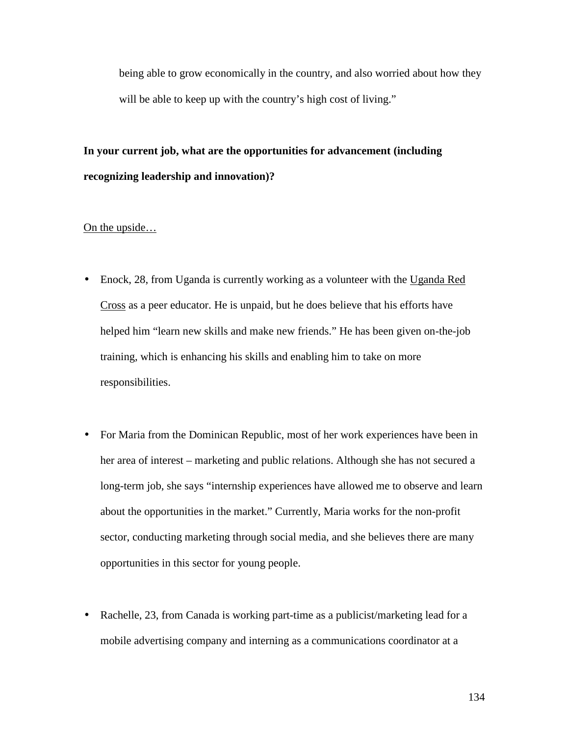being able to grow economically in the country, and also worried about how they will be able to keep up with the country's high cost of living."

**In your current job, what are the opportunities for advancement (including recognizing leadership and innovation)?**

On the upside…

- Enock, 28, from Uganda is currently working as a volunteer with the Uganda Red Cross as a peer educator. He is unpaid, but he does believe that his efforts have helped him "learn new skills and make new friends." He has been given on-the-job training, which is enhancing his skills and enabling him to take on more responsibilities.

- For Maria from the Dominican Republic, most of her work experiences have been in her area of interest – marketing and public relations. Although she has not secured a long-term job, she says "internship experiences have allowed me to observe and learn about the opportunities in the market." Currently, Maria works for the non-profit sector, conducting marketing through social media, and she believes there are many opportunities in this sector for young people.

- Rachelle, 23, from Canada is working part-time as a publicist/marketing lead for a mobile advertising company and interning as a communications coordinator at a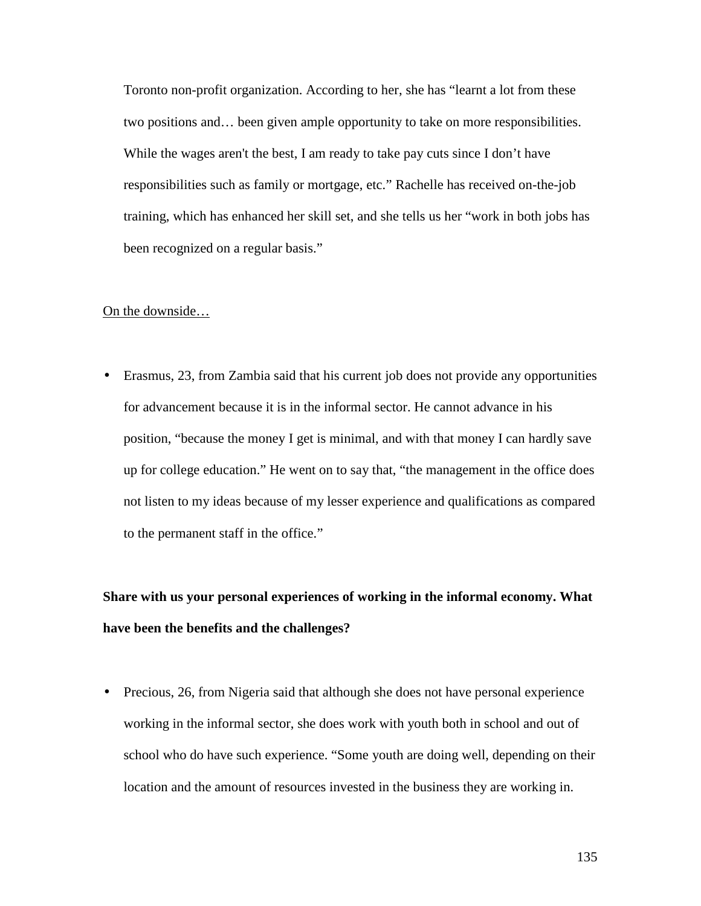Toronto non-profit organization. According to her, she has "learnt a lot from these two positions and… been given ample opportunity to take on more responsibilities. While the wages aren't the best, I am ready to take pay cuts since I don't have responsibilities such as family or mortgage, etc." Rachelle has received on-the-job training, which has enhanced her skill set, and she tells us her "work in both jobs has been recognized on a regular basis."

On the downside…

- Erasmus, 23, from Zambia said that his current job does not provide any opportunities for advancement because it is in the informal sector. He cannot advance in his position, "because the money I get is minimal, and with that money I can hardly save up for college education." He went on to say that, "the management in the office does not listen to my ideas because of my lesser experience and qualifications as compared to the permanent staff in the office."

**Share with us your personal experiences of working in the informal economy. What have been the benefits and the challenges?**

- Precious, 26, from Nigeria said that although she does not have personal experience working in the informal sector, she does work with youth both in school and out of school who do have such experience. "Some youth are doing well, depending on their location and the amount of resources invested in the business they are working in.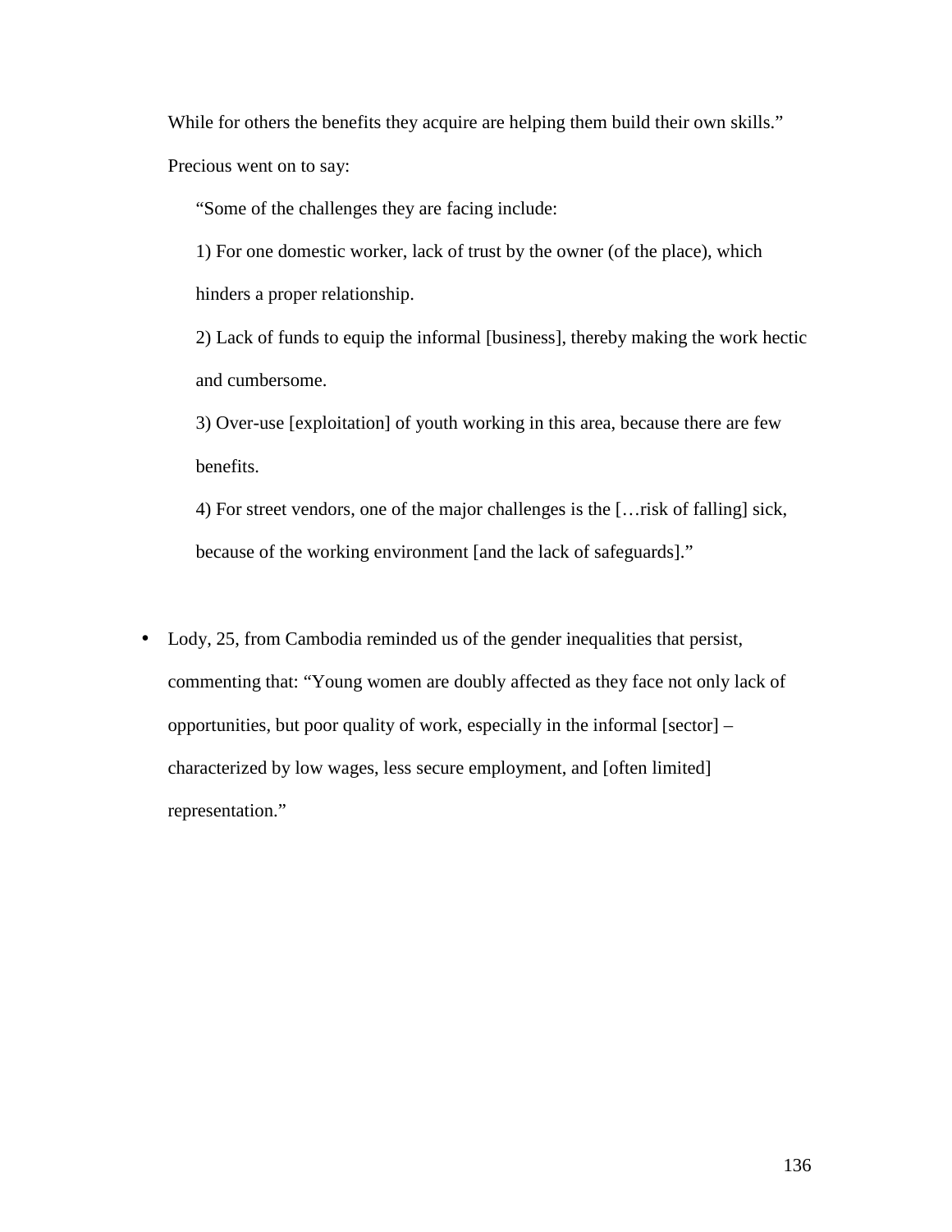While for others the benefits they acquire are helping them build their own skills."

Precious went on to say:

> "Some of the challenges they are facing include:
>
> 1) For one domestic worker, lack of trust by the owner (of the place), which hinders a proper relationship.
>
> 2) Lack of funds to equip the informal [business], thereby making the work hectic and cumbersome.
>
> 3) Over-use [exploitation] of youth working in this area, because there are few benefits.
>
> 4) For street vendors, one of the major challenges is the […risk of falling] sick, because of the working environment [and the lack of safeguards]."

- Lody, 25, from Cambodia reminded us of the gender inequalities that persist, commenting that: "Young women are doubly affected as they face not only lack of opportunities, but poor quality of work, especially in the informal [sector] – characterized by low wages, less secure employment, and [often limited] representation."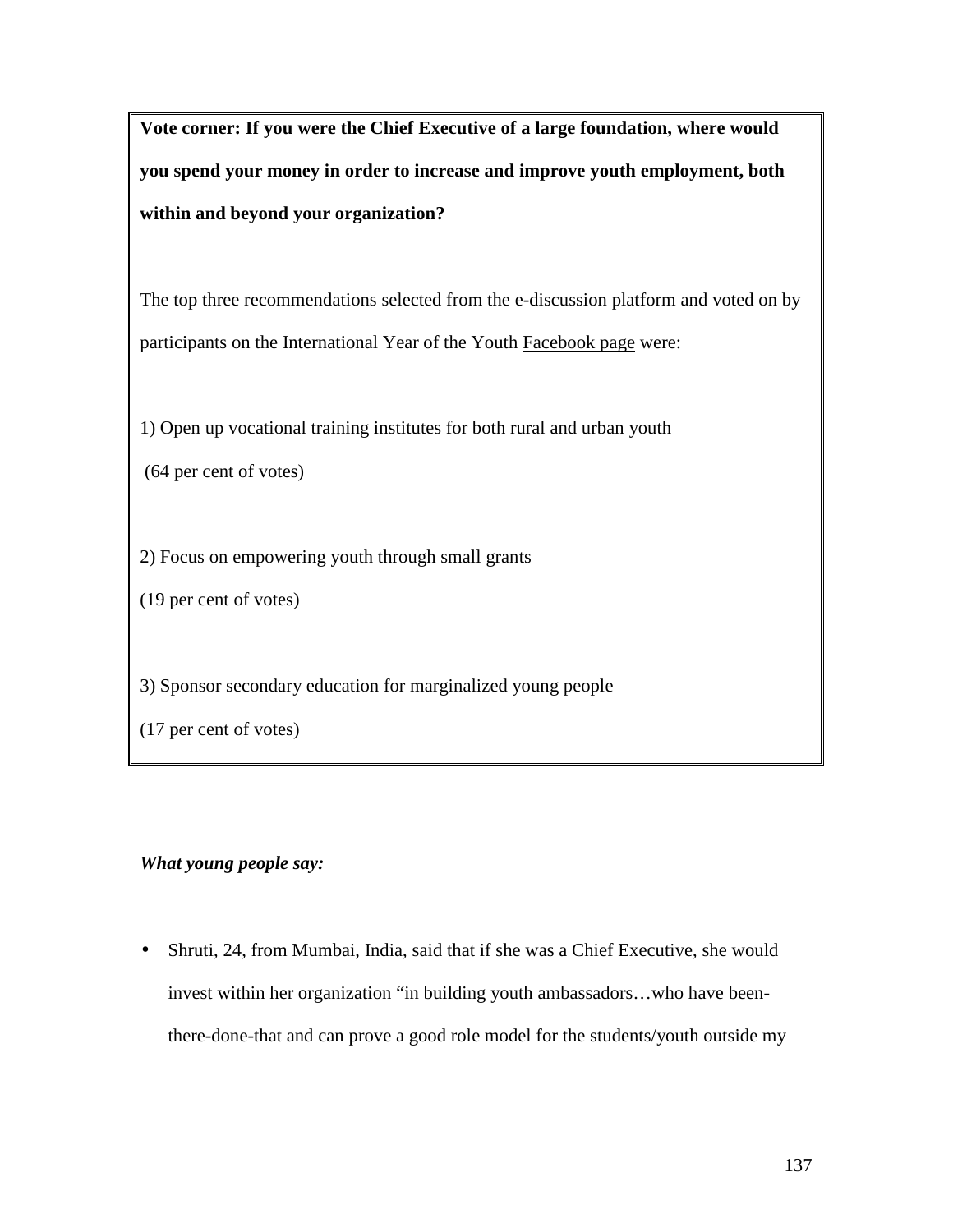**Vote corner: If you were the Chief Executive of a large foundation, where would you spend your money in order to increase and improve youth employment, both within and beyond your organization?**

The top three recommendations selected from the e-discussion platform and voted on by participants on the International Year of the Youth Facebook page were:

1) Open up vocational training institutes for both rural and urban youth
(64 per cent of votes)

2) Focus on empowering youth through small grants
(19 per cent of votes)

3) Sponsor secondary education for marginalized young people
(17 per cent of votes)

***What young people say:***

- Shruti, 24, from Mumbai, India, said that if she was a Chief Executive, she would invest within her organization "in building youth ambassadors…who have been-there-done-that and can prove a good role model for the students/youth outside my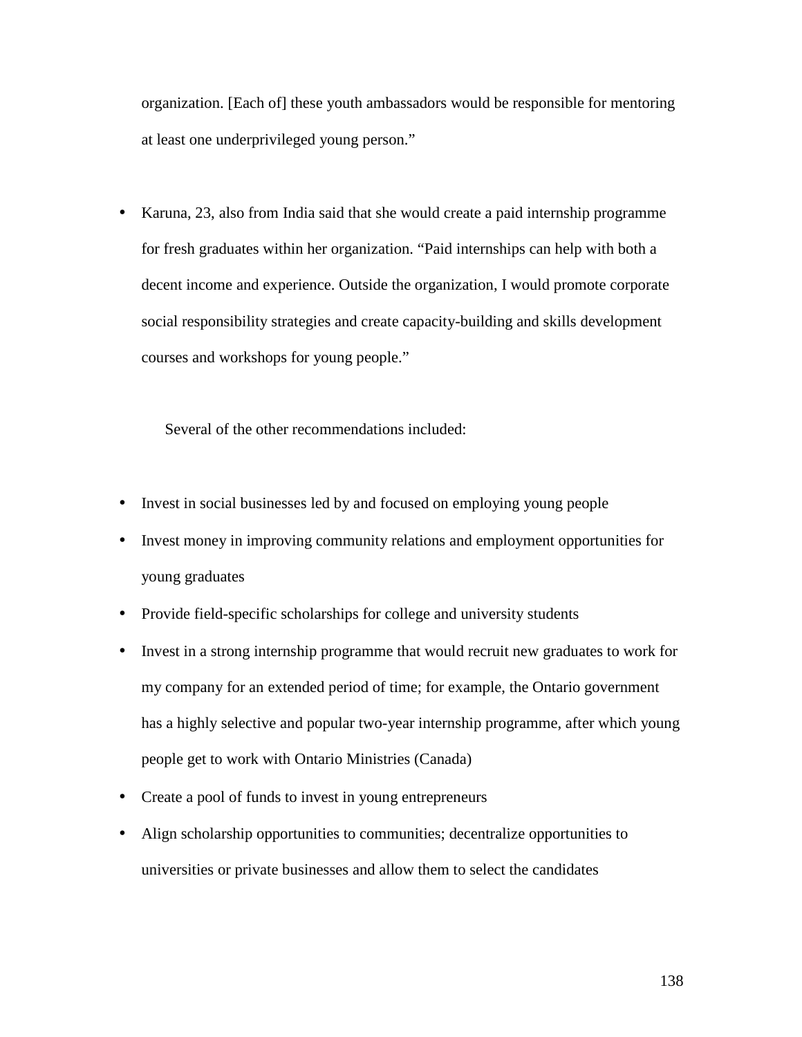organization. [Each of] these youth ambassadors would be responsible for mentoring at least one underprivileged young person."

- Karuna, 23, also from India said that she would create a paid internship programme for fresh graduates within her organization. "Paid internships can help with both a decent income and experience. Outside the organization, I would promote corporate social responsibility strategies and create capacity-building and skills development courses and workshops for young people."

Several of the other recommendations included:

- Invest in social businesses led by and focused on employing young people
- Invest money in improving community relations and employment opportunities for young graduates
- Provide field-specific scholarships for college and university students
- Invest in a strong internship programme that would recruit new graduates to work for my company for an extended period of time; for example, the Ontario government has a highly selective and popular two-year internship programme, after which young people get to work with Ontario Ministries (Canada)
- Create a pool of funds to invest in young entrepreneurs
- Align scholarship opportunities to communities; decentralize opportunities to universities or private businesses and allow them to select the candidates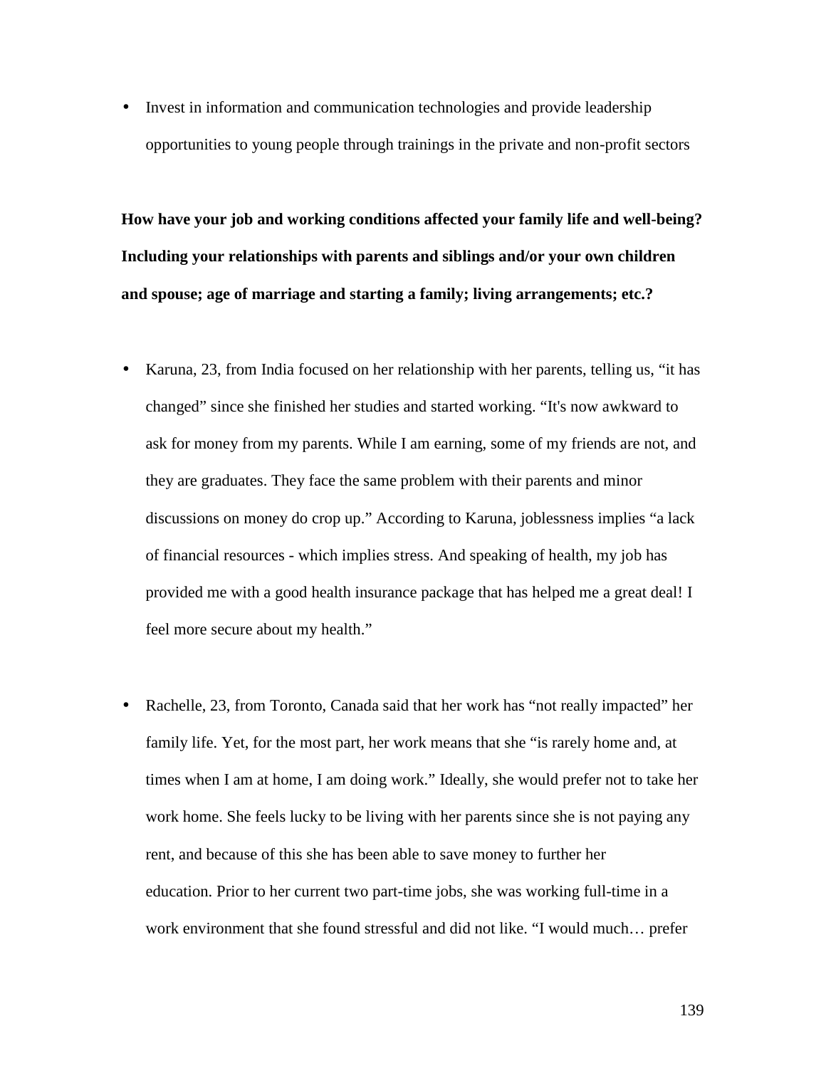- Invest in information and communication technologies and provide leadership opportunities to young people through trainings in the private and non-profit sectors

**How have your job and working conditions affected your family life and well-being? Including your relationships with parents and siblings and/or your own children and spouse; age of marriage and starting a family; living arrangements; etc.?**

- Karuna, 23, from India focused on her relationship with her parents, telling us, "it has changed" since she finished her studies and started working. "It's now awkward to ask for money from my parents. While I am earning, some of my friends are not, and they are graduates. They face the same problem with their parents and minor discussions on money do crop up." According to Karuna, joblessness implies "a lack of financial resources - which implies stress. And speaking of health, my job has provided me with a good health insurance package that has helped me a great deal! I feel more secure about my health."

- Rachelle, 23, from Toronto, Canada said that her work has "not really impacted" her family life. Yet, for the most part, her work means that she "is rarely home and, at times when I am at home, I am doing work." Ideally, she would prefer not to take her work home. She feels lucky to be living with her parents since she is not paying any rent, and because of this she has been able to save money to further her education. Prior to her current two part-time jobs, she was working full-time in a work environment that she found stressful and did not like. "I would much… prefer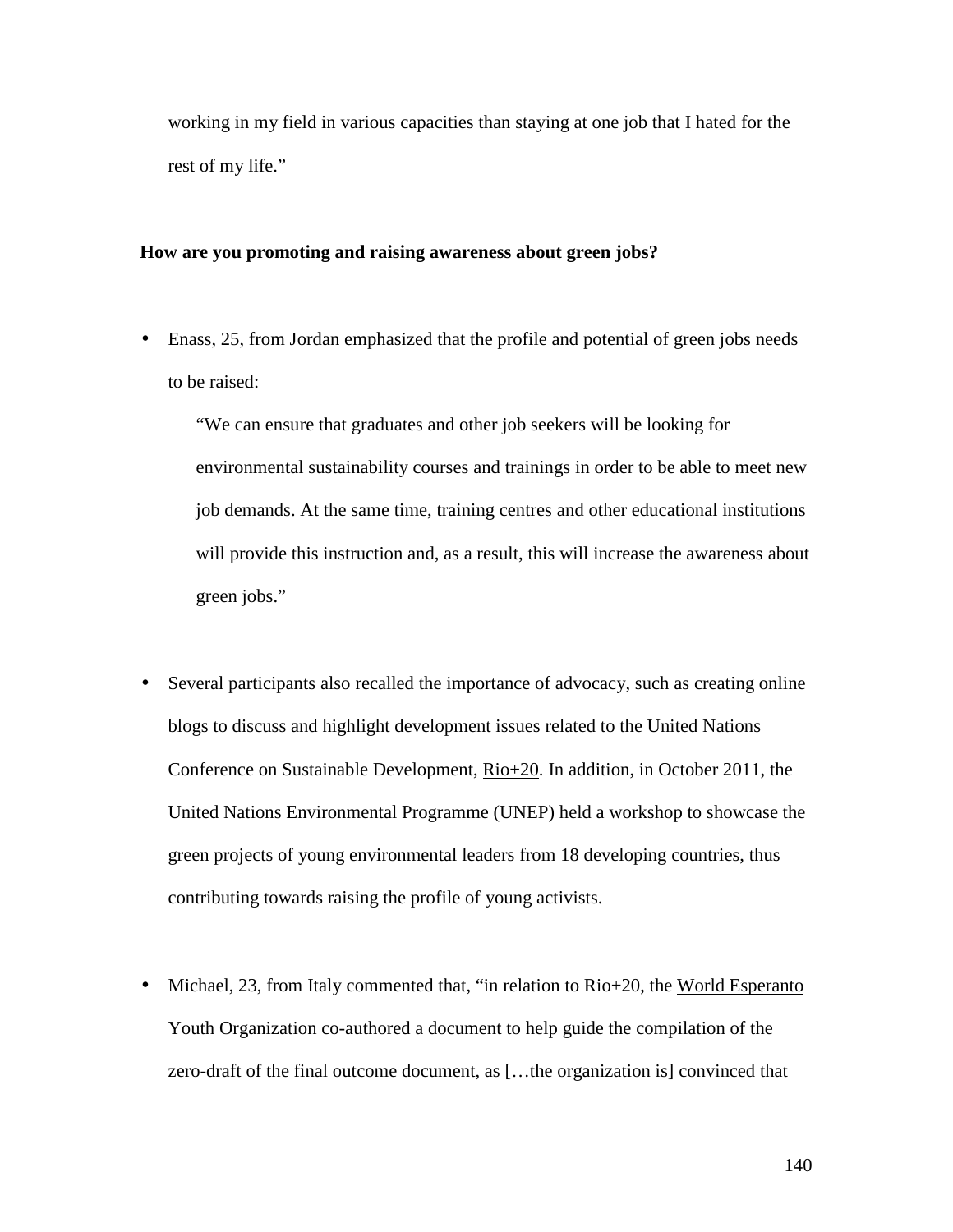working in my field in various capacities than staying at one job that I hated for the rest of my life."

**How are you promoting and raising awareness about green jobs?**

- Enass, 25, from Jordan emphasized that the profile and potential of green jobs needs to be raised:

  > "We can ensure that graduates and other job seekers will be looking for environmental sustainability courses and trainings in order to be able to meet new job demands. At the same time, training centres and other educational institutions will provide this instruction and, as a result, this will increase the awareness about green jobs."

- Several participants also recalled the importance of advocacy, such as creating online blogs to discuss and highlight development issues related to the United Nations Conference on Sustainable Development, Rio+20. In addition, in October 2011, the United Nations Environmental Programme (UNEP) held a workshop to showcase the green projects of young environmental leaders from 18 developing countries, thus contributing towards raising the profile of young activists.

- Michael, 23, from Italy commented that, "in relation to Rio+20, the World Esperanto Youth Organization co-authored a document to help guide the compilation of the zero-draft of the final outcome document, as […the organization is] convinced that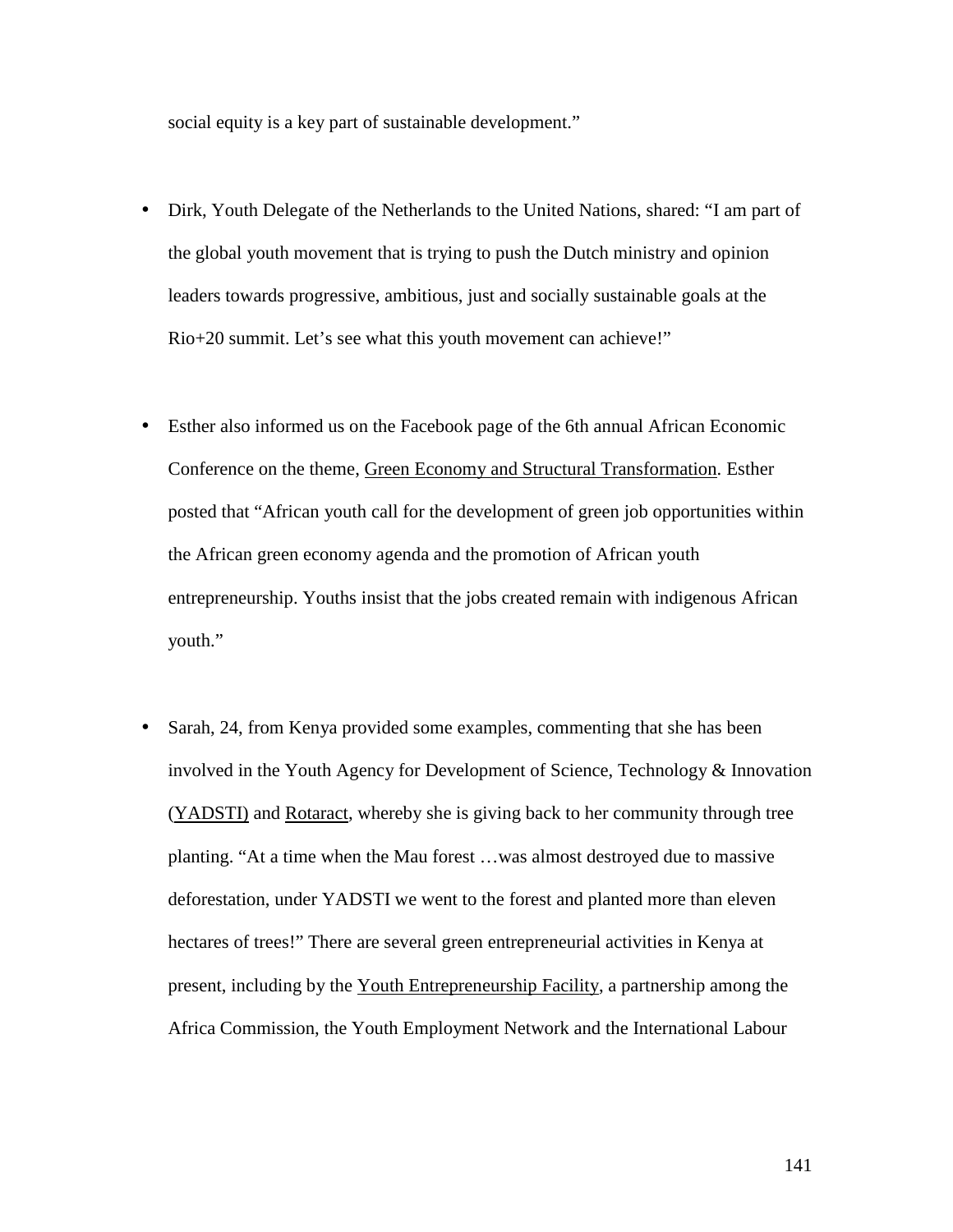social equity is a key part of sustainable development."

- Dirk, Youth Delegate of the Netherlands to the United Nations, shared: "I am part of the global youth movement that is trying to push the Dutch ministry and opinion leaders towards progressive, ambitious, just and socially sustainable goals at the Rio+20 summit. Let's see what this youth movement can achieve!"

- Esther also informed us on the Facebook page of the 6th annual African Economic Conference on the theme, Green Economy and Structural Transformation. Esther posted that "African youth call for the development of green job opportunities within the African green economy agenda and the promotion of African youth entrepreneurship. Youths insist that the jobs created remain with indigenous African youth."

- Sarah, 24, from Kenya provided some examples, commenting that she has been involved in the Youth Agency for Development of Science, Technology & Innovation (YADSTI) and Rotaract, whereby she is giving back to her community through tree planting. "At a time when the Mau forest …was almost destroyed due to massive deforestation, under YADSTI we went to the forest and planted more than eleven hectares of trees!" There are several green entrepreneurial activities in Kenya at present, including by the Youth Entrepreneurship Facility, a partnership among the Africa Commission, the Youth Employment Network and the International Labour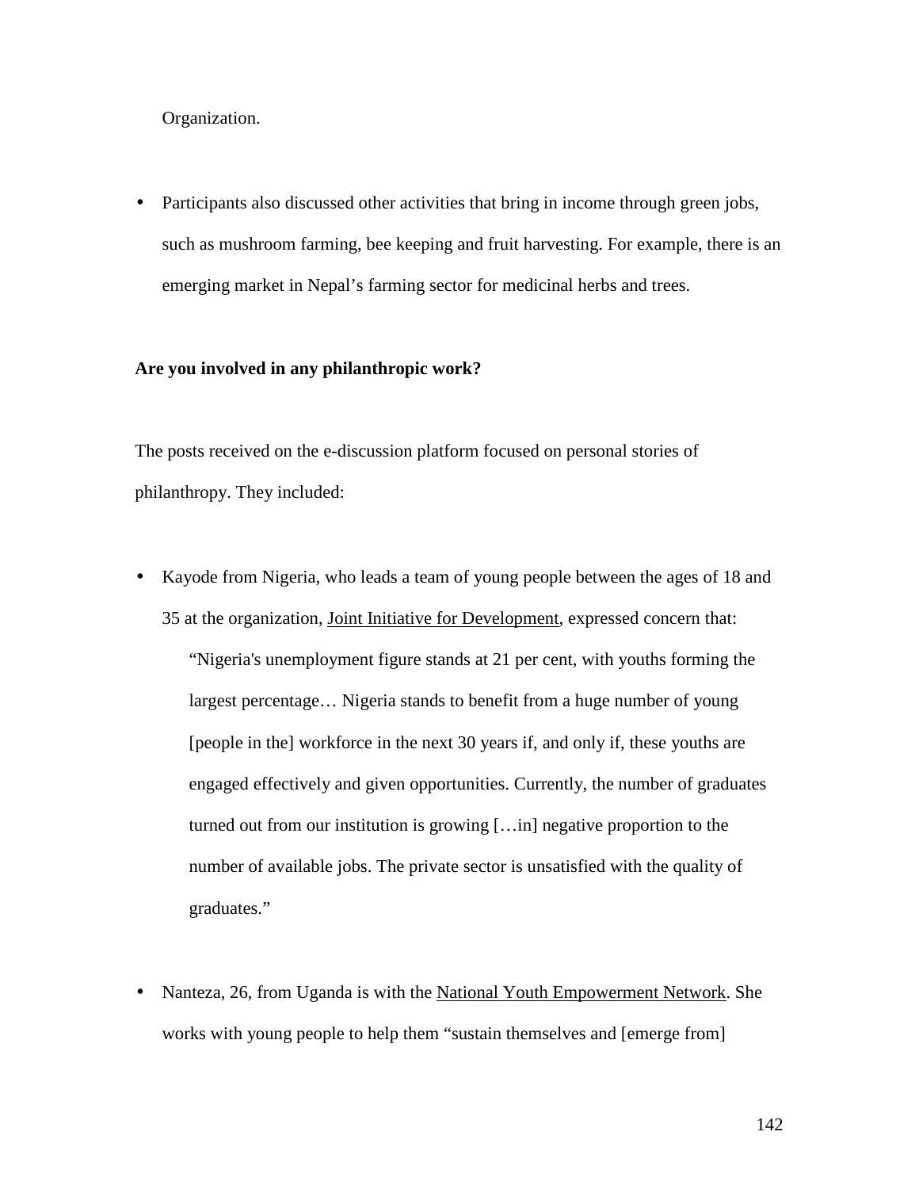Organization.

- Participants also discussed other activities that bring in income through green jobs, such as mushroom farming, bee keeping and fruit harvesting. For example, there is an emerging market in Nepal's farming sector for medicinal herbs and trees.

**Are you involved in any philanthropic work?**

The posts received on the e-discussion platform focused on personal stories of philanthropy. They included:

- Kayode from Nigeria, who leads a team of young people between the ages of 18 and 35 at the organization, Joint Initiative for Development, expressed concern that:

  > "Nigeria's unemployment figure stands at 21 per cent, with youths forming the largest percentage… Nigeria stands to benefit from a huge number of young [people in the] workforce in the next 30 years if, and only if, these youths are engaged effectively and given opportunities. Currently, the number of graduates turned out from our institution is growing […in] negative proportion to the number of available jobs. The private sector is unsatisfied with the quality of graduates."

- Nanteza, 26, from Uganda is with the National Youth Empowerment Network. She works with young people to help them "sustain themselves and [emerge from]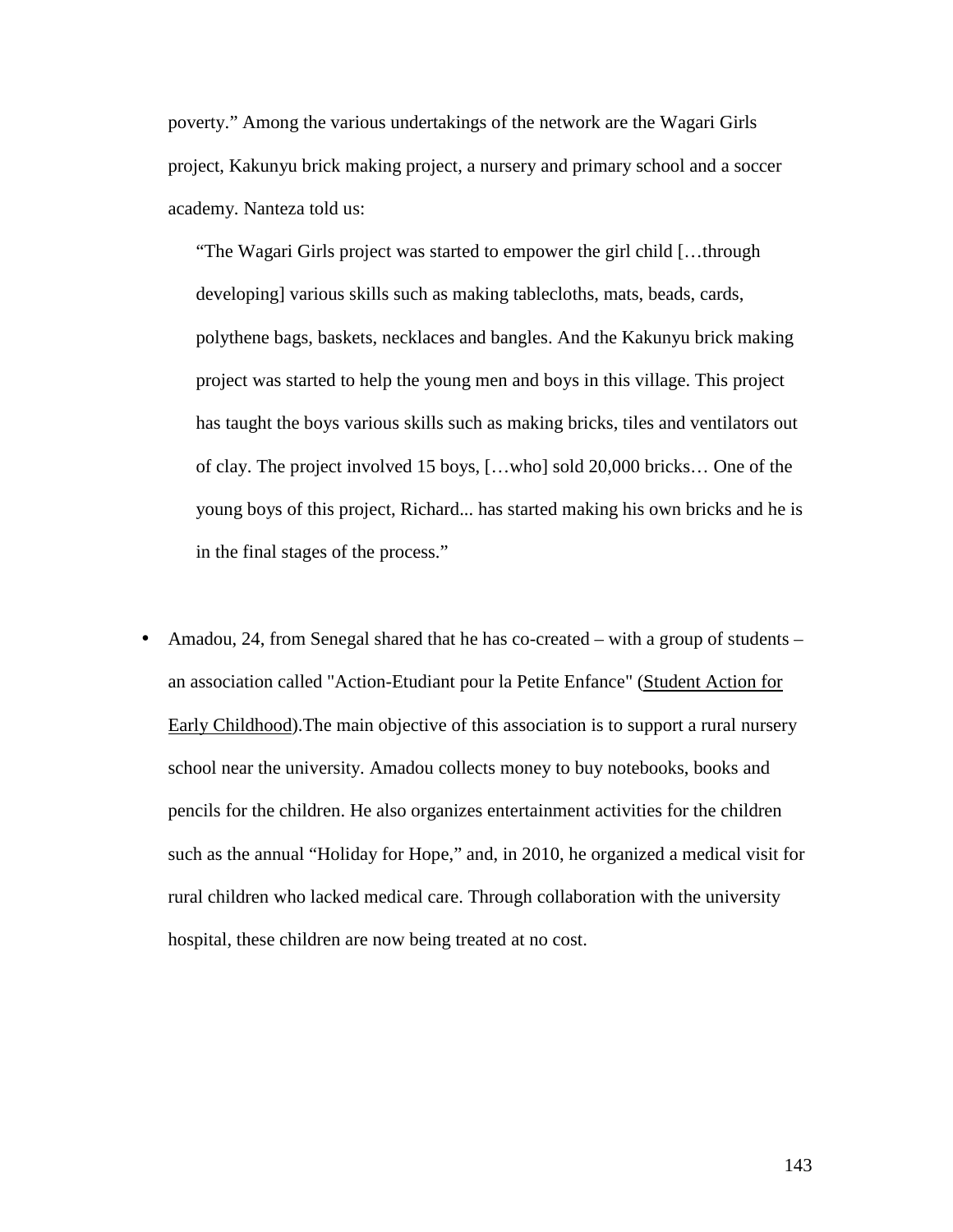poverty." Among the various undertakings of the network are the Wagari Girls project, Kakunyu brick making project, a nursery and primary school and a soccer academy. Nanteza told us:

> "The Wagari Girls project was started to empower the girl child […through developing] various skills such as making tablecloths, mats, beads, cards, polythene bags, baskets, necklaces and bangles. And the Kakunyu brick making project was started to help the young men and boys in this village. This project has taught the boys various skills such as making bricks, tiles and ventilators out of clay. The project involved 15 boys, […who] sold 20,000 bricks… One of the young boys of this project, Richard... has started making his own bricks and he is in the final stages of the process."

- Amadou, 24, from Senegal shared that he has co-created – with a group of students – an association called "Action-Etudiant pour la Petite Enfance" (Student Action for Early Childhood).The main objective of this association is to support a rural nursery school near the university. Amadou collects money to buy notebooks, books and pencils for the children. He also organizes entertainment activities for the children such as the annual "Holiday for Hope," and, in 2010, he organized a medical visit for rural children who lacked medical care. Through collaboration with the university hospital, these children are now being treated at no cost.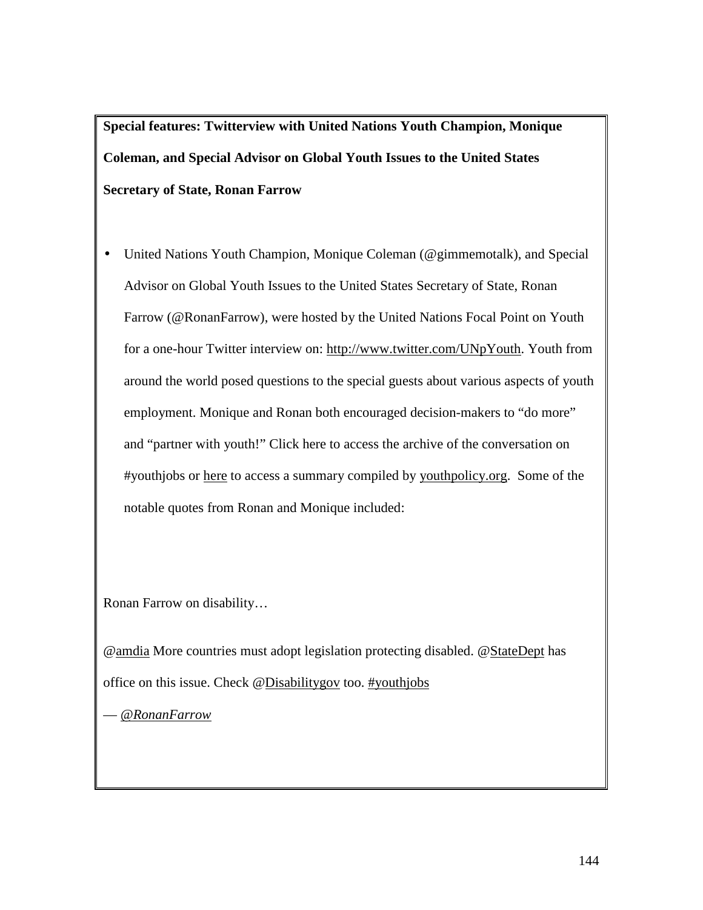**Special features: Twitterview with United Nations Youth Champion, Monique Coleman, and Special Advisor on Global Youth Issues to the United States Secretary of State, Ronan Farrow**

- United Nations Youth Champion, Monique Coleman (@gimmemotalk), and Special Advisor on Global Youth Issues to the United States Secretary of State, Ronan Farrow (@RonanFarrow), were hosted by the United Nations Focal Point on Youth for a one-hour Twitter interview on: http://www.twitter.com/UNpYouth. Youth from around the world posed questions to the special guests about various aspects of youth employment. Monique and Ronan both encouraged decision-makers to "do more" and "partner with youth!" Click here to access the archive of the conversation on #youthjobs or here to access a summary compiled by youthpolicy.org. Some of the notable quotes from Ronan and Monique included:

Ronan Farrow on disability…

@amdia More countries must adopt legislation protecting disabled. @StateDept has office on this issue. Check @Disabilitygov too. #youthjobs

— *@RonanFarrow*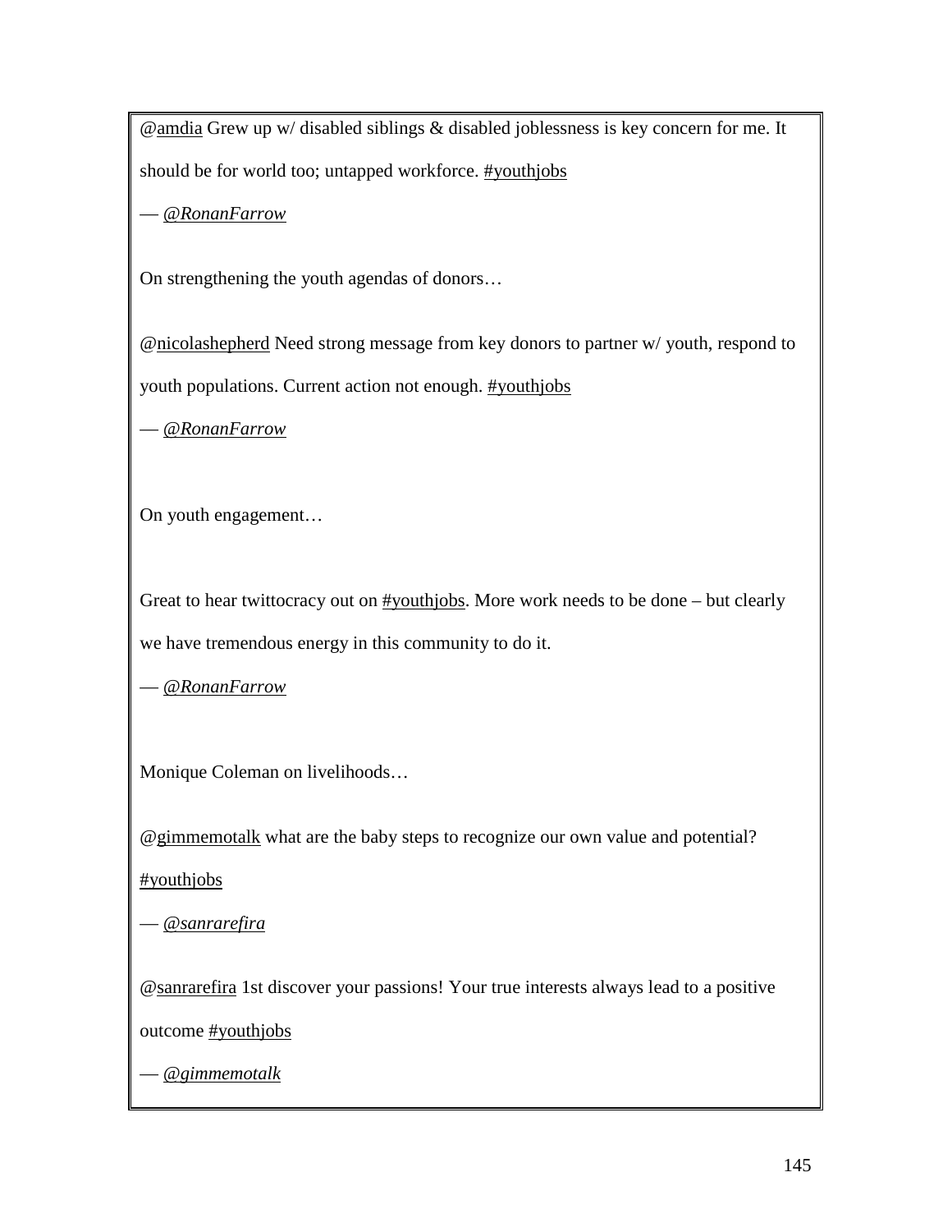@amdia Grew up w/ disabled siblings & disabled joblessness is key concern for me. It should be for world too; untapped workforce. #youthjobs

— *@RonanFarrow*

On strengthening the youth agendas of donors…

@nicolashepherd Need strong message from key donors to partner w/ youth, respond to youth populations. Current action not enough. #youthjobs

— *@RonanFarrow*

On youth engagement…

Great to hear twittocracy out on #youthjobs. More work needs to be done – but clearly we have tremendous energy in this community to do it.

— *@RonanFarrow*

Monique Coleman on livelihoods…

@gimmemotalk what are the baby steps to recognize our own value and potential? #youthjobs

— *@sanrarefira*

@sanrarefira 1st discover your passions! Your true interests always lead to a positive outcome #youthjobs

— *@gimmemotalk*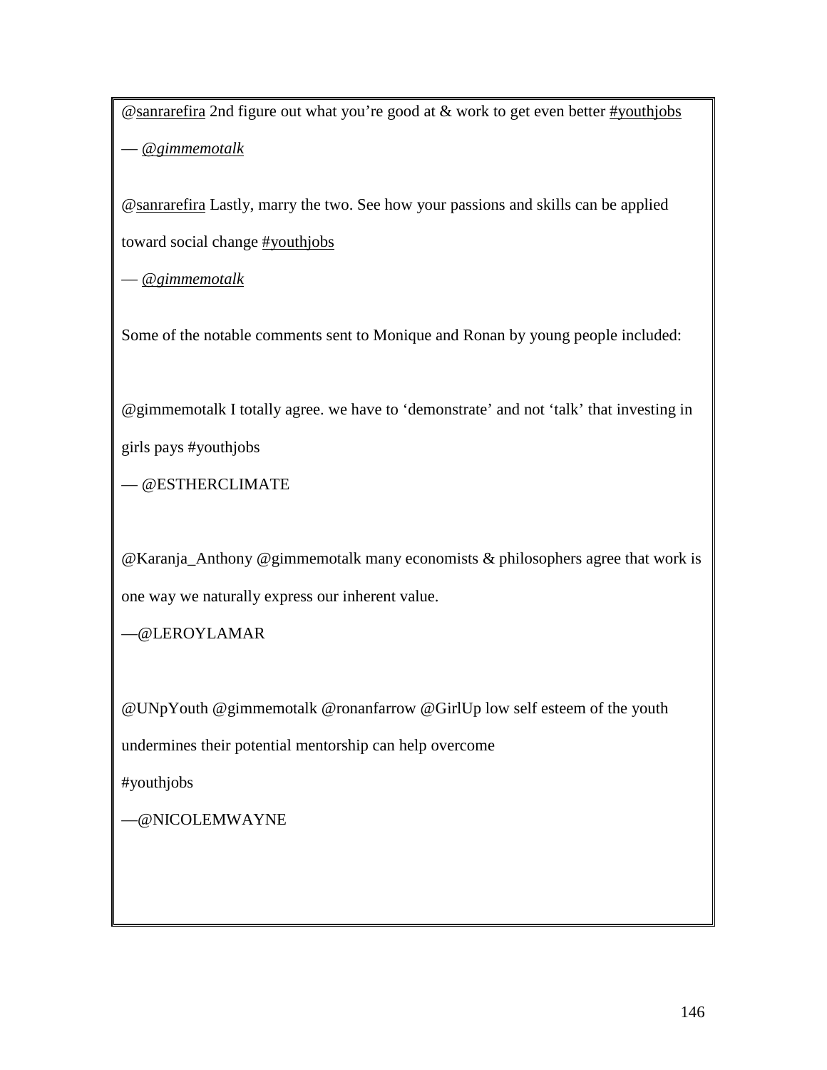@sanrarefira 2nd figure out what you're good at & work to get even better #youthjobs

— *@gimmemotalk*

@sanrarefira Lastly, marry the two. See how your passions and skills can be applied toward social change #youthjobs

— *@gimmemotalk*

Some of the notable comments sent to Monique and Ronan by young people included:

@gimmemotalk I totally agree. we have to 'demonstrate' and not 'talk' that investing in girls pays #youthjobs

— @ESTHERCLIMATE

@Karanja_Anthony @gimmemotalk many economists & philosophers agree that work is one way we naturally express our inherent value.

—@LEROYLAMAR

@UNpYouth @gimmemotalk @ronanfarrow @GirlUp low self esteem of the youth undermines their potential mentorship can help overcome

#youthjobs

—@NICOLEMWAYNE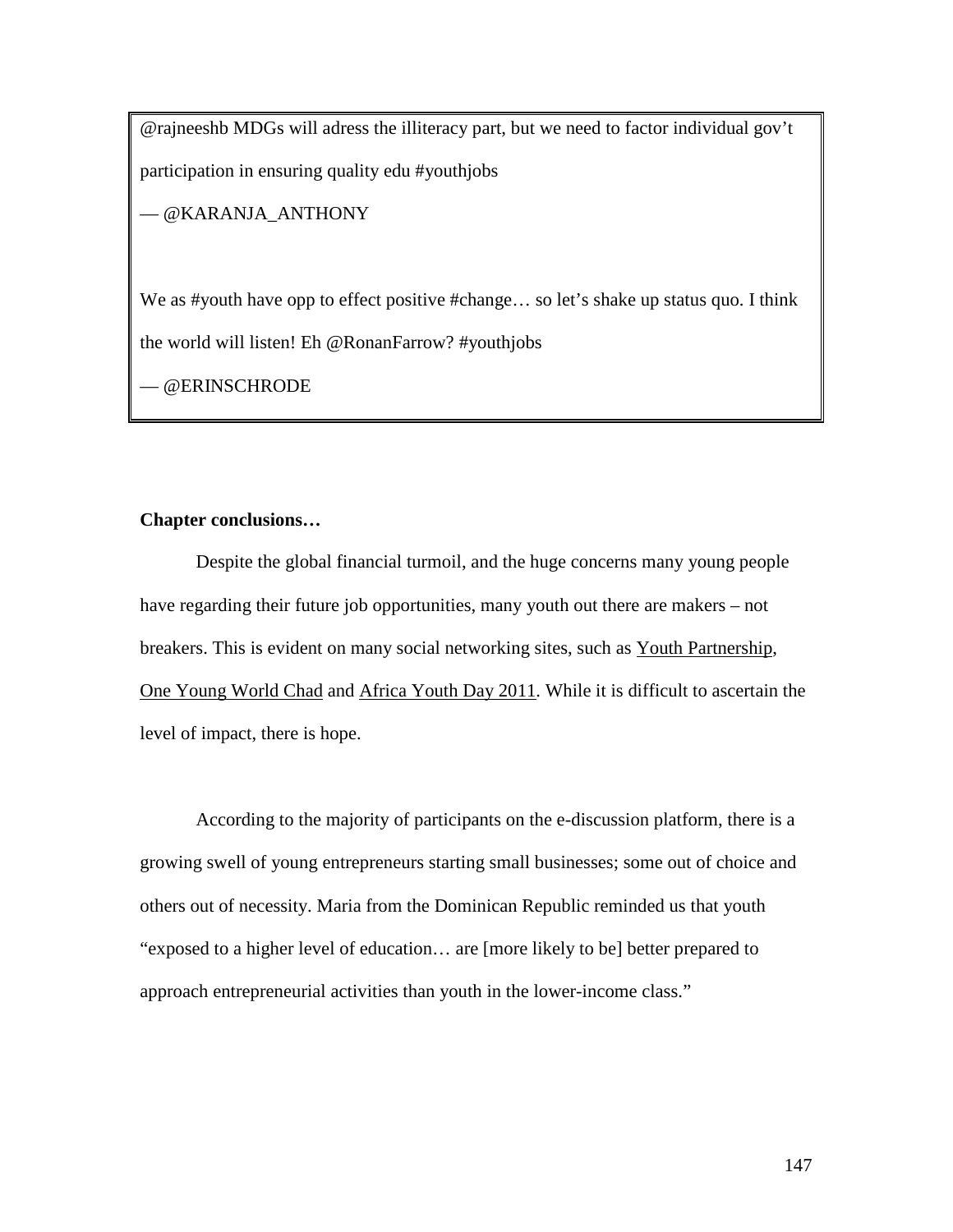> @rajneeshb MDGs will adress the illiteracy part, but we need to factor individual gov't participation in ensuring quality edu #youthjobs
>
> — @KARANJA_ANTHONY
>
> We as #youth have opp to effect positive #change… so let's shake up status quo. I think the world will listen! Eh @RonanFarrow? #youthjobs
>
> — @ERINSCHRODE

**Chapter conclusions…**

Despite the global financial turmoil, and the huge concerns many young people have regarding their future job opportunities, many youth out there are makers – not breakers. This is evident on many social networking sites, such as Youth Partnership, One Young World Chad and Africa Youth Day 2011. While it is difficult to ascertain the level of impact, there is hope.

According to the majority of participants on the e-discussion platform, there is a growing swell of young entrepreneurs starting small businesses; some out of choice and others out of necessity. Maria from the Dominican Republic reminded us that youth "exposed to a higher level of education… are [more likely to be] better prepared to approach entrepreneurial activities than youth in the lower-income class."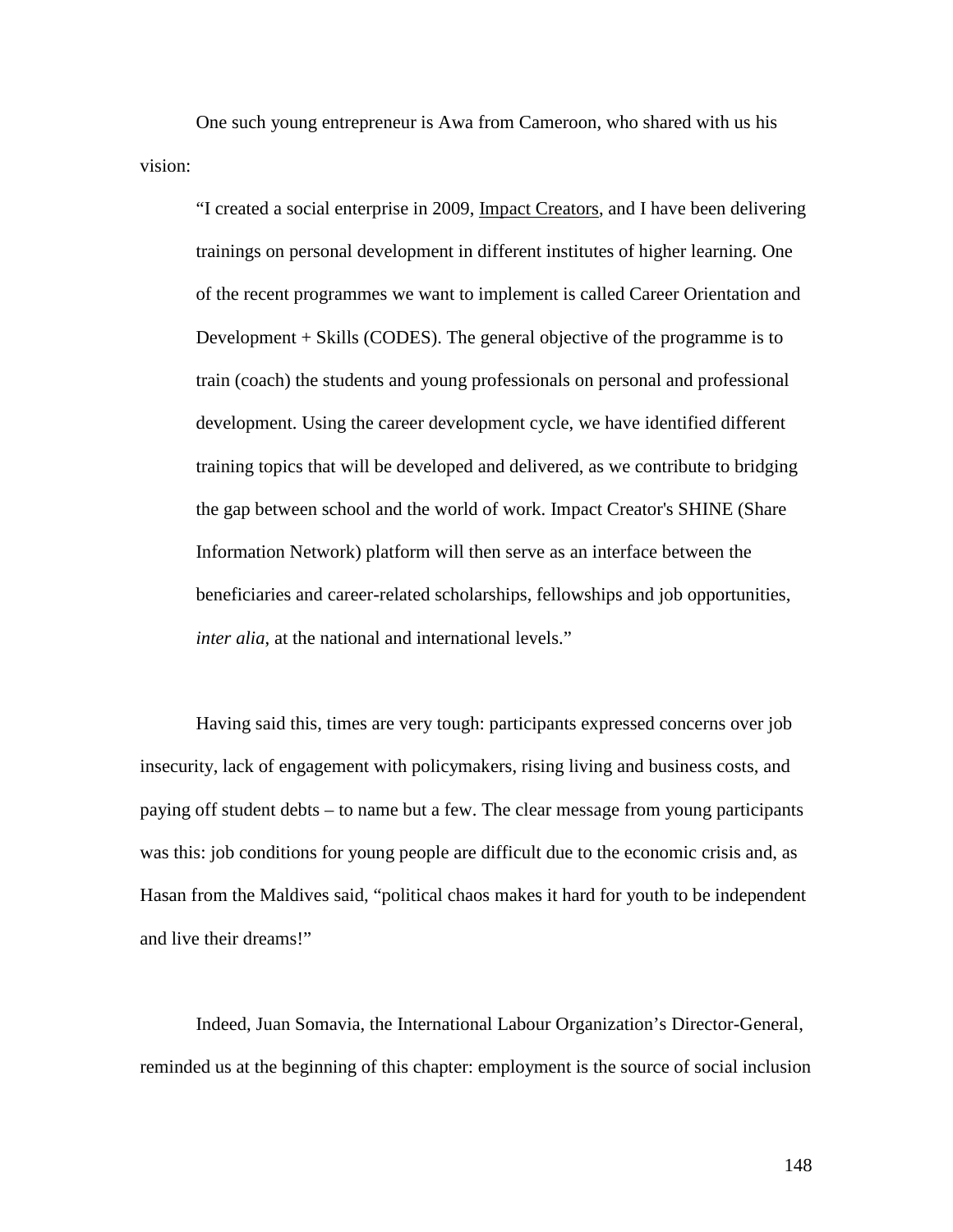One such young entrepreneur is Awa from Cameroon, who shared with us his vision:

> "I created a social enterprise in 2009, Impact Creators, and I have been delivering trainings on personal development in different institutes of higher learning. One of the recent programmes we want to implement is called Career Orientation and Development + Skills (CODES). The general objective of the programme is to train (coach) the students and young professionals on personal and professional development. Using the career development cycle, we have identified different training topics that will be developed and delivered, as we contribute to bridging the gap between school and the world of work. Impact Creator's SHINE (Share Information Network) platform will then serve as an interface between the beneficiaries and career-related scholarships, fellowships and job opportunities, *inter alia*, at the national and international levels."

Having said this, times are very tough: participants expressed concerns over job insecurity, lack of engagement with policymakers, rising living and business costs, and paying off student debts – to name but a few. The clear message from young participants was this: job conditions for young people are difficult due to the economic crisis and, as Hasan from the Maldives said, "political chaos makes it hard for youth to be independent and live their dreams!"

Indeed, Juan Somavia, the International Labour Organization's Director-General, reminded us at the beginning of this chapter: employment is the source of social inclusion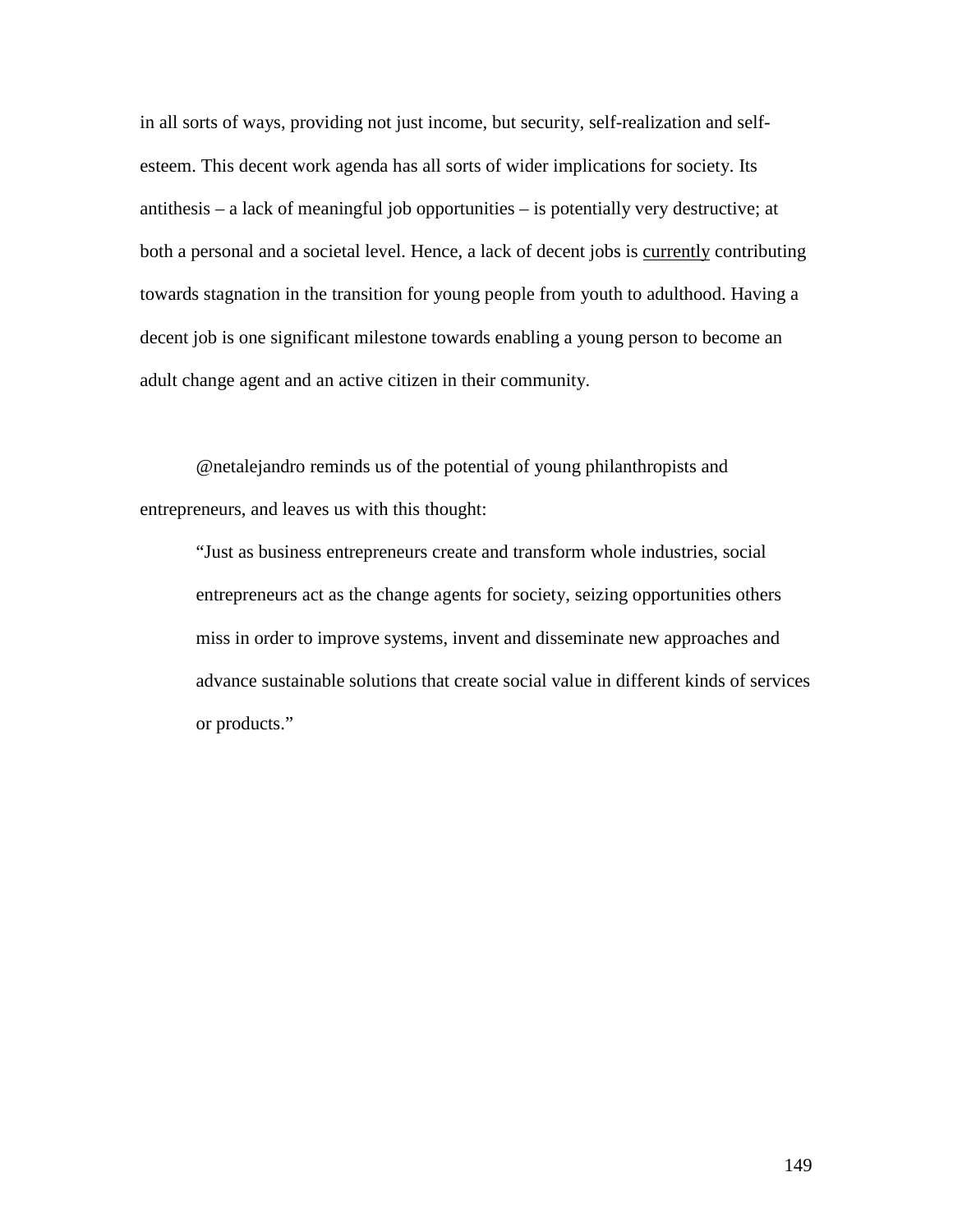in all sorts of ways, providing not just income, but security, self-realization and self-esteem. This decent work agenda has all sorts of wider implications for society. Its antithesis – a lack of meaningful job opportunities – is potentially very destructive; at both a personal and a societal level. Hence, a lack of decent jobs is <u>currently</u> contributing towards stagnation in the transition for young people from youth to adulthood. Having a decent job is one significant milestone towards enabling a young person to become an adult change agent and an active citizen in their community.

@netalejandro reminds us of the potential of young philanthropists and entrepreneurs, and leaves us with this thought:

> "Just as business entrepreneurs create and transform whole industries, social entrepreneurs act as the change agents for society, seizing opportunities others miss in order to improve systems, invent and disseminate new approaches and advance sustainable solutions that create social value in different kinds of services or products."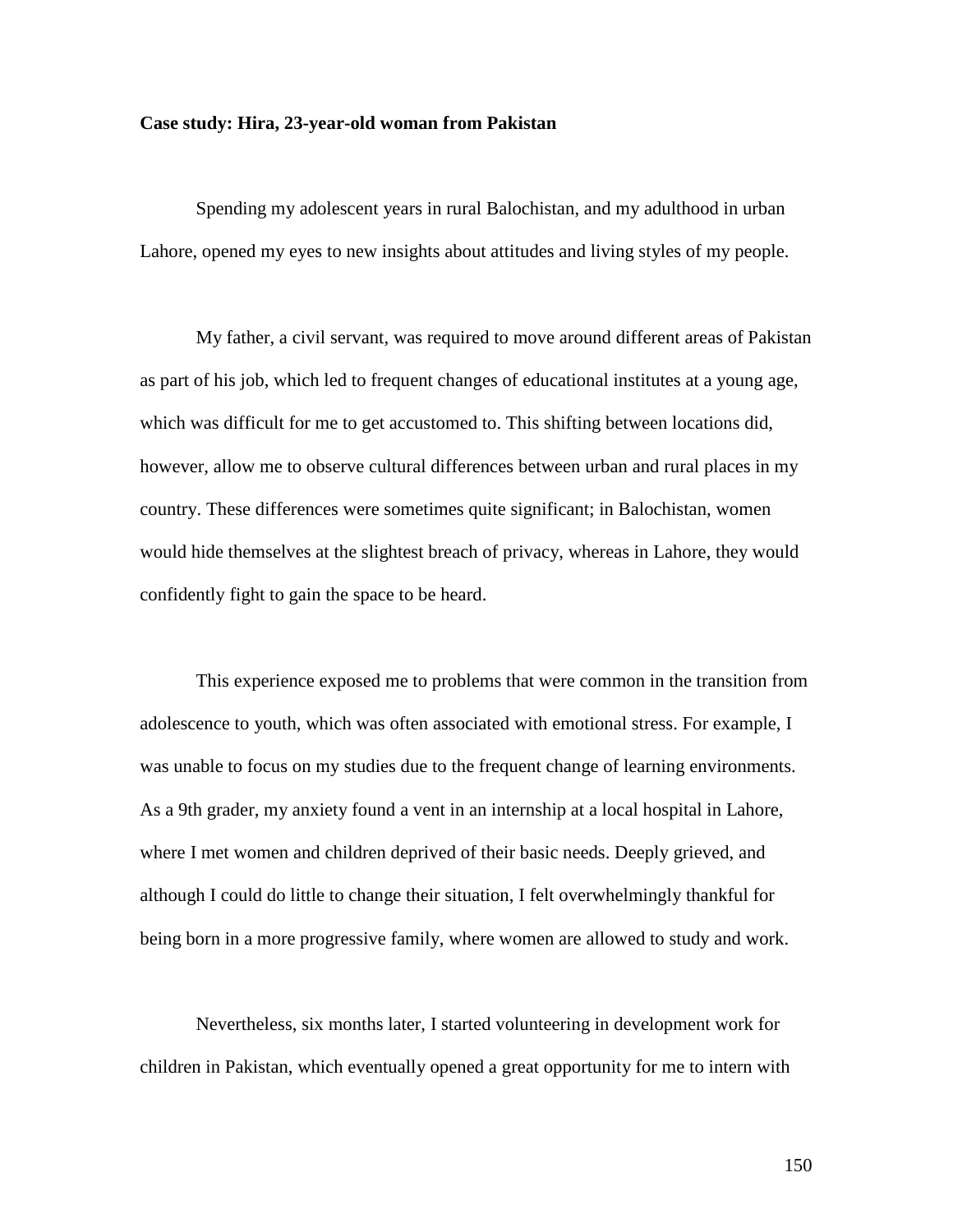**Case study: Hira, 23-year-old woman from Pakistan**

Spending my adolescent years in rural Balochistan, and my adulthood in urban Lahore, opened my eyes to new insights about attitudes and living styles of my people.

My father, a civil servant, was required to move around different areas of Pakistan as part of his job, which led to frequent changes of educational institutes at a young age, which was difficult for me to get accustomed to. This shifting between locations did, however, allow me to observe cultural differences between urban and rural places in my country. These differences were sometimes quite significant; in Balochistan, women would hide themselves at the slightest breach of privacy, whereas in Lahore, they would confidently fight to gain the space to be heard.

This experience exposed me to problems that were common in the transition from adolescence to youth, which was often associated with emotional stress. For example, I was unable to focus on my studies due to the frequent change of learning environments. As a 9th grader, my anxiety found a vent in an internship at a local hospital in Lahore, where I met women and children deprived of their basic needs. Deeply grieved, and although I could do little to change their situation, I felt overwhelmingly thankful for being born in a more progressive family, where women are allowed to study and work.

Nevertheless, six months later, I started volunteering in development work for children in Pakistan, which eventually opened a great opportunity for me to intern with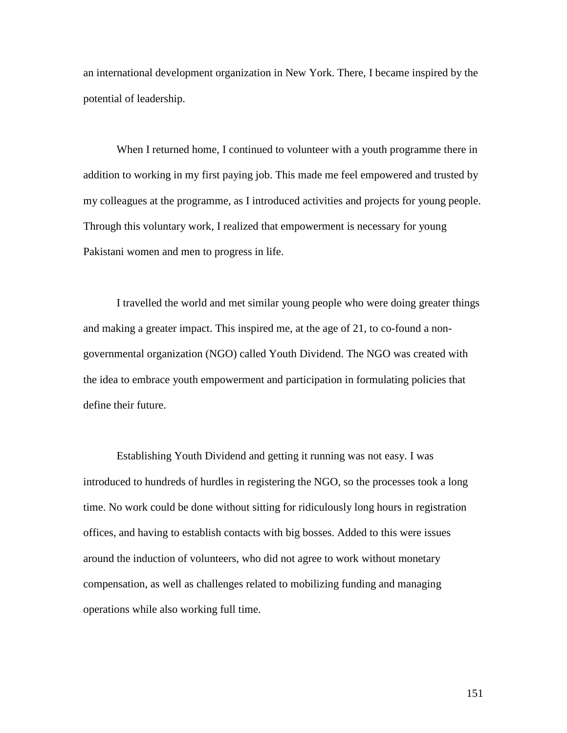an international development organization in New York. There, I became inspired by the potential of leadership.

When I returned home, I continued to volunteer with a youth programme there in addition to working in my first paying job. This made me feel empowered and trusted by my colleagues at the programme, as I introduced activities and projects for young people. Through this voluntary work, I realized that empowerment is necessary for young Pakistani women and men to progress in life.

I travelled the world and met similar young people who were doing greater things and making a greater impact. This inspired me, at the age of 21, to co-found a non-governmental organization (NGO) called Youth Dividend. The NGO was created with the idea to embrace youth empowerment and participation in formulating policies that define their future.

Establishing Youth Dividend and getting it running was not easy. I was introduced to hundreds of hurdles in registering the NGO, so the processes took a long time. No work could be done without sitting for ridiculously long hours in registration offices, and having to establish contacts with big bosses. Added to this were issues around the induction of volunteers, who did not agree to work without monetary compensation, as well as challenges related to mobilizing funding and managing operations while also working full time.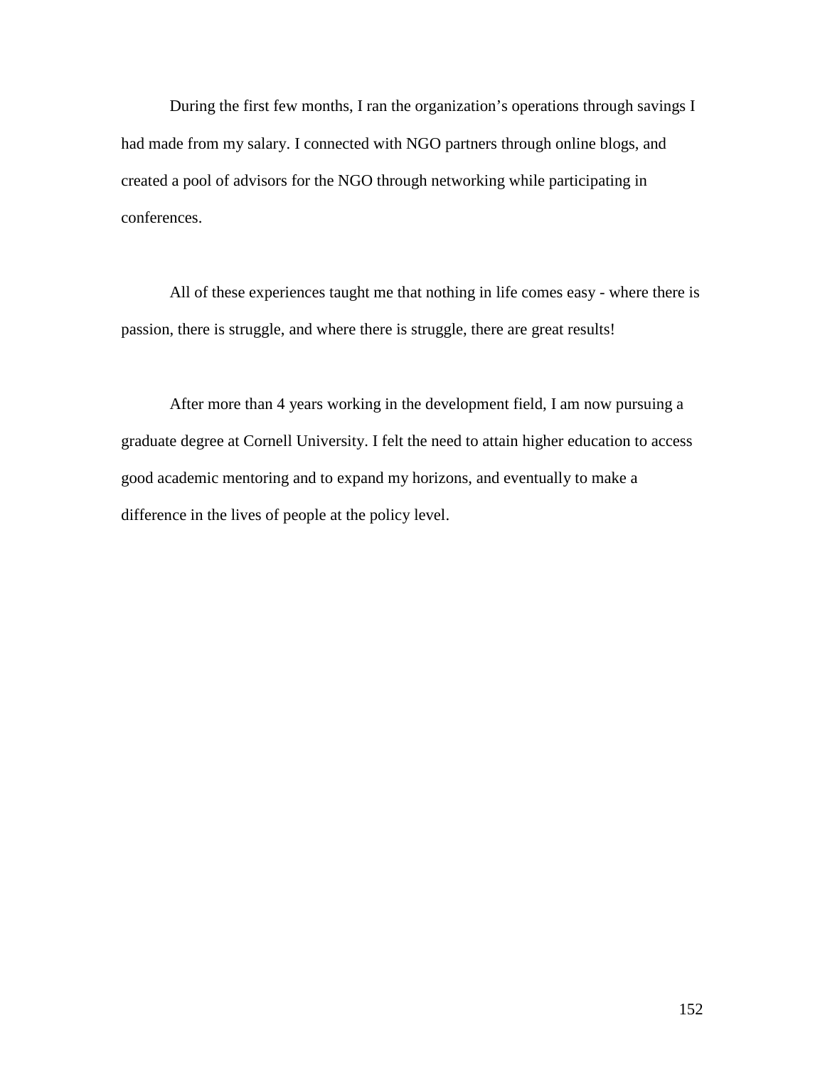During the first few months, I ran the organization's operations through savings I had made from my salary. I connected with NGO partners through online blogs, and created a pool of advisors for the NGO through networking while participating in conferences.

All of these experiences taught me that nothing in life comes easy - where there is passion, there is struggle, and where there is struggle, there are great results!

After more than 4 years working in the development field, I am now pursuing a graduate degree at Cornell University. I felt the need to attain higher education to access good academic mentoring and to expand my horizons, and eventually to make a difference in the lives of people at the policy level.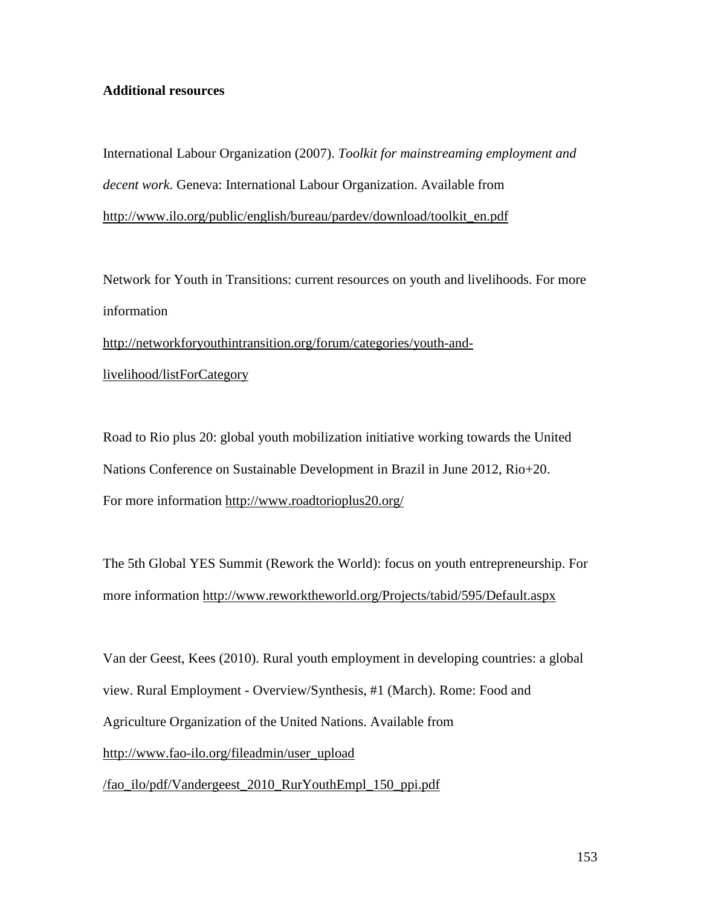**Additional resources**

International Labour Organization (2007). *Toolkit for mainstreaming employment and decent work*. Geneva: International Labour Organization. Available from http://www.ilo.org/public/english/bureau/pardev/download/toolkit_en.pdf

Network for Youth in Transitions: current resources on youth and livelihoods. For more information http://networkforyouthintransition.org/forum/categories/youth-and-livelihood/listForCategory

Road to Rio plus 20: global youth mobilization initiative working towards the United Nations Conference on Sustainable Development in Brazil in June 2012, Rio+20. For more information http://www.roadtorioplus20.org/

The 5th Global YES Summit (Rework the World): focus on youth entrepreneurship. For more information http://www.reworktheworld.org/Projects/tabid/595/Default.aspx

Van der Geest, Kees (2010). Rural youth employment in developing countries: a global view. Rural Employment - Overview/Synthesis, #1 (March). Rome: Food and Agriculture Organization of the United Nations. Available from http://www.fao-ilo.org/fileadmin/user_upload/fao_ilo/pdf/Vandergeest_2010_RurYouthEmpl_150_ppi.pdf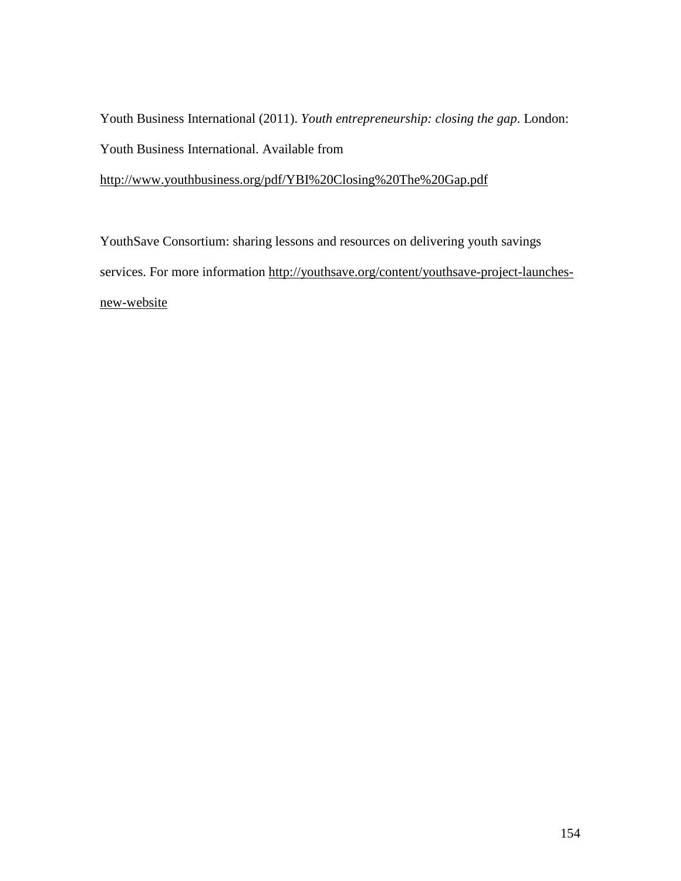Youth Business International (2011). *Youth entrepreneurship: closing the gap*. London: Youth Business International. Available from http://www.youthbusiness.org/pdf/YBI%20Closing%20The%20Gap.pdf

YouthSave Consortium: sharing lessons and resources on delivering youth savings services. For more information http://youthsave.org/content/youthsave-project-launches-new-website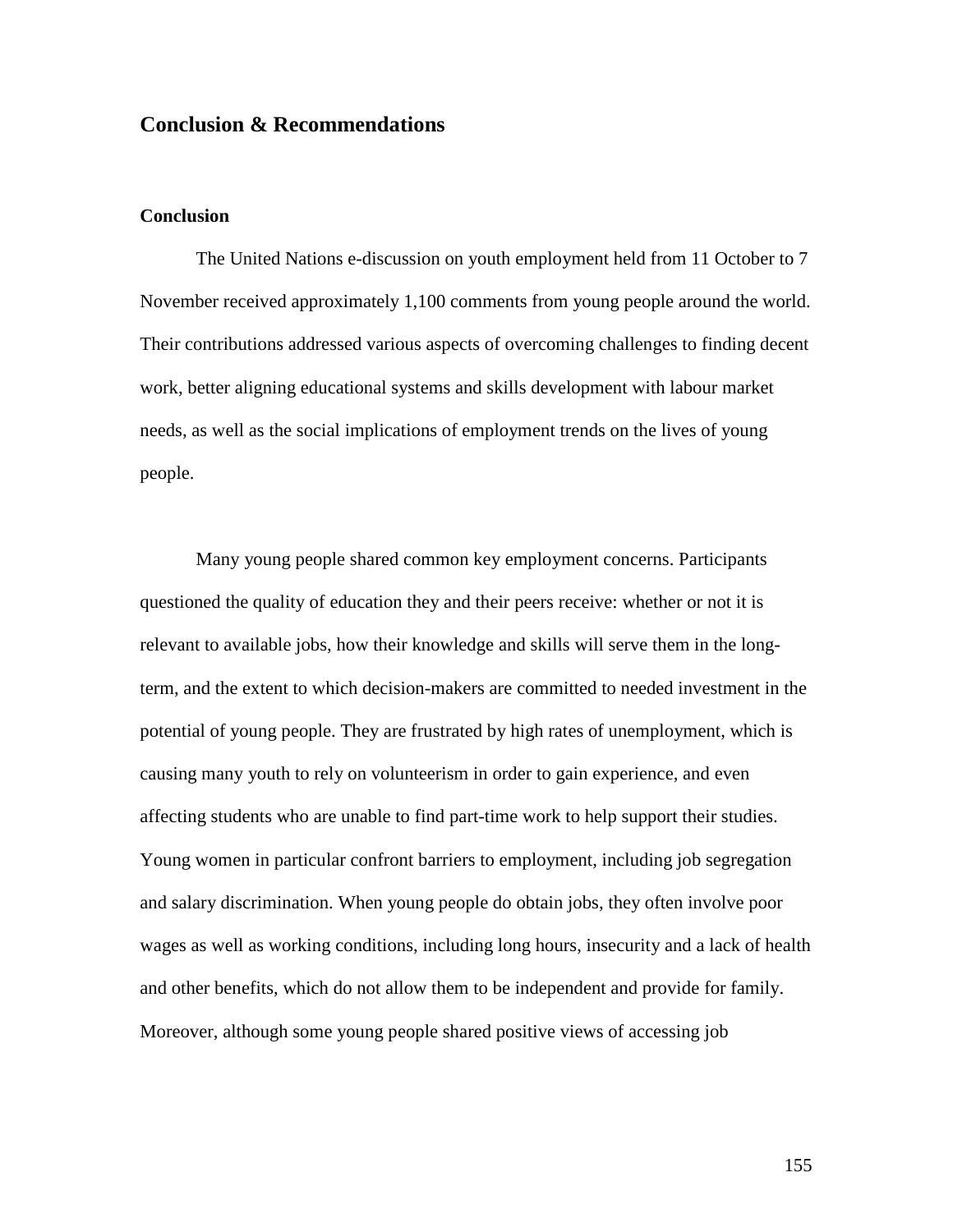## Conclusion & Recommendations

### Conclusion

The United Nations e-discussion on youth employment held from 11 October to 7 November received approximately 1,100 comments from young people around the world. Their contributions addressed various aspects of overcoming challenges to finding decent work, better aligning educational systems and skills development with labour market needs, as well as the social implications of employment trends on the lives of young people.

Many young people shared common key employment concerns. Participants questioned the quality of education they and their peers receive: whether or not it is relevant to available jobs, how their knowledge and skills will serve them in the long-term, and the extent to which decision-makers are committed to needed investment in the potential of young people. They are frustrated by high rates of unemployment, which is causing many youth to rely on volunteerism in order to gain experience, and even affecting students who are unable to find part-time work to help support their studies. Young women in particular confront barriers to employment, including job segregation and salary discrimination. When young people do obtain jobs, they often involve poor wages as well as working conditions, including long hours, insecurity and a lack of health and other benefits, which do not allow them to be independent and provide for family. Moreover, although some young people shared positive views of accessing job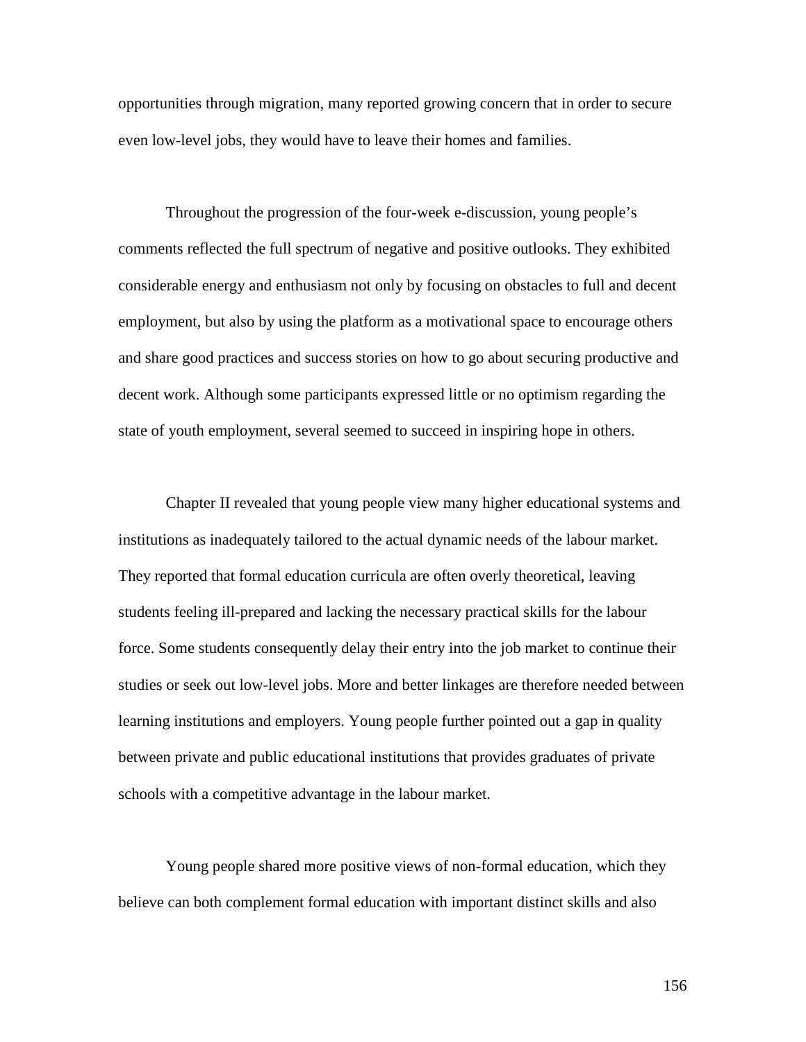opportunities through migration, many reported growing concern that in order to secure even low-level jobs, they would have to leave their homes and families.

Throughout the progression of the four-week e-discussion, young people's comments reflected the full spectrum of negative and positive outlooks. They exhibited considerable energy and enthusiasm not only by focusing on obstacles to full and decent employment, but also by using the platform as a motivational space to encourage others and share good practices and success stories on how to go about securing productive and decent work. Although some participants expressed little or no optimism regarding the state of youth employment, several seemed to succeed in inspiring hope in others.

Chapter II revealed that young people view many higher educational systems and institutions as inadequately tailored to the actual dynamic needs of the labour market. They reported that formal education curricula are often overly theoretical, leaving students feeling ill-prepared and lacking the necessary practical skills for the labour force. Some students consequently delay their entry into the job market to continue their studies or seek out low-level jobs. More and better linkages are therefore needed between learning institutions and employers. Young people further pointed out a gap in quality between private and public educational institutions that provides graduates of private schools with a competitive advantage in the labour market.

Young people shared more positive views of non-formal education, which they believe can both complement formal education with important distinct skills and also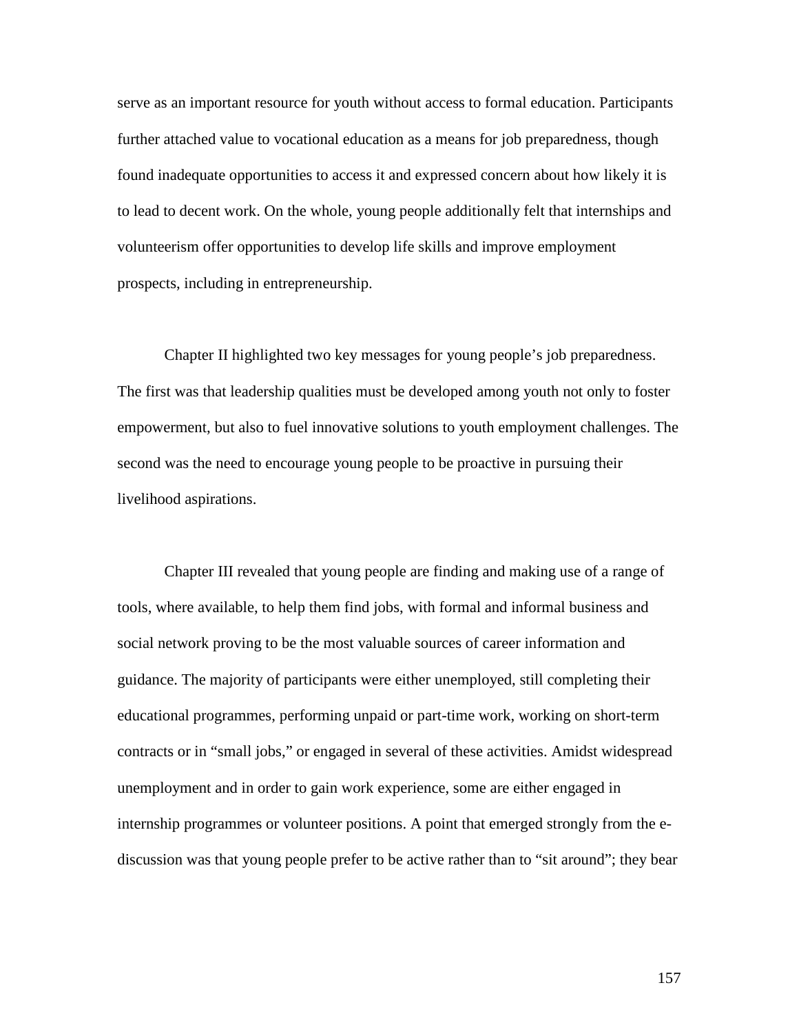serve as an important resource for youth without access to formal education. Participants further attached value to vocational education as a means for job preparedness, though found inadequate opportunities to access it and expressed concern about how likely it is to lead to decent work. On the whole, young people additionally felt that internships and volunteerism offer opportunities to develop life skills and improve employment prospects, including in entrepreneurship.

Chapter II highlighted two key messages for young people's job preparedness. The first was that leadership qualities must be developed among youth not only to foster empowerment, but also to fuel innovative solutions to youth employment challenges. The second was the need to encourage young people to be proactive in pursuing their livelihood aspirations.

Chapter III revealed that young people are finding and making use of a range of tools, where available, to help them find jobs, with formal and informal business and social network proving to be the most valuable sources of career information and guidance. The majority of participants were either unemployed, still completing their educational programmes, performing unpaid or part-time work, working on short-term contracts or in "small jobs," or engaged in several of these activities. Amidst widespread unemployment and in order to gain work experience, some are either engaged in internship programmes or volunteer positions. A point that emerged strongly from the e-discussion was that young people prefer to be active rather than to "sit around"; they bear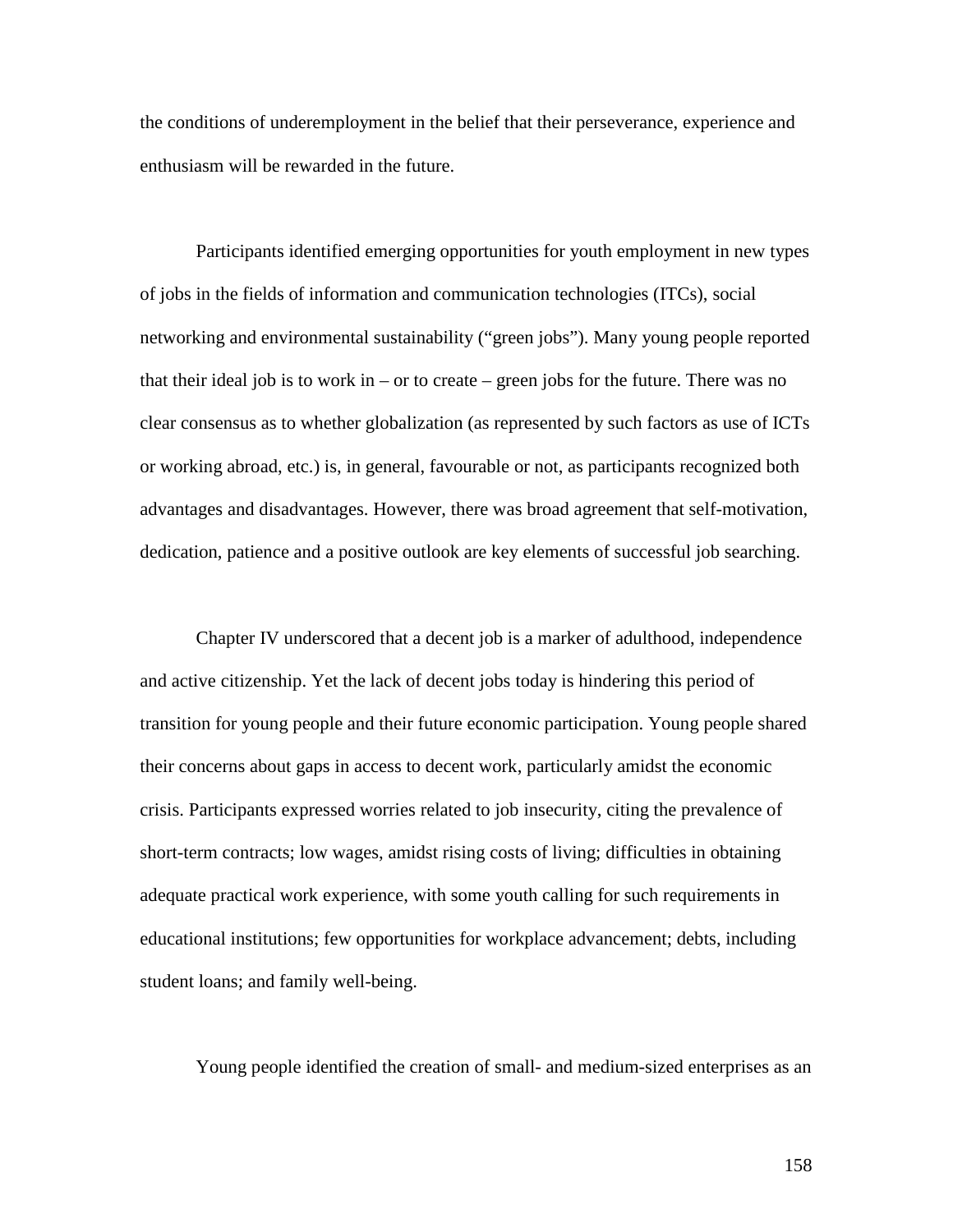the conditions of underemployment in the belief that their perseverance, experience and enthusiasm will be rewarded in the future.

Participants identified emerging opportunities for youth employment in new types of jobs in the fields of information and communication technologies (ITCs), social networking and environmental sustainability ("green jobs"). Many young people reported that their ideal job is to work in – or to create – green jobs for the future. There was no clear consensus as to whether globalization (as represented by such factors as use of ICTs or working abroad, etc.) is, in general, favourable or not, as participants recognized both advantages and disadvantages. However, there was broad agreement that self-motivation, dedication, patience and a positive outlook are key elements of successful job searching.

Chapter IV underscored that a decent job is a marker of adulthood, independence and active citizenship. Yet the lack of decent jobs today is hindering this period of transition for young people and their future economic participation. Young people shared their concerns about gaps in access to decent work, particularly amidst the economic crisis. Participants expressed worries related to job insecurity, citing the prevalence of short-term contracts; low wages, amidst rising costs of living; difficulties in obtaining adequate practical work experience, with some youth calling for such requirements in educational institutions; few opportunities for workplace advancement; debts, including student loans; and family well-being.

Young people identified the creation of small- and medium-sized enterprises as an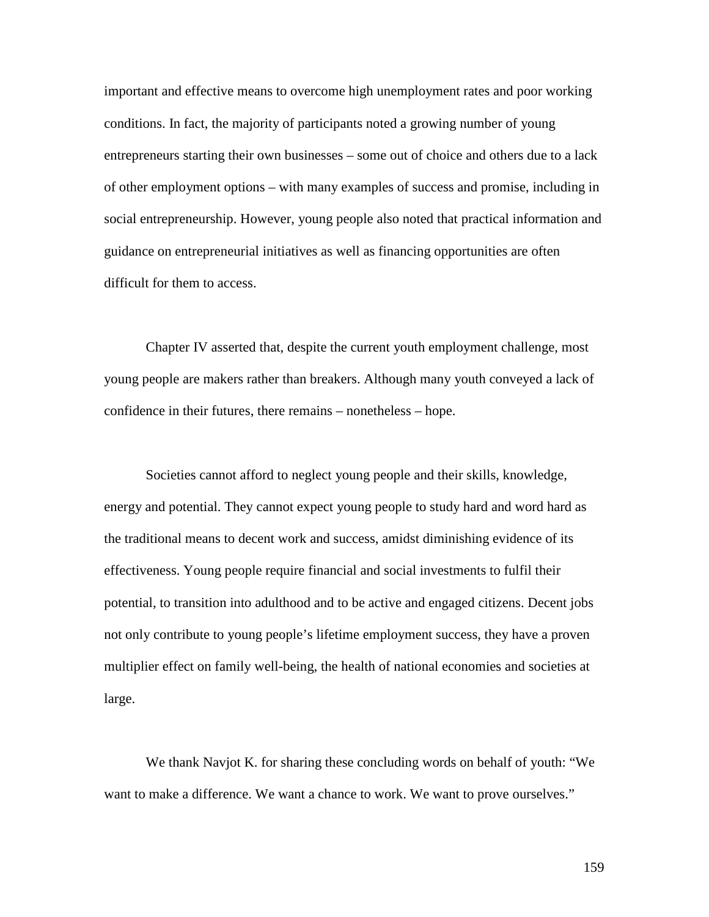important and effective means to overcome high unemployment rates and poor working conditions. In fact, the majority of participants noted a growing number of young entrepreneurs starting their own businesses – some out of choice and others due to a lack of other employment options – with many examples of success and promise, including in social entrepreneurship. However, young people also noted that practical information and guidance on entrepreneurial initiatives as well as financing opportunities are often difficult for them to access.

Chapter IV asserted that, despite the current youth employment challenge, most young people are makers rather than breakers. Although many youth conveyed a lack of confidence in their futures, there remains – nonetheless – hope.

Societies cannot afford to neglect young people and their skills, knowledge, energy and potential. They cannot expect young people to study hard and word hard as the traditional means to decent work and success, amidst diminishing evidence of its effectiveness. Young people require financial and social investments to fulfil their potential, to transition into adulthood and to be active and engaged citizens. Decent jobs not only contribute to young people's lifetime employment success, they have a proven multiplier effect on family well-being, the health of national economies and societies at large.

We thank Navjot K. for sharing these concluding words on behalf of youth: "We want to make a difference. We want a chance to work. We want to prove ourselves."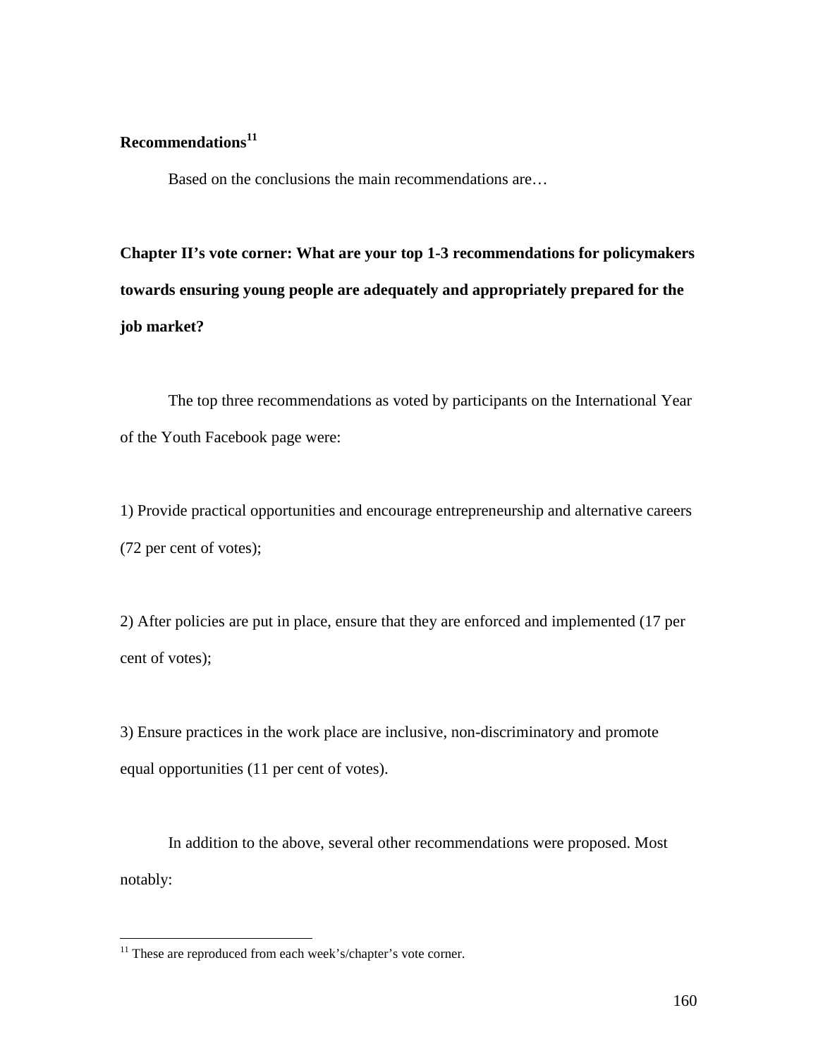**Recommendations**[11]

Based on the conclusions the main recommendations are…

**Chapter II's vote corner: What are your top 1-3 recommendations for policymakers towards ensuring young people are adequately and appropriately prepared for the job market?**

The top three recommendations as voted by participants on the International Year of the Youth Facebook page were:

1) Provide practical opportunities and encourage entrepreneurship and alternative careers (72 per cent of votes);

2) After policies are put in place, ensure that they are enforced and implemented (17 per cent of votes);

3) Ensure practices in the work place are inclusive, non-discriminatory and promote equal opportunities (11 per cent of votes).

In addition to the above, several other recommendations were proposed. Most notably:

---

[11] These are reproduced from each week's/chapter's vote corner.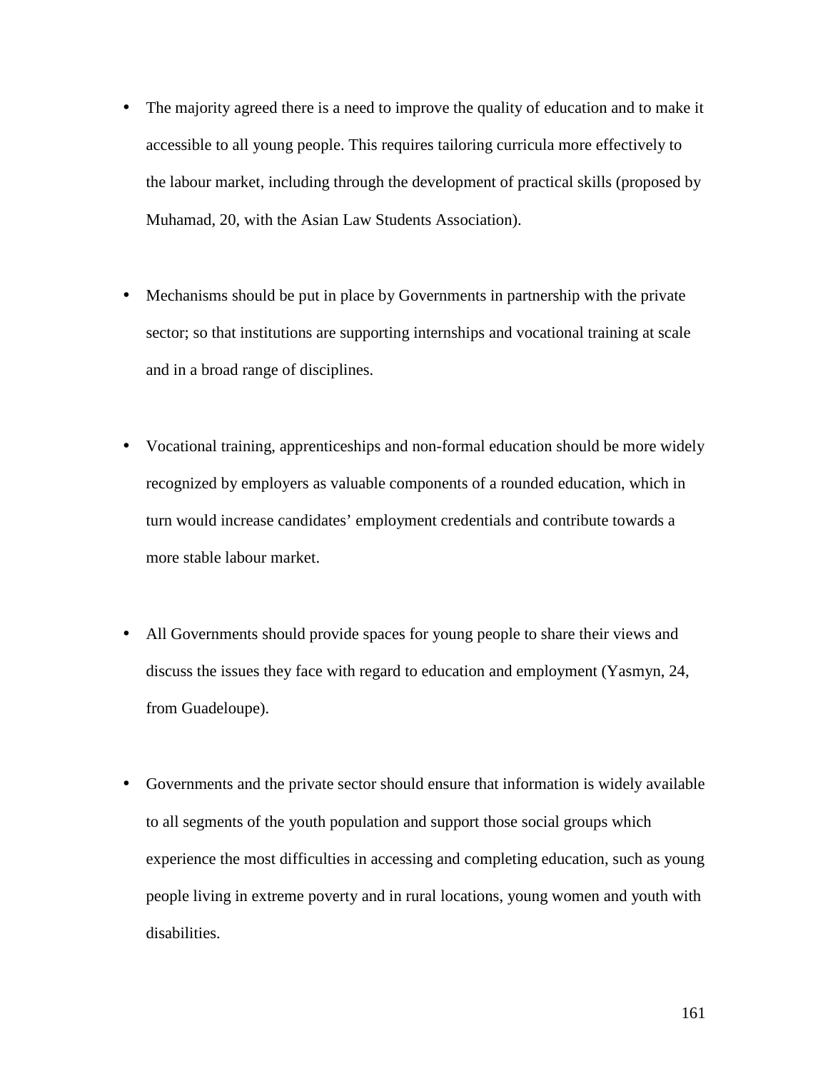- The majority agreed there is a need to improve the quality of education and to make it accessible to all young people. This requires tailoring curricula more effectively to the labour market, including through the development of practical skills (proposed by Muhamad, 20, with the Asian Law Students Association).

- Mechanisms should be put in place by Governments in partnership with the private sector; so that institutions are supporting internships and vocational training at scale and in a broad range of disciplines.

- Vocational training, apprenticeships and non-formal education should be more widely recognized by employers as valuable components of a rounded education, which in turn would increase candidates' employment credentials and contribute towards a more stable labour market.

- All Governments should provide spaces for young people to share their views and discuss the issues they face with regard to education and employment (Yasmyn, 24, from Guadeloupe).

- Governments and the private sector should ensure that information is widely available to all segments of the youth population and support those social groups which experience the most difficulties in accessing and completing education, such as young people living in extreme poverty and in rural locations, young women and youth with disabilities.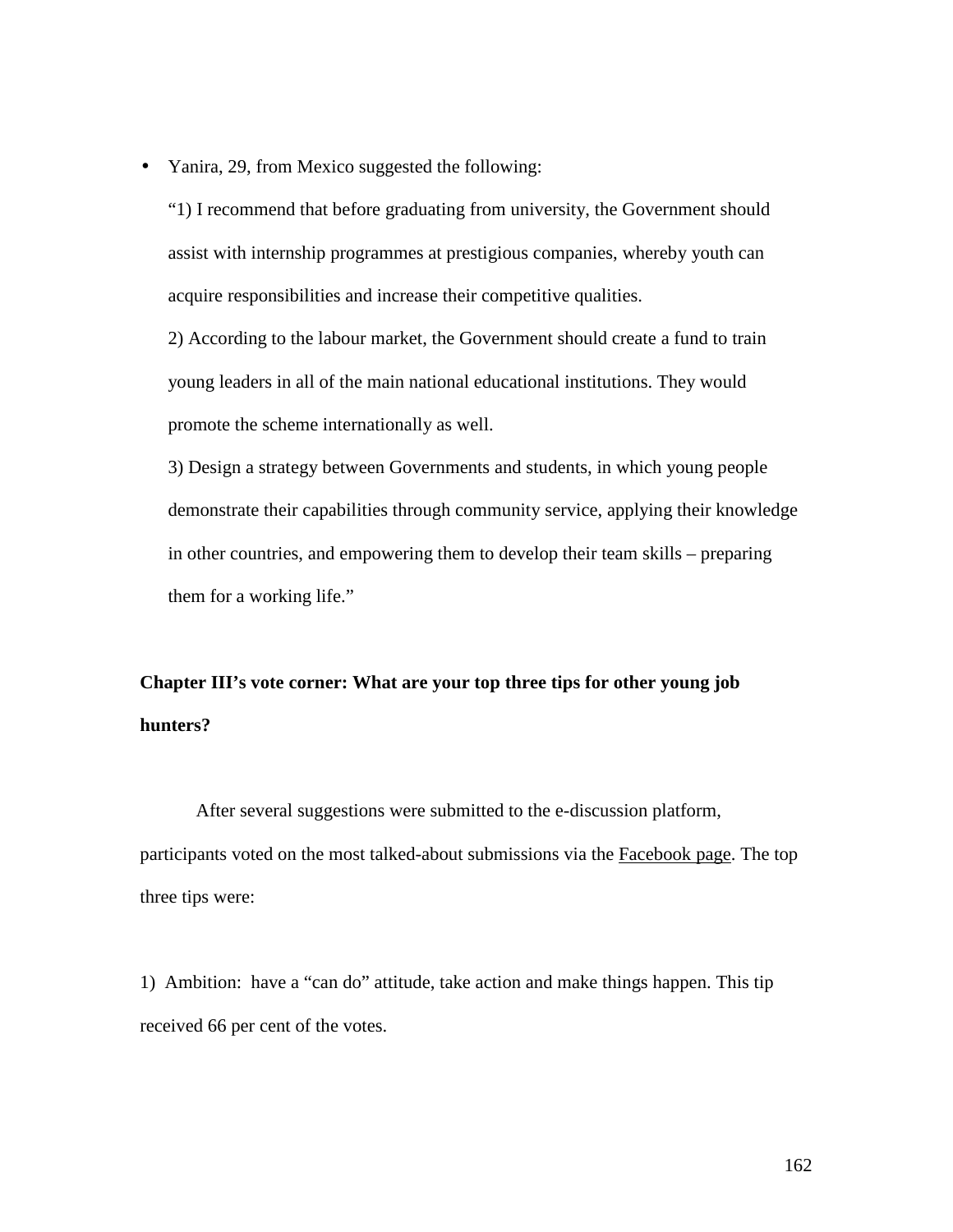- Yanira, 29, from Mexico suggested the following:

  "1) I recommend that before graduating from university, the Government should assist with internship programmes at prestigious companies, whereby youth can acquire responsibilities and increase their competitive qualities.

  2) According to the labour market, the Government should create a fund to train young leaders in all of the main national educational institutions. They would promote the scheme internationally as well.

  3) Design a strategy between Governments and students, in which young people demonstrate their capabilities through community service, applying their knowledge in other countries, and empowering them to develop their team skills – preparing them for a working life."

**Chapter III's vote corner: What are your top three tips for other young job hunters?**

After several suggestions were submitted to the e-discussion platform, participants voted on the most talked-about submissions via the Facebook page. The top three tips were:

1) Ambition: have a "can do" attitude, take action and make things happen. This tip received 66 per cent of the votes.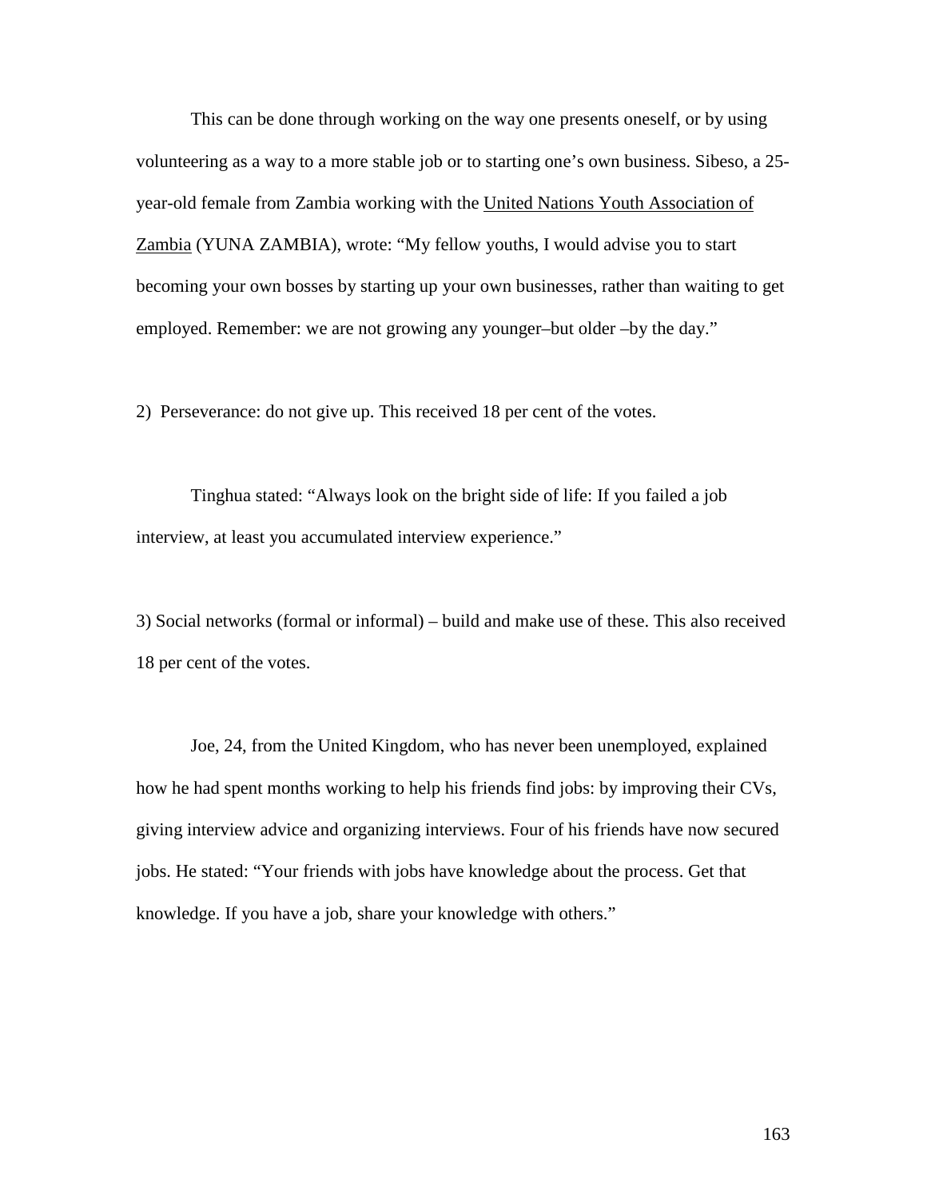This can be done through working on the way one presents oneself, or by using volunteering as a way to a more stable job or to starting one's own business. Sibeso, a 25-year-old female from Zambia working with the United Nations Youth Association of Zambia (YUNA ZAMBIA), wrote: "My fellow youths, I would advise you to start becoming your own bosses by starting up your own businesses, rather than waiting to get employed. Remember: we are not growing any younger–but older –by the day."

2) Perseverance: do not give up. This received 18 per cent of the votes.

Tinghua stated: "Always look on the bright side of life: If you failed a job interview, at least you accumulated interview experience."

3) Social networks (formal or informal) – build and make use of these. This also received 18 per cent of the votes.

Joe, 24, from the United Kingdom, who has never been unemployed, explained how he had spent months working to help his friends find jobs: by improving their CVs, giving interview advice and organizing interviews. Four of his friends have now secured jobs. He stated: "Your friends with jobs have knowledge about the process. Get that knowledge. If you have a job, share your knowledge with others."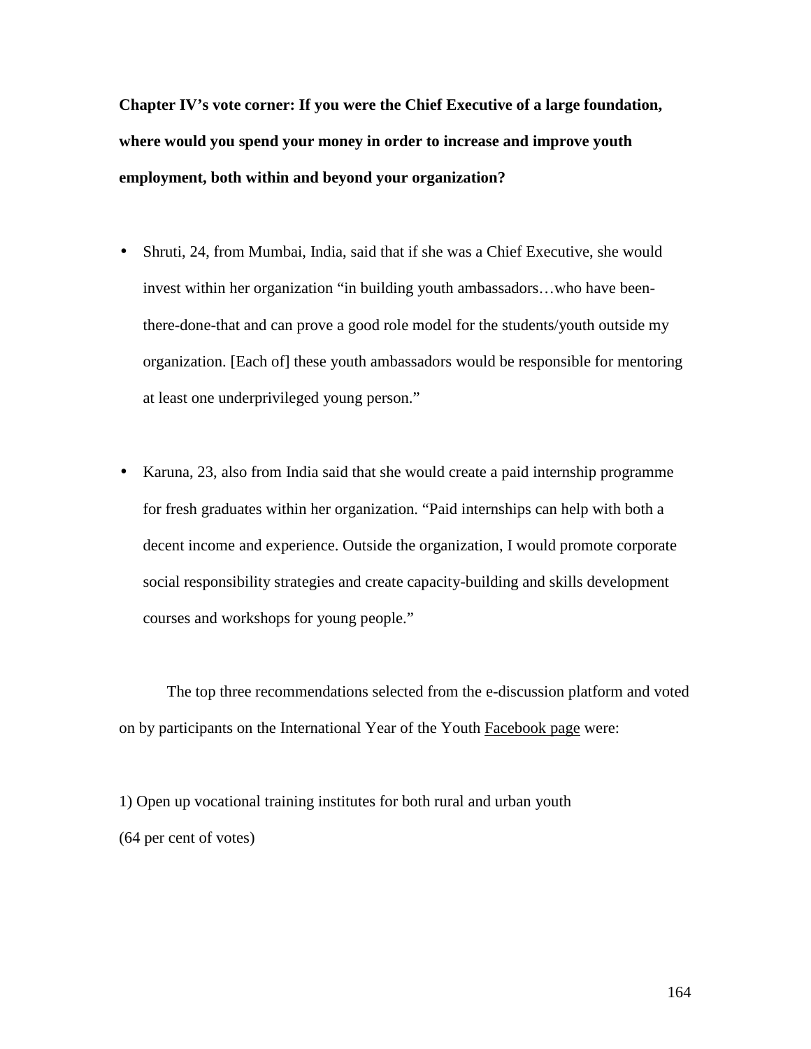**Chapter IV's vote corner: If you were the Chief Executive of a large foundation, where would you spend your money in order to increase and improve youth employment, both within and beyond your organization?**

- Shruti, 24, from Mumbai, India, said that if she was a Chief Executive, she would invest within her organization "in building youth ambassadors…who have been-there-done-that and can prove a good role model for the students/youth outside my organization. [Each of] these youth ambassadors would be responsible for mentoring at least one underprivileged young person."

- Karuna, 23, also from India said that she would create a paid internship programme for fresh graduates within her organization. "Paid internships can help with both a decent income and experience. Outside the organization, I would promote corporate social responsibility strategies and create capacity-building and skills development courses and workshops for young people."

The top three recommendations selected from the e-discussion platform and voted on by participants on the International Year of the Youth Facebook page were:

1) Open up vocational training institutes for both rural and urban youth (64 per cent of votes)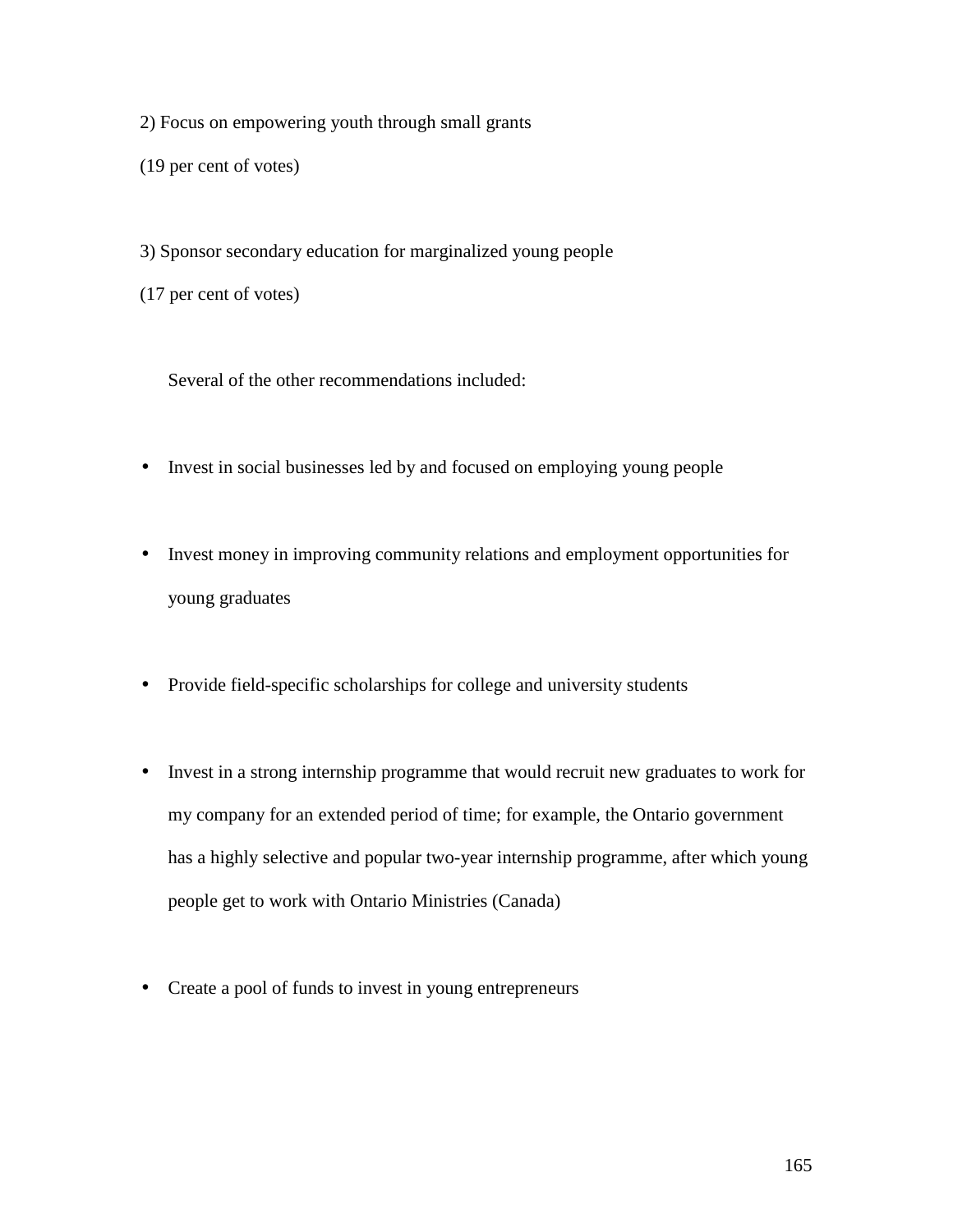2) Focus on empowering youth through small grants

(19 per cent of votes)

3) Sponsor secondary education for marginalized young people

(17 per cent of votes)

Several of the other recommendations included:

- Invest in social businesses led by and focused on employing young people
- Invest money in improving community relations and employment opportunities for young graduates
- Provide field-specific scholarships for college and university students
- Invest in a strong internship programme that would recruit new graduates to work for my company for an extended period of time; for example, the Ontario government has a highly selective and popular two-year internship programme, after which young people get to work with Ontario Ministries (Canada)
- Create a pool of funds to invest in young entrepreneurs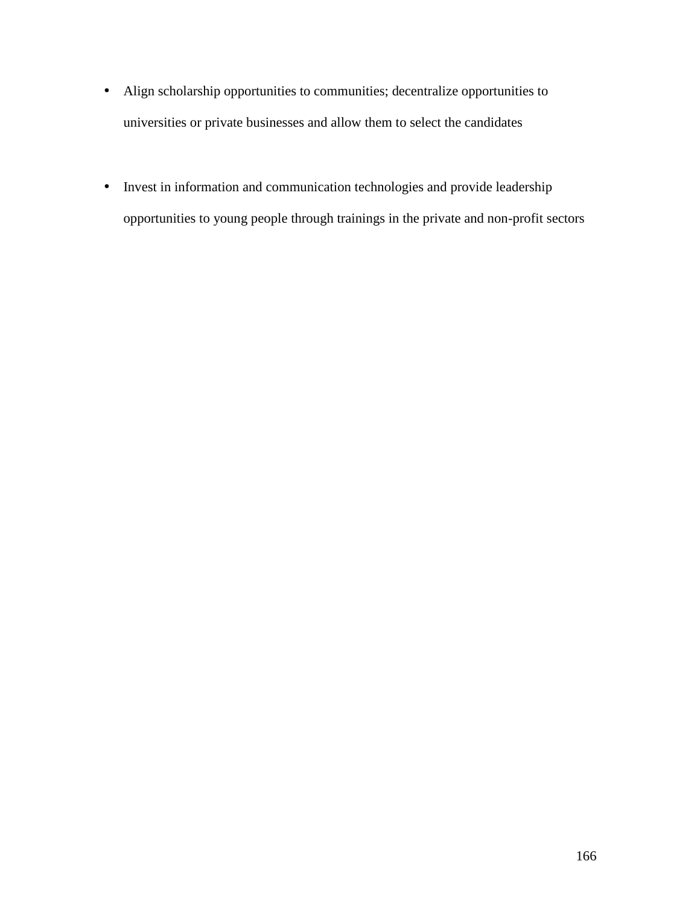- Align scholarship opportunities to communities; decentralize opportunities to universities or private businesses and allow them to select the candidates

- Invest in information and communication technologies and provide leadership opportunities to young people through trainings in the private and non-profit sectors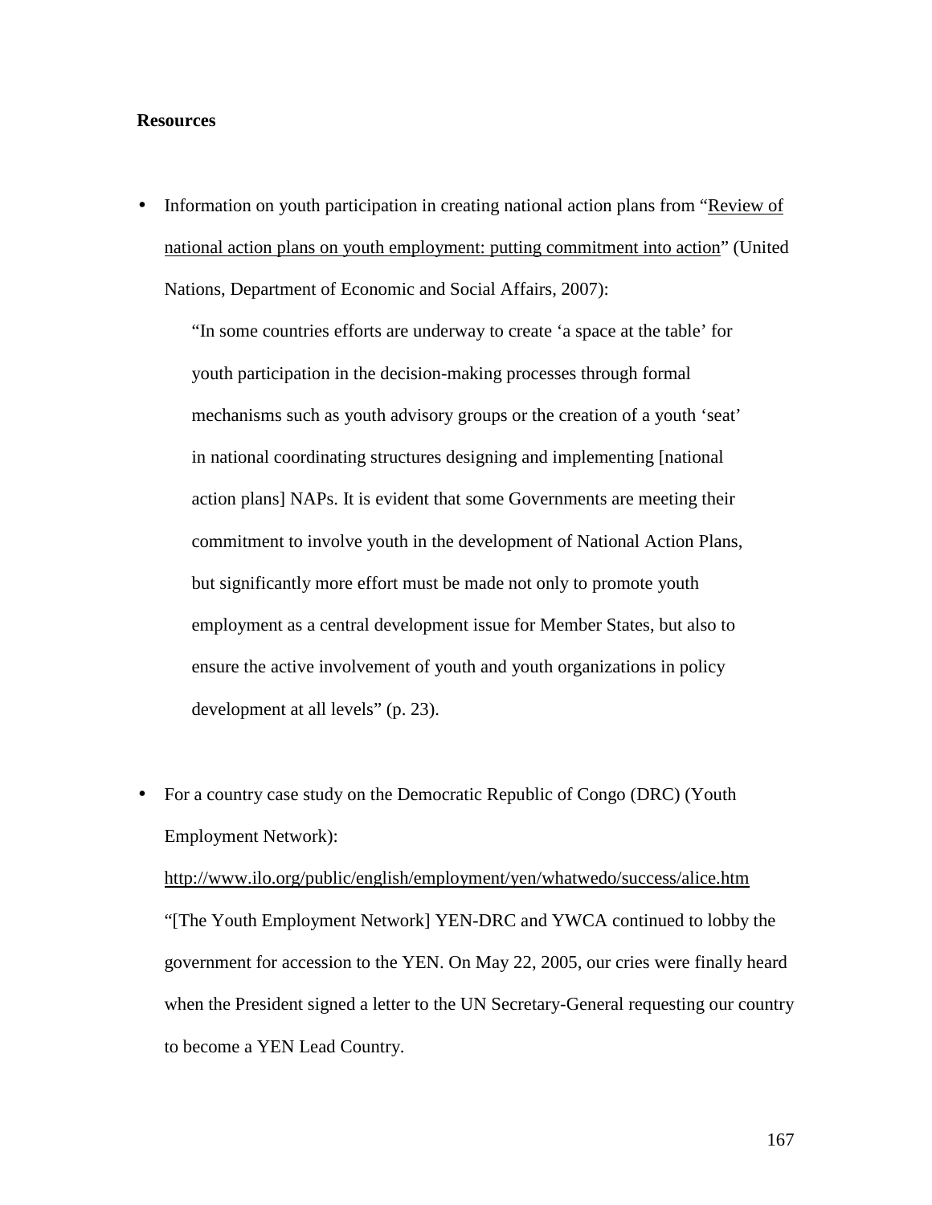**Resources**

- Information on youth participation in creating national action plans from "Review of national action plans on youth employment: putting commitment into action" (United Nations, Department of Economic and Social Affairs, 2007):

  > "In some countries efforts are underway to create 'a space at the table' for youth participation in the decision-making processes through formal mechanisms such as youth advisory groups or the creation of a youth 'seat' in national coordinating structures designing and implementing [national action plans] NAPs. It is evident that some Governments are meeting their commitment to involve youth in the development of National Action Plans, but significantly more effort must be made not only to promote youth employment as a central development issue for Member States, but also to ensure the active involvement of youth and youth organizations in policy development at all levels" (p. 23).

- For a country case study on the Democratic Republic of Congo (DRC) (Youth Employment Network):

  http://www.ilo.org/public/english/employment/yen/whatwedo/success/alice.htm

  "[The Youth Employment Network] YEN-DRC and YWCA continued to lobby the government for accession to the YEN. On May 22, 2005, our cries were finally heard when the President signed a letter to the UN Secretary-General requesting our country to become a YEN Lead Country.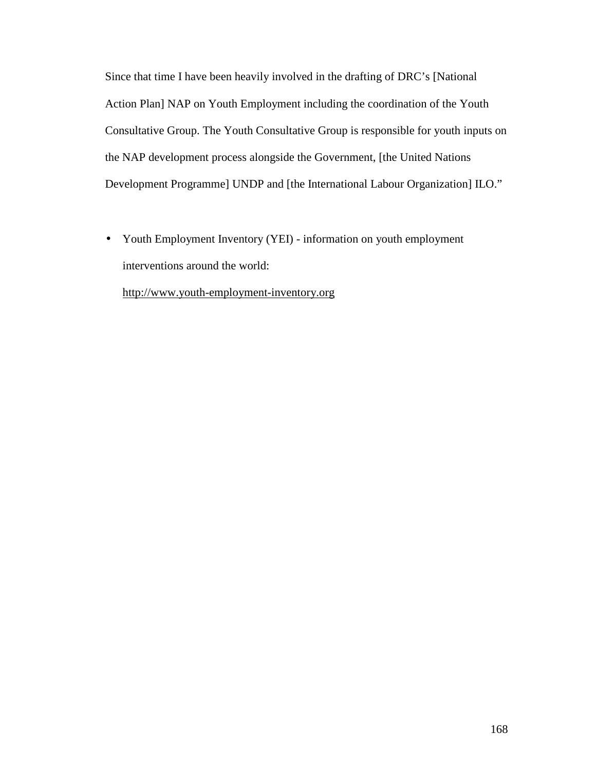Since that time I have been heavily involved in the drafting of DRC's [National Action Plan] NAP on Youth Employment including the coordination of the Youth Consultative Group. The Youth Consultative Group is responsible for youth inputs on the NAP development process alongside the Government, [the United Nations Development Programme] UNDP and [the International Labour Organization] ILO."

- Youth Employment Inventory (YEI) - information on youth employment interventions around the world:
  http://www.youth-employment-inventory.org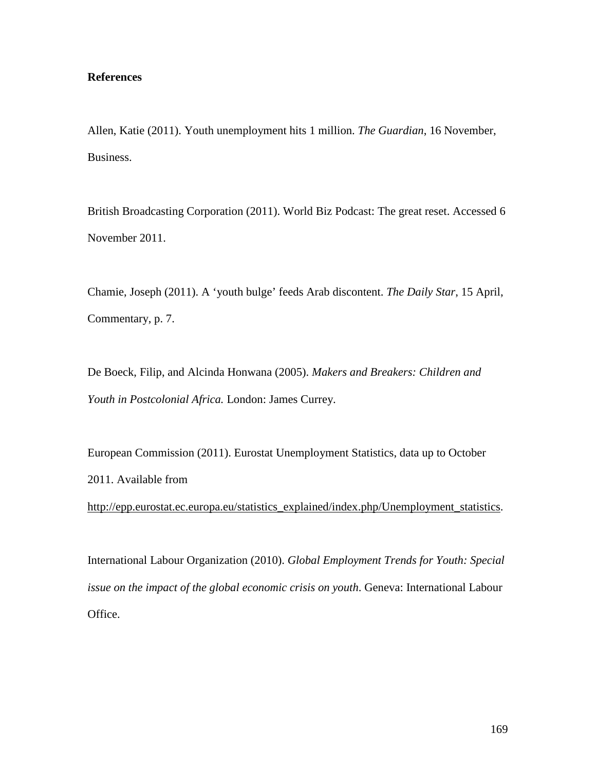**References**

Allen, Katie (2011). Youth unemployment hits 1 million. *The Guardian*, 16 November, Business.

British Broadcasting Corporation (2011). World Biz Podcast: The great reset. Accessed 6 November 2011.

Chamie, Joseph (2011). A 'youth bulge' feeds Arab discontent. *The Daily Star*, 15 April, Commentary, p. 7.

De Boeck, Filip, and Alcinda Honwana (2005). *Makers and Breakers: Children and Youth in Postcolonial Africa.* London: James Currey.

European Commission (2011). Eurostat Unemployment Statistics, data up to October 2011. Available from http://epp.eurostat.ec.europa.eu/statistics_explained/index.php/Unemployment_statistics.

International Labour Organization (2010). *Global Employment Trends for Youth: Special issue on the impact of the global economic crisis on youth*. Geneva: International Labour Office.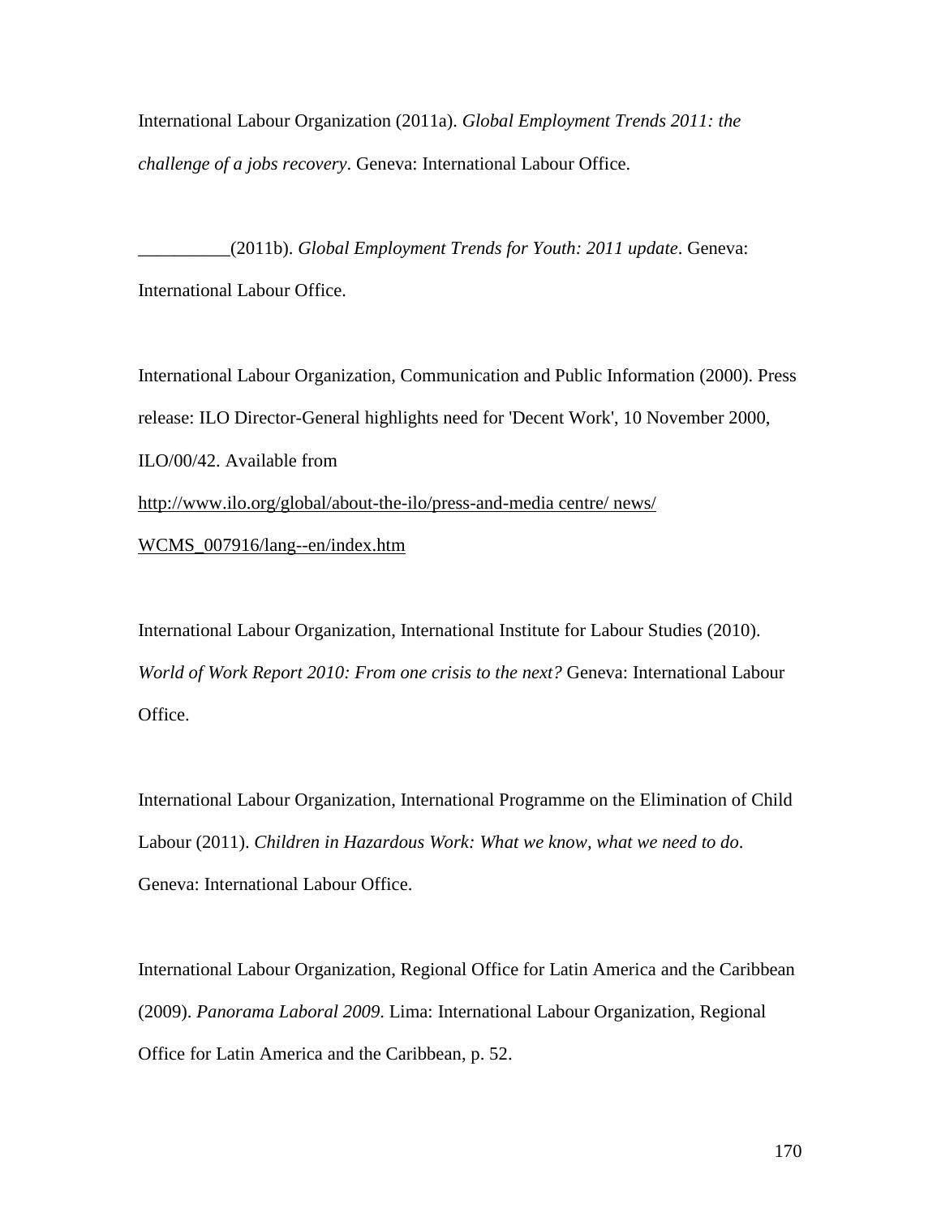International Labour Organization (2011a). *Global Employment Trends 2011: the challenge of a jobs recovery*. Geneva: International Labour Office.

__________(2011b). *Global Employment Trends for Youth: 2011 update*. Geneva: International Labour Office.

International Labour Organization, Communication and Public Information (2000). Press release: ILO Director-General highlights need for 'Decent Work', 10 November 2000, ILO/00/42. Available from http://www.ilo.org/global/about-the-ilo/press-and-media centre/ news/ WCMS_007916/lang--en/index.htm

International Labour Organization, International Institute for Labour Studies (2010). *World of Work Report 2010: From one crisis to the next?* Geneva: International Labour Office.

International Labour Organization, International Programme on the Elimination of Child Labour (2011). *Children in Hazardous Work: What we know, what we need to do*. Geneva: International Labour Office.

International Labour Organization, Regional Office for Latin America and the Caribbean (2009). *Panorama Laboral 2009*. Lima: International Labour Organization, Regional Office for Latin America and the Caribbean, p. 52.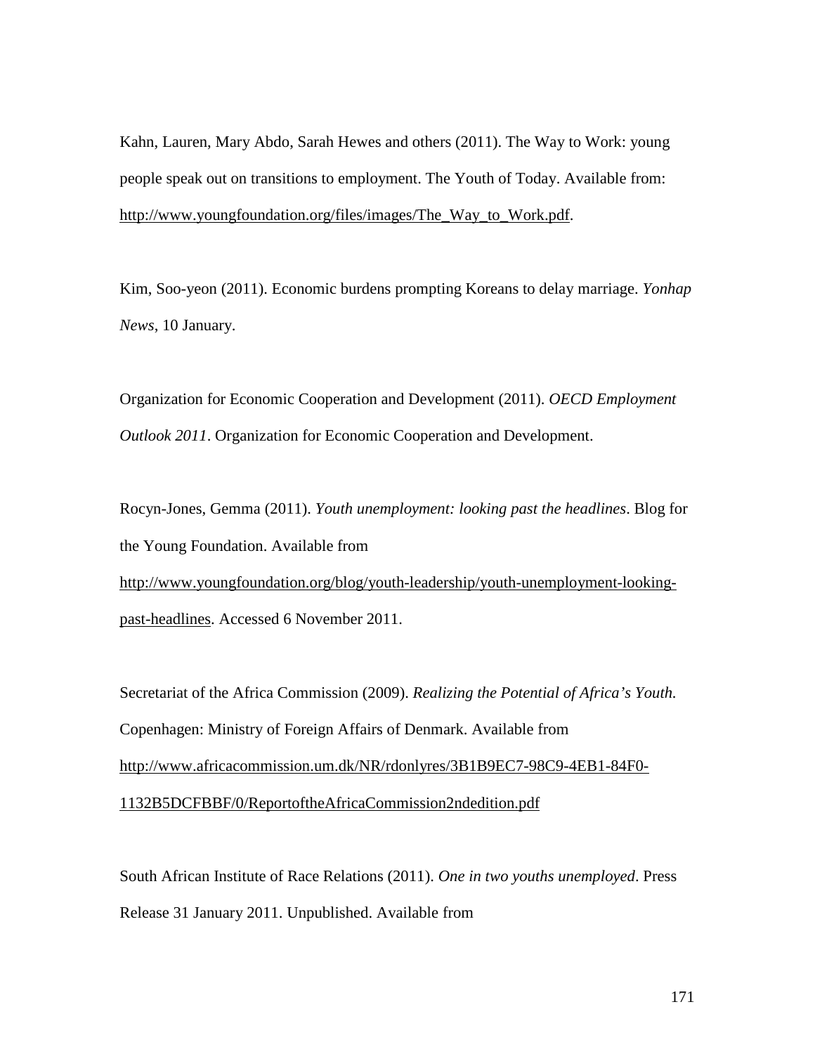Kahn, Lauren, Mary Abdo, Sarah Hewes and others (2011). The Way to Work: young people speak out on transitions to employment. The Youth of Today. Available from: http://www.youngfoundation.org/files/images/The_Way_to_Work.pdf.

Kim, Soo-yeon (2011). Economic burdens prompting Koreans to delay marriage. *Yonhap News*, 10 January.

Organization for Economic Cooperation and Development (2011). *OECD Employment Outlook 2011*. Organization for Economic Cooperation and Development.

Rocyn-Jones, Gemma (2011). *Youth unemployment: looking past the headlines*. Blog for the Young Foundation. Available from http://www.youngfoundation.org/blog/youth-leadership/youth-unemployment-looking-past-headlines. Accessed 6 November 2011.

Secretariat of the Africa Commission (2009). *Realizing the Potential of Africa's Youth.* Copenhagen: Ministry of Foreign Affairs of Denmark. Available from http://www.africacommission.um.dk/NR/rdonlyres/3B1B9EC7-98C9-4EB1-84F0-1132B5DCFBBF/0/ReportoftheAfricaCommission2ndedition.pdf

South African Institute of Race Relations (2011). *One in two youths unemployed*. Press Release 31 January 2011. Unpublished. Available from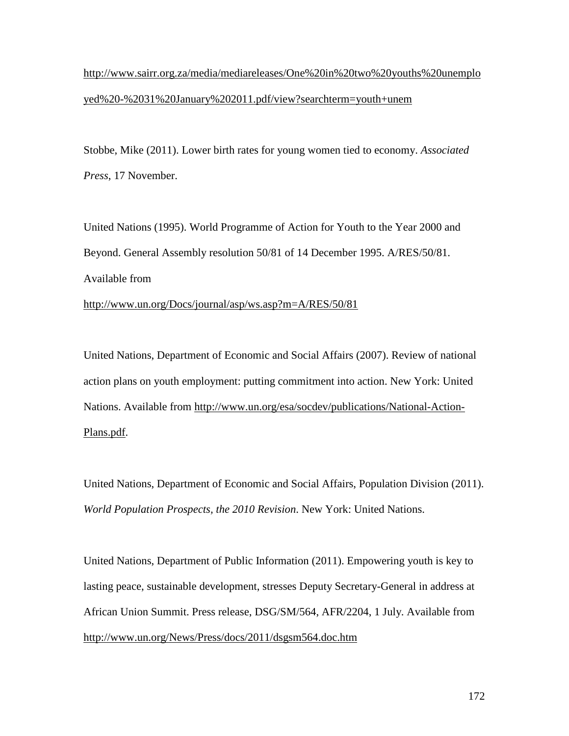http://www.sairr.org.za/media/mediareleases/One%20in%20two%20youths%20unemployed%20-%2031%20January%202011.pdf/view?searchterm=youth+unem

Stobbe, Mike (2011). Lower birth rates for young women tied to economy. *Associated Press*, 17 November.

United Nations (1995). World Programme of Action for Youth to the Year 2000 and Beyond. General Assembly resolution 50/81 of 14 December 1995. A/RES/50/81. Available from http://www.un.org/Docs/journal/asp/ws.asp?m=A/RES/50/81

United Nations, Department of Economic and Social Affairs (2007). Review of national action plans on youth employment: putting commitment into action. New York: United Nations. Available from http://www.un.org/esa/socdev/publications/National-Action-Plans.pdf.

United Nations, Department of Economic and Social Affairs, Population Division (2011). *World Population Prospects, the 2010 Revision*. New York: United Nations.

United Nations, Department of Public Information (2011). Empowering youth is key to lasting peace, sustainable development, stresses Deputy Secretary-General in address at African Union Summit. Press release, DSG/SM/564, AFR/2204, 1 July. Available from http://www.un.org/News/Press/docs/2011/dsgsm564.doc.htm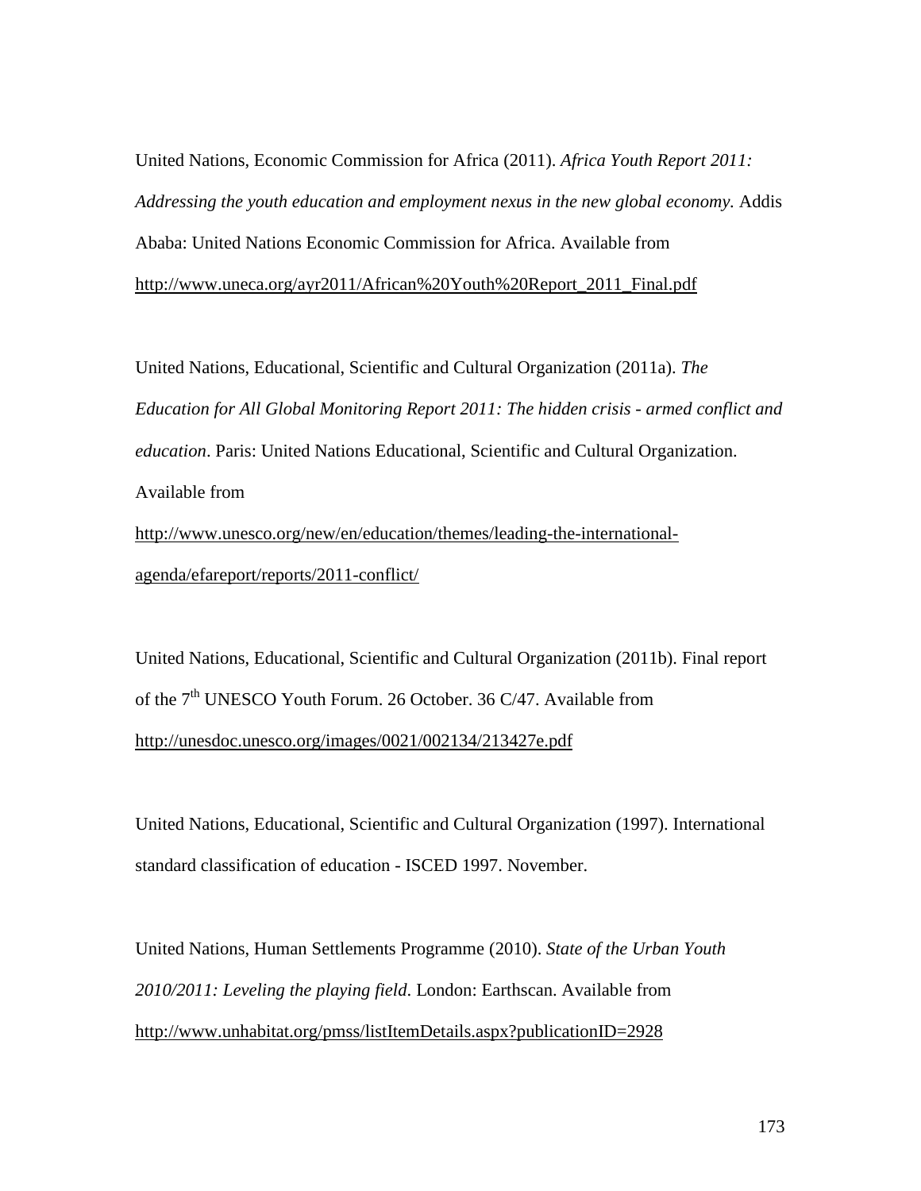United Nations, Economic Commission for Africa (2011). *Africa Youth Report 2011: Addressing the youth education and employment nexus in the new global economy.* Addis Ababa: United Nations Economic Commission for Africa. Available from http://www.uneca.org/ayr2011/African%20Youth%20Report_2011_Final.pdf

United Nations, Educational, Scientific and Cultural Organization (2011a). *The Education for All Global Monitoring Report 2011: The hidden crisis - armed conflict and education*. Paris: United Nations Educational, Scientific and Cultural Organization. Available from http://www.unesco.org/new/en/education/themes/leading-the-international-agenda/efareport/reports/2011-conflict/

United Nations, Educational, Scientific and Cultural Organization (2011b). Final report of the 7th UNESCO Youth Forum. 26 October. 36 C/47. Available from http://unesdoc.unesco.org/images/0021/002134/213427e.pdf

United Nations, Educational, Scientific and Cultural Organization (1997). International standard classification of education - ISCED 1997. November.

United Nations, Human Settlements Programme (2010). *State of the Urban Youth 2010/2011: Leveling the playing field*. London: Earthscan. Available from http://www.unhabitat.org/pmss/listItemDetails.aspx?publicationID=2928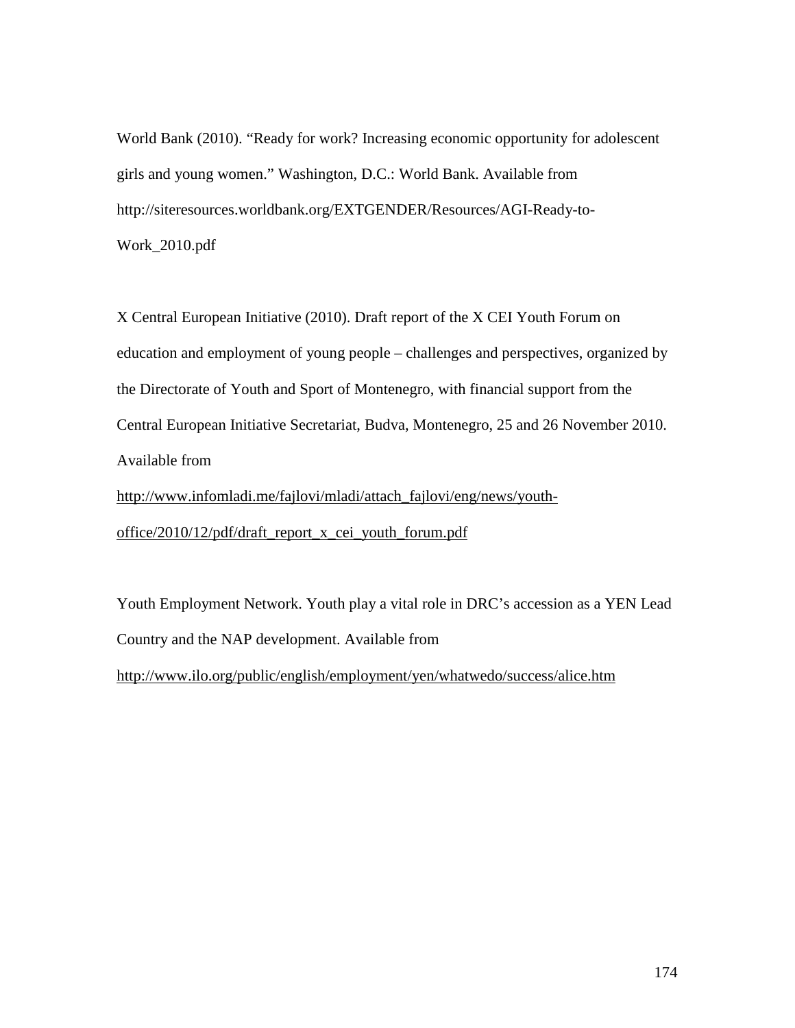World Bank (2010). "Ready for work? Increasing economic opportunity for adolescent girls and young women." Washington, D.C.: World Bank. Available from http://siteresources.worldbank.org/EXTGENDER/Resources/AGI-Ready-to-Work_2010.pdf

X Central European Initiative (2010). Draft report of the X CEI Youth Forum on education and employment of young people – challenges and perspectives, organized by the Directorate of Youth and Sport of Montenegro, with financial support from the Central European Initiative Secretariat, Budva, Montenegro, 25 and 26 November 2010. Available from http://www.infomladi.me/fajlovi/mladi/attach_fajlovi/eng/news/youth-office/2010/12/pdf/draft_report_x_cei_youth_forum.pdf

Youth Employment Network. Youth play a vital role in DRC's accession as a YEN Lead Country and the NAP development. Available from http://www.ilo.org/public/english/employment/yen/whatwedo/success/alice.htm